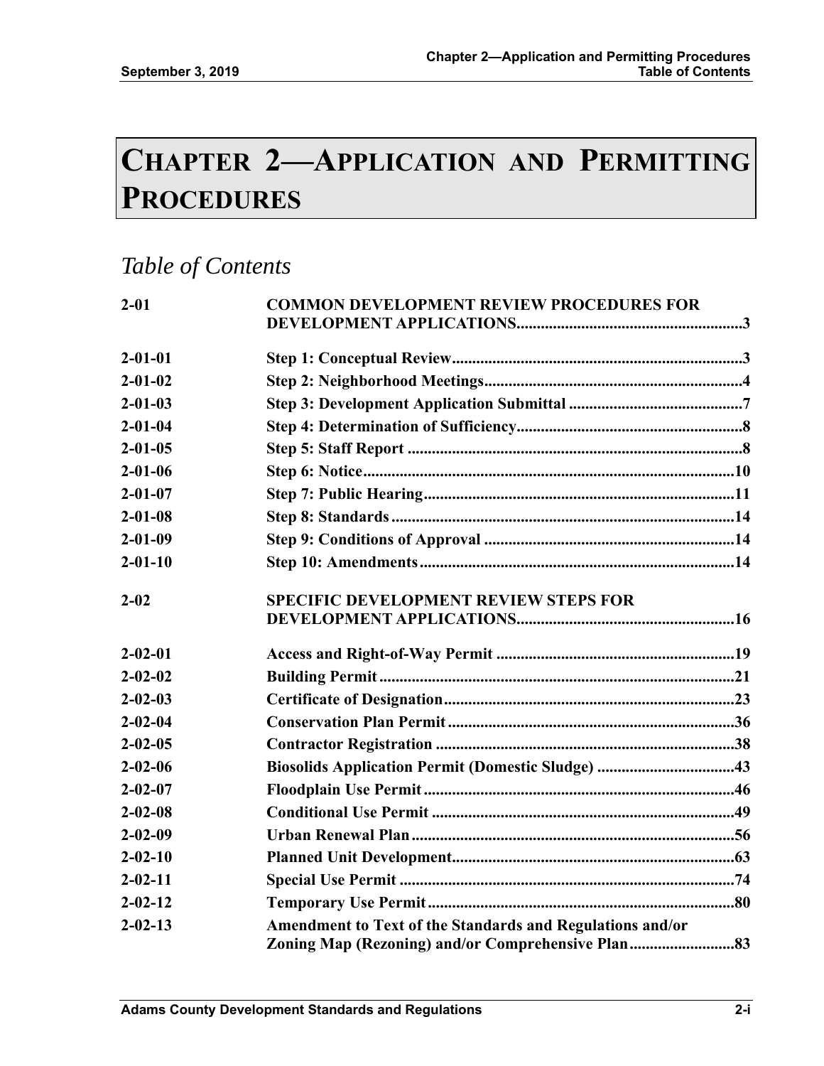# CHAPTER 2—APPLICATION AND PERMITTING PROCEDURES

## *Table of Contents*

| | | |
|---|---|---|
| **2-01** | **COMMON DEVELOPMENT REVIEW PROCEDURES FOR DEVELOPMENT APPLICATIONS** | **3** |
| **2-01-01** | **Step 1: Conceptual Review** | **3** |
| **2-01-02** | **Step 2: Neighborhood Meetings** | **4** |
| **2-01-03** | **Step 3: Development Application Submittal** | **7** |
| **2-01-04** | **Step 4: Determination of Sufficiency** | **8** |
| **2-01-05** | **Step 5: Staff Report** | **8** |
| **2-01-06** | **Step 6: Notice** | **10** |
| **2-01-07** | **Step 7: Public Hearing** | **11** |
| **2-01-08** | **Step 8: Standards** | **14** |
| **2-01-09** | **Step 9: Conditions of Approval** | **14** |
| **2-01-10** | **Step 10: Amendments** | **14** |
| **2-02** | **SPECIFIC DEVELOPMENT REVIEW STEPS FOR DEVELOPMENT APPLICATIONS** | **16** |
| **2-02-01** | **Access and Right-of-Way Permit** | **19** |
| **2-02-02** | **Building Permit** | **21** |
| **2-02-03** | **Certificate of Designation** | **23** |
| **2-02-04** | **Conservation Plan Permit** | **36** |
| **2-02-05** | **Contractor Registration** | **38** |
| **2-02-06** | **Biosolids Application Permit (Domestic Sludge)** | **43** |
| **2-02-07** | **Floodplain Use Permit** | **46** |
| **2-02-08** | **Conditional Use Permit** | **49** |
| **2-02-09** | **Urban Renewal Plan** | **56** |
| **2-02-10** | **Planned Unit Development** | **63** |
| **2-02-11** | **Special Use Permit** | **74** |
| **2-02-12** | **Temporary Use Permit** | **80** |
| **2-02-13** | **Amendment to Text of the Standards and Regulations and/or Zoning Map (Rezoning) and/or Comprehensive Plan** | **83** |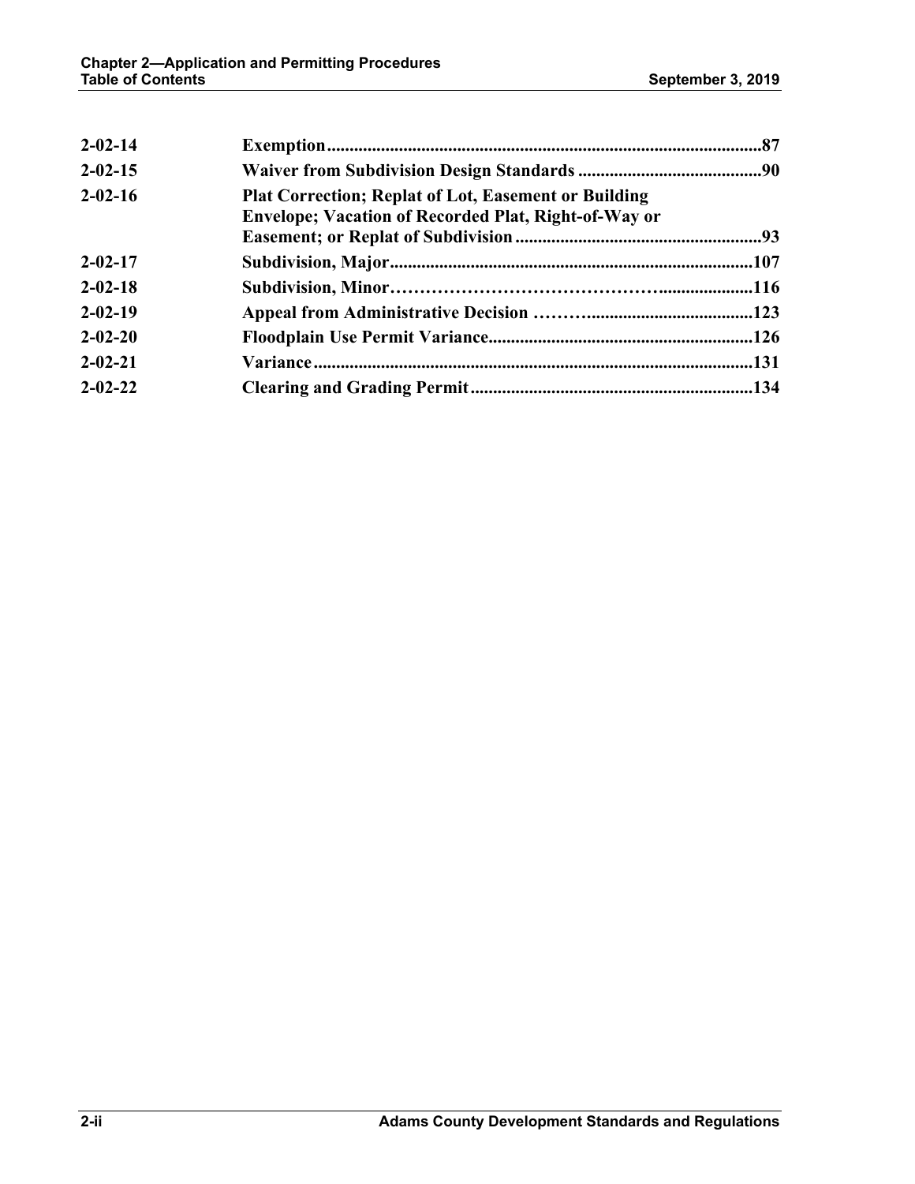| | | |
|---|---|---|
| **2-02-14** | **Exemption** | **87** |
| **2-02-15** | **Waiver from Subdivision Design Standards** | **90** |
| **2-02-16** | **Plat Correction; Replat of Lot, Easement or Building Envelope; Vacation of Recorded Plat, Right-of-Way or Easement; or Replat of Subdivision** | **93** |
| **2-02-17** | **Subdivision, Major** | **107** |
| **2-02-18** | **Subdivision, Minor** | **116** |
| **2-02-19** | **Appeal from Administrative Decision** | **123** |
| **2-02-20** | **Floodplain Use Permit Variance** | **126** |
| **2-02-21** | **Variance** | **131** |
| **2-02-22** | **Clearing and Grading Permit** | **134** |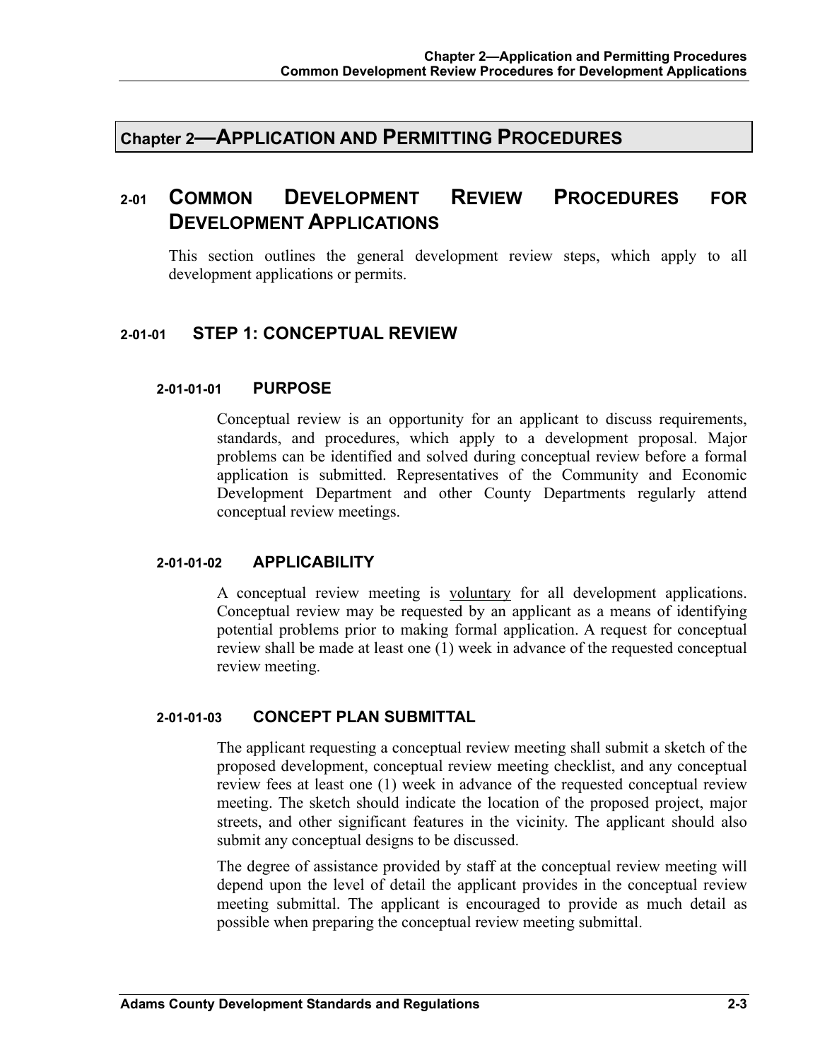# Chapter 2—APPLICATION AND PERMITTING PROCEDURES

## 2-01 COMMON DEVELOPMENT REVIEW PROCEDURES FOR DEVELOPMENT APPLICATIONS

This section outlines the general development review steps, which apply to all development applications or permits.

### 2-01-01 STEP 1: CONCEPTUAL REVIEW

#### 2-01-01-01 PURPOSE

Conceptual review is an opportunity for an applicant to discuss requirements, standards, and procedures, which apply to a development proposal. Major problems can be identified and solved during conceptual review before a formal application is submitted. Representatives of the Community and Economic Development Department and other County Departments regularly attend conceptual review meetings.

#### 2-01-01-02 APPLICABILITY

A conceptual review meeting is <u>voluntary</u> for all development applications. Conceptual review may be requested by an applicant as a means of identifying potential problems prior to making formal application. A request for conceptual review shall be made at least one (1) week in advance of the requested conceptual review meeting.

#### 2-01-01-03 CONCEPT PLAN SUBMITTAL

The applicant requesting a conceptual review meeting shall submit a sketch of the proposed development, conceptual review meeting checklist, and any conceptual review fees at least one (1) week in advance of the requested conceptual review meeting. The sketch should indicate the location of the proposed project, major streets, and other significant features in the vicinity. The applicant should also submit any conceptual designs to be discussed.

The degree of assistance provided by staff at the conceptual review meeting will depend upon the level of detail the applicant provides in the conceptual review meeting submittal. The applicant is encouraged to provide as much detail as possible when preparing the conceptual review meeting submittal.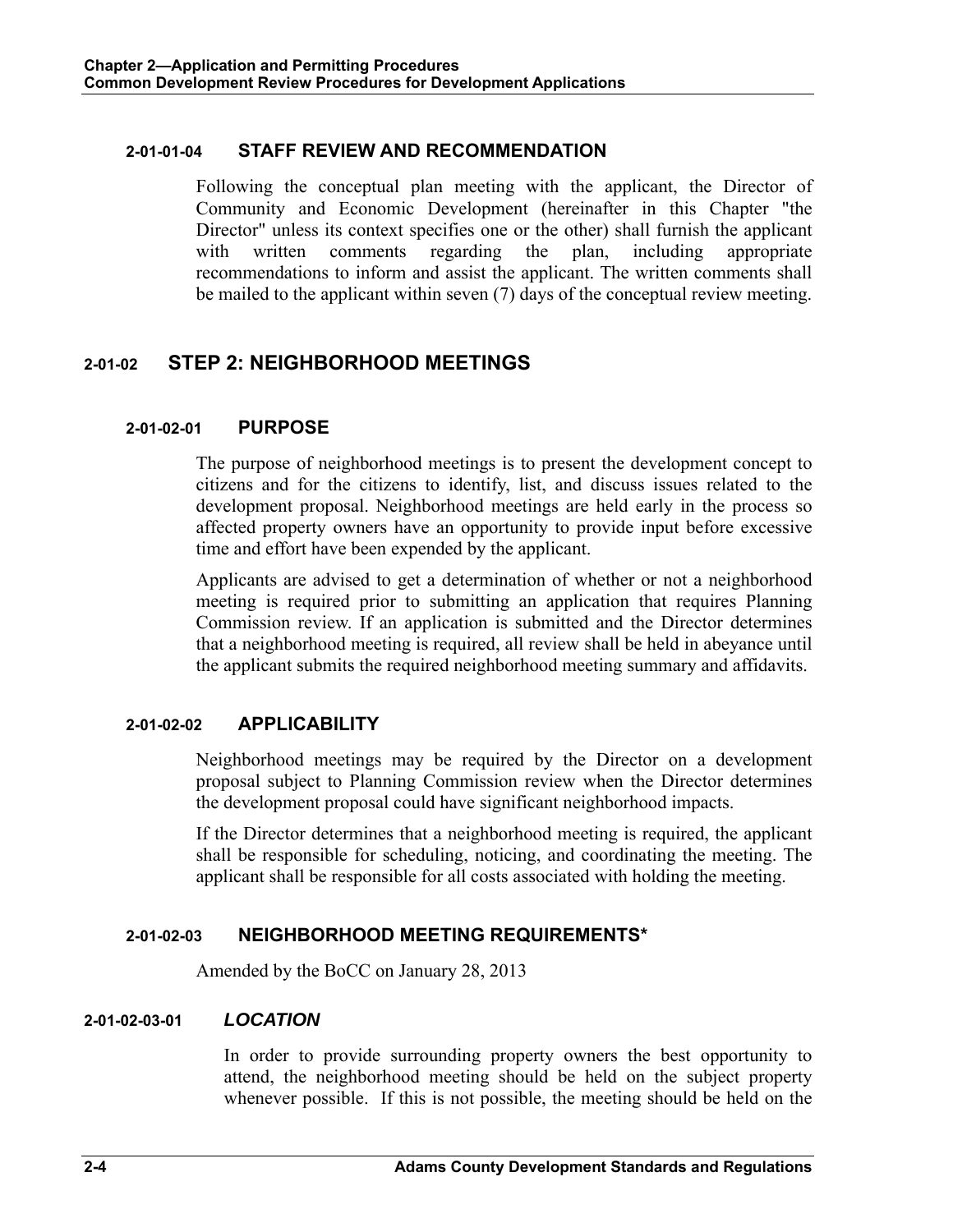### 2-01-01-04 STAFF REVIEW AND RECOMMENDATION

Following the conceptual plan meeting with the applicant, the Director of Community and Economic Development (hereinafter in this Chapter "the Director" unless its context specifies one or the other) shall furnish the applicant with written comments regarding the plan, including appropriate recommendations to inform and assist the applicant. The written comments shall be mailed to the applicant within seven (7) days of the conceptual review meeting.

## 2-01-02 STEP 2: NEIGHBORHOOD MEETINGS

### 2-01-02-01 PURPOSE

The purpose of neighborhood meetings is to present the development concept to citizens and for the citizens to identify, list, and discuss issues related to the development proposal. Neighborhood meetings are held early in the process so affected property owners have an opportunity to provide input before excessive time and effort have been expended by the applicant.

Applicants are advised to get a determination of whether or not a neighborhood meeting is required prior to submitting an application that requires Planning Commission review. If an application is submitted and the Director determines that a neighborhood meeting is required, all review shall be held in abeyance until the applicant submits the required neighborhood meeting summary and affidavits.

### 2-01-02-02 APPLICABILITY

Neighborhood meetings may be required by the Director on a development proposal subject to Planning Commission review when the Director determines the development proposal could have significant neighborhood impacts.

If the Director determines that a neighborhood meeting is required, the applicant shall be responsible for scheduling, noticing, and coordinating the meeting. The applicant shall be responsible for all costs associated with holding the meeting.

### 2-01-02-03 NEIGHBORHOOD MEETING REQUIREMENTS*

Amended by the BoCC on January 28, 2013

#### 2-01-02-03-01 *LOCATION*

In order to provide surrounding property owners the best opportunity to attend, the neighborhood meeting should be held on the subject property whenever possible. If this is not possible, the meeting should be held on the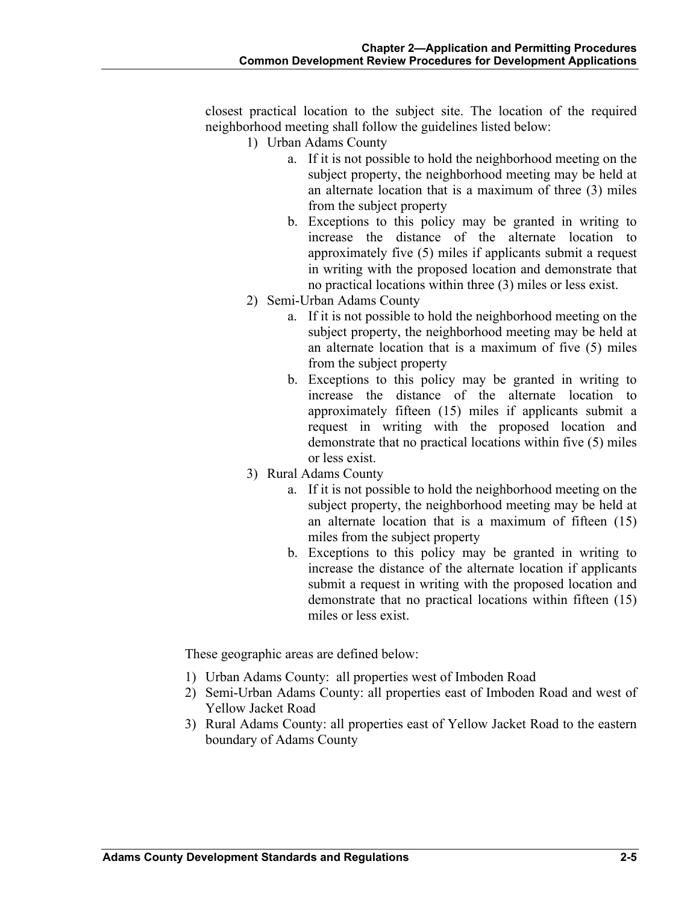closest practical location to the subject site. The location of the required neighborhood meeting shall follow the guidelines listed below:

1) Urban Adams County
    a. If it is not possible to hold the neighborhood meeting on the subject property, the neighborhood meeting may be held at an alternate location that is a maximum of three (3) miles from the subject property
    b. Exceptions to this policy may be granted in writing to increase the distance of the alternate location to approximately five (5) miles if applicants submit a request in writing with the proposed location and demonstrate that no practical locations within three (3) miles or less exist.
2) Semi-Urban Adams County
    a. If it is not possible to hold the neighborhood meeting on the subject property, the neighborhood meeting may be held at an alternate location that is a maximum of five (5) miles from the subject property
    b. Exceptions to this policy may be granted in writing to increase the distance of the alternate location to approximately fifteen (15) miles if applicants submit a request in writing with the proposed location and demonstrate that no practical locations within five (5) miles or less exist.
3) Rural Adams County
    a. If it is not possible to hold the neighborhood meeting on the subject property, the neighborhood meeting may be held at an alternate location that is a maximum of fifteen (15) miles from the subject property
    b. Exceptions to this policy may be granted in writing to increase the distance of the alternate location if applicants submit a request in writing with the proposed location and demonstrate that no practical locations within fifteen (15) miles or less exist.

These geographic areas are defined below:

1) Urban Adams County: all properties west of Imboden Road
2) Semi-Urban Adams County: all properties east of Imboden Road and west of Yellow Jacket Road
3) Rural Adams County: all properties east of Yellow Jacket Road to the eastern boundary of Adams County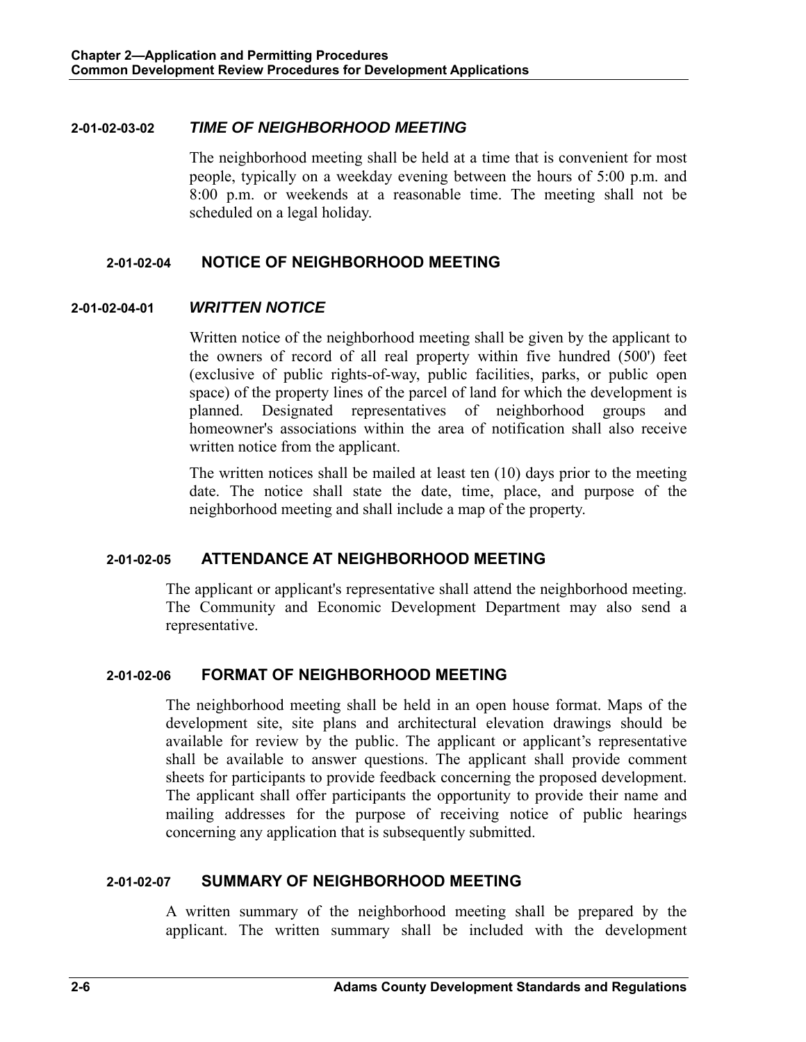#### 2-01-02-03-02 *TIME OF NEIGHBORHOOD MEETING*

The neighborhood meeting shall be held at a time that is convenient for most people, typically on a weekday evening between the hours of 5:00 p.m. and 8:00 p.m. or weekends at a reasonable time. The meeting shall not be scheduled on a legal holiday.

### 2-01-02-04 NOTICE OF NEIGHBORHOOD MEETING

#### 2-01-02-04-01 *WRITTEN NOTICE*

Written notice of the neighborhood meeting shall be given by the applicant to the owners of record of all real property within five hundred (500') feet (exclusive of public rights-of-way, public facilities, parks, or public open space) of the property lines of the parcel of land for which the development is planned. Designated representatives of neighborhood groups and homeowner's associations within the area of notification shall also receive written notice from the applicant.

The written notices shall be mailed at least ten (10) days prior to the meeting date. The notice shall state the date, time, place, and purpose of the neighborhood meeting and shall include a map of the property.

### 2-01-02-05 ATTENDANCE AT NEIGHBORHOOD MEETING

The applicant or applicant's representative shall attend the neighborhood meeting. The Community and Economic Development Department may also send a representative.

### 2-01-02-06 FORMAT OF NEIGHBORHOOD MEETING

The neighborhood meeting shall be held in an open house format. Maps of the development site, site plans and architectural elevation drawings should be available for review by the public. The applicant or applicant's representative shall be available to answer questions. The applicant shall provide comment sheets for participants to provide feedback concerning the proposed development. The applicant shall offer participants the opportunity to provide their name and mailing addresses for the purpose of receiving notice of public hearings concerning any application that is subsequently submitted.

### 2-01-02-07 SUMMARY OF NEIGHBORHOOD MEETING

A written summary of the neighborhood meeting shall be prepared by the applicant. The written summary shall be included with the development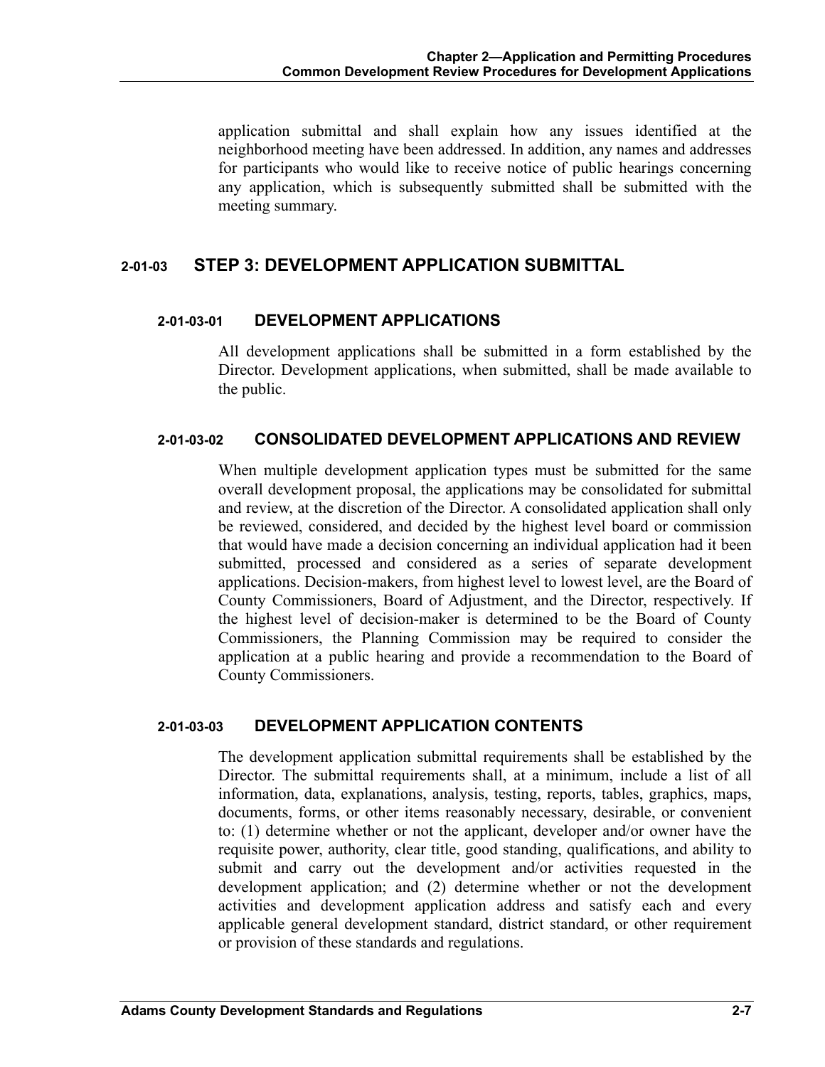application submittal and shall explain how any issues identified at the neighborhood meeting have been addressed. In addition, any names and addresses for participants who would like to receive notice of public hearings concerning any application, which is subsequently submitted shall be submitted with the meeting summary.

## 2-01-03 STEP 3: DEVELOPMENT APPLICATION SUBMITTAL

### 2-01-03-01 DEVELOPMENT APPLICATIONS

All development applications shall be submitted in a form established by the Director. Development applications, when submitted, shall be made available to the public.

### 2-01-03-02 CONSOLIDATED DEVELOPMENT APPLICATIONS AND REVIEW

When multiple development application types must be submitted for the same overall development proposal, the applications may be consolidated for submittal and review, at the discretion of the Director. A consolidated application shall only be reviewed, considered, and decided by the highest level board or commission that would have made a decision concerning an individual application had it been submitted, processed and considered as a series of separate development applications. Decision-makers, from highest level to lowest level, are the Board of County Commissioners, Board of Adjustment, and the Director, respectively. If the highest level of decision-maker is determined to be the Board of County Commissioners, the Planning Commission may be required to consider the application at a public hearing and provide a recommendation to the Board of County Commissioners.

### 2-01-03-03 DEVELOPMENT APPLICATION CONTENTS

The development application submittal requirements shall be established by the Director. The submittal requirements shall, at a minimum, include a list of all information, data, explanations, analysis, testing, reports, tables, graphics, maps, documents, forms, or other items reasonably necessary, desirable, or convenient to: (1) determine whether or not the applicant, developer and/or owner have the requisite power, authority, clear title, good standing, qualifications, and ability to submit and carry out the development and/or activities requested in the development application; and (2) determine whether or not the development activities and development application address and satisfy each and every applicable general development standard, district standard, or other requirement or provision of these standards and regulations.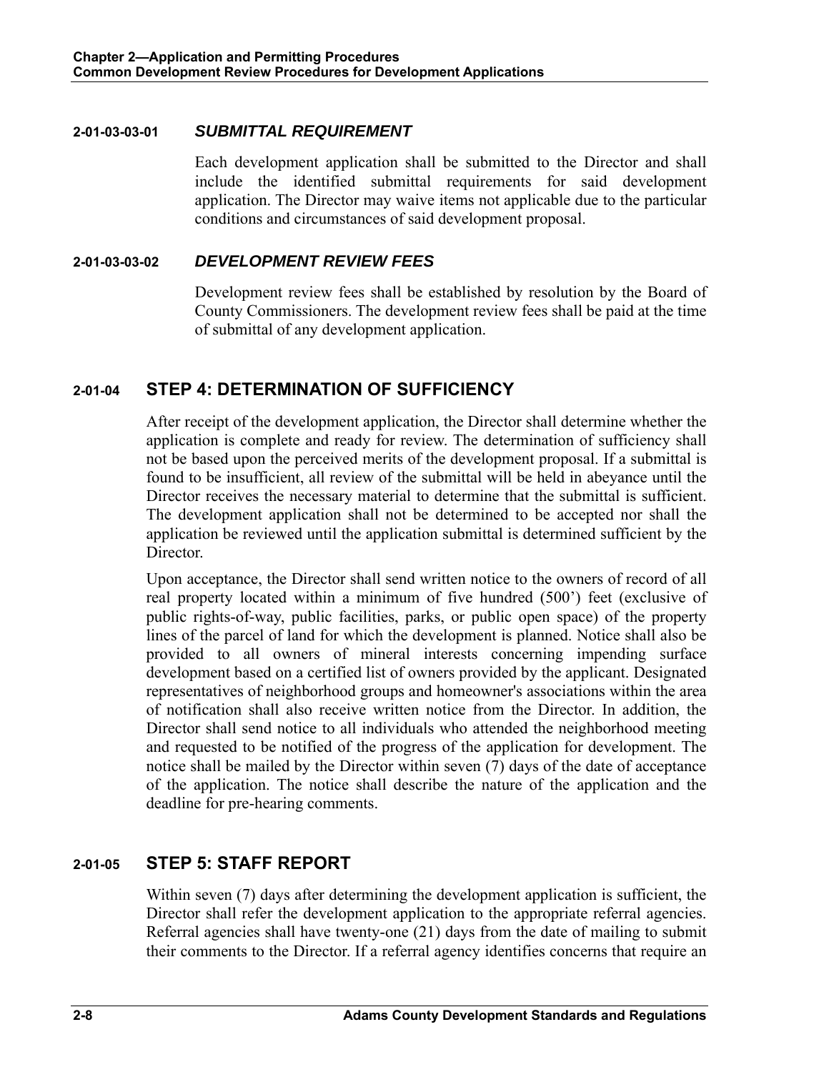#### 2-01-03-03-01 *SUBMITTAL REQUIREMENT*

Each development application shall be submitted to the Director and shall include the identified submittal requirements for said development application. The Director may waive items not applicable due to the particular conditions and circumstances of said development proposal.

#### 2-01-03-03-02 *DEVELOPMENT REVIEW FEES*

Development review fees shall be established by resolution by the Board of County Commissioners. The development review fees shall be paid at the time of submittal of any development application.

## 2-01-04 STEP 4: DETERMINATION OF SUFFICIENCY

After receipt of the development application, the Director shall determine whether the application is complete and ready for review. The determination of sufficiency shall not be based upon the perceived merits of the development proposal. If a submittal is found to be insufficient, all review of the submittal will be held in abeyance until the Director receives the necessary material to determine that the submittal is sufficient. The development application shall not be determined to be accepted nor shall the application be reviewed until the application submittal is determined sufficient by the Director.

Upon acceptance, the Director shall send written notice to the owners of record of all real property located within a minimum of five hundred (500') feet (exclusive of public rights-of-way, public facilities, parks, or public open space) of the property lines of the parcel of land for which the development is planned. Notice shall also be provided to all owners of mineral interests concerning impending surface development based on a certified list of owners provided by the applicant. Designated representatives of neighborhood groups and homeowner's associations within the area of notification shall also receive written notice from the Director. In addition, the Director shall send notice to all individuals who attended the neighborhood meeting and requested to be notified of the progress of the application for development. The notice shall be mailed by the Director within seven (7) days of the date of acceptance of the application. The notice shall describe the nature of the application and the deadline for pre-hearing comments.

## 2-01-05 STEP 5: STAFF REPORT

Within seven (7) days after determining the development application is sufficient, the Director shall refer the development application to the appropriate referral agencies. Referral agencies shall have twenty-one (21) days from the date of mailing to submit their comments to the Director. If a referral agency identifies concerns that require an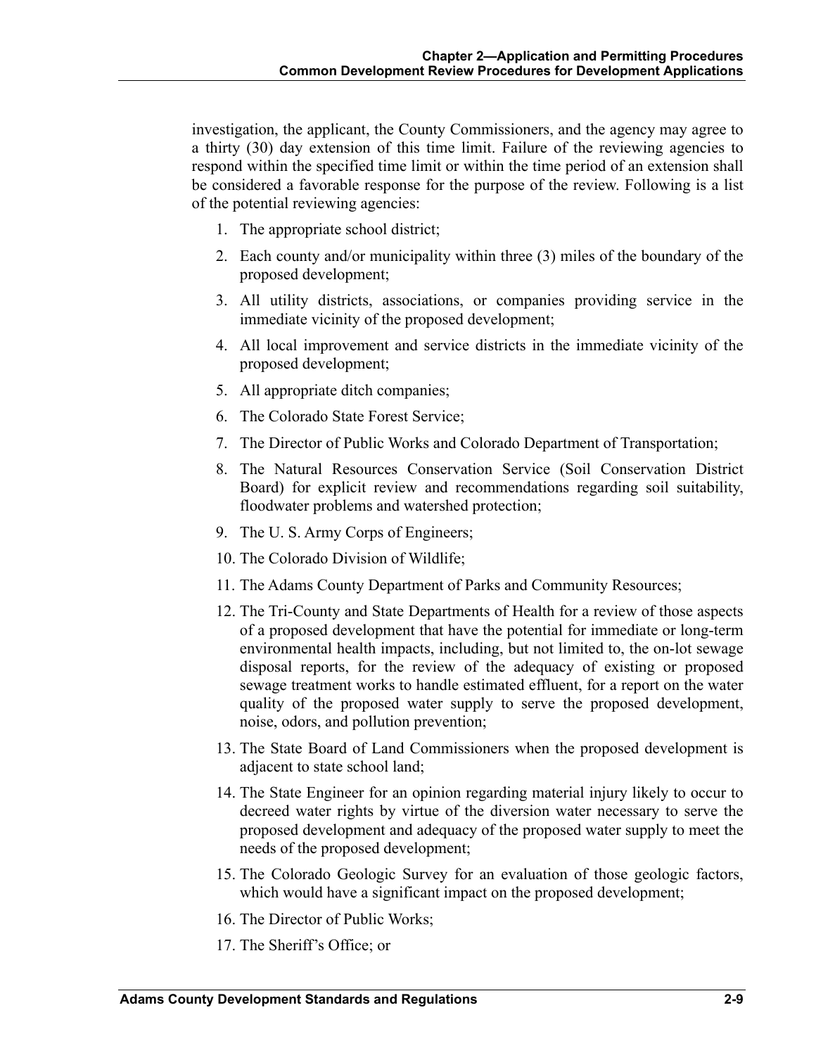investigation, the applicant, the County Commissioners, and the agency may agree to a thirty (30) day extension of this time limit. Failure of the reviewing agencies to respond within the specified time limit or within the time period of an extension shall be considered a favorable response for the purpose of the review. Following is a list of the potential reviewing agencies:

1. The appropriate school district;
2. Each county and/or municipality within three (3) miles of the boundary of the proposed development;
3. All utility districts, associations, or companies providing service in the immediate vicinity of the proposed development;
4. All local improvement and service districts in the immediate vicinity of the proposed development;
5. All appropriate ditch companies;
6. The Colorado State Forest Service;
7. The Director of Public Works and Colorado Department of Transportation;
8. The Natural Resources Conservation Service (Soil Conservation District Board) for explicit review and recommendations regarding soil suitability, floodwater problems and watershed protection;
9. The U. S. Army Corps of Engineers;
10. The Colorado Division of Wildlife;
11. The Adams County Department of Parks and Community Resources;
12. The Tri-County and State Departments of Health for a review of those aspects of a proposed development that have the potential for immediate or long-term environmental health impacts, including, but not limited to, the on-lot sewage disposal reports, for the review of the adequacy of existing or proposed sewage treatment works to handle estimated effluent, for a report on the water quality of the proposed water supply to serve the proposed development, noise, odors, and pollution prevention;
13. The State Board of Land Commissioners when the proposed development is adjacent to state school land;
14. The State Engineer for an opinion regarding material injury likely to occur to decreed water rights by virtue of the diversion water necessary to serve the proposed development and adequacy of the proposed water supply to meet the needs of the proposed development;
15. The Colorado Geologic Survey for an evaluation of those geologic factors, which would have a significant impact on the proposed development;
16. The Director of Public Works;
17. The Sheriff's Office; or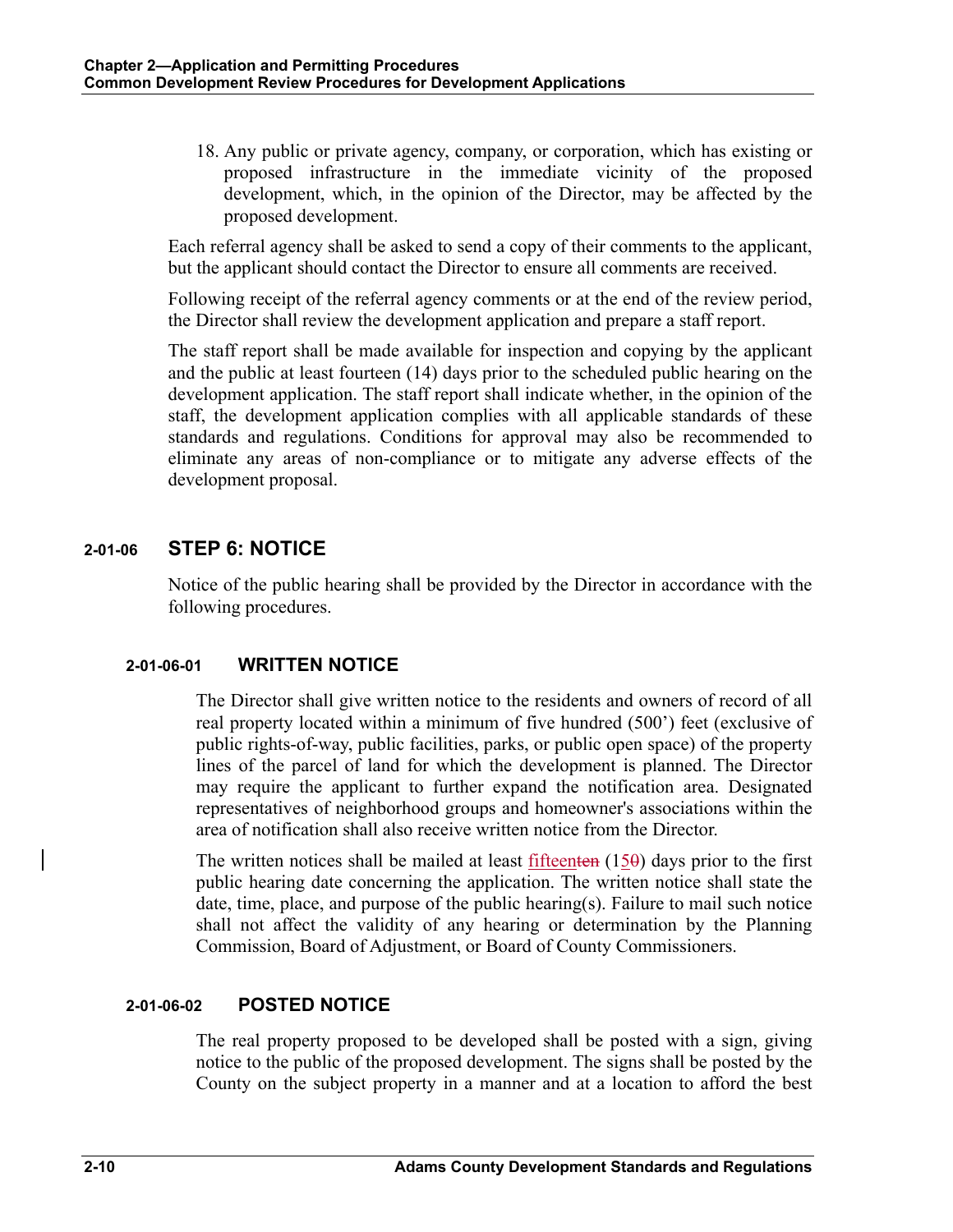18. Any public or private agency, company, or corporation, which has existing or proposed infrastructure in the immediate vicinity of the proposed development, which, in the opinion of the Director, may be affected by the proposed development.

Each referral agency shall be asked to send a copy of their comments to the applicant, but the applicant should contact the Director to ensure all comments are received.

Following receipt of the referral agency comments or at the end of the review period, the Director shall review the development application and prepare a staff report.

The staff report shall be made available for inspection and copying by the applicant and the public at least fourteen (14) days prior to the scheduled public hearing on the development application. The staff report shall indicate whether, in the opinion of the staff, the development application complies with all applicable standards of these standards and regulations. Conditions for approval may also be recommended to eliminate any areas of non-compliance or to mitigate any adverse effects of the development proposal.

## 2-01-06 STEP 6: NOTICE

Notice of the public hearing shall be provided by the Director in accordance with the following procedures.

### 2-01-06-01 WRITTEN NOTICE

The Director shall give written notice to the residents and owners of record of all real property located within a minimum of five hundred (500') feet (exclusive of public rights-of-way, public facilities, parks, or public open space) of the property lines of the parcel of land for which the development is planned. The Director may require the applicant to further expand the notification area. Designated representatives of neighborhood groups and homeowner's associations within the area of notification shall also receive written notice from the Director.

The written notices shall be mailed at least fifteen~~ten~~ (15~~0~~) days prior to the first public hearing date concerning the application. The written notice shall state the date, time, place, and purpose of the public hearing(s). Failure to mail such notice shall not affect the validity of any hearing or determination by the Planning Commission, Board of Adjustment, or Board of County Commissioners.

### 2-01-06-02 POSTED NOTICE

The real property proposed to be developed shall be posted with a sign, giving notice to the public of the proposed development. The signs shall be posted by the County on the subject property in a manner and at a location to afford the best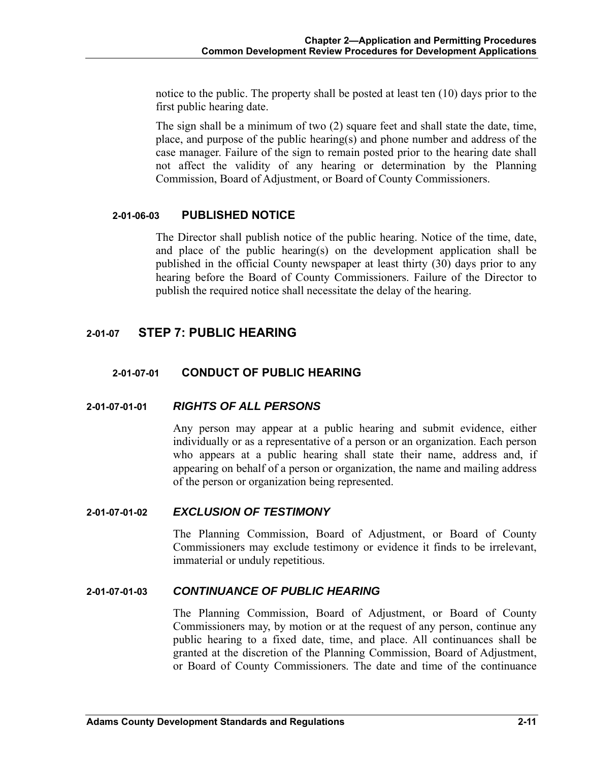notice to the public. The property shall be posted at least ten (10) days prior to the first public hearing date.

The sign shall be a minimum of two (2) square feet and shall state the date, time, place, and purpose of the public hearing(s) and phone number and address of the case manager. Failure of the sign to remain posted prior to the hearing date shall not affect the validity of any hearing or determination by the Planning Commission, Board of Adjustment, or Board of County Commissioners.

### 2-01-06-03 PUBLISHED NOTICE

The Director shall publish notice of the public hearing. Notice of the time, date, and place of the public hearing(s) on the development application shall be published in the official County newspaper at least thirty (30) days prior to any hearing before the Board of County Commissioners. Failure of the Director to publish the required notice shall necessitate the delay of the hearing.

## 2-01-07 STEP 7: PUBLIC HEARING

### 2-01-07-01 CONDUCT OF PUBLIC HEARING

#### 2-01-07-01-01 *RIGHTS OF ALL PERSONS*

Any person may appear at a public hearing and submit evidence, either individually or as a representative of a person or an organization. Each person who appears at a public hearing shall state their name, address and, if appearing on behalf of a person or organization, the name and mailing address of the person or organization being represented.

#### 2-01-07-01-02 *EXCLUSION OF TESTIMONY*

The Planning Commission, Board of Adjustment, or Board of County Commissioners may exclude testimony or evidence it finds to be irrelevant, immaterial or unduly repetitious.

#### 2-01-07-01-03 *CONTINUANCE OF PUBLIC HEARING*

The Planning Commission, Board of Adjustment, or Board of County Commissioners may, by motion or at the request of any person, continue any public hearing to a fixed date, time, and place. All continuances shall be granted at the discretion of the Planning Commission, Board of Adjustment, or Board of County Commissioners. The date and time of the continuance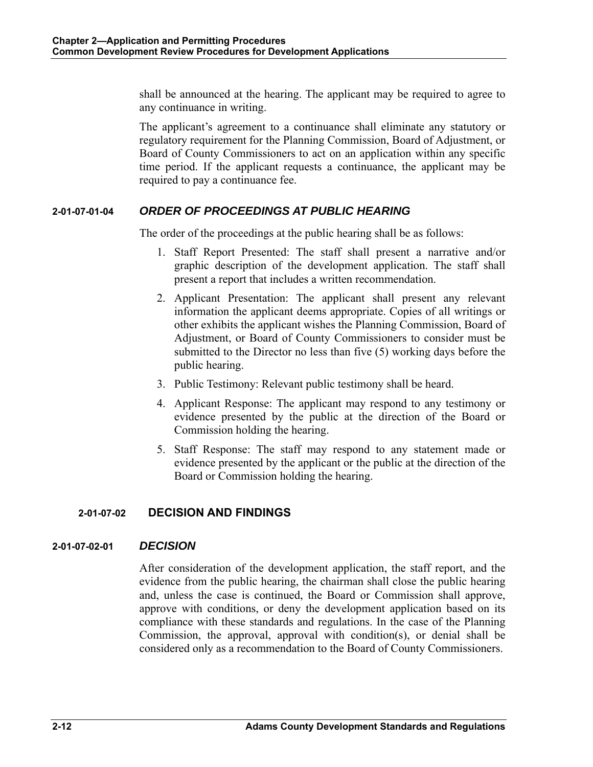shall be announced at the hearing. The applicant may be required to agree to any continuance in writing.

The applicant's agreement to a continuance shall eliminate any statutory or regulatory requirement for the Planning Commission, Board of Adjustment, or Board of County Commissioners to act on an application within any specific time period. If the applicant requests a continuance, the applicant may be required to pay a continuance fee.

#### 2-01-07-01-04 *ORDER OF PROCEEDINGS AT PUBLIC HEARING*

The order of the proceedings at the public hearing shall be as follows:

1. Staff Report Presented: The staff shall present a narrative and/or graphic description of the development application. The staff shall present a report that includes a written recommendation.
2. Applicant Presentation: The applicant shall present any relevant information the applicant deems appropriate. Copies of all writings or other exhibits the applicant wishes the Planning Commission, Board of Adjustment, or Board of County Commissioners to consider must be submitted to the Director no less than five (5) working days before the public hearing.
3. Public Testimony: Relevant public testimony shall be heard.
4. Applicant Response: The applicant may respond to any testimony or evidence presented by the public at the direction of the Board or Commission holding the hearing.
5. Staff Response: The staff may respond to any statement made or evidence presented by the applicant or the public at the direction of the Board or Commission holding the hearing.

### 2-01-07-02 DECISION AND FINDINGS

#### 2-01-07-02-01 *DECISION*

After consideration of the development application, the staff report, and the evidence from the public hearing, the chairman shall close the public hearing and, unless the case is continued, the Board or Commission shall approve, approve with conditions, or deny the development application based on its compliance with these standards and regulations. In the case of the Planning Commission, the approval, approval with condition(s), or denial shall be considered only as a recommendation to the Board of County Commissioners.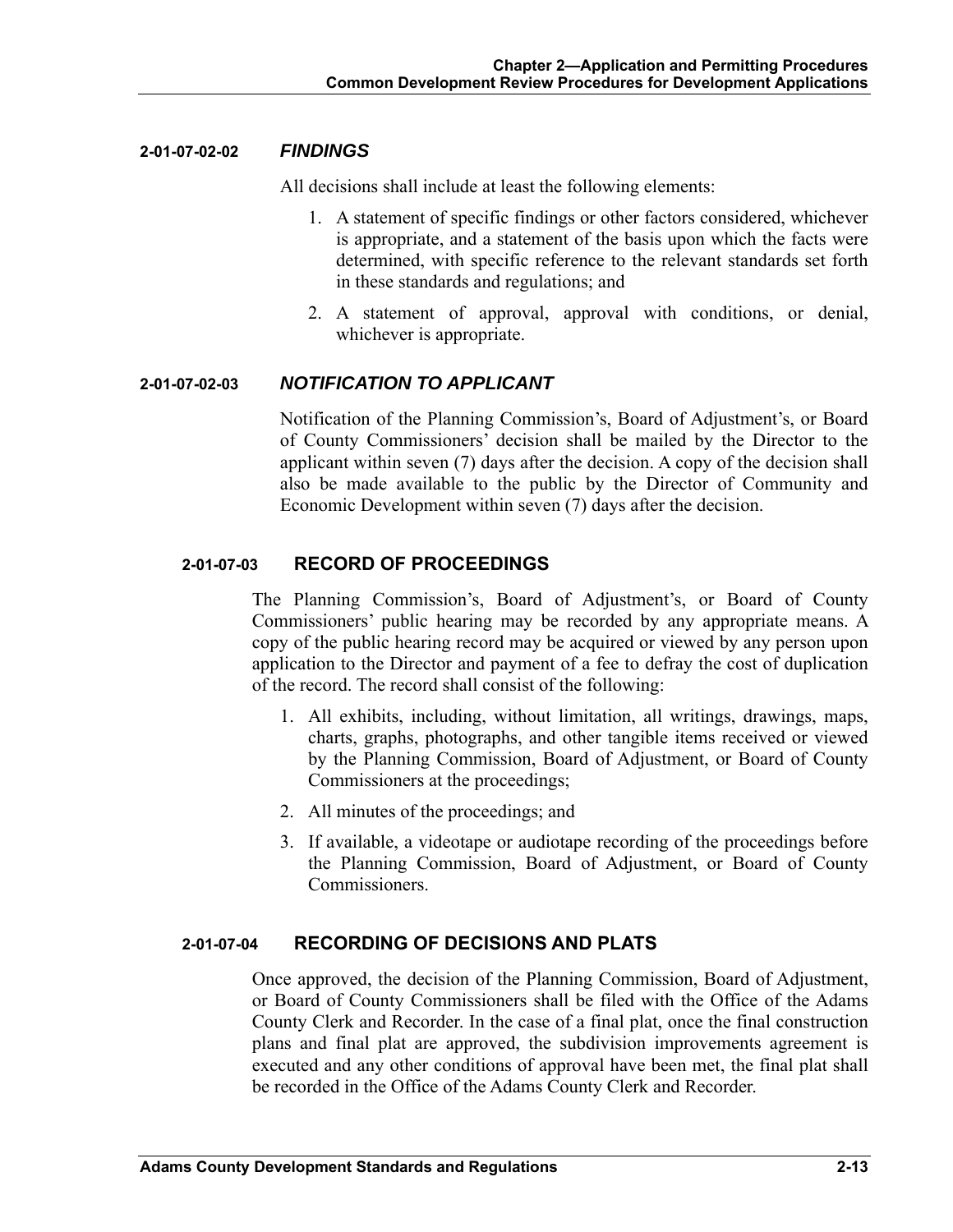#### 2-01-07-02-02 *FINDINGS*

All decisions shall include at least the following elements:

1. A statement of specific findings or other factors considered, whichever is appropriate, and a statement of the basis upon which the facts were determined, with specific reference to the relevant standards set forth in these standards and regulations; and
2. A statement of approval, approval with conditions, or denial, whichever is appropriate.

#### 2-01-07-02-03 *NOTIFICATION TO APPLICANT*

Notification of the Planning Commission's, Board of Adjustment's, or Board of County Commissioners' decision shall be mailed by the Director to the applicant within seven (7) days after the decision. A copy of the decision shall also be made available to the public by the Director of Community and Economic Development within seven (7) days after the decision.

### 2-01-07-03 RECORD OF PROCEEDINGS

The Planning Commission's, Board of Adjustment's, or Board of County Commissioners' public hearing may be recorded by any appropriate means. A copy of the public hearing record may be acquired or viewed by any person upon application to the Director and payment of a fee to defray the cost of duplication of the record. The record shall consist of the following:

1. All exhibits, including, without limitation, all writings, drawings, maps, charts, graphs, photographs, and other tangible items received or viewed by the Planning Commission, Board of Adjustment, or Board of County Commissioners at the proceedings;
2. All minutes of the proceedings; and
3. If available, a videotape or audiotape recording of the proceedings before the Planning Commission, Board of Adjustment, or Board of County Commissioners.

### 2-01-07-04 RECORDING OF DECISIONS AND PLATS

Once approved, the decision of the Planning Commission, Board of Adjustment, or Board of County Commissioners shall be filed with the Office of the Adams County Clerk and Recorder. In the case of a final plat, once the final construction plans and final plat are approved, the subdivision improvements agreement is executed and any other conditions of approval have been met, the final plat shall be recorded in the Office of the Adams County Clerk and Recorder.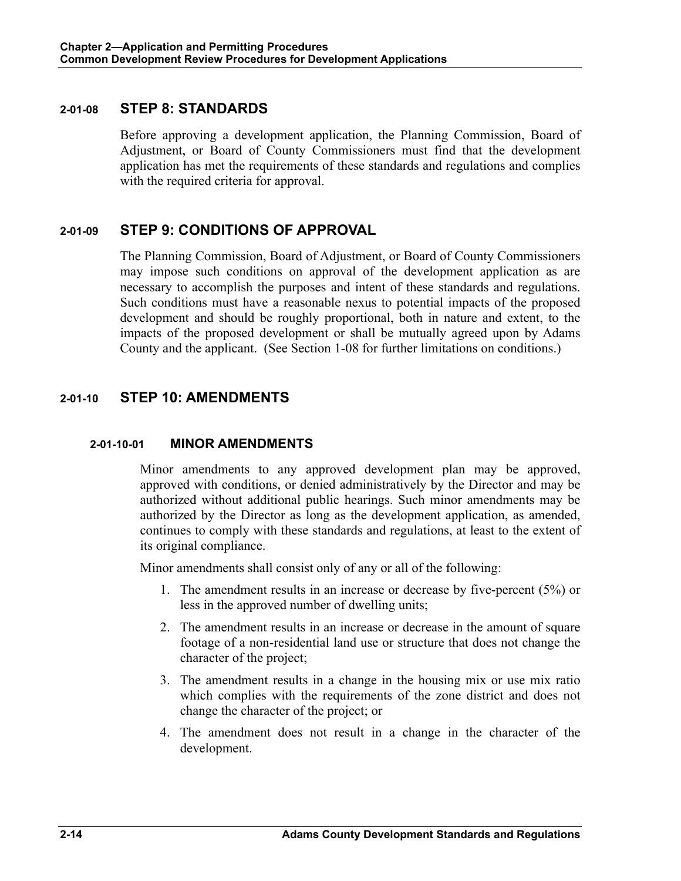## 2-01-08 STEP 8: STANDARDS

Before approving a development application, the Planning Commission, Board of Adjustment, or Board of County Commissioners must find that the development application has met the requirements of these standards and regulations and complies with the required criteria for approval.

## 2-01-09 STEP 9: CONDITIONS OF APPROVAL

The Planning Commission, Board of Adjustment, or Board of County Commissioners may impose such conditions on approval of the development application as are necessary to accomplish the purposes and intent of these standards and regulations. Such conditions must have a reasonable nexus to potential impacts of the proposed development and should be roughly proportional, both in nature and extent, to the impacts of the proposed development or shall be mutually agreed upon by Adams County and the applicant. (See Section 1-08 for further limitations on conditions.)

## 2-01-10 STEP 10: AMENDMENTS

### 2-01-10-01 MINOR AMENDMENTS

Minor amendments to any approved development plan may be approved, approved with conditions, or denied administratively by the Director and may be authorized without additional public hearings. Such minor amendments may be authorized by the Director as long as the development application, as amended, continues to comply with these standards and regulations, at least to the extent of its original compliance.

Minor amendments shall consist only of any or all of the following:

1. The amendment results in an increase or decrease by five-percent (5%) or less in the approved number of dwelling units;
2. The amendment results in an increase or decrease in the amount of square footage of a non-residential land use or structure that does not change the character of the project;
3. The amendment results in a change in the housing mix or use mix ratio which complies with the requirements of the zone district and does not change the character of the project; or
4. The amendment does not result in a change in the character of the development.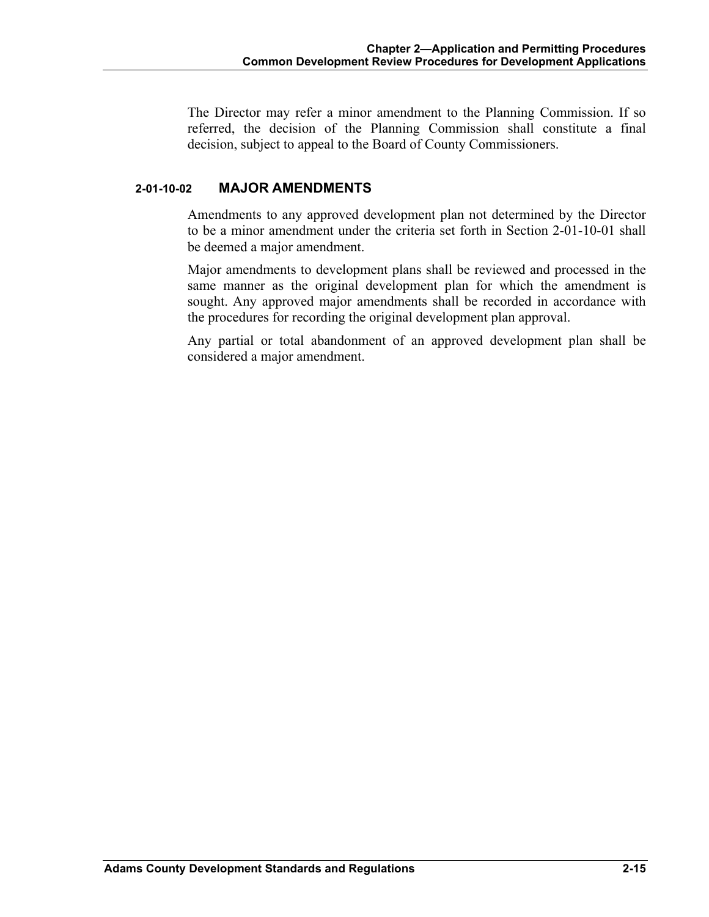The Director may refer a minor amendment to the Planning Commission. If so referred, the decision of the Planning Commission shall constitute a final decision, subject to appeal to the Board of County Commissioners.

### 2-01-10-02 MAJOR AMENDMENTS

Amendments to any approved development plan not determined by the Director to be a minor amendment under the criteria set forth in Section 2-01-10-01 shall be deemed a major amendment.

Major amendments to development plans shall be reviewed and processed in the same manner as the original development plan for which the amendment is sought. Any approved major amendments shall be recorded in accordance with the procedures for recording the original development plan approval.

Any partial or total abandonment of an approved development plan shall be considered a major amendment.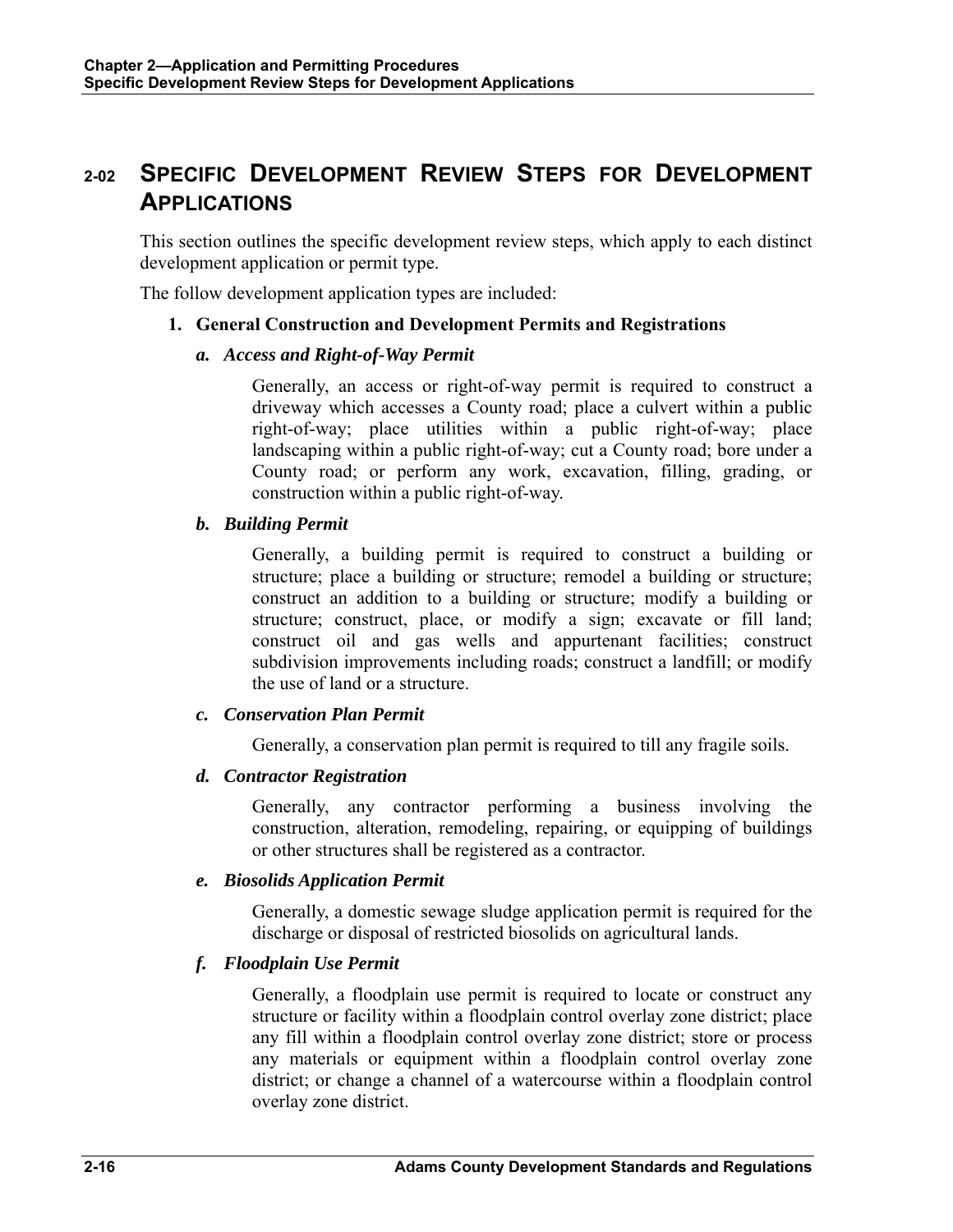## 2-02 SPECIFIC DEVELOPMENT REVIEW STEPS FOR DEVELOPMENT APPLICATIONS

This section outlines the specific development review steps, which apply to each distinct development application or permit type.

The follow development application types are included:

1. **General Construction and Development Permits and Registrations**

   *a.* ***Access and Right-of-Way Permit***

   Generally, an access or right-of-way permit is required to construct a driveway which accesses a County road; place a culvert within a public right-of-way; place utilities within a public right-of-way; place landscaping within a public right-of-way; cut a County road; bore under a County road; or perform any work, excavation, filling, grading, or construction within a public right-of-way.

   *b.* ***Building Permit***

   Generally, a building permit is required to construct a building or structure; place a building or structure; remodel a building or structure; construct an addition to a building or structure; modify a building or structure; construct, place, or modify a sign; excavate or fill land; construct oil and gas wells and appurtenant facilities; construct subdivision improvements including roads; construct a landfill; or modify the use of land or a structure.

   *c.* ***Conservation Plan Permit***

   Generally, a conservation plan permit is required to till any fragile soils.

   *d.* ***Contractor Registration***

   Generally, any contractor performing a business involving the construction, alteration, remodeling, repairing, or equipping of buildings or other structures shall be registered as a contractor.

   *e.* ***Biosolids Application Permit***

   Generally, a domestic sewage sludge application permit is required for the discharge or disposal of restricted biosolids on agricultural lands.

   *f.* ***Floodplain Use Permit***

   Generally, a floodplain use permit is required to locate or construct any structure or facility within a floodplain control overlay zone district; place any fill within a floodplain control overlay zone district; store or process any materials or equipment within a floodplain control overlay zone district; or change a channel of a watercourse within a floodplain control overlay zone district.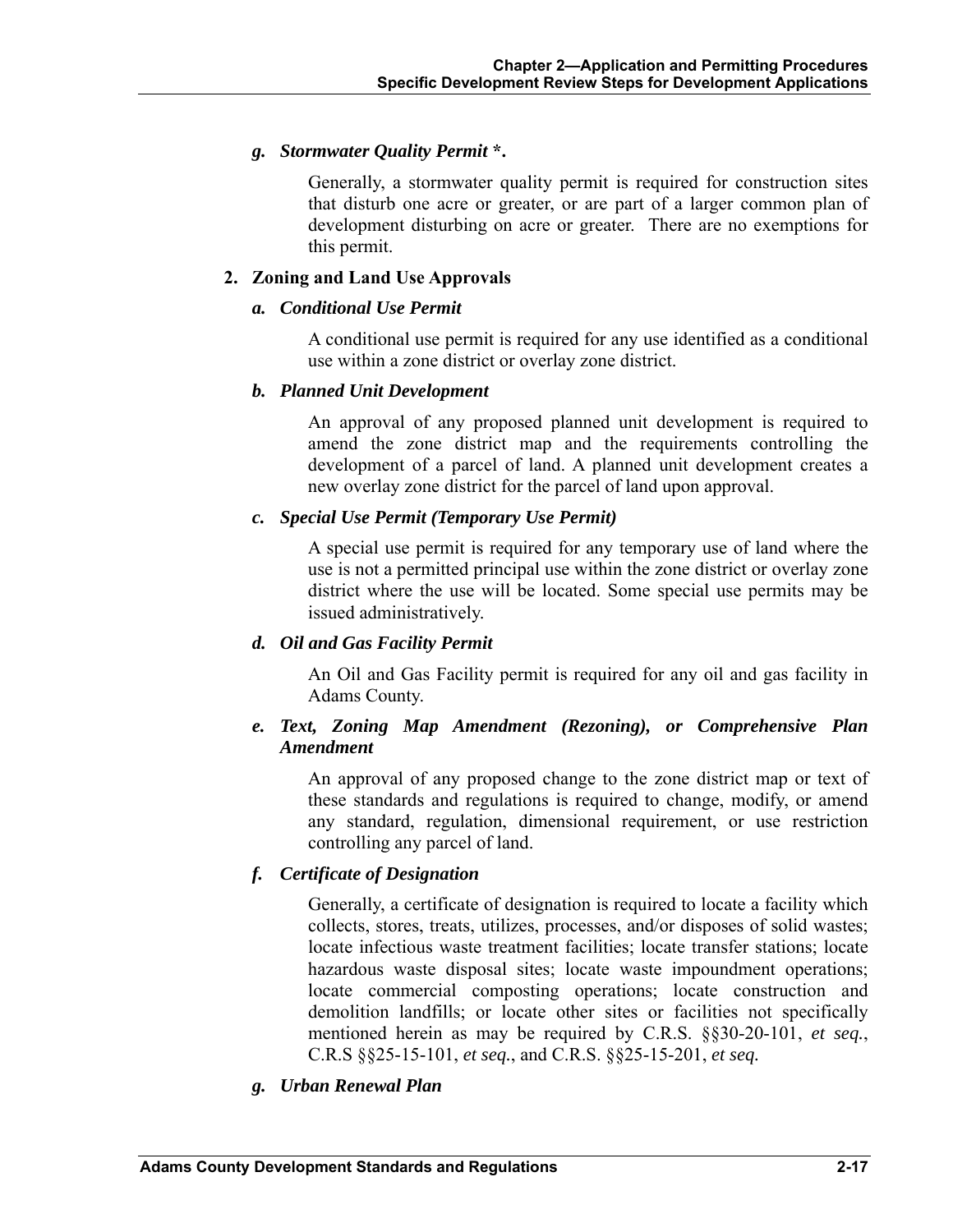#### g. *Stormwater Quality Permit *.*

Generally, a stormwater quality permit is required for construction sites that disturb one acre or greater, or are part of a larger common plan of development disturbing on acre or greater. There are no exemptions for this permit.

### 2. Zoning and Land Use Approvals

#### a. *Conditional Use Permit*

A conditional use permit is required for any use identified as a conditional use within a zone district or overlay zone district.

#### b. *Planned Unit Development*

An approval of any proposed planned unit development is required to amend the zone district map and the requirements controlling the development of a parcel of land. A planned unit development creates a new overlay zone district for the parcel of land upon approval.

#### c. *Special Use Permit (Temporary Use Permit)*

A special use permit is required for any temporary use of land where the use is not a permitted principal use within the zone district or overlay zone district where the use will be located. Some special use permits may be issued administratively.

#### d. *Oil and Gas Facility Permit*

An Oil and Gas Facility permit is required for any oil and gas facility in Adams County.

#### e. *Text, Zoning Map Amendment (Rezoning), or Comprehensive Plan Amendment*

An approval of any proposed change to the zone district map or text of these standards and regulations is required to change, modify, or amend any standard, regulation, dimensional requirement, or use restriction controlling any parcel of land.

#### f. *Certificate of Designation*

Generally, a certificate of designation is required to locate a facility which collects, stores, treats, utilizes, processes, and/or disposes of solid wastes; locate infectious waste treatment facilities; locate transfer stations; locate hazardous waste disposal sites; locate waste impoundment operations; locate commercial composting operations; locate construction and demolition landfills; or locate other sites or facilities not specifically mentioned herein as may be required by C.R.S. §§30-20-101, *et seq.*, C.R.S §§25-15-101, *et seq.*, and C.R.S. §§25-15-201, *et seq.*

#### g. *Urban Renewal Plan*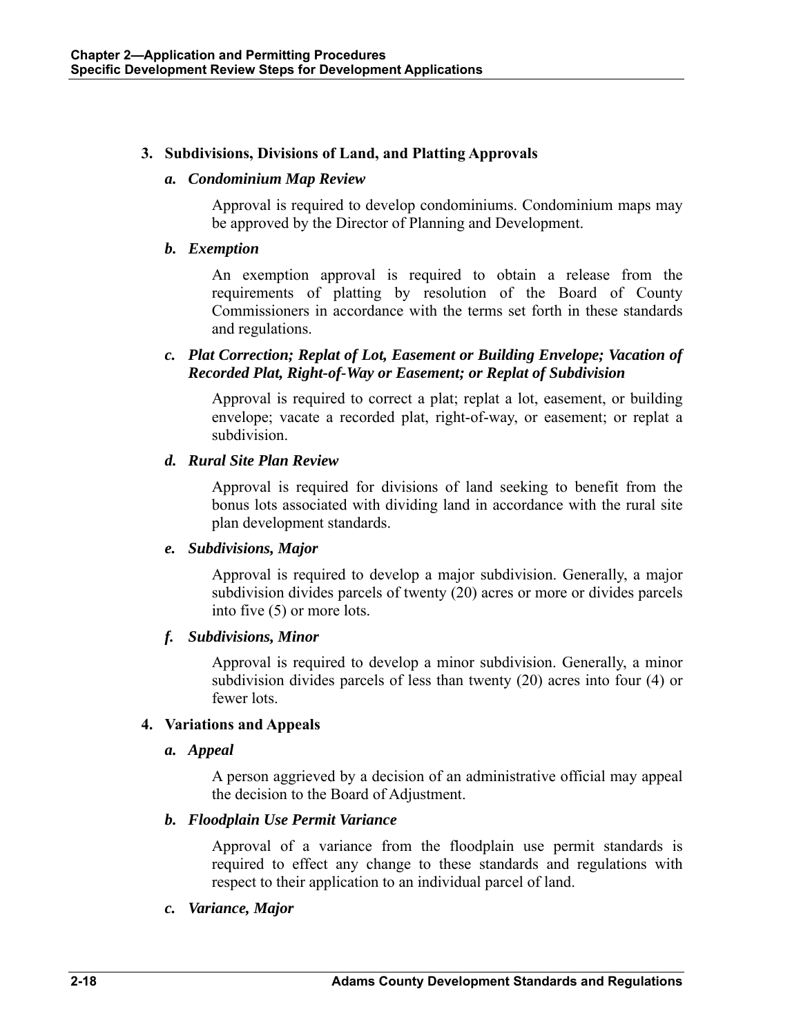### 3. Subdivisions, Divisions of Land, and Platting Approvals

#### *a. Condominium Map Review*

Approval is required to develop condominiums. Condominium maps may be approved by the Director of Planning and Development.

#### *b. Exemption*

An exemption approval is required to obtain a release from the requirements of platting by resolution of the Board of County Commissioners in accordance with the terms set forth in these standards and regulations.

#### *c. Plat Correction; Replat of Lot, Easement or Building Envelope; Vacation of Recorded Plat, Right-of-Way or Easement; or Replat of Subdivision*

Approval is required to correct a plat; replat a lot, easement, or building envelope; vacate a recorded plat, right-of-way, or easement; or replat a subdivision.

#### *d. Rural Site Plan Review*

Approval is required for divisions of land seeking to benefit from the bonus lots associated with dividing land in accordance with the rural site plan development standards.

#### *e. Subdivisions, Major*

Approval is required to develop a major subdivision. Generally, a major subdivision divides parcels of twenty (20) acres or more or divides parcels into five (5) or more lots.

#### *f. Subdivisions, Minor*

Approval is required to develop a minor subdivision. Generally, a minor subdivision divides parcels of less than twenty (20) acres into four (4) or fewer lots.

### 4. Variations and Appeals

#### *a. Appeal*

A person aggrieved by a decision of an administrative official may appeal the decision to the Board of Adjustment.

#### *b. Floodplain Use Permit Variance*

Approval of a variance from the floodplain use permit standards is required to effect any change to these standards and regulations with respect to their application to an individual parcel of land.

#### *c. Variance, Major*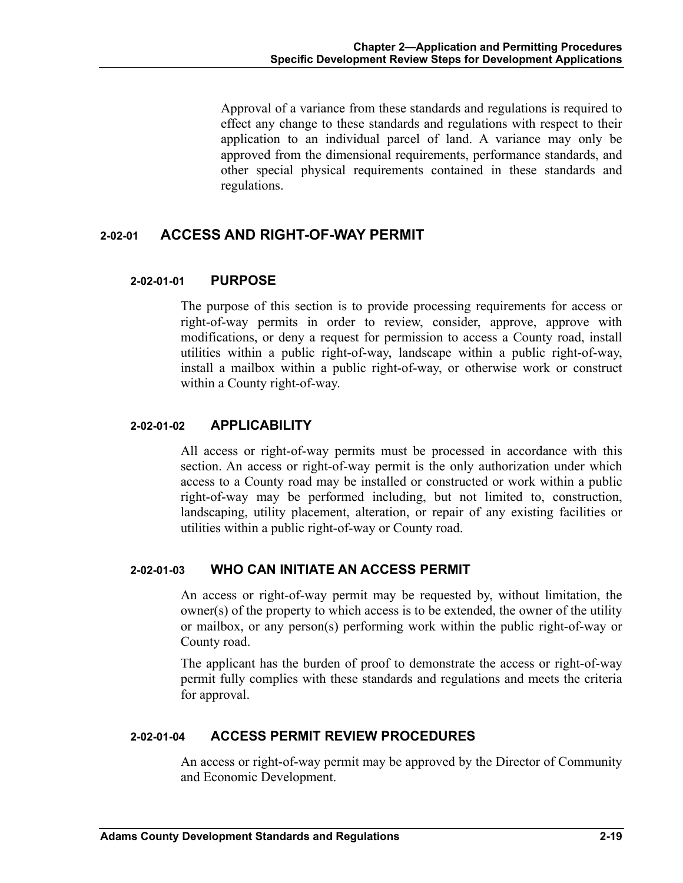Approval of a variance from these standards and regulations is required to effect any change to these standards and regulations with respect to their application to an individual parcel of land. A variance may only be approved from the dimensional requirements, performance standards, and other special physical requirements contained in these standards and regulations.

## 2-02-01 ACCESS AND RIGHT-OF-WAY PERMIT

### 2-02-01-01 PURPOSE

The purpose of this section is to provide processing requirements for access or right-of-way permits in order to review, consider, approve, approve with modifications, or deny a request for permission to access a County road, install utilities within a public right-of-way, landscape within a public right-of-way, install a mailbox within a public right-of-way, or otherwise work or construct within a County right-of-way.

### 2-02-01-02 APPLICABILITY

All access or right-of-way permits must be processed in accordance with this section. An access or right-of-way permit is the only authorization under which access to a County road may be installed or constructed or work within a public right-of-way may be performed including, but not limited to, construction, landscaping, utility placement, alteration, or repair of any existing facilities or utilities within a public right-of-way or County road.

### 2-02-01-03 WHO CAN INITIATE AN ACCESS PERMIT

An access or right-of-way permit may be requested by, without limitation, the owner(s) of the property to which access is to be extended, the owner of the utility or mailbox, or any person(s) performing work within the public right-of-way or County road.

The applicant has the burden of proof to demonstrate the access or right-of-way permit fully complies with these standards and regulations and meets the criteria for approval.

### 2-02-01-04 ACCESS PERMIT REVIEW PROCEDURES

An access or right-of-way permit may be approved by the Director of Community and Economic Development.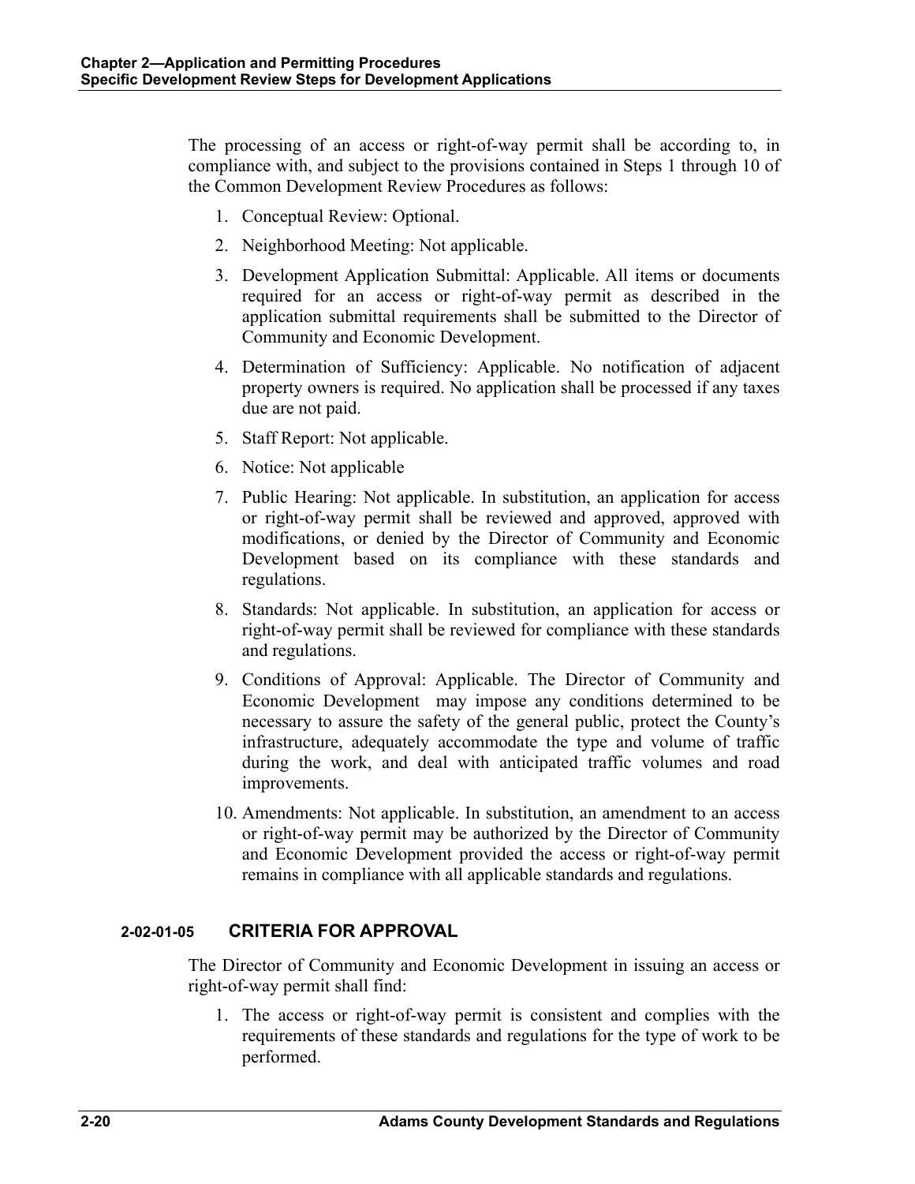The processing of an access or right-of-way permit shall be according to, in compliance with, and subject to the provisions contained in Steps 1 through 10 of the Common Development Review Procedures as follows:

1. Conceptual Review: Optional.
2. Neighborhood Meeting: Not applicable.
3. Development Application Submittal: Applicable. All items or documents required for an access or right-of-way permit as described in the application submittal requirements shall be submitted to the Director of Community and Economic Development.
4. Determination of Sufficiency: Applicable. No notification of adjacent property owners is required. No application shall be processed if any taxes due are not paid.
5. Staff Report: Not applicable.
6. Notice: Not applicable
7. Public Hearing: Not applicable. In substitution, an application for access or right-of-way permit shall be reviewed and approved, approved with modifications, or denied by the Director of Community and Economic Development based on its compliance with these standards and regulations.
8. Standards: Not applicable. In substitution, an application for access or right-of-way permit shall be reviewed for compliance with these standards and regulations.
9. Conditions of Approval: Applicable. The Director of Community and Economic Development may impose any conditions determined to be necessary to assure the safety of the general public, protect the County's infrastructure, adequately accommodate the type and volume of traffic during the work, and deal with anticipated traffic volumes and road improvements.
10. Amendments: Not applicable. In substitution, an amendment to an access or right-of-way permit may be authorized by the Director of Community and Economic Development provided the access or right-of-way permit remains in compliance with all applicable standards and regulations.

### 2-02-01-05 CRITERIA FOR APPROVAL

The Director of Community and Economic Development in issuing an access or right-of-way permit shall find:

1. The access or right-of-way permit is consistent and complies with the requirements of these standards and regulations for the type of work to be performed.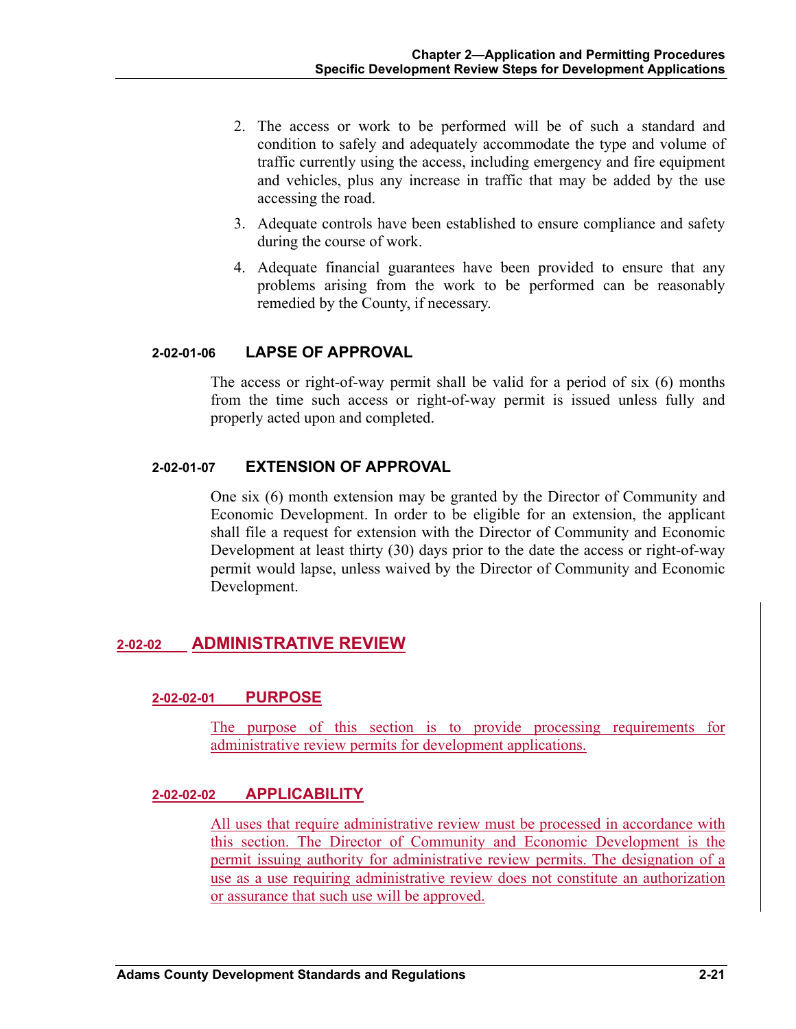2. The access or work to be performed will be of such a standard and condition to safely and adequately accommodate the type and volume of traffic currently using the access, including emergency and fire equipment and vehicles, plus any increase in traffic that may be added by the use accessing the road.

3. Adequate controls have been established to ensure compliance and safety during the course of work.

4. Adequate financial guarantees have been provided to ensure that any problems arising from the work to be performed can be reasonably remedied by the County, if necessary.

#### 2-02-01-06 LAPSE OF APPROVAL

The access or right-of-way permit shall be valid for a period of six (6) months from the time such access or right-of-way permit is issued unless fully and properly acted upon and completed.

#### 2-02-01-07 EXTENSION OF APPROVAL

One six (6) month extension may be granted by the Director of Community and Economic Development. In order to be eligible for an extension, the applicant shall file a request for extension with the Director of Community and Economic Development at least thirty (30) days prior to the date the access or right-of-way permit would lapse, unless waived by the Director of Community and Economic Development.

### 2-02-02 ADMINISTRATIVE REVIEW

#### 2-02-02-01 PURPOSE

The purpose of this section is to provide processing requirements for administrative review permits for development applications.

#### 2-02-02-02 APPLICABILITY

All uses that require administrative review must be processed in accordance with this section. The Director of Community and Economic Development is the permit issuing authority for administrative review permits. The designation of a use as a use requiring administrative review does not constitute an authorization or assurance that such use will be approved.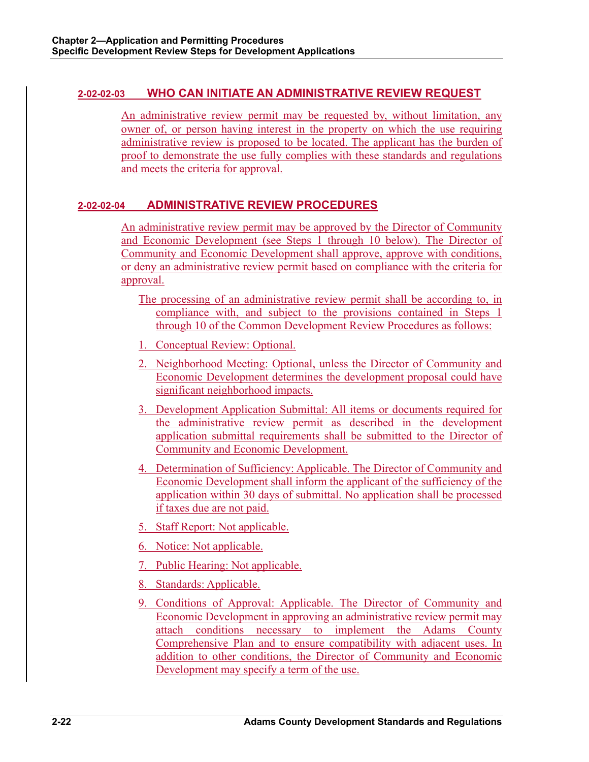### 2-02-02-03 WHO CAN INITIATE AN ADMINISTRATIVE REVIEW REQUEST

An administrative review permit may be requested by, without limitation, any owner of, or person having interest in the property on which the use requiring administrative review is proposed to be located. The applicant has the burden of proof to demonstrate the use fully complies with these standards and regulations and meets the criteria for approval.

### 2-02-02-04 ADMINISTRATIVE REVIEW PROCEDURES

An administrative review permit may be approved by the Director of Community and Economic Development (see Steps 1 through 10 below). The Director of Community and Economic Development shall approve, approve with conditions, or deny an administrative review permit based on compliance with the criteria for approval.

The processing of an administrative review permit shall be according to, in compliance with, and subject to the provisions contained in Steps 1 through 10 of the Common Development Review Procedures as follows:

1. Conceptual Review: Optional.
2. Neighborhood Meeting: Optional, unless the Director of Community and Economic Development determines the development proposal could have significant neighborhood impacts.
3. Development Application Submittal: All items or documents required for the administrative review permit as described in the development application submittal requirements shall be submitted to the Director of Community and Economic Development.
4. Determination of Sufficiency: Applicable. The Director of Community and Economic Development shall inform the applicant of the sufficiency of the application within 30 days of submittal. No application shall be processed if taxes due are not paid.
5. Staff Report: Not applicable.
6. Notice: Not applicable.
7. Public Hearing: Not applicable.
8. Standards: Applicable.
9. Conditions of Approval: Applicable. The Director of Community and Economic Development in approving an administrative review permit may attach conditions necessary to implement the Adams County Comprehensive Plan and to ensure compatibility with adjacent uses. In addition to other conditions, the Director of Community and Economic Development may specify a term of the use.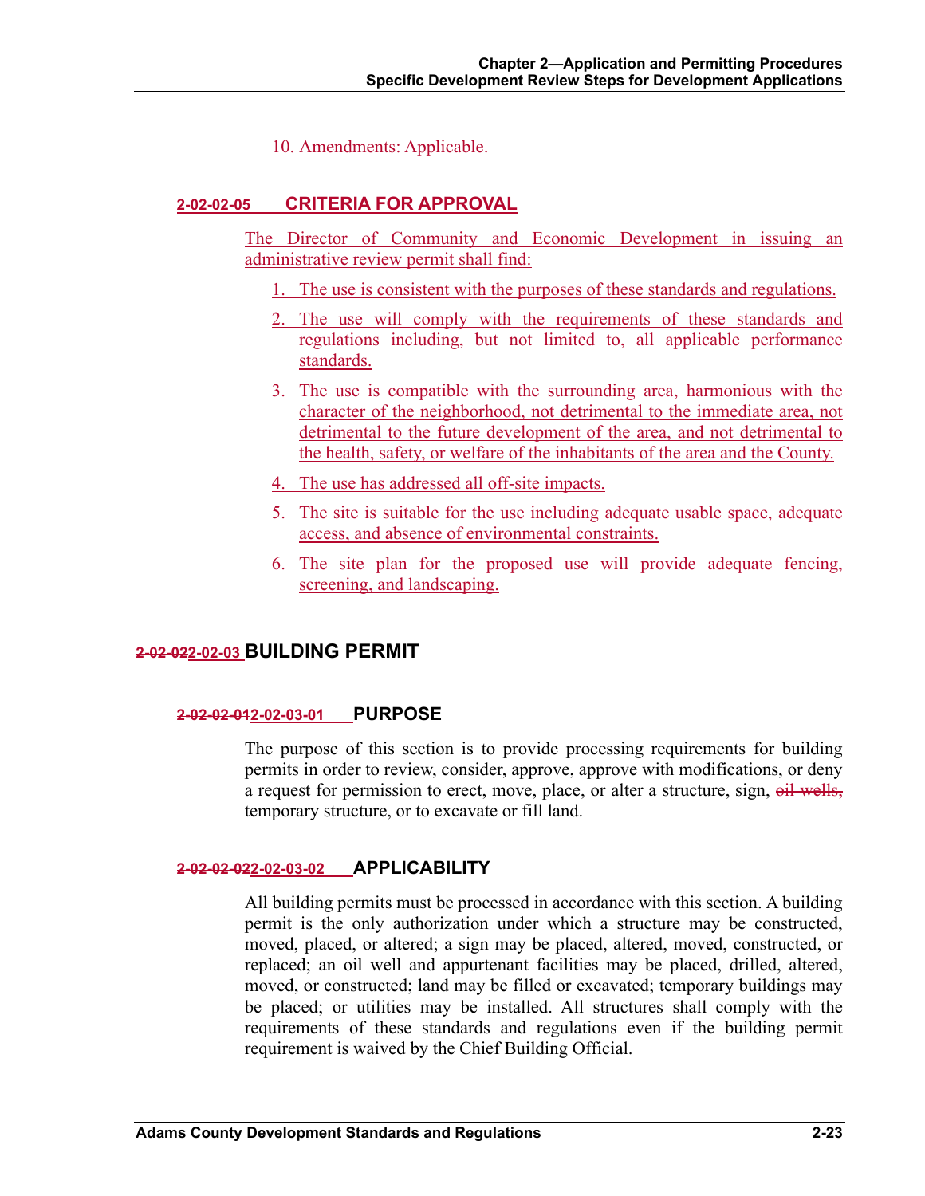10. Amendments: Applicable.

### 2-02-02-05 CRITERIA FOR APPROVAL

The Director of Community and Economic Development in issuing an administrative review permit shall find:

1. The use is consistent with the purposes of these standards and regulations.
2. The use will comply with the requirements of these standards and regulations including, but not limited to, all applicable performance standards.
3. The use is compatible with the surrounding area, harmonious with the character of the neighborhood, not detrimental to the immediate area, not detrimental to the future development of the area, and not detrimental to the health, safety, or welfare of the inhabitants of the area and the County.
4. The use has addressed all off-site impacts.
5. The site is suitable for the use including adequate usable space, adequate access, and absence of environmental constraints.
6. The site plan for the proposed use will provide adequate fencing, screening, and landscaping.

## ~~2-02-02~~2-02-03 BUILDING PERMIT

### ~~2-02-02-01~~2-02-03-01 PURPOSE

The purpose of this section is to provide processing requirements for building permits in order to review, consider, approve, approve with modifications, or deny a request for permission to erect, move, place, or alter a structure, sign, ~~oil wells,~~ temporary structure, or to excavate or fill land.

### ~~2-02-02-02~~2-02-03-02 APPLICABILITY

All building permits must be processed in accordance with this section. A building permit is the only authorization under which a structure may be constructed, moved, placed, or altered; a sign may be placed, altered, moved, constructed, or replaced; an oil well and appurtenant facilities may be placed, drilled, altered, moved, or constructed; land may be filled or excavated; temporary buildings may be placed; or utilities may be installed. All structures shall comply with the requirements of these standards and regulations even if the building permit requirement is waived by the Chief Building Official.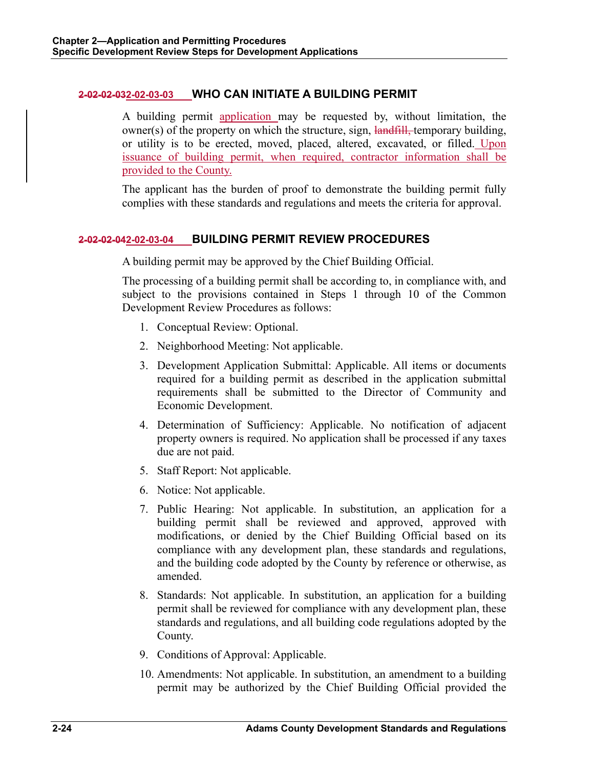### ~~2-02-02-03~~2-02-03-03 WHO CAN INITIATE A BUILDING PERMIT

A building permit application may be requested by, without limitation, the owner(s) of the property on which the structure, sign, ~~landfill,~~ temporary building, or utility is to be erected, moved, placed, altered, excavated, or filled. Upon issuance of building permit, when required, contractor information shall be provided to the County.

The applicant has the burden of proof to demonstrate the building permit fully complies with these standards and regulations and meets the criteria for approval.

### ~~2-02-02-04~~2-02-03-04 BUILDING PERMIT REVIEW PROCEDURES

A building permit may be approved by the Chief Building Official.

The processing of a building permit shall be according to, in compliance with, and subject to the provisions contained in Steps 1 through 10 of the Common Development Review Procedures as follows:

1. Conceptual Review: Optional.
2. Neighborhood Meeting: Not applicable.
3. Development Application Submittal: Applicable. All items or documents required for a building permit as described in the application submittal requirements shall be submitted to the Director of Community and Economic Development.
4. Determination of Sufficiency: Applicable. No notification of adjacent property owners is required. No application shall be processed if any taxes due are not paid.
5. Staff Report: Not applicable.
6. Notice: Not applicable.
7. Public Hearing: Not applicable. In substitution, an application for a building permit shall be reviewed and approved, approved with modifications, or denied by the Chief Building Official based on its compliance with any development plan, these standards and regulations, and the building code adopted by the County by reference or otherwise, as amended.
8. Standards: Not applicable. In substitution, an application for a building permit shall be reviewed for compliance with any development plan, these standards and regulations, and all building code regulations adopted by the County.
9. Conditions of Approval: Applicable.
10. Amendments: Not applicable. In substitution, an amendment to a building permit may be authorized by the Chief Building Official provided the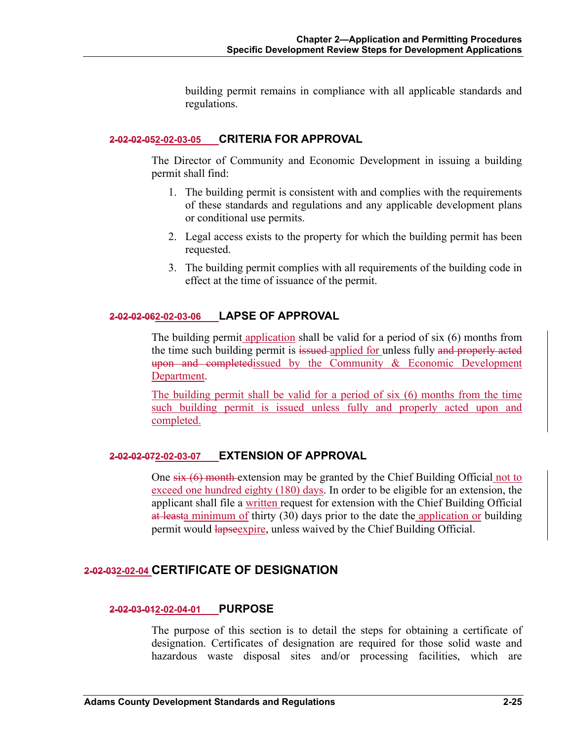building permit remains in compliance with all applicable standards and regulations.

### ~~2-02-02-05~~2-02-03-05 CRITERIA FOR APPROVAL

The Director of Community and Economic Development in issuing a building permit shall find:

1. The building permit is consistent with and complies with the requirements of these standards and regulations and any applicable development plans or conditional use permits.
2. Legal access exists to the property for which the building permit has been requested.
3. The building permit complies with all requirements of the building code in effect at the time of issuance of the permit.

### ~~2-02-02-06~~2-02-03-06 LAPSE OF APPROVAL

The building permit application shall be valid for a period of six (6) months from the time such building permit is ~~issued~~ applied for unless fully ~~and properly acted upon and completed~~issued by the Community & Economic Development Department.

The building permit shall be valid for a period of six (6) months from the time such building permit is issued unless fully and properly acted upon and completed.

### ~~2-02-02-07~~2-02-03-07 EXTENSION OF APPROVAL

One ~~six (6) month~~ extension may be granted by the Chief Building Official not to exceed one hundred eighty (180) days. In order to be eligible for an extension, the applicant shall file a written request for extension with the Chief Building Official ~~at least~~a minimum of thirty (30) days prior to the date the application or building permit would ~~lapse~~expire, unless waived by the Chief Building Official.

## ~~2-02-03~~2-02-04 CERTIFICATE OF DESIGNATION

### ~~2-02-03-01~~2-02-04-01 PURPOSE

The purpose of this section is to detail the steps for obtaining a certificate of designation. Certificates of designation are required for those solid waste and hazardous waste disposal sites and/or processing facilities, which are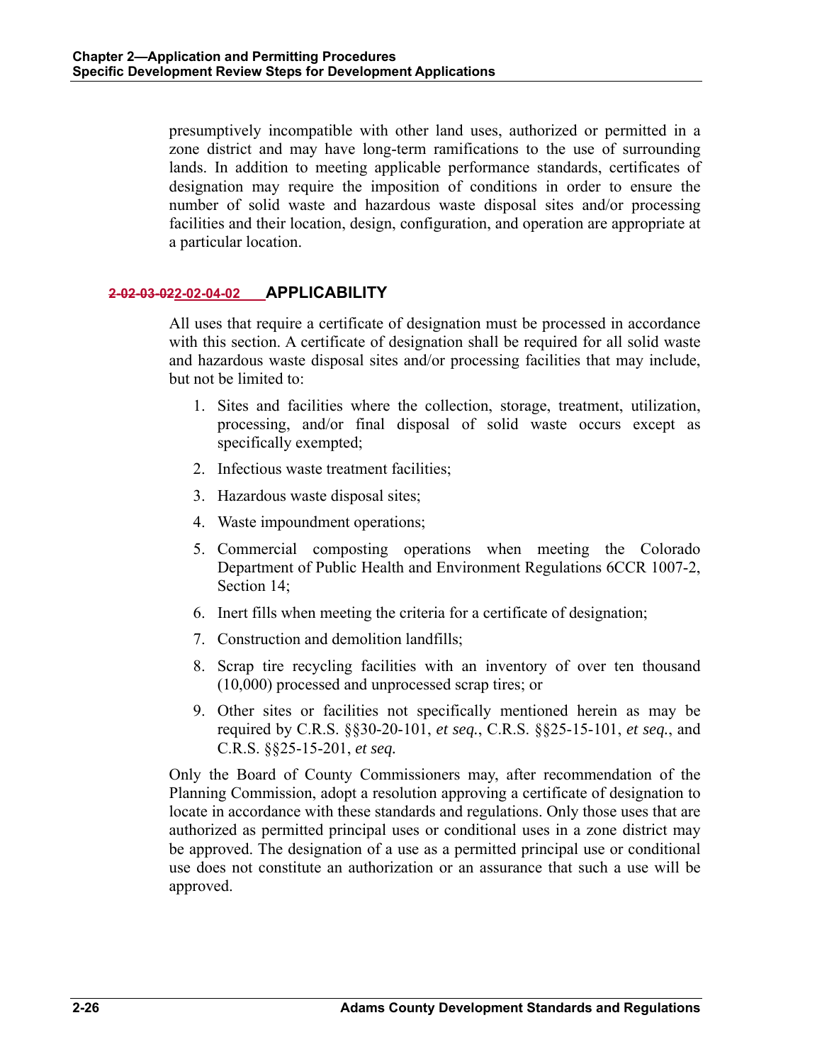presumptively incompatible with other land uses, authorized or permitted in a zone district and may have long-term ramifications to the use of surrounding lands. In addition to meeting applicable performance standards, certificates of designation may require the imposition of conditions in order to ensure the number of solid waste and hazardous waste disposal sites and/or processing facilities and their location, design, configuration, and operation are appropriate at a particular location.

## ~~2-02-03-02~~2-02-04-02 APPLICABILITY

All uses that require a certificate of designation must be processed in accordance with this section. A certificate of designation shall be required for all solid waste and hazardous waste disposal sites and/or processing facilities that may include, but not be limited to:

1. Sites and facilities where the collection, storage, treatment, utilization, processing, and/or final disposal of solid waste occurs except as specifically exempted;
2. Infectious waste treatment facilities;
3. Hazardous waste disposal sites;
4. Waste impoundment operations;
5. Commercial composting operations when meeting the Colorado Department of Public Health and Environment Regulations 6CCR 1007-2, Section 14;
6. Inert fills when meeting the criteria for a certificate of designation;
7. Construction and demolition landfills;
8. Scrap tire recycling facilities with an inventory of over ten thousand (10,000) processed and unprocessed scrap tires; or
9. Other sites or facilities not specifically mentioned herein as may be required by C.R.S. §§30-20-101, *et seq.*, C.R.S. §§25-15-101, *et seq.*, and C.R.S. §§25-15-201, *et seq.*

Only the Board of County Commissioners may, after recommendation of the Planning Commission, adopt a resolution approving a certificate of designation to locate in accordance with these standards and regulations. Only those uses that are authorized as permitted principal uses or conditional uses in a zone district may be approved. The designation of a use as a permitted principal use or conditional use does not constitute an authorization or an assurance that such a use will be approved.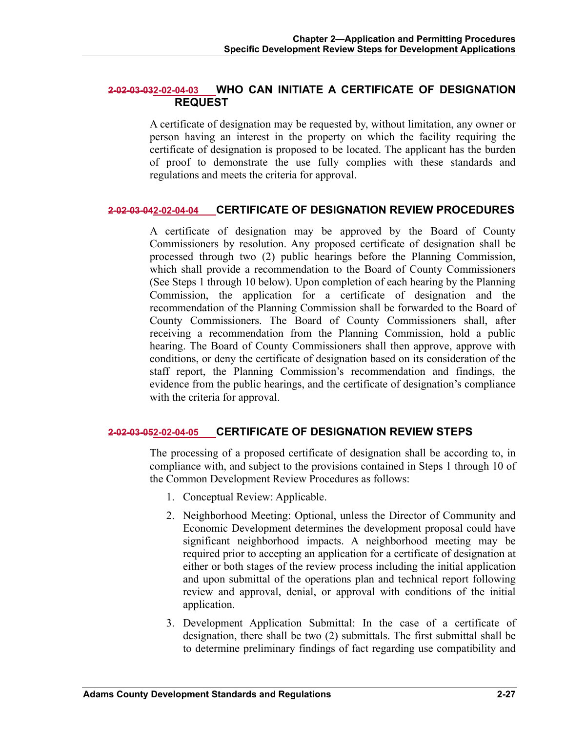### ~~2-02-03-03~~2-02-04-03 WHO CAN INITIATE A CERTIFICATE OF DESIGNATION REQUEST

A certificate of designation may be requested by, without limitation, any owner or person having an interest in the property on which the facility requiring the certificate of designation is proposed to be located. The applicant has the burden of proof to demonstrate the use fully complies with these standards and regulations and meets the criteria for approval.

### ~~2-02-03-04~~2-02-04-04 CERTIFICATE OF DESIGNATION REVIEW PROCEDURES

A certificate of designation may be approved by the Board of County Commissioners by resolution. Any proposed certificate of designation shall be processed through two (2) public hearings before the Planning Commission, which shall provide a recommendation to the Board of County Commissioners (See Steps 1 through 10 below). Upon completion of each hearing by the Planning Commission, the application for a certificate of designation and the recommendation of the Planning Commission shall be forwarded to the Board of County Commissioners. The Board of County Commissioners shall, after receiving a recommendation from the Planning Commission, hold a public hearing. The Board of County Commissioners shall then approve, approve with conditions, or deny the certificate of designation based on its consideration of the staff report, the Planning Commission's recommendation and findings, the evidence from the public hearings, and the certificate of designation's compliance with the criteria for approval.

### ~~2-02-03-05~~2-02-04-05 CERTIFICATE OF DESIGNATION REVIEW STEPS

The processing of a proposed certificate of designation shall be according to, in compliance with, and subject to the provisions contained in Steps 1 through 10 of the Common Development Review Procedures as follows:

1. Conceptual Review: Applicable.
2. Neighborhood Meeting: Optional, unless the Director of Community and Economic Development determines the development proposal could have significant neighborhood impacts. A neighborhood meeting may be required prior to accepting an application for a certificate of designation at either or both stages of the review process including the initial application and upon submittal of the operations plan and technical report following review and approval, denial, or approval with conditions of the initial application.
3. Development Application Submittal: In the case of a certificate of designation, there shall be two (2) submittals. The first submittal shall be to determine preliminary findings of fact regarding use compatibility and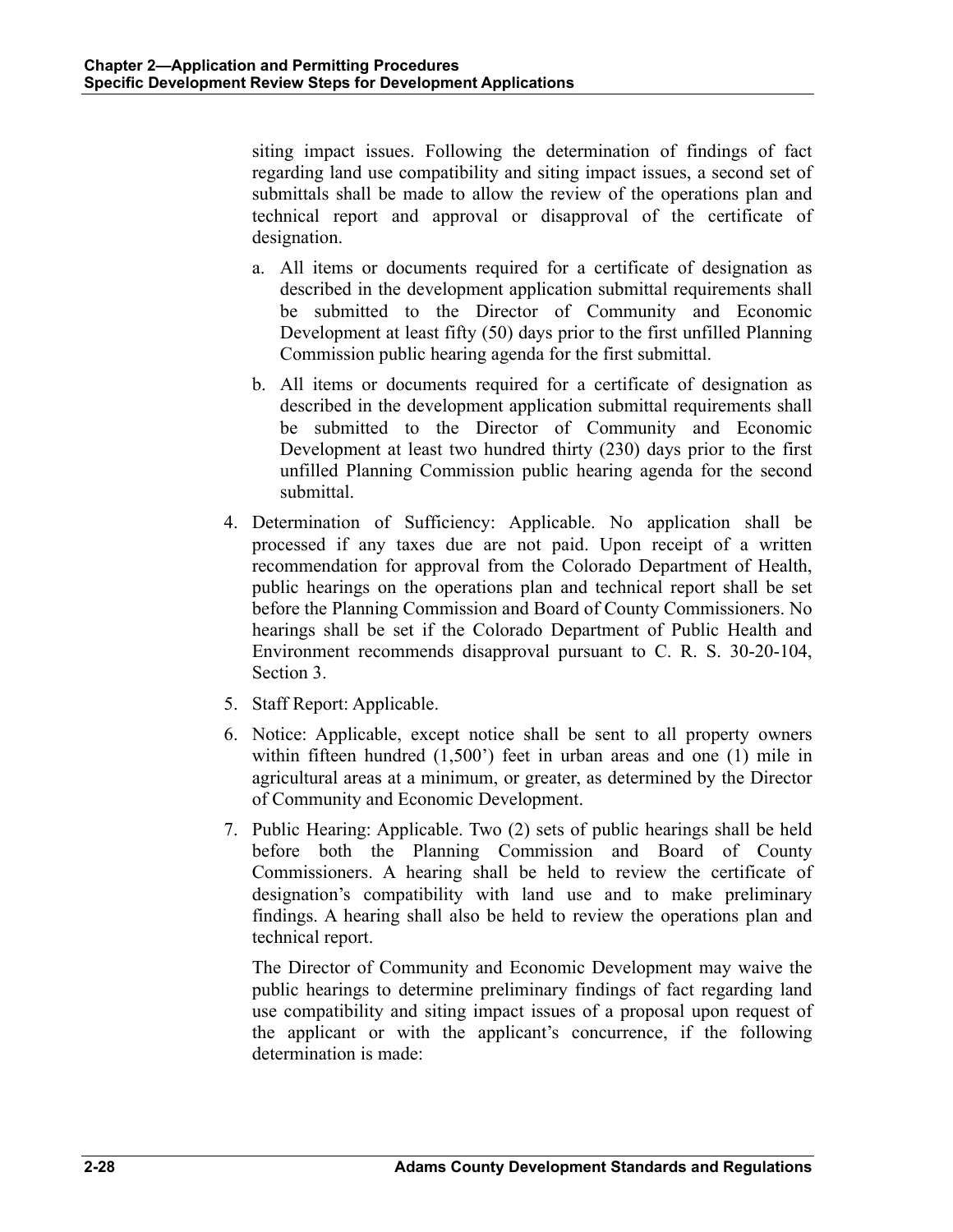siting impact issues. Following the determination of findings of fact regarding land use compatibility and siting impact issues, a second set of submittals shall be made to allow the review of the operations plan and technical report and approval or disapproval of the certificate of designation.

a. All items or documents required for a certificate of designation as described in the development application submittal requirements shall be submitted to the Director of Community and Economic Development at least fifty (50) days prior to the first unfilled Planning Commission public hearing agenda for the first submittal.

b. All items or documents required for a certificate of designation as described in the development application submittal requirements shall be submitted to the Director of Community and Economic Development at least two hundred thirty (230) days prior to the first unfilled Planning Commission public hearing agenda for the second submittal.

4. Determination of Sufficiency: Applicable. No application shall be processed if any taxes due are not paid. Upon receipt of a written recommendation for approval from the Colorado Department of Health, public hearings on the operations plan and technical report shall be set before the Planning Commission and Board of County Commissioners. No hearings shall be set if the Colorado Department of Public Health and Environment recommends disapproval pursuant to C. R. S. 30-20-104, Section 3.

5. Staff Report: Applicable.

6. Notice: Applicable, except notice shall be sent to all property owners within fifteen hundred (1,500') feet in urban areas and one (1) mile in agricultural areas at a minimum, or greater, as determined by the Director of Community and Economic Development.

7. Public Hearing: Applicable. Two (2) sets of public hearings shall be held before both the Planning Commission and Board of County Commissioners. A hearing shall be held to review the certificate of designation's compatibility with land use and to make preliminary findings. A hearing shall also be held to review the operations plan and technical report.

   The Director of Community and Economic Development may waive the public hearings to determine preliminary findings of fact regarding land use compatibility and siting impact issues of a proposal upon request of the applicant or with the applicant's concurrence, if the following determination is made: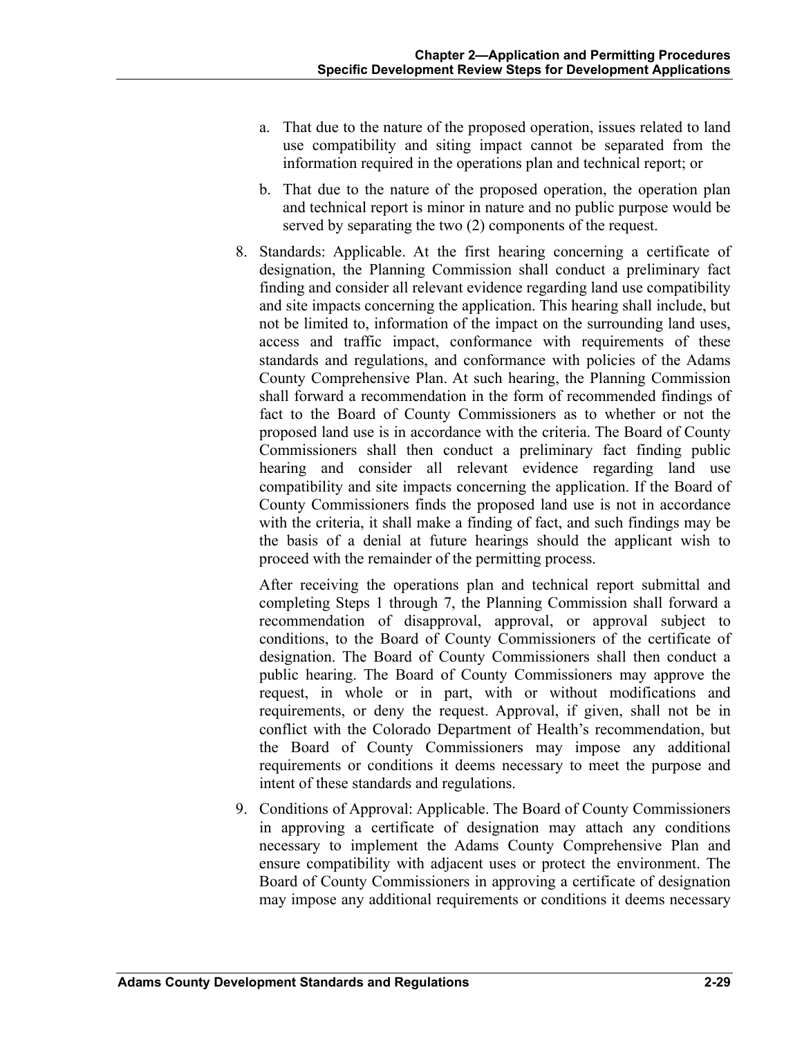a. That due to the nature of the proposed operation, issues related to land use compatibility and siting impact cannot be separated from the information required in the operations plan and technical report; or

b. That due to the nature of the proposed operation, the operation plan and technical report is minor in nature and no public purpose would be served by separating the two (2) components of the request.

8. Standards: Applicable. At the first hearing concerning a certificate of designation, the Planning Commission shall conduct a preliminary fact finding and consider all relevant evidence regarding land use compatibility and site impacts concerning the application. This hearing shall include, but not be limited to, information of the impact on the surrounding land uses, access and traffic impact, conformance with requirements of these standards and regulations, and conformance with policies of the Adams County Comprehensive Plan. At such hearing, the Planning Commission shall forward a recommendation in the form of recommended findings of fact to the Board of County Commissioners as to whether or not the proposed land use is in accordance with the criteria. The Board of County Commissioners shall then conduct a preliminary fact finding public hearing and consider all relevant evidence regarding land use compatibility and site impacts concerning the application. If the Board of County Commissioners finds the proposed land use is not in accordance with the criteria, it shall make a finding of fact, and such findings may be the basis of a denial at future hearings should the applicant wish to proceed with the remainder of the permitting process.

   After receiving the operations plan and technical report submittal and completing Steps 1 through 7, the Planning Commission shall forward a recommendation of disapproval, approval, or approval subject to conditions, to the Board of County Commissioners of the certificate of designation. The Board of County Commissioners shall then conduct a public hearing. The Board of County Commissioners may approve the request, in whole or in part, with or without modifications and requirements, or deny the request. Approval, if given, shall not be in conflict with the Colorado Department of Health's recommendation, but the Board of County Commissioners may impose any additional requirements or conditions it deems necessary to meet the purpose and intent of these standards and regulations.

9. Conditions of Approval: Applicable. The Board of County Commissioners in approving a certificate of designation may attach any conditions necessary to implement the Adams County Comprehensive Plan and ensure compatibility with adjacent uses or protect the environment. The Board of County Commissioners in approving a certificate of designation may impose any additional requirements or conditions it deems necessary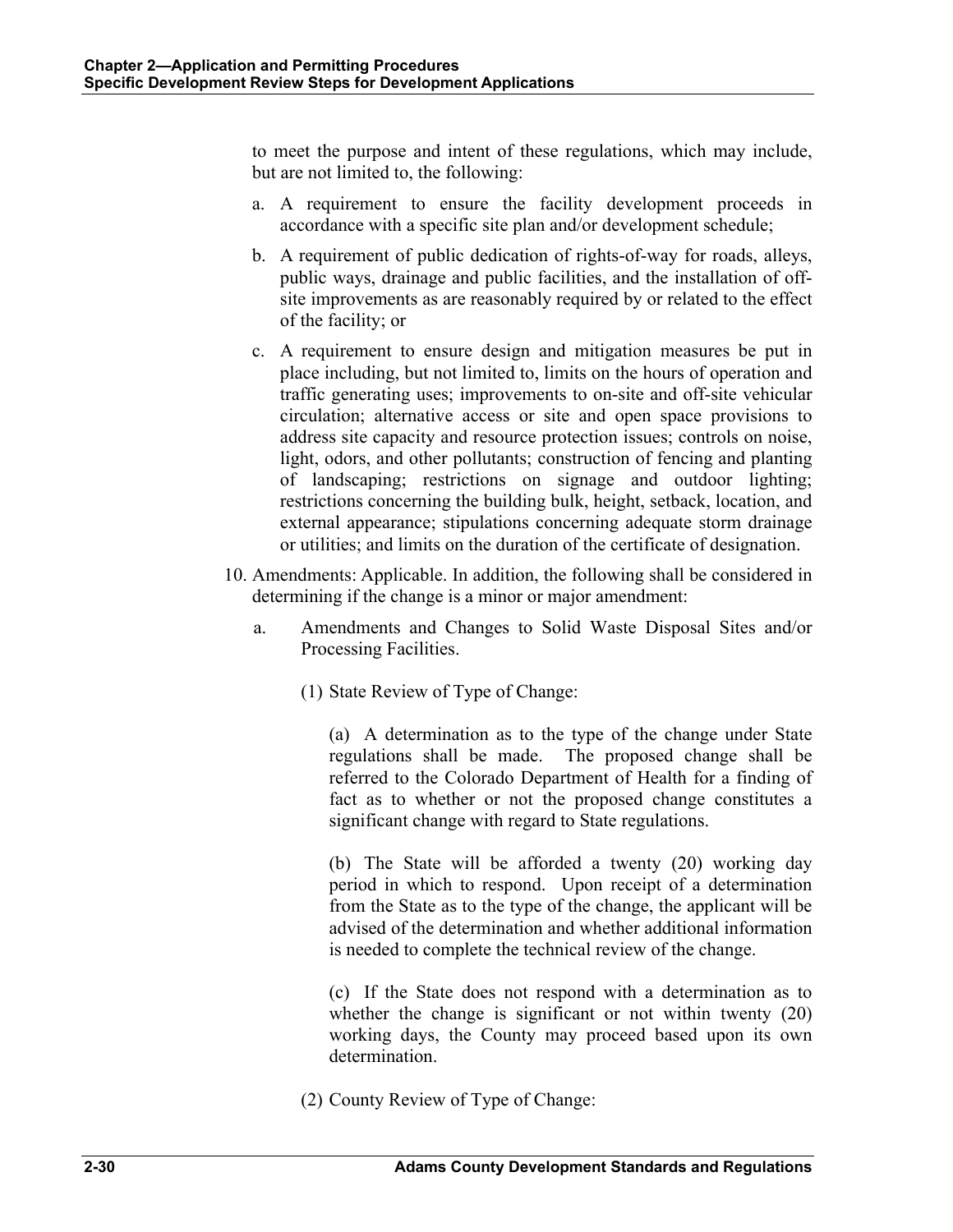to meet the purpose and intent of these regulations, which may include, but are not limited to, the following:

a. A requirement to ensure the facility development proceeds in accordance with a specific site plan and/or development schedule;

b. A requirement of public dedication of rights-of-way for roads, alleys, public ways, drainage and public facilities, and the installation of off-site improvements as are reasonably required by or related to the effect of the facility; or

c. A requirement to ensure design and mitigation measures be put in place including, but not limited to, limits on the hours of operation and traffic generating uses; improvements to on-site and off-site vehicular circulation; alternative access or site and open space provisions to address site capacity and resource protection issues; controls on noise, light, odors, and other pollutants; construction of fencing and planting of landscaping; restrictions on signage and outdoor lighting; restrictions concerning the building bulk, height, setback, location, and external appearance; stipulations concerning adequate storm drainage or utilities; and limits on the duration of the certificate of designation.

10. Amendments: Applicable. In addition, the following shall be considered in determining if the change is a minor or major amendment:

    a. Amendments and Changes to Solid Waste Disposal Sites and/or Processing Facilities.

        (1) State Review of Type of Change:

        (a) A determination as to the type of the change under State regulations shall be made. The proposed change shall be referred to the Colorado Department of Health for a finding of fact as to whether or not the proposed change constitutes a significant change with regard to State regulations.

        (b) The State will be afforded a twenty (20) working day period in which to respond. Upon receipt of a determination from the State as to the type of the change, the applicant will be advised of the determination and whether additional information is needed to complete the technical review of the change.

        (c) If the State does not respond with a determination as to whether the change is significant or not within twenty (20) working days, the County may proceed based upon its own determination.

        (2) County Review of Type of Change: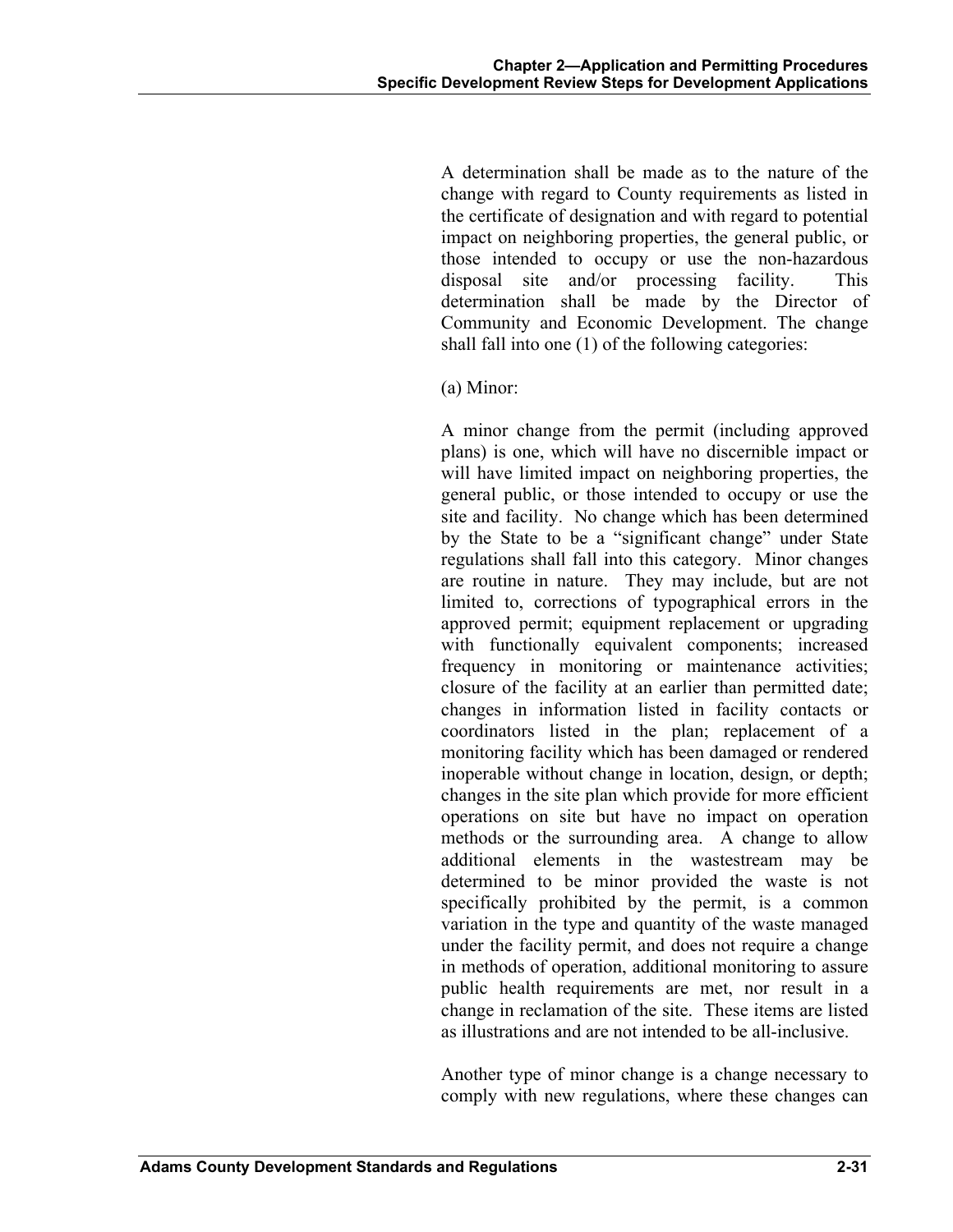A determination shall be made as to the nature of the change with regard to County requirements as listed in the certificate of designation and with regard to potential impact on neighboring properties, the general public, or those intended to occupy or use the non-hazardous disposal site and/or processing facility. This determination shall be made by the Director of Community and Economic Development. The change shall fall into one (1) of the following categories:

(a) Minor:

A minor change from the permit (including approved plans) is one, which will have no discernible impact or will have limited impact on neighboring properties, the general public, or those intended to occupy or use the site and facility. No change which has been determined by the State to be a "significant change" under State regulations shall fall into this category. Minor changes are routine in nature. They may include, but are not limited to, corrections of typographical errors in the approved permit; equipment replacement or upgrading with functionally equivalent components; increased frequency in monitoring or maintenance activities; closure of the facility at an earlier than permitted date; changes in information listed in facility contacts or coordinators listed in the plan; replacement of a monitoring facility which has been damaged or rendered inoperable without change in location, design, or depth; changes in the site plan which provide for more efficient operations on site but have no impact on operation methods or the surrounding area. A change to allow additional elements in the wastestream may be determined to be minor provided the waste is not specifically prohibited by the permit, is a common variation in the type and quantity of the waste managed under the facility permit, and does not require a change in methods of operation, additional monitoring to assure public health requirements are met, nor result in a change in reclamation of the site. These items are listed as illustrations and are not intended to be all-inclusive.

Another type of minor change is a change necessary to comply with new regulations, where these changes can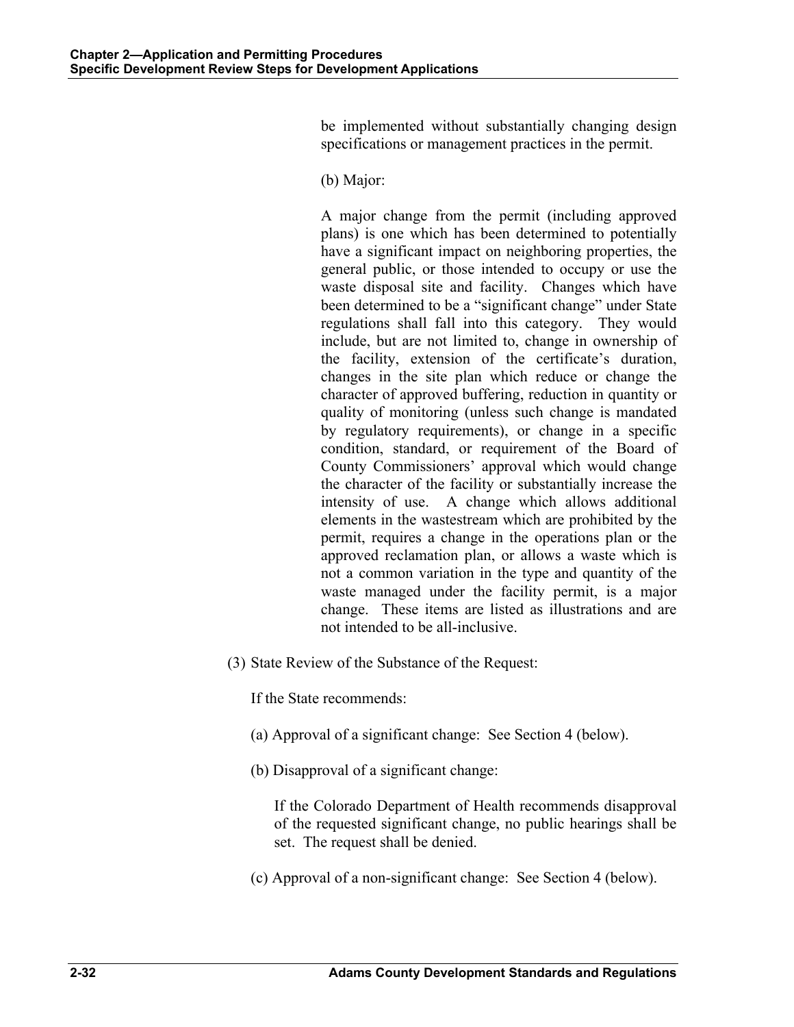be implemented without substantially changing design specifications or management practices in the permit.

(b) Major:

A major change from the permit (including approved plans) is one which has been determined to potentially have a significant impact on neighboring properties, the general public, or those intended to occupy or use the waste disposal site and facility. Changes which have been determined to be a "significant change" under State regulations shall fall into this category. They would include, but are not limited to, change in ownership of the facility, extension of the certificate's duration, changes in the site plan which reduce or change the character of approved buffering, reduction in quantity or quality of monitoring (unless such change is mandated by regulatory requirements), or change in a specific condition, standard, or requirement of the Board of County Commissioners' approval which would change the character of the facility or substantially increase the intensity of use. A change which allows additional elements in the wastestream which are prohibited by the permit, requires a change in the operations plan or the approved reclamation plan, or allows a waste which is not a common variation in the type and quantity of the waste managed under the facility permit, is a major change. These items are listed as illustrations and are not intended to be all-inclusive.

(3) State Review of the Substance of the Request:

If the State recommends:

(a) Approval of a significant change: See Section 4 (below).

(b) Disapproval of a significant change:

If the Colorado Department of Health recommends disapproval of the requested significant change, no public hearings shall be set. The request shall be denied.

(c) Approval of a non-significant change: See Section 4 (below).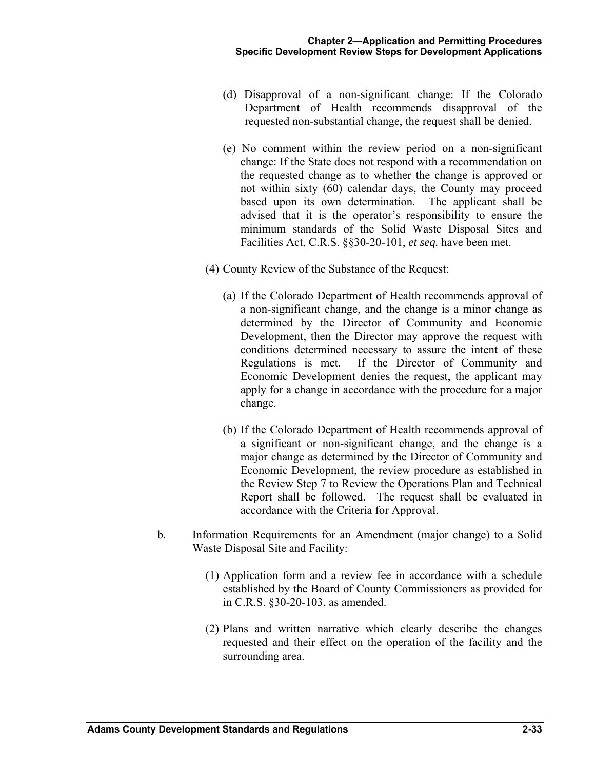(d) Disapproval of a non-significant change: If the Colorado Department of Health recommends disapproval of the requested non-substantial change, the request shall be denied.

(e) No comment within the review period on a non-significant change: If the State does not respond with a recommendation on the requested change as to whether the change is approved or not within sixty (60) calendar days, the County may proceed based upon its own determination. The applicant shall be advised that it is the operator's responsibility to ensure the minimum standards of the Solid Waste Disposal Sites and Facilities Act, C.R.S. §§30-20-101, *et seq.* have been met.

(4) County Review of the Substance of the Request:

(a) If the Colorado Department of Health recommends approval of a non-significant change, and the change is a minor change as determined by the Director of Community and Economic Development, then the Director may approve the request with conditions determined necessary to assure the intent of these Regulations is met. If the Director of Community and Economic Development denies the request, the applicant may apply for a change in accordance with the procedure for a major change.

(b) If the Colorado Department of Health recommends approval of a significant or non-significant change, and the change is a major change as determined by the Director of Community and Economic Development, the review procedure as established in the Review Step 7 to Review the Operations Plan and Technical Report shall be followed. The request shall be evaluated in accordance with the Criteria for Approval.

b. Information Requirements for an Amendment (major change) to a Solid Waste Disposal Site and Facility:

(1) Application form and a review fee in accordance with a schedule established by the Board of County Commissioners as provided for in C.R.S. §30-20-103, as amended.

(2) Plans and written narrative which clearly describe the changes requested and their effect on the operation of the facility and the surrounding area.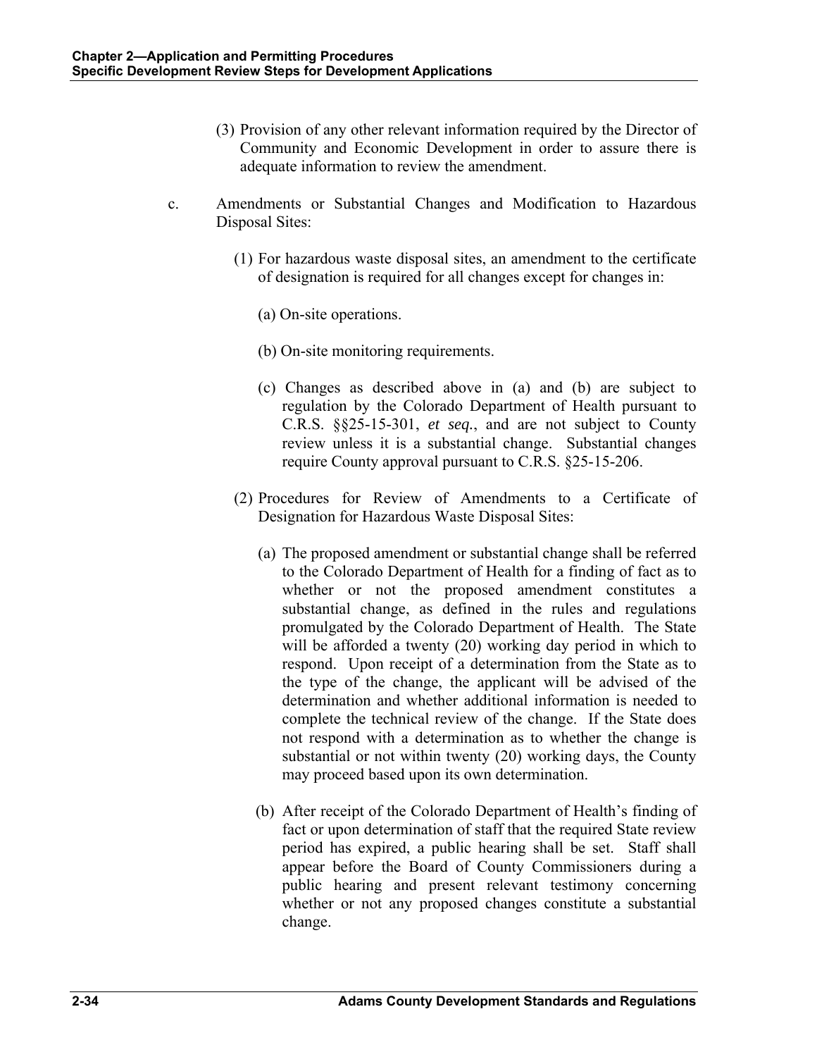(3) Provision of any other relevant information required by the Director of Community and Economic Development in order to assure there is adequate information to review the amendment.

c. Amendments or Substantial Changes and Modification to Hazardous Disposal Sites:

(1) For hazardous waste disposal sites, an amendment to the certificate of designation is required for all changes except for changes in:

(a) On-site operations.

(b) On-site monitoring requirements.

(c) Changes as described above in (a) and (b) are subject to regulation by the Colorado Department of Health pursuant to C.R.S. §§25-15-301, *et seq.*, and are not subject to County review unless it is a substantial change. Substantial changes require County approval pursuant to C.R.S. §25-15-206.

(2) Procedures for Review of Amendments to a Certificate of Designation for Hazardous Waste Disposal Sites:

(a) The proposed amendment or substantial change shall be referred to the Colorado Department of Health for a finding of fact as to whether or not the proposed amendment constitutes a substantial change, as defined in the rules and regulations promulgated by the Colorado Department of Health. The State will be afforded a twenty (20) working day period in which to respond. Upon receipt of a determination from the State as to the type of the change, the applicant will be advised of the determination and whether additional information is needed to complete the technical review of the change. If the State does not respond with a determination as to whether the change is substantial or not within twenty (20) working days, the County may proceed based upon its own determination.

(b) After receipt of the Colorado Department of Health's finding of fact or upon determination of staff that the required State review period has expired, a public hearing shall be set. Staff shall appear before the Board of County Commissioners during a public hearing and present relevant testimony concerning whether or not any proposed changes constitute a substantial change.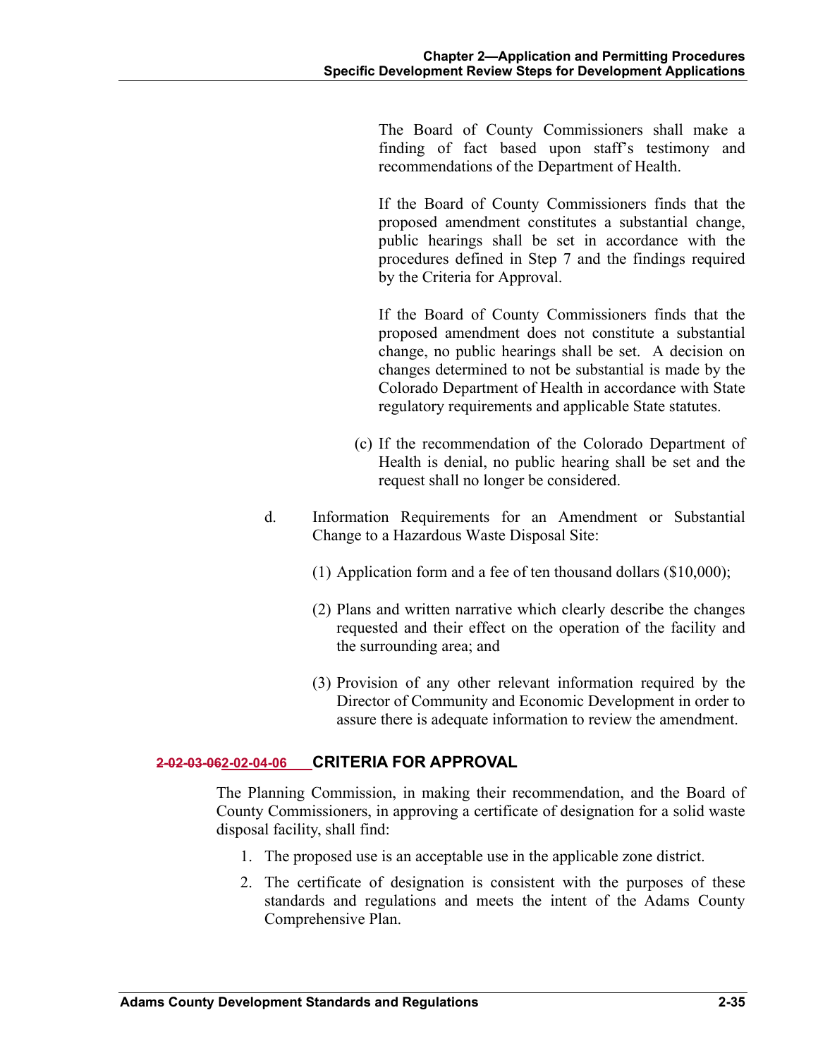The Board of County Commissioners shall make a finding of fact based upon staff's testimony and recommendations of the Department of Health.

If the Board of County Commissioners finds that the proposed amendment constitutes a substantial change, public hearings shall be set in accordance with the procedures defined in Step 7 and the findings required by the Criteria for Approval.

If the Board of County Commissioners finds that the proposed amendment does not constitute a substantial change, no public hearings shall be set. A decision on changes determined to not be substantial is made by the Colorado Department of Health in accordance with State regulatory requirements and applicable State statutes.

(c) If the recommendation of the Colorado Department of Health is denial, no public hearing shall be set and the request shall no longer be considered.

d. Information Requirements for an Amendment or Substantial Change to a Hazardous Waste Disposal Site:

(1) Application form and a fee of ten thousand dollars ($10,000);

(2) Plans and written narrative which clearly describe the changes requested and their effect on the operation of the facility and the surrounding area; and

(3) Provision of any other relevant information required by the Director of Community and Economic Development in order to assure there is adequate information to review the amendment.

### ~~2-02-03-06~~2-02-04-06 CRITERIA FOR APPROVAL

The Planning Commission, in making their recommendation, and the Board of County Commissioners, in approving a certificate of designation for a solid waste disposal facility, shall find:

1. The proposed use is an acceptable use in the applicable zone district.
2. The certificate of designation is consistent with the purposes of these standards and regulations and meets the intent of the Adams County Comprehensive Plan.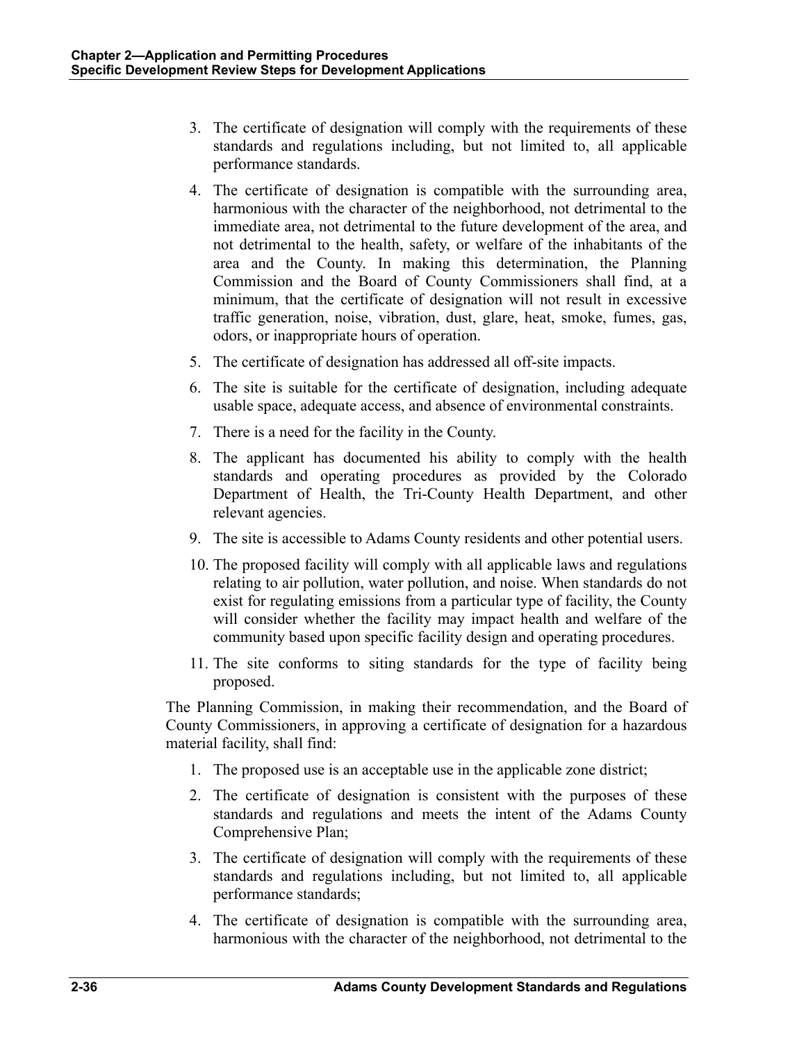3. The certificate of designation will comply with the requirements of these standards and regulations including, but not limited to, all applicable performance standards.
4. The certificate of designation is compatible with the surrounding area, harmonious with the character of the neighborhood, not detrimental to the immediate area, not detrimental to the future development of the area, and not detrimental to the health, safety, or welfare of the inhabitants of the area and the County. In making this determination, the Planning Commission and the Board of County Commissioners shall find, at a minimum, that the certificate of designation will not result in excessive traffic generation, noise, vibration, dust, glare, heat, smoke, fumes, gas, odors, or inappropriate hours of operation.
5. The certificate of designation has addressed all off-site impacts.
6. The site is suitable for the certificate of designation, including adequate usable space, adequate access, and absence of environmental constraints.
7. There is a need for the facility in the County.
8. The applicant has documented his ability to comply with the health standards and operating procedures as provided by the Colorado Department of Health, the Tri-County Health Department, and other relevant agencies.
9. The site is accessible to Adams County residents and other potential users.
10. The proposed facility will comply with all applicable laws and regulations relating to air pollution, water pollution, and noise. When standards do not exist for regulating emissions from a particular type of facility, the County will consider whether the facility may impact health and welfare of the community based upon specific facility design and operating procedures.
11. The site conforms to siting standards for the type of facility being proposed.

The Planning Commission, in making their recommendation, and the Board of County Commissioners, in approving a certificate of designation for a hazardous material facility, shall find:

1. The proposed use is an acceptable use in the applicable zone district;
2. The certificate of designation is consistent with the purposes of these standards and regulations and meets the intent of the Adams County Comprehensive Plan;
3. The certificate of designation will comply with the requirements of these standards and regulations including, but not limited to, all applicable performance standards;
4. The certificate of designation is compatible with the surrounding area, harmonious with the character of the neighborhood, not detrimental to the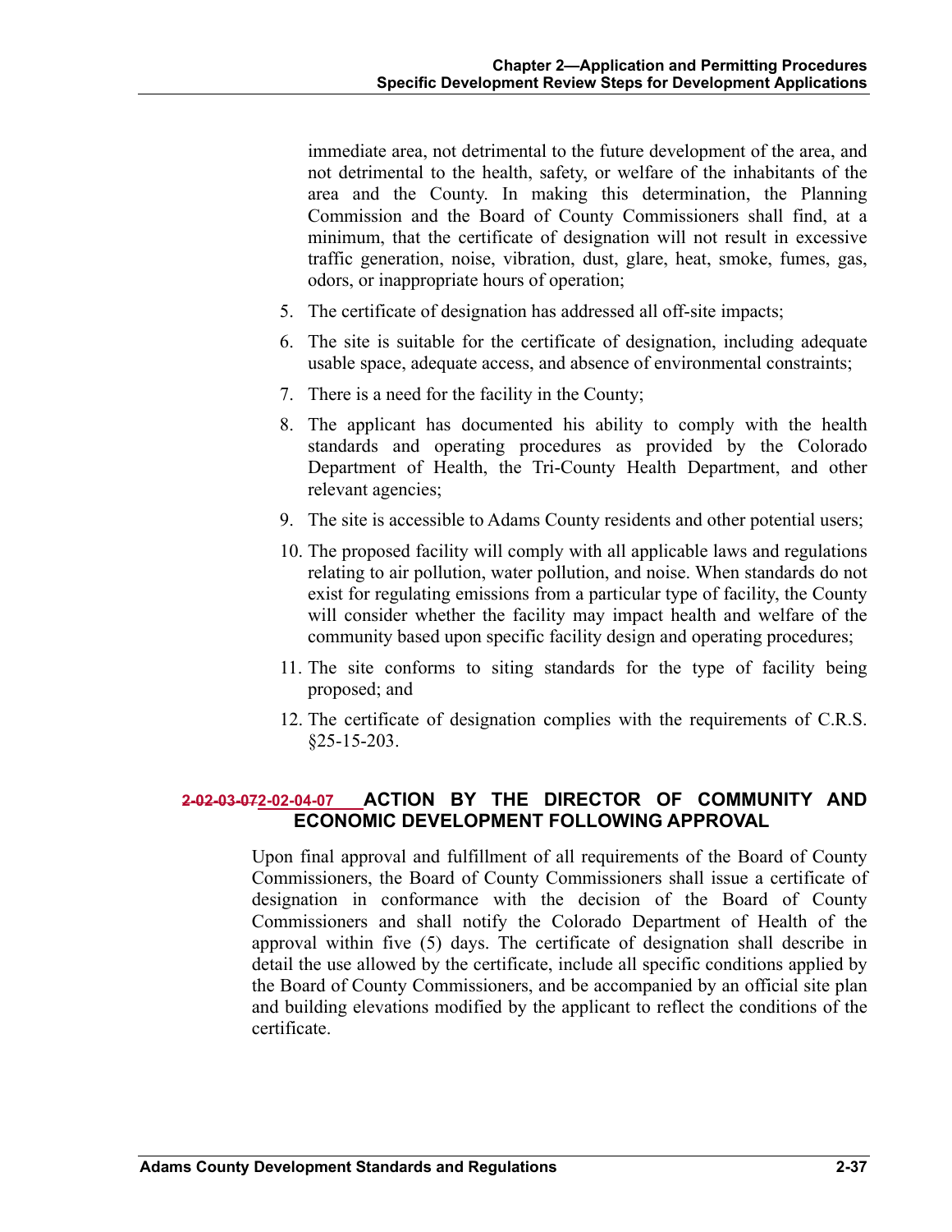immediate area, not detrimental to the future development of the area, and not detrimental to the health, safety, or welfare of the inhabitants of the area and the County. In making this determination, the Planning Commission and the Board of County Commissioners shall find, at a minimum, that the certificate of designation will not result in excessive traffic generation, noise, vibration, dust, glare, heat, smoke, fumes, gas, odors, or inappropriate hours of operation;

5. The certificate of designation has addressed all off-site impacts;
6. The site is suitable for the certificate of designation, including adequate usable space, adequate access, and absence of environmental constraints;
7. There is a need for the facility in the County;
8. The applicant has documented his ability to comply with the health standards and operating procedures as provided by the Colorado Department of Health, the Tri-County Health Department, and other relevant agencies;
9. The site is accessible to Adams County residents and other potential users;
10. The proposed facility will comply with all applicable laws and regulations relating to air pollution, water pollution, and noise. When standards do not exist for regulating emissions from a particular type of facility, the County will consider whether the facility may impact health and welfare of the community based upon specific facility design and operating procedures;
11. The site conforms to siting standards for the type of facility being proposed; and
12. The certificate of designation complies with the requirements of C.R.S. §25-15-203.

### ~~2-02-03-07~~2-02-04-07 ACTION BY THE DIRECTOR OF COMMUNITY AND ECONOMIC DEVELOPMENT FOLLOWING APPROVAL

Upon final approval and fulfillment of all requirements of the Board of County Commissioners, the Board of County Commissioners shall issue a certificate of designation in conformance with the decision of the Board of County Commissioners and shall notify the Colorado Department of Health of the approval within five (5) days. The certificate of designation shall describe in detail the use allowed by the certificate, include all specific conditions applied by the Board of County Commissioners, and be accompanied by an official site plan and building elevations modified by the applicant to reflect the conditions of the certificate.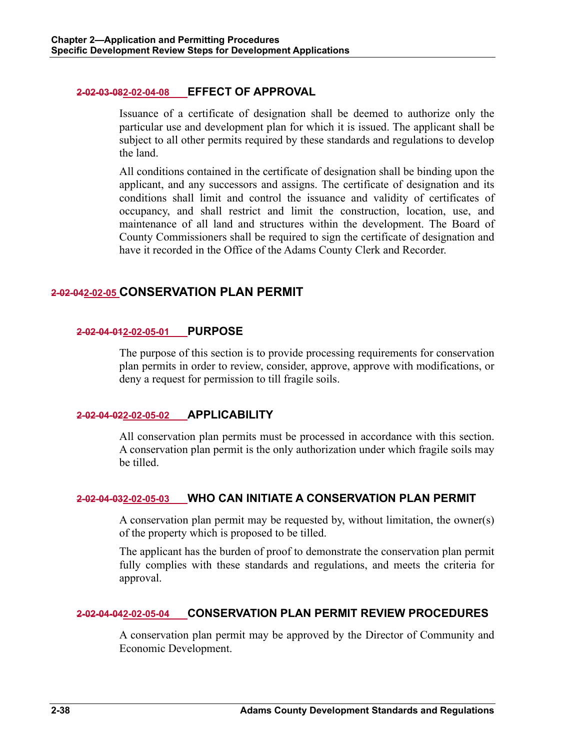#### ~~2-02-03-08~~2-02-04-08 EFFECT OF APPROVAL

Issuance of a certificate of designation shall be deemed to authorize only the particular use and development plan for which it is issued. The applicant shall be subject to all other permits required by these standards and regulations to develop the land.

All conditions contained in the certificate of designation shall be binding upon the applicant, and any successors and assigns. The certificate of designation and its conditions shall limit and control the issuance and validity of certificates of occupancy, and shall restrict and limit the construction, location, use, and maintenance of all land and structures within the development. The Board of County Commissioners shall be required to sign the certificate of designation and have it recorded in the Office of the Adams County Clerk and Recorder.

### ~~2-02-04~~2-02-05 CONSERVATION PLAN PERMIT

#### ~~2-02-04-01~~2-02-05-01 PURPOSE

The purpose of this section is to provide processing requirements for conservation plan permits in order to review, consider, approve, approve with modifications, or deny a request for permission to till fragile soils.

#### ~~2-02-04-02~~2-02-05-02 APPLICABILITY

All conservation plan permits must be processed in accordance with this section. A conservation plan permit is the only authorization under which fragile soils may be tilled.

#### ~~2-02-04-03~~2-02-05-03 WHO CAN INITIATE A CONSERVATION PLAN PERMIT

A conservation plan permit may be requested by, without limitation, the owner(s) of the property which is proposed to be tilled.

The applicant has the burden of proof to demonstrate the conservation plan permit fully complies with these standards and regulations, and meets the criteria for approval.

#### ~~2-02-04-04~~2-02-05-04 CONSERVATION PLAN PERMIT REVIEW PROCEDURES

A conservation plan permit may be approved by the Director of Community and Economic Development.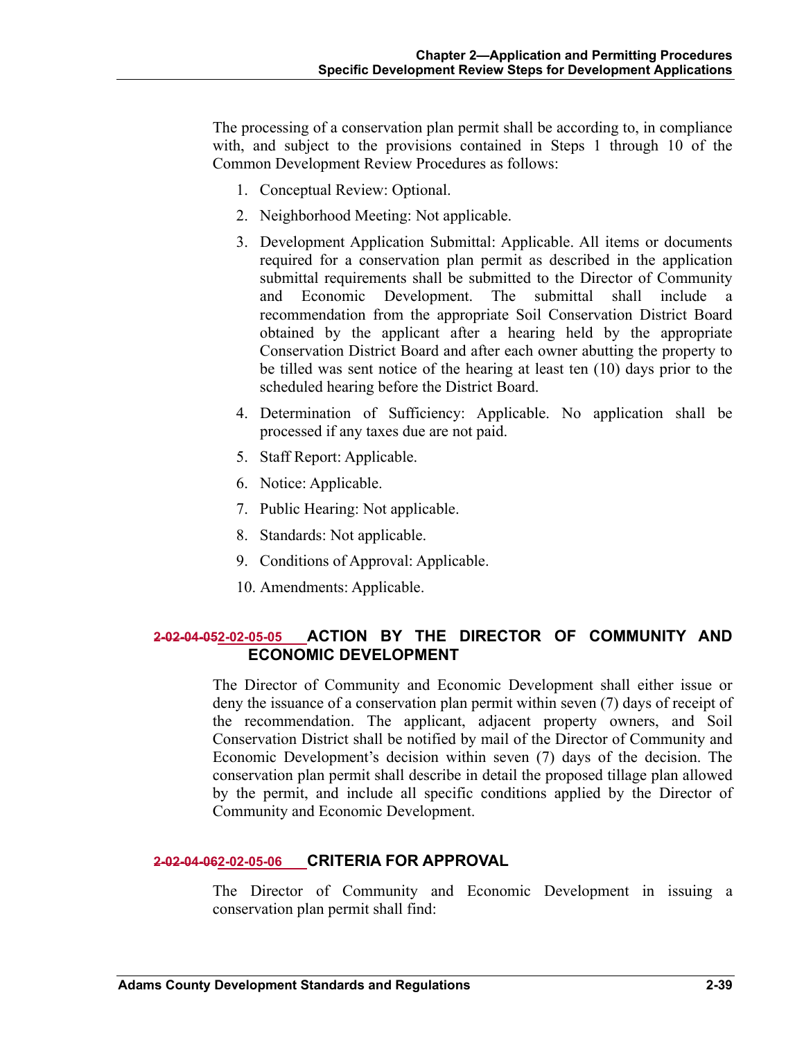The processing of a conservation plan permit shall be according to, in compliance with, and subject to the provisions contained in Steps 1 through 10 of the Common Development Review Procedures as follows:

1. Conceptual Review: Optional.
2. Neighborhood Meeting: Not applicable.
3. Development Application Submittal: Applicable. All items or documents required for a conservation plan permit as described in the application submittal requirements shall be submitted to the Director of Community and Economic Development. The submittal shall include a recommendation from the appropriate Soil Conservation District Board obtained by the applicant after a hearing held by the appropriate Conservation District Board and after each owner abutting the property to be tilled was sent notice of the hearing at least ten (10) days prior to the scheduled hearing before the District Board.
4. Determination of Sufficiency: Applicable. No application shall be processed if any taxes due are not paid.
5. Staff Report: Applicable.
6. Notice: Applicable.
7. Public Hearing: Not applicable.
8. Standards: Not applicable.
9. Conditions of Approval: Applicable.
10. Amendments: Applicable.

### ~~2-02-04-05~~ 2-02-05-05 ACTION BY THE DIRECTOR OF COMMUNITY AND ECONOMIC DEVELOPMENT

The Director of Community and Economic Development shall either issue or deny the issuance of a conservation plan permit within seven (7) days of receipt of the recommendation. The applicant, adjacent property owners, and Soil Conservation District shall be notified by mail of the Director of Community and Economic Development's decision within seven (7) days of the decision. The conservation plan permit shall describe in detail the proposed tillage plan allowed by the permit, and include all specific conditions applied by the Director of Community and Economic Development.

### ~~2-02-04-06~~ 2-02-05-06 CRITERIA FOR APPROVAL

The Director of Community and Economic Development in issuing a conservation plan permit shall find: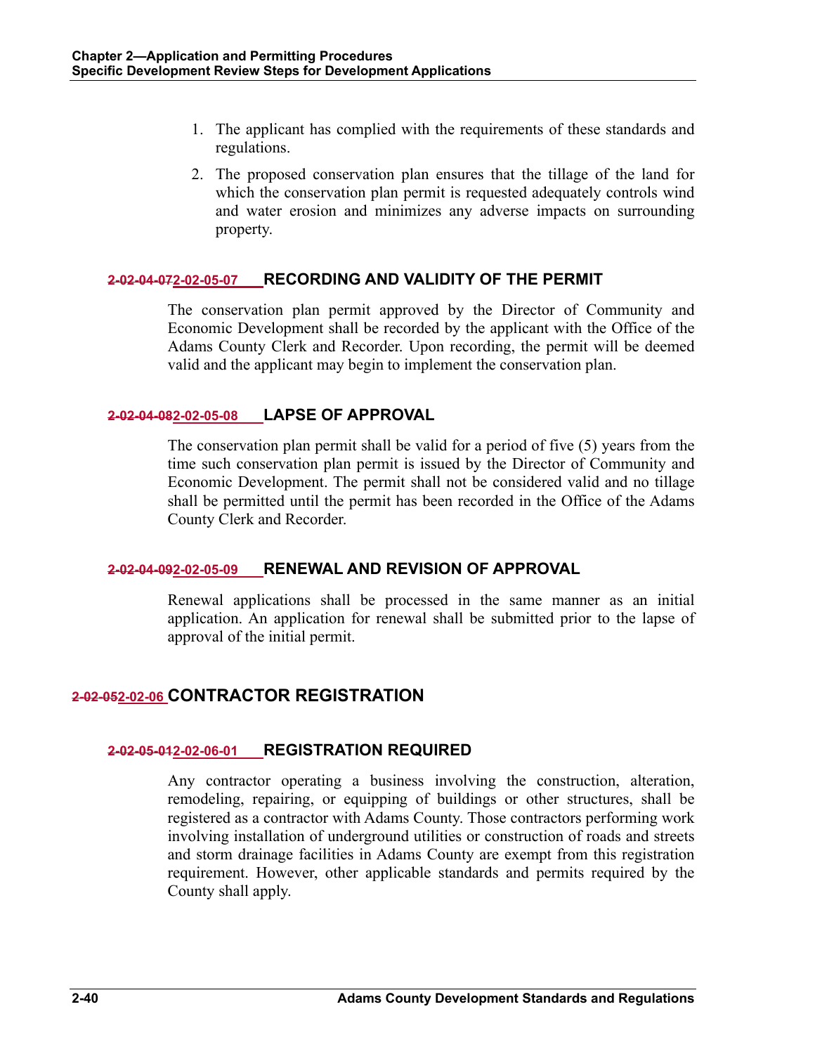1. The applicant has complied with the requirements of these standards and regulations.
2. The proposed conservation plan ensures that the tillage of the land for which the conservation plan permit is requested adequately controls wind and water erosion and minimizes any adverse impacts on surrounding property.

### ~~2-02-04-07~~2-02-05-07 RECORDING AND VALIDITY OF THE PERMIT

The conservation plan permit approved by the Director of Community and Economic Development shall be recorded by the applicant with the Office of the Adams County Clerk and Recorder. Upon recording, the permit will be deemed valid and the applicant may begin to implement the conservation plan.

### ~~2-02-04-08~~2-02-05-08 LAPSE OF APPROVAL

The conservation plan permit shall be valid for a period of five (5) years from the time such conservation plan permit is issued by the Director of Community and Economic Development. The permit shall not be considered valid and no tillage shall be permitted until the permit has been recorded in the Office of the Adams County Clerk and Recorder.

### ~~2-02-04-09~~2-02-05-09 RENEWAL AND REVISION OF APPROVAL

Renewal applications shall be processed in the same manner as an initial application. An application for renewal shall be submitted prior to the lapse of approval of the initial permit.

## ~~2-02-05~~2-02-06 CONTRACTOR REGISTRATION

### ~~2-02-05-01~~2-02-06-01 REGISTRATION REQUIRED

Any contractor operating a business involving the construction, alteration, remodeling, repairing, or equipping of buildings or other structures, shall be registered as a contractor with Adams County. Those contractors performing work involving installation of underground utilities or construction of roads and streets and storm drainage facilities in Adams County are exempt from this registration requirement. However, other applicable standards and permits required by the County shall apply.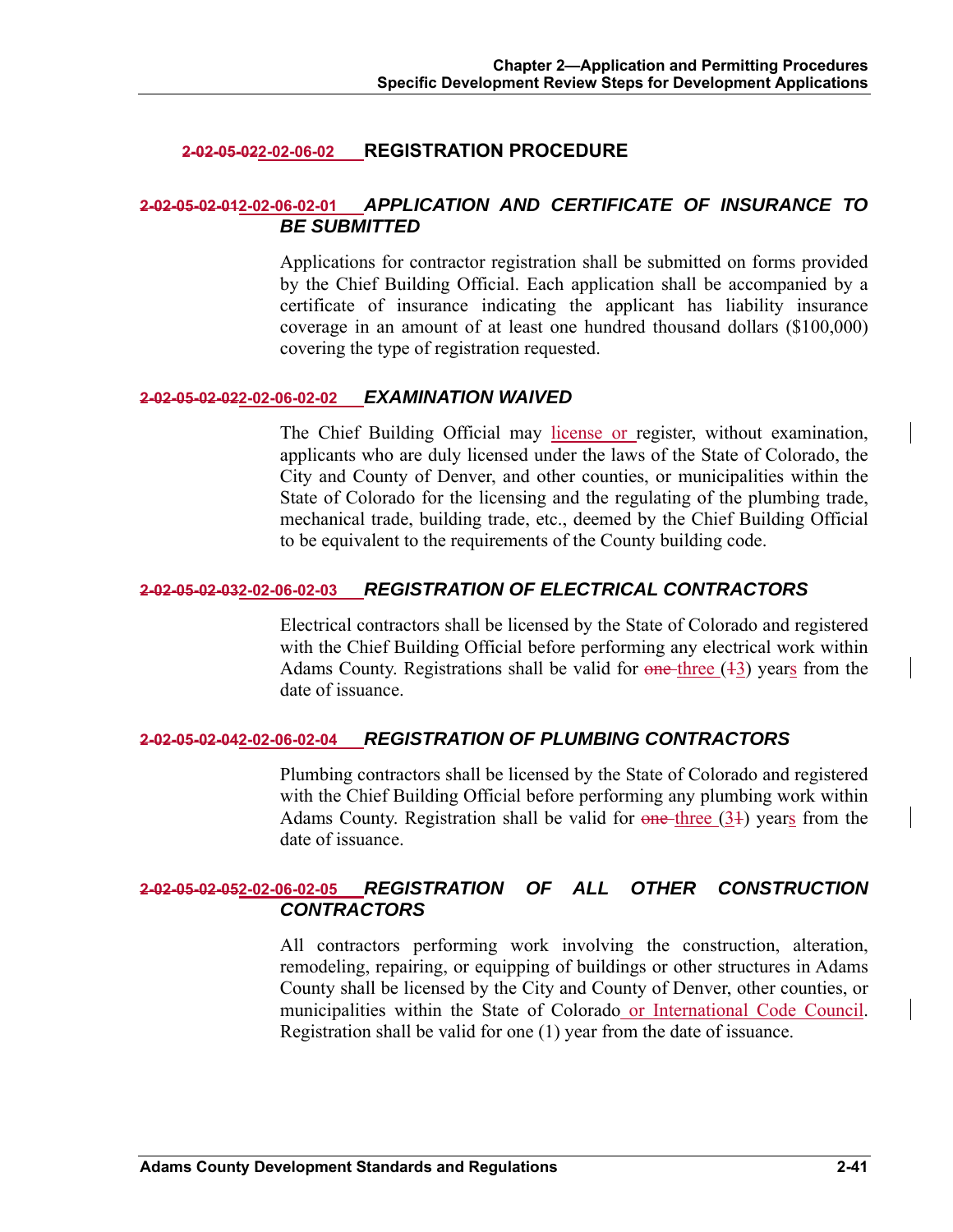## ~~2-02-05-02~~2-02-06-02 REGISTRATION PROCEDURE

### ~~2-02-05-02-01~~2-02-06-02-01 *APPLICATION AND CERTIFICATE OF INSURANCE TO BE SUBMITTED*

Applications for contractor registration shall be submitted on forms provided by the Chief Building Official. Each application shall be accompanied by a certificate of insurance indicating the applicant has liability insurance coverage in an amount of at least one hundred thousand dollars ($100,000) covering the type of registration requested.

### ~~2-02-05-02-02~~2-02-06-02-02 *EXAMINATION WAIVED*

The Chief Building Official may license or register, without examination, applicants who are duly licensed under the laws of the State of Colorado, the City and County of Denver, and other counties, or municipalities within the State of Colorado for the licensing and the regulating of the plumbing trade, mechanical trade, building trade, etc., deemed by the Chief Building Official to be equivalent to the requirements of the County building code.

### ~~2-02-05-02-03~~2-02-06-02-03 *REGISTRATION OF ELECTRICAL CONTRACTORS*

Electrical contractors shall be licensed by the State of Colorado and registered with the Chief Building Official before performing any electrical work within Adams County. Registrations shall be valid for ~~one~~ three (~~1~~3) years from the date of issuance.

### ~~2-02-05-02-04~~2-02-06-02-04 *REGISTRATION OF PLUMBING CONTRACTORS*

Plumbing contractors shall be licensed by the State of Colorado and registered with the Chief Building Official before performing any plumbing work within Adams County. Registration shall be valid for ~~one~~ three (3~~1~~) years from the date of issuance.

### ~~2-02-05-02-05~~2-02-06-02-05 *REGISTRATION OF ALL OTHER CONSTRUCTION CONTRACTORS*

All contractors performing work involving the construction, alteration, remodeling, repairing, or equipping of buildings or other structures in Adams County shall be licensed by the City and County of Denver, other counties, or municipalities within the State of Colorado or International Code Council. Registration shall be valid for one (1) year from the date of issuance.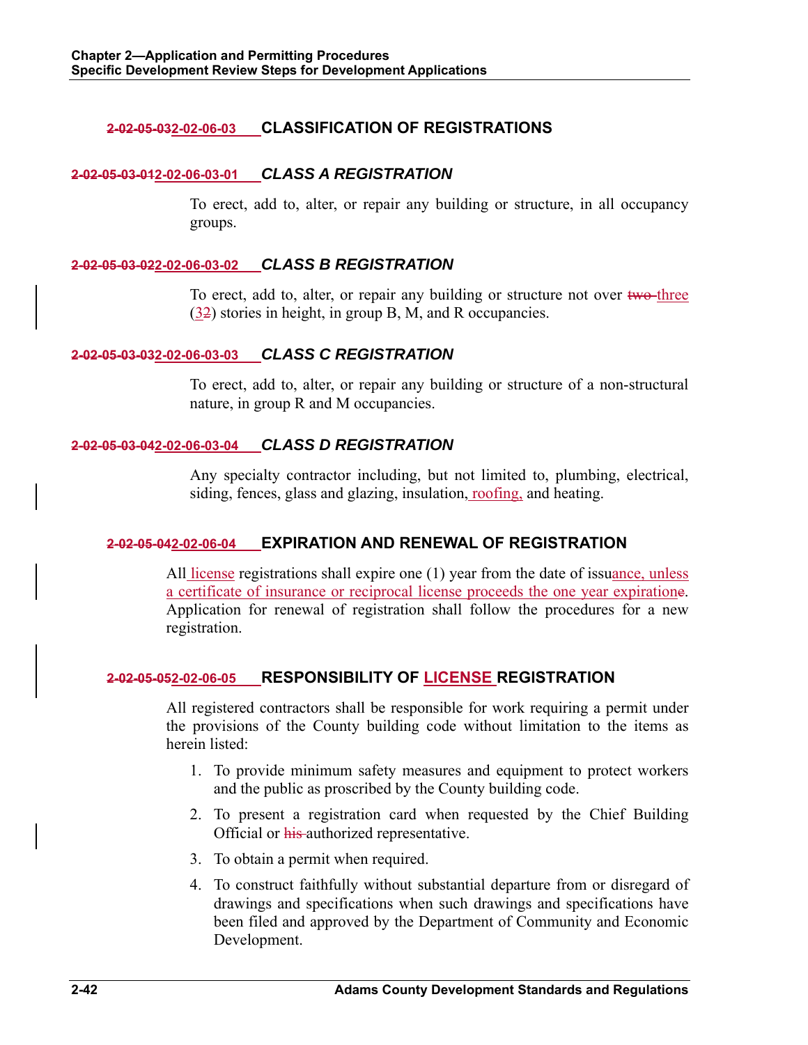## ~~2-02-05-03~~2-02-06-03 CLASSIFICATION OF REGISTRATIONS

### ~~2-02-05-03-01~~2-02-06-03-01 *CLASS A REGISTRATION*

To erect, add to, alter, or repair any building or structure, in all occupancy groups.

### ~~2-02-05-03-02~~2-02-06-03-02 *CLASS B REGISTRATION*

To erect, add to, alter, or repair any building or structure not over ~~two~~ three (3~~2~~) stories in height, in group B, M, and R occupancies.

### ~~2-02-05-03-03~~2-02-06-03-03 *CLASS C REGISTRATION*

To erect, add to, alter, or repair any building or structure of a non-structural nature, in group R and M occupancies.

### ~~2-02-05-03-04~~2-02-06-03-04 *CLASS D REGISTRATION*

Any specialty contractor including, but not limited to, plumbing, electrical, siding, fences, glass and glazing, insulation, roofing, and heating.

## ~~2-02-05-04~~2-02-06-04 EXPIRATION AND RENEWAL OF REGISTRATION

All license registrations shall expire one (1) year from the date of issuance, unless a certificate of insurance or reciprocal license proceeds the one year expiration~~e~~. Application for renewal of registration shall follow the procedures for a new registration.

## ~~2-02-05-05~~2-02-06-05 RESPONSIBILITY OF LICENSE REGISTRATION

All registered contractors shall be responsible for work requiring a permit under the provisions of the County building code without limitation to the items as herein listed:

1. To provide minimum safety measures and equipment to protect workers and the public as proscribed by the County building code.
2. To present a registration card when requested by the Chief Building Official or ~~his~~ authorized representative.
3. To obtain a permit when required.
4. To construct faithfully without substantial departure from or disregard of drawings and specifications when such drawings and specifications have been filed and approved by the Department of Community and Economic Development.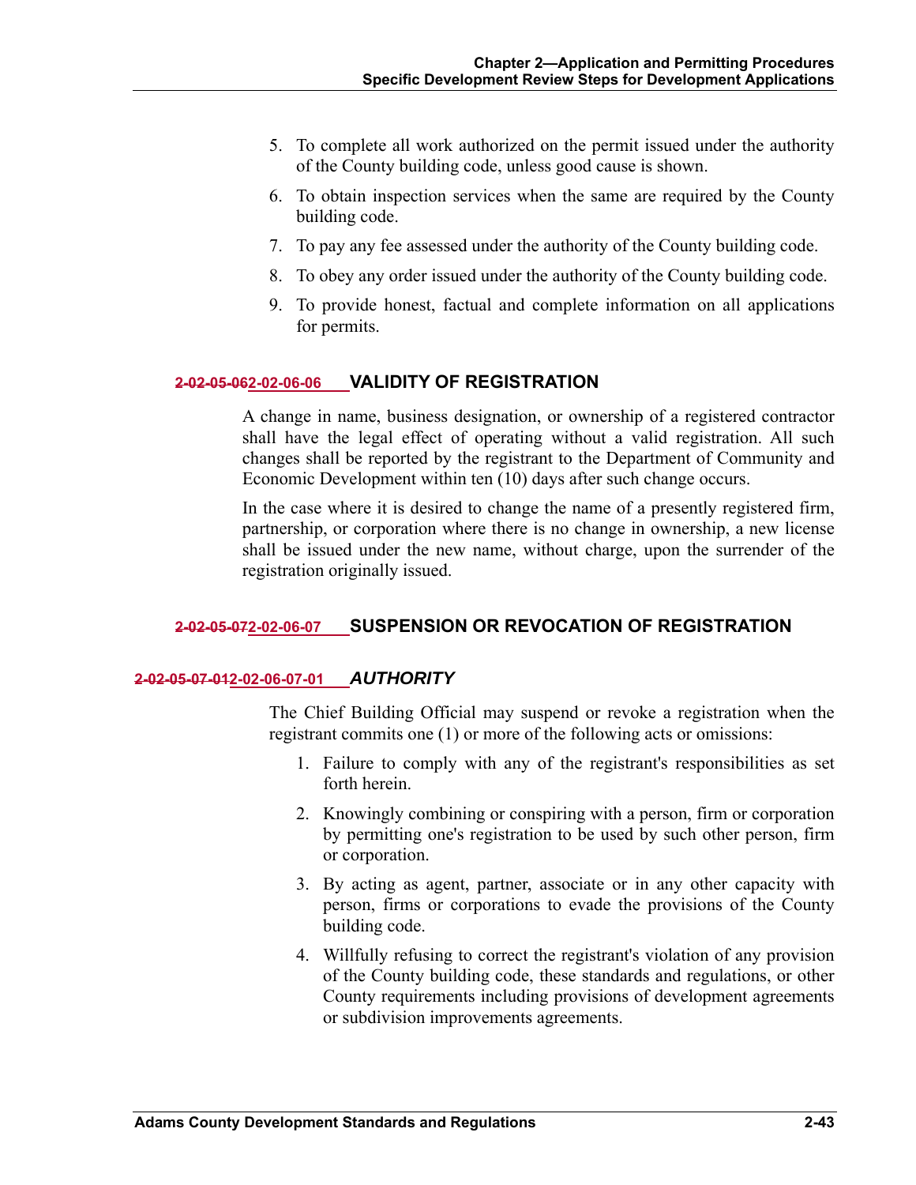5. To complete all work authorized on the permit issued under the authority of the County building code, unless good cause is shown.
6. To obtain inspection services when the same are required by the County building code.
7. To pay any fee assessed under the authority of the County building code.
8. To obey any order issued under the authority of the County building code.
9. To provide honest, factual and complete information on all applications for permits.

## ~~2-02-05-06~~2-02-06-06 VALIDITY OF REGISTRATION

A change in name, business designation, or ownership of a registered contractor shall have the legal effect of operating without a valid registration. All such changes shall be reported by the registrant to the Department of Community and Economic Development within ten (10) days after such change occurs.

In the case where it is desired to change the name of a presently registered firm, partnership, or corporation where there is no change in ownership, a new license shall be issued under the new name, without charge, upon the surrender of the registration originally issued.

## ~~2-02-05-07~~2-02-06-07 SUSPENSION OR REVOCATION OF REGISTRATION

### ~~2-02-05-07-01~~2-02-06-07-01 *AUTHORITY*

The Chief Building Official may suspend or revoke a registration when the registrant commits one (1) or more of the following acts or omissions:

1. Failure to comply with any of the registrant's responsibilities as set forth herein.
2. Knowingly combining or conspiring with a person, firm or corporation by permitting one's registration to be used by such other person, firm or corporation.
3. By acting as agent, partner, associate or in any other capacity with person, firms or corporations to evade the provisions of the County building code.
4. Willfully refusing to correct the registrant's violation of any provision of the County building code, these standards and regulations, or other County requirements including provisions of development agreements or subdivision improvements agreements.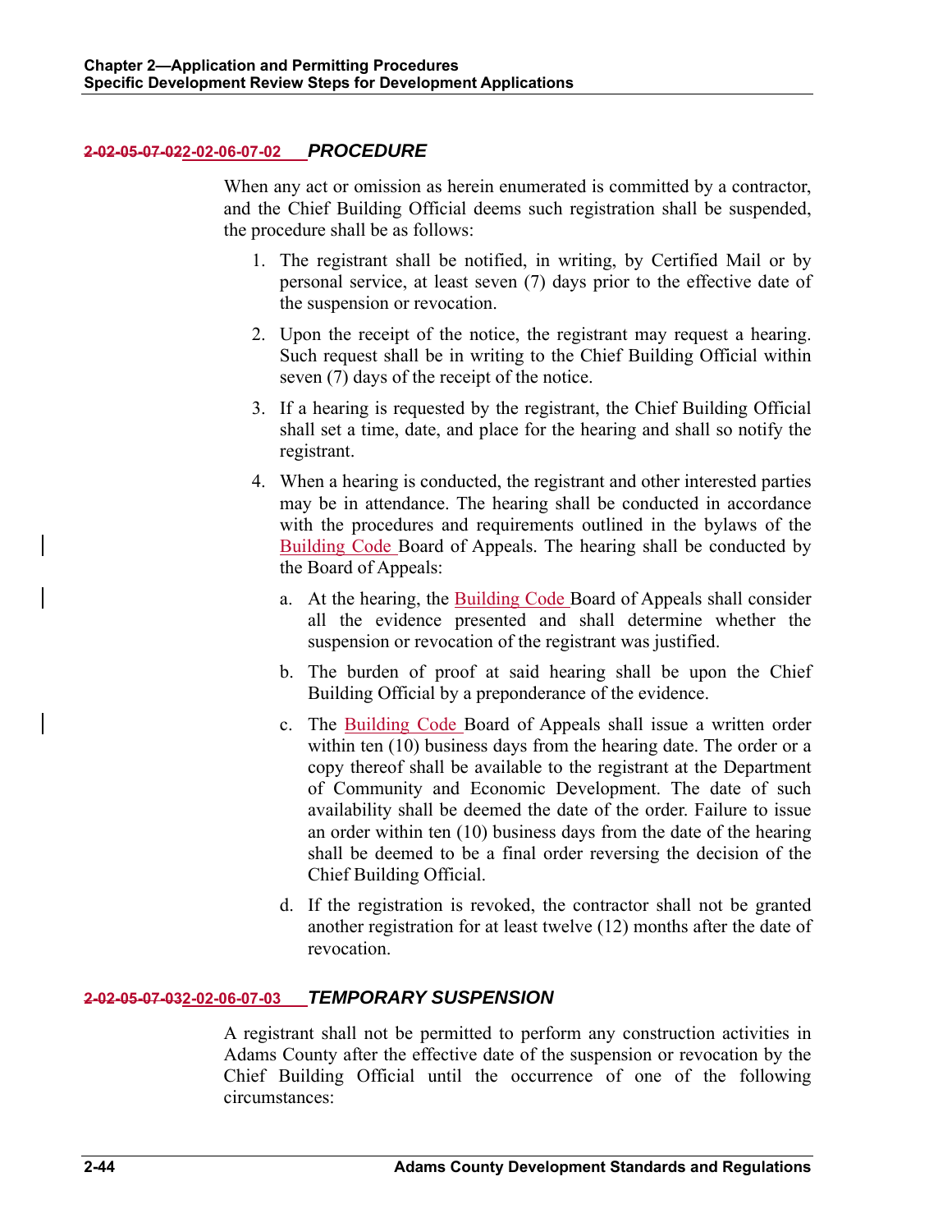#### ~~2-02-05-07-02~~2-02-06-07-02 PROCEDURE

When any act or omission as herein enumerated is committed by a contractor, and the Chief Building Official deems such registration shall be suspended, the procedure shall be as follows:

1. The registrant shall be notified, in writing, by Certified Mail or by personal service, at least seven (7) days prior to the effective date of the suspension or revocation.

2. Upon the receipt of the notice, the registrant may request a hearing. Such request shall be in writing to the Chief Building Official within seven (7) days of the receipt of the notice.

3. If a hearing is requested by the registrant, the Chief Building Official shall set a time, date, and place for the hearing and shall so notify the registrant.

4. When a hearing is conducted, the registrant and other interested parties may be in attendance. The hearing shall be conducted in accordance with the procedures and requirements outlined in the bylaws of the Building Code Board of Appeals. The hearing shall be conducted by the Board of Appeals:

   a. At the hearing, the Building Code Board of Appeals shall consider all the evidence presented and shall determine whether the suspension or revocation of the registrant was justified.

   b. The burden of proof at said hearing shall be upon the Chief Building Official by a preponderance of the evidence.

   c. The Building Code Board of Appeals shall issue a written order within ten (10) business days from the hearing date. The order or a copy thereof shall be available to the registrant at the Department of Community and Economic Development. The date of such availability shall be deemed the date of the order. Failure to issue an order within ten (10) business days from the date of the hearing shall be deemed to be a final order reversing the decision of the Chief Building Official.

   d. If the registration is revoked, the contractor shall not be granted another registration for at least twelve (12) months after the date of revocation.

#### ~~2-02-05-07-03~~2-02-06-07-03 TEMPORARY SUSPENSION

A registrant shall not be permitted to perform any construction activities in Adams County after the effective date of the suspension or revocation by the Chief Building Official until the occurrence of one of the following circumstances: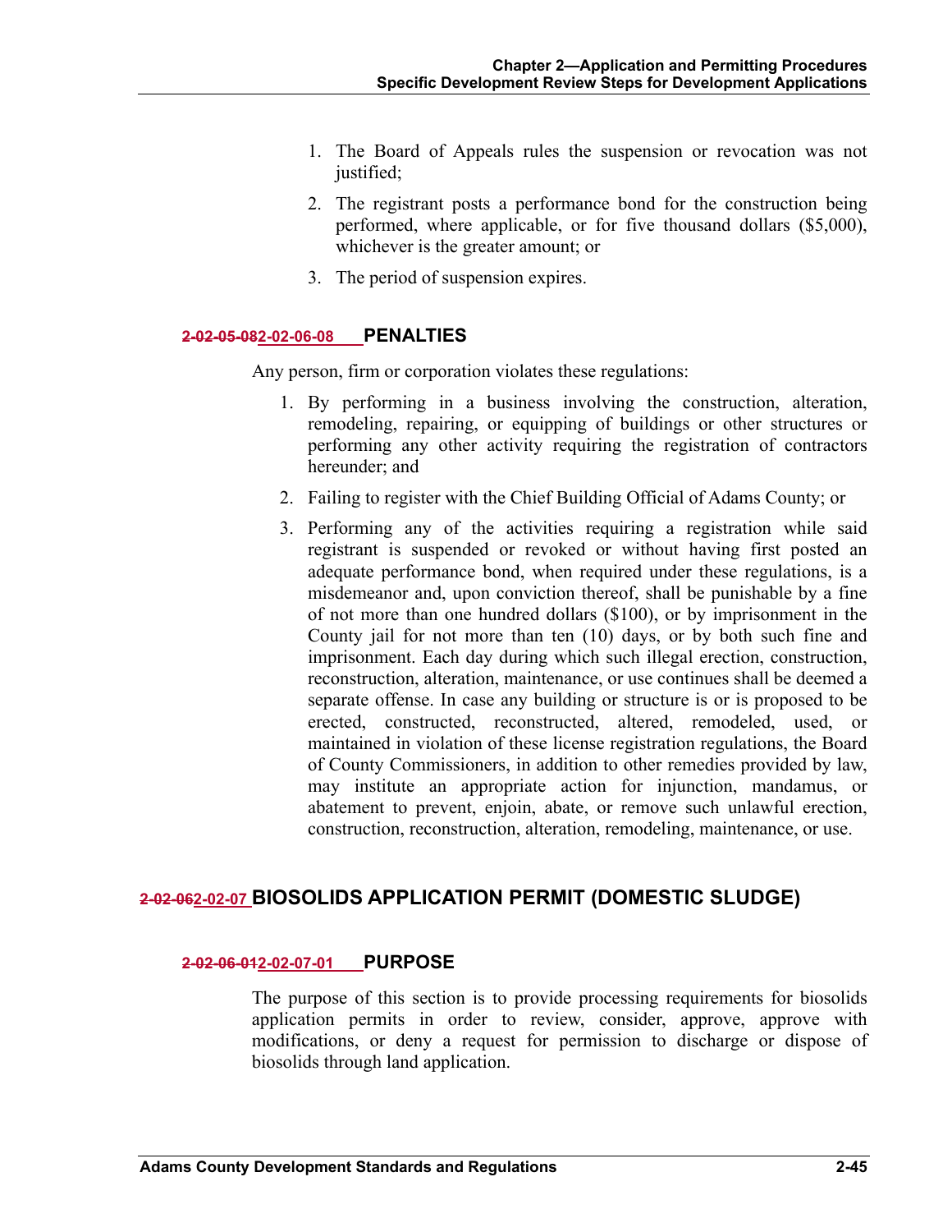1. The Board of Appeals rules the suspension or revocation was not justified;
2. The registrant posts a performance bond for the construction being performed, where applicable, or for five thousand dollars ($5,000), whichever is the greater amount; or
3. The period of suspension expires.

### ~~2-02-05-08~~2-02-06-08 PENALTIES

Any person, firm or corporation violates these regulations:

1. By performing in a business involving the construction, alteration, remodeling, repairing, or equipping of buildings or other structures or performing any other activity requiring the registration of contractors hereunder; and
2. Failing to register with the Chief Building Official of Adams County; or
3. Performing any of the activities requiring a registration while said registrant is suspended or revoked or without having first posted an adequate performance bond, when required under these regulations, is a misdemeanor and, upon conviction thereof, shall be punishable by a fine of not more than one hundred dollars ($100), or by imprisonment in the County jail for not more than ten (10) days, or by both such fine and imprisonment. Each day during which such illegal erection, construction, reconstruction, alteration, maintenance, or use continues shall be deemed a separate offense. In case any building or structure is or is proposed to be erected, constructed, reconstructed, altered, remodeled, used, or maintained in violation of these license registration regulations, the Board of County Commissioners, in addition to other remedies provided by law, may institute an appropriate action for injunction, mandamus, or abatement to prevent, enjoin, abate, or remove such unlawful erection, construction, reconstruction, alteration, remodeling, maintenance, or use.

## ~~2-02-06~~2-02-07 BIOSOLIDS APPLICATION PERMIT (DOMESTIC SLUDGE)

### ~~2-02-06-01~~2-02-07-01 PURPOSE

The purpose of this section is to provide processing requirements for biosolids application permits in order to review, consider, approve, approve with modifications, or deny a request for permission to discharge or dispose of biosolids through land application.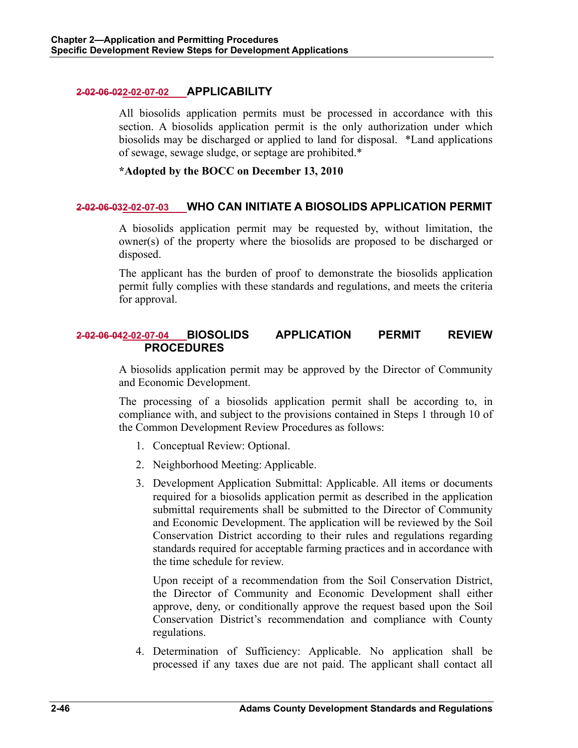### ~~2-02-06-02~~2-02-07-02 APPLICABILITY

All biosolids application permits must be processed in accordance with this section. A biosolids application permit is the only authorization under which biosolids may be discharged or applied to land for disposal. *Land applications of sewage, sewage sludge, or septage are prohibited.*

**\*Adopted by the BOCC on December 13, 2010**

### ~~2-02-06-03~~2-02-07-03 WHO CAN INITIATE A BIOSOLIDS APPLICATION PERMIT

A biosolids application permit may be requested by, without limitation, the owner(s) of the property where the biosolids are proposed to be discharged or disposed.

The applicant has the burden of proof to demonstrate the biosolids application permit fully complies with these standards and regulations, and meets the criteria for approval.

### ~~2-02-06-04~~2-02-07-04 BIOSOLIDS APPLICATION PERMIT REVIEW PROCEDURES

A biosolids application permit may be approved by the Director of Community and Economic Development.

The processing of a biosolids application permit shall be according to, in compliance with, and subject to the provisions contained in Steps 1 through 10 of the Common Development Review Procedures as follows:

1. Conceptual Review: Optional.
2. Neighborhood Meeting: Applicable.
3. Development Application Submittal: Applicable. All items or documents required for a biosolids application permit as described in the application submittal requirements shall be submitted to the Director of Community and Economic Development. The application will be reviewed by the Soil Conservation District according to their rules and regulations regarding standards required for acceptable farming practices and in accordance with the time schedule for review.

   Upon receipt of a recommendation from the Soil Conservation District, the Director of Community and Economic Development shall either approve, deny, or conditionally approve the request based upon the Soil Conservation District's recommendation and compliance with County regulations.
4. Determination of Sufficiency: Applicable. No application shall be processed if any taxes due are not paid. The applicant shall contact all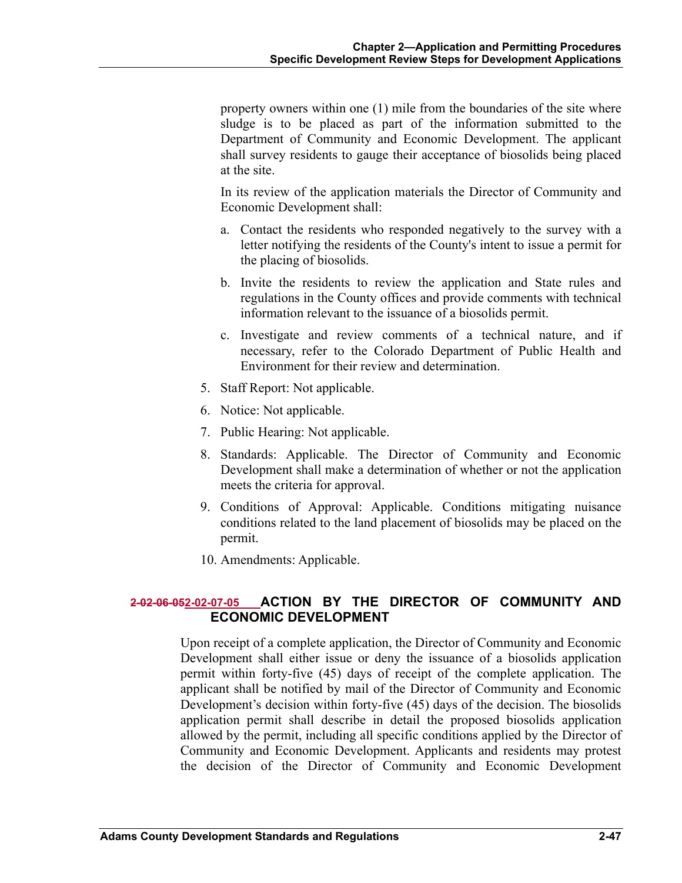property owners within one (1) mile from the boundaries of the site where sludge is to be placed as part of the information submitted to the Department of Community and Economic Development. The applicant shall survey residents to gauge their acceptance of biosolids being placed at the site.

In its review of the application materials the Director of Community and Economic Development shall:

a. Contact the residents who responded negatively to the survey with a letter notifying the residents of the County's intent to issue a permit for the placing of biosolids.

b. Invite the residents to review the application and State rules and regulations in the County offices and provide comments with technical information relevant to the issuance of a biosolids permit.

c. Investigate and review comments of a technical nature, and if necessary, refer to the Colorado Department of Public Health and Environment for their review and determination.

5. Staff Report: Not applicable.

6. Notice: Not applicable.

7. Public Hearing: Not applicable.

8. Standards: Applicable. The Director of Community and Economic Development shall make a determination of whether or not the application meets the criteria for approval.

9. Conditions of Approval: Applicable. Conditions mitigating nuisance conditions related to the land placement of biosolids may be placed on the permit.

10. Amendments: Applicable.

## ~~2-02-06-05~~2-02-07-05 ACTION BY THE DIRECTOR OF COMMUNITY AND ECONOMIC DEVELOPMENT

Upon receipt of a complete application, the Director of Community and Economic Development shall either issue or deny the issuance of a biosolids application permit within forty-five (45) days of receipt of the complete application. The applicant shall be notified by mail of the Director of Community and Economic Development's decision within forty-five (45) days of the decision. The biosolids application permit shall describe in detail the proposed biosolids application allowed by the permit, including all specific conditions applied by the Director of Community and Economic Development. Applicants and residents may protest the decision of the Director of Community and Economic Development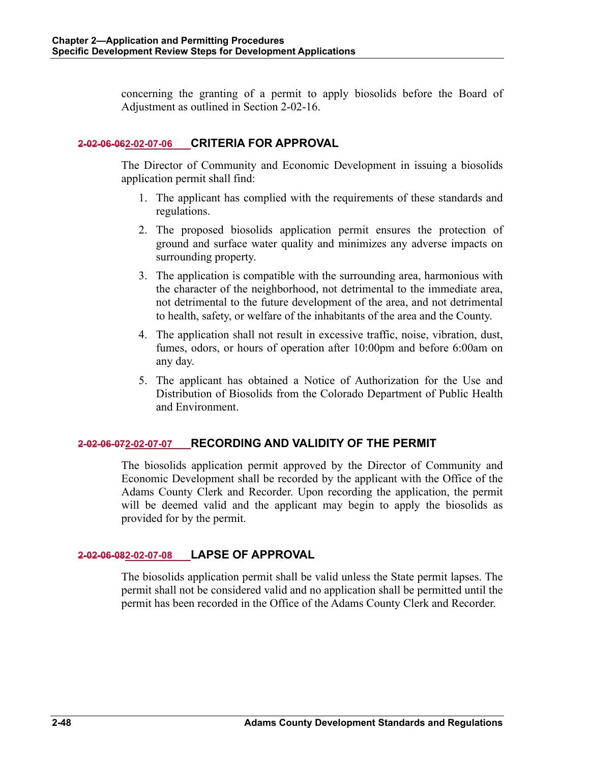concerning the granting of a permit to apply biosolids before the Board of Adjustment as outlined in Section 2-02-16.

### ~~2-02-06-06~~2-02-07-06 CRITERIA FOR APPROVAL

The Director of Community and Economic Development in issuing a biosolids application permit shall find:

1. The applicant has complied with the requirements of these standards and regulations.
2. The proposed biosolids application permit ensures the protection of ground and surface water quality and minimizes any adverse impacts on surrounding property.
3. The application is compatible with the surrounding area, harmonious with the character of the neighborhood, not detrimental to the immediate area, not detrimental to the future development of the area, and not detrimental to health, safety, or welfare of the inhabitants of the area and the County.
4. The application shall not result in excessive traffic, noise, vibration, dust, fumes, odors, or hours of operation after 10:00pm and before 6:00am on any day.
5. The applicant has obtained a Notice of Authorization for the Use and Distribution of Biosolids from the Colorado Department of Public Health and Environment.

### ~~2-02-06-07~~2-02-07-07 RECORDING AND VALIDITY OF THE PERMIT

The biosolids application permit approved by the Director of Community and Economic Development shall be recorded by the applicant with the Office of the Adams County Clerk and Recorder. Upon recording the application, the permit will be deemed valid and the applicant may begin to apply the biosolids as provided for by the permit.

### ~~2-02-06-08~~2-02-07-08 LAPSE OF APPROVAL

The biosolids application permit shall be valid unless the State permit lapses. The permit shall not be considered valid and no application shall be permitted until the permit has been recorded in the Office of the Adams County Clerk and Recorder.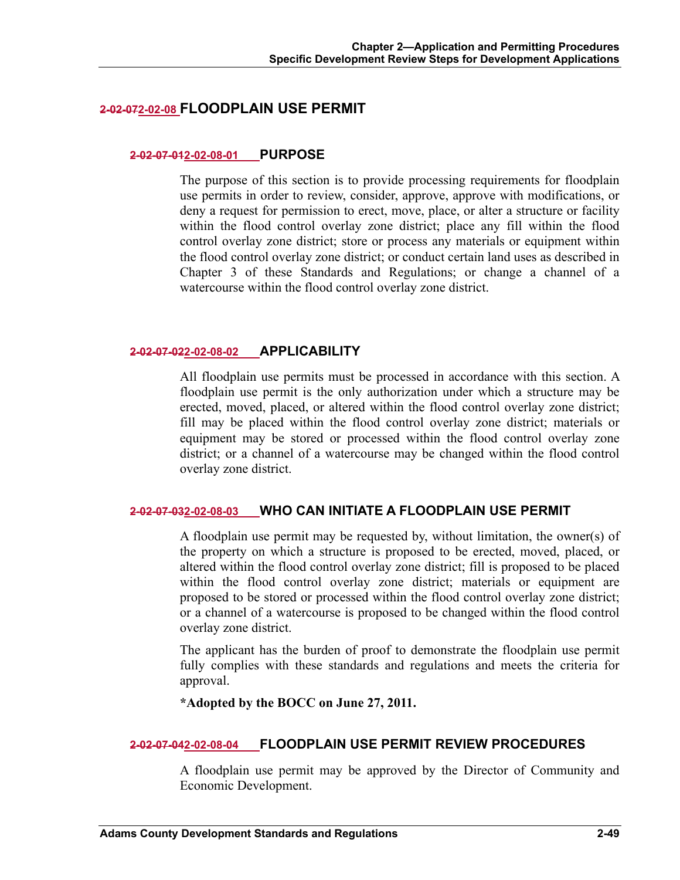## ~~2-02-07~~2-02-08 FLOODPLAIN USE PERMIT

### ~~2-02-07-01~~2-02-08-01 PURPOSE

The purpose of this section is to provide processing requirements for floodplain use permits in order to review, consider, approve, approve with modifications, or deny a request for permission to erect, move, place, or alter a structure or facility within the flood control overlay zone district; place any fill within the flood control overlay zone district; store or process any materials or equipment within the flood control overlay zone district; or conduct certain land uses as described in Chapter 3 of these Standards and Regulations; or change a channel of a watercourse within the flood control overlay zone district.

### ~~2-02-07-02~~2-02-08-02 APPLICABILITY

All floodplain use permits must be processed in accordance with this section. A floodplain use permit is the only authorization under which a structure may be erected, moved, placed, or altered within the flood control overlay zone district; fill may be placed within the flood control overlay zone district; materials or equipment may be stored or processed within the flood control overlay zone district; or a channel of a watercourse may be changed within the flood control overlay zone district.

### ~~2-02-07-03~~2-02-08-03 WHO CAN INITIATE A FLOODPLAIN USE PERMIT

A floodplain use permit may be requested by, without limitation, the owner(s) of the property on which a structure is proposed to be erected, moved, placed, or altered within the flood control overlay zone district; fill is proposed to be placed within the flood control overlay zone district; materials or equipment are proposed to be stored or processed within the flood control overlay zone district; or a channel of a watercourse is proposed to be changed within the flood control overlay zone district.

The applicant has the burden of proof to demonstrate the floodplain use permit fully complies with these standards and regulations and meets the criteria for approval.

**\*Adopted by the BOCC on June 27, 2011.**

### ~~2-02-07-04~~2-02-08-04 FLOODPLAIN USE PERMIT REVIEW PROCEDURES

A floodplain use permit may be approved by the Director of Community and Economic Development.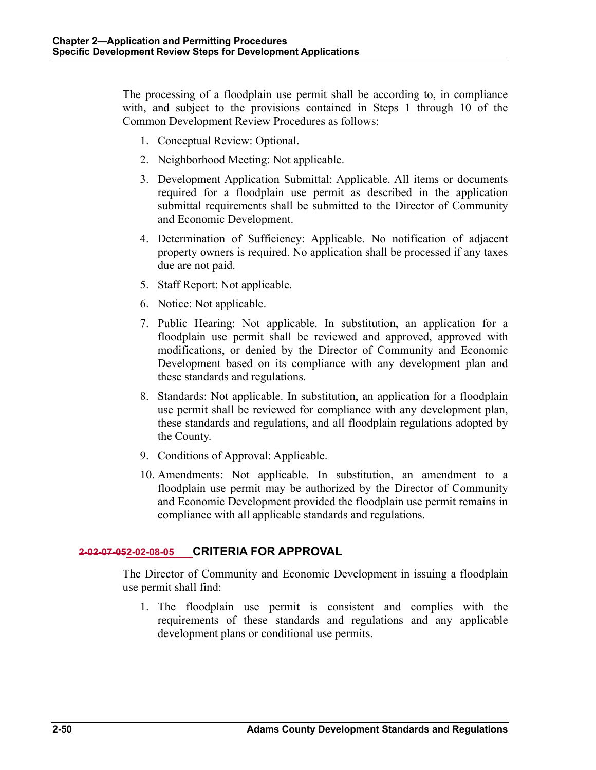The processing of a floodplain use permit shall be according to, in compliance with, and subject to the provisions contained in Steps 1 through 10 of the Common Development Review Procedures as follows:

1. Conceptual Review: Optional.
2. Neighborhood Meeting: Not applicable.
3. Development Application Submittal: Applicable. All items or documents required for a floodplain use permit as described in the application submittal requirements shall be submitted to the Director of Community and Economic Development.
4. Determination of Sufficiency: Applicable. No notification of adjacent property owners is required. No application shall be processed if any taxes due are not paid.
5. Staff Report: Not applicable.
6. Notice: Not applicable.
7. Public Hearing: Not applicable. In substitution, an application for a floodplain use permit shall be reviewed and approved, approved with modifications, or denied by the Director of Community and Economic Development based on its compliance with any development plan and these standards and regulations.
8. Standards: Not applicable. In substitution, an application for a floodplain use permit shall be reviewed for compliance with any development plan, these standards and regulations, and all floodplain regulations adopted by the County.
9. Conditions of Approval: Applicable.
10. Amendments: Not applicable. In substitution, an amendment to a floodplain use permit may be authorized by the Director of Community and Economic Development provided the floodplain use permit remains in compliance with all applicable standards and regulations.

### ~~2-02-07-05~~2-02-08-05 CRITERIA FOR APPROVAL

The Director of Community and Economic Development in issuing a floodplain use permit shall find:

1. The floodplain use permit is consistent and complies with the requirements of these standards and regulations and any applicable development plans or conditional use permits.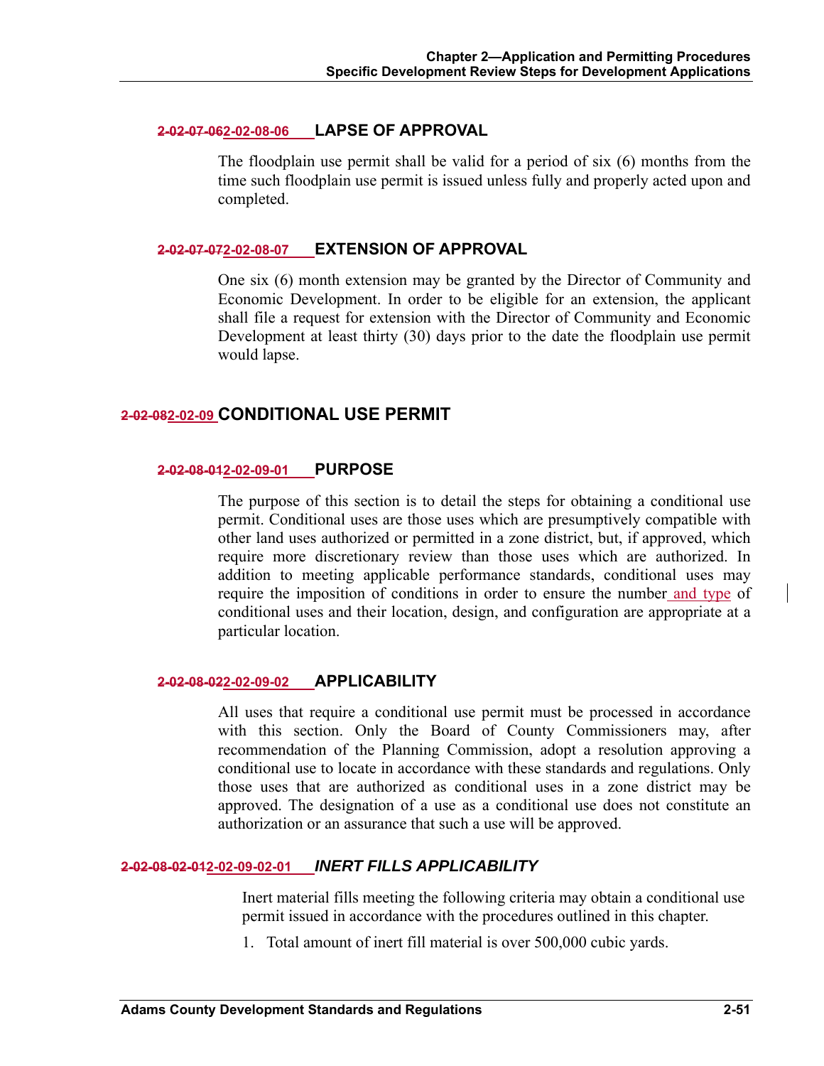### ~~2-02-07-06~~2-02-08-06 LAPSE OF APPROVAL

The floodplain use permit shall be valid for a period of six (6) months from the time such floodplain use permit is issued unless fully and properly acted upon and completed.

### ~~2-02-07-07~~2-02-08-07 EXTENSION OF APPROVAL

One six (6) month extension may be granted by the Director of Community and Economic Development. In order to be eligible for an extension, the applicant shall file a request for extension with the Director of Community and Economic Development at least thirty (30) days prior to the date the floodplain use permit would lapse.

## ~~2-02-08~~2-02-09 CONDITIONAL USE PERMIT

### ~~2-02-08-01~~2-02-09-01 PURPOSE

The purpose of this section is to detail the steps for obtaining a conditional use permit. Conditional uses are those uses which are presumptively compatible with other land uses authorized or permitted in a zone district, but, if approved, which require more discretionary review than those uses which are authorized. In addition to meeting applicable performance standards, conditional uses may require the imposition of conditions in order to ensure the number and type of conditional uses and their location, design, and configuration are appropriate at a particular location.

### ~~2-02-08-02~~2-02-09-02 APPLICABILITY

All uses that require a conditional use permit must be processed in accordance with this section. Only the Board of County Commissioners may, after recommendation of the Planning Commission, adopt a resolution approving a conditional use to locate in accordance with these standards and regulations. Only those uses that are authorized as conditional uses in a zone district may be approved. The designation of a use as a conditional use does not constitute an authorization or an assurance that such a use will be approved.

#### ~~2-02-08-02-01~~2-02-09-02-01 *INERT FILLS APPLICABILITY*

Inert material fills meeting the following criteria may obtain a conditional use permit issued in accordance with the procedures outlined in this chapter.

1. Total amount of inert fill material is over 500,000 cubic yards.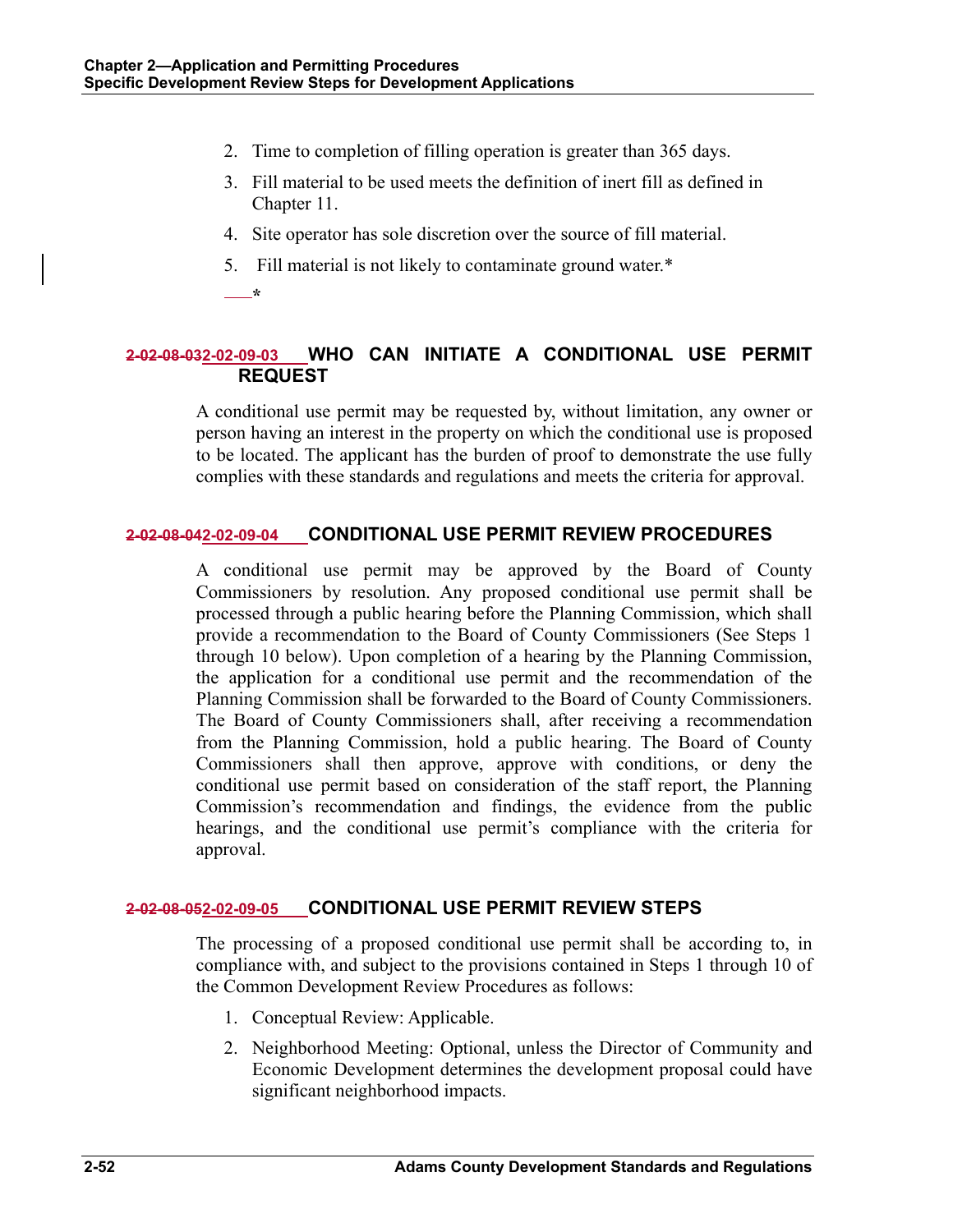2. Time to completion of filling operation is greater than 365 days.
3. Fill material to be used meets the definition of inert fill as defined in Chapter 11.
4. Site operator has sole discretion over the source of fill material.
5. Fill material is not likely to contaminate ground water.*

*

## ~~2-02-08-03~~2-02-09-03 WHO CAN INITIATE A CONDITIONAL USE PERMIT REQUEST

A conditional use permit may be requested by, without limitation, any owner or person having an interest in the property on which the conditional use is proposed to be located. The applicant has the burden of proof to demonstrate the use fully complies with these standards and regulations and meets the criteria for approval.

## ~~2-02-08-04~~2-02-09-04 CONDITIONAL USE PERMIT REVIEW PROCEDURES

A conditional use permit may be approved by the Board of County Commissioners by resolution. Any proposed conditional use permit shall be processed through a public hearing before the Planning Commission, which shall provide a recommendation to the Board of County Commissioners (See Steps 1 through 10 below). Upon completion of a hearing by the Planning Commission, the application for a conditional use permit and the recommendation of the Planning Commission shall be forwarded to the Board of County Commissioners. The Board of County Commissioners shall, after receiving a recommendation from the Planning Commission, hold a public hearing. The Board of County Commissioners shall then approve, approve with conditions, or deny the conditional use permit based on consideration of the staff report, the Planning Commission's recommendation and findings, the evidence from the public hearings, and the conditional use permit's compliance with the criteria for approval.

## ~~2-02-08-05~~2-02-09-05 CONDITIONAL USE PERMIT REVIEW STEPS

The processing of a proposed conditional use permit shall be according to, in compliance with, and subject to the provisions contained in Steps 1 through 10 of the Common Development Review Procedures as follows:

1. Conceptual Review: Applicable.
2. Neighborhood Meeting: Optional, unless the Director of Community and Economic Development determines the development proposal could have significant neighborhood impacts.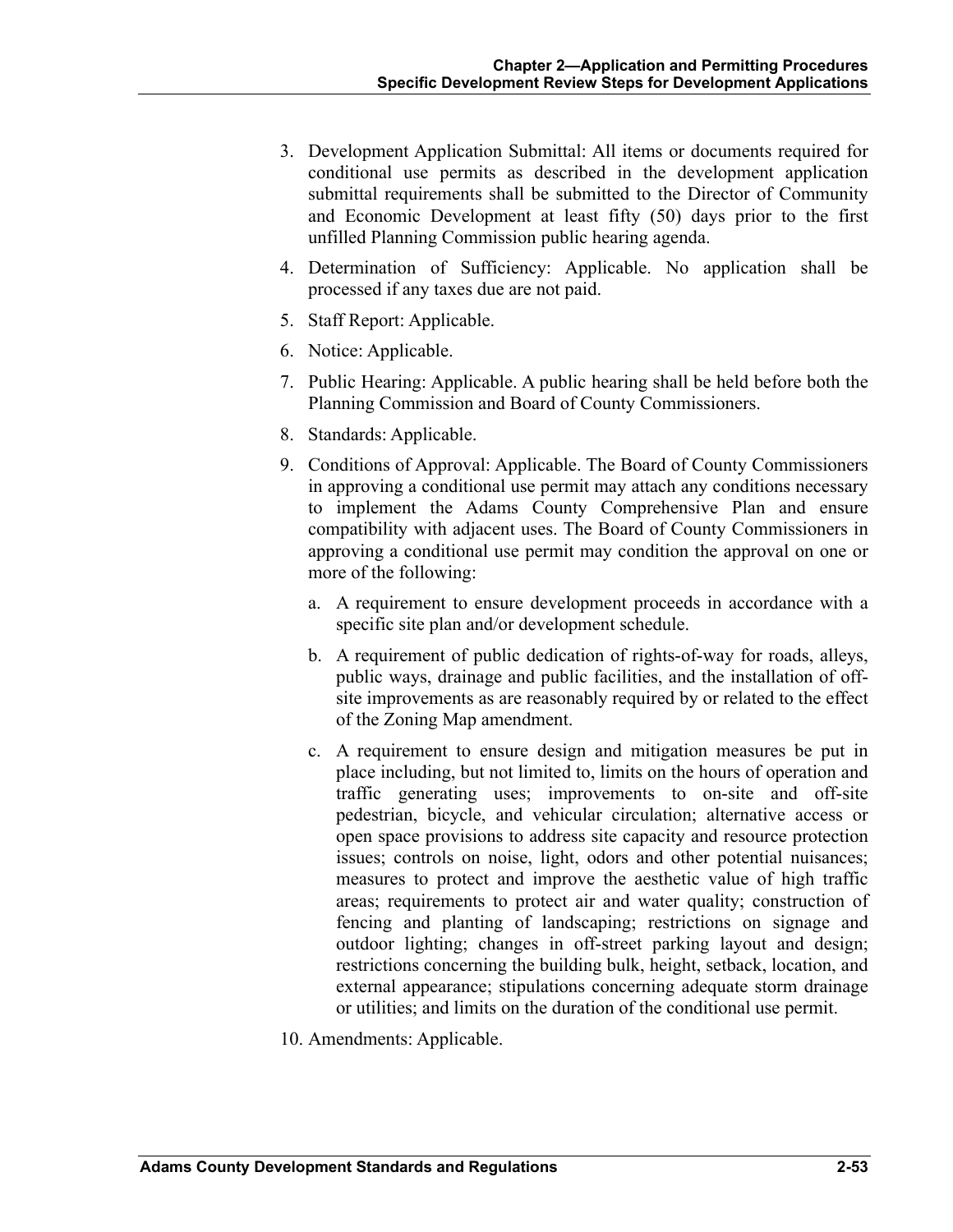3. Development Application Submittal: All items or documents required for conditional use permits as described in the development application submittal requirements shall be submitted to the Director of Community and Economic Development at least fifty (50) days prior to the first unfilled Planning Commission public hearing agenda.
4. Determination of Sufficiency: Applicable. No application shall be processed if any taxes due are not paid.
5. Staff Report: Applicable.
6. Notice: Applicable.
7. Public Hearing: Applicable. A public hearing shall be held before both the Planning Commission and Board of County Commissioners.
8. Standards: Applicable.
9. Conditions of Approval: Applicable. The Board of County Commissioners in approving a conditional use permit may attach any conditions necessary to implement the Adams County Comprehensive Plan and ensure compatibility with adjacent uses. The Board of County Commissioners in approving a conditional use permit may condition the approval on one or more of the following:
   a. A requirement to ensure development proceeds in accordance with a specific site plan and/or development schedule.
   b. A requirement of public dedication of rights-of-way for roads, alleys, public ways, drainage and public facilities, and the installation of off-site improvements as are reasonably required by or related to the effect of the Zoning Map amendment.
   c. A requirement to ensure design and mitigation measures be put in place including, but not limited to, limits on the hours of operation and traffic generating uses; improvements to on-site and off-site pedestrian, bicycle, and vehicular circulation; alternative access or open space provisions to address site capacity and resource protection issues; controls on noise, light, odors and other potential nuisances; measures to protect and improve the aesthetic value of high traffic areas; requirements to protect air and water quality; construction of fencing and planting of landscaping; restrictions on signage and outdoor lighting; changes in off-street parking layout and design; restrictions concerning the building bulk, height, setback, location, and external appearance; stipulations concerning adequate storm drainage or utilities; and limits on the duration of the conditional use permit.
10. Amendments: Applicable.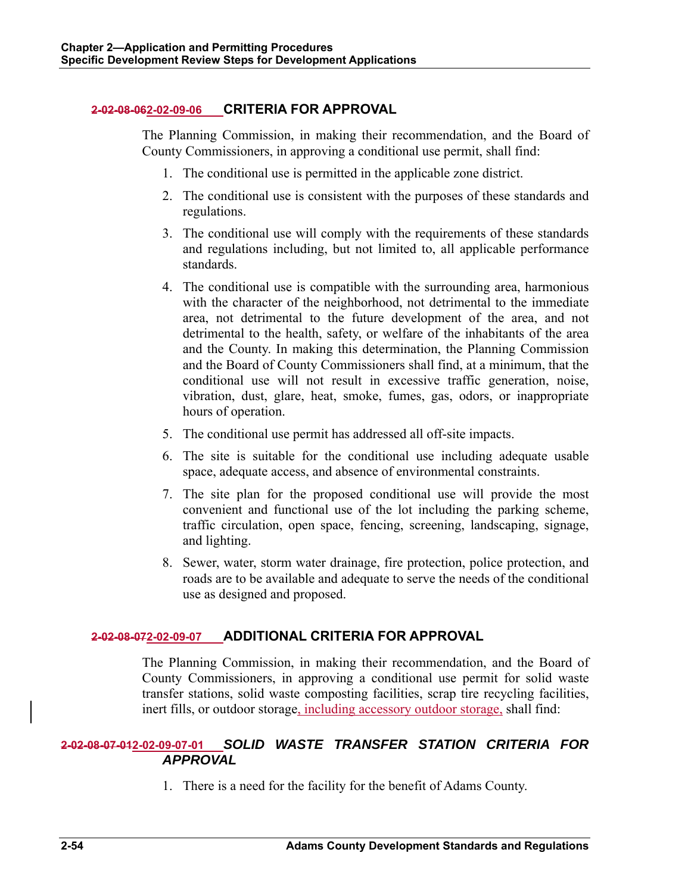## ~~2-02-08-06~~2-02-09-06 CRITERIA FOR APPROVAL

The Planning Commission, in making their recommendation, and the Board of County Commissioners, in approving a conditional use permit, shall find:

1. The conditional use is permitted in the applicable zone district.
2. The conditional use is consistent with the purposes of these standards and regulations.
3. The conditional use will comply with the requirements of these standards and regulations including, but not limited to, all applicable performance standards.
4. The conditional use is compatible with the surrounding area, harmonious with the character of the neighborhood, not detrimental to the immediate area, not detrimental to the future development of the area, and not detrimental to the health, safety, or welfare of the inhabitants of the area and the County. In making this determination, the Planning Commission and the Board of County Commissioners shall find, at a minimum, that the conditional use will not result in excessive traffic generation, noise, vibration, dust, glare, heat, smoke, fumes, gas, odors, or inappropriate hours of operation.
5. The conditional use permit has addressed all off-site impacts.
6. The site is suitable for the conditional use including adequate usable space, adequate access, and absence of environmental constraints.
7. The site plan for the proposed conditional use will provide the most convenient and functional use of the lot including the parking scheme, traffic circulation, open space, fencing, screening, landscaping, signage, and lighting.
8. Sewer, water, storm water drainage, fire protection, police protection, and roads are to be available and adequate to serve the needs of the conditional use as designed and proposed.

## ~~2-02-08-07~~2-02-09-07 ADDITIONAL CRITERIA FOR APPROVAL

The Planning Commission, in making their recommendation, and the Board of County Commissioners, in approving a conditional use permit for solid waste transfer stations, solid waste composting facilities, scrap tire recycling facilities, inert fills, or outdoor storage, including accessory outdoor storage, shall find:

### ~~2-02-08-07-01~~2-02-09-07-01 *SOLID WASTE TRANSFER STATION CRITERIA FOR APPROVAL*

1. There is a need for the facility for the benefit of Adams County.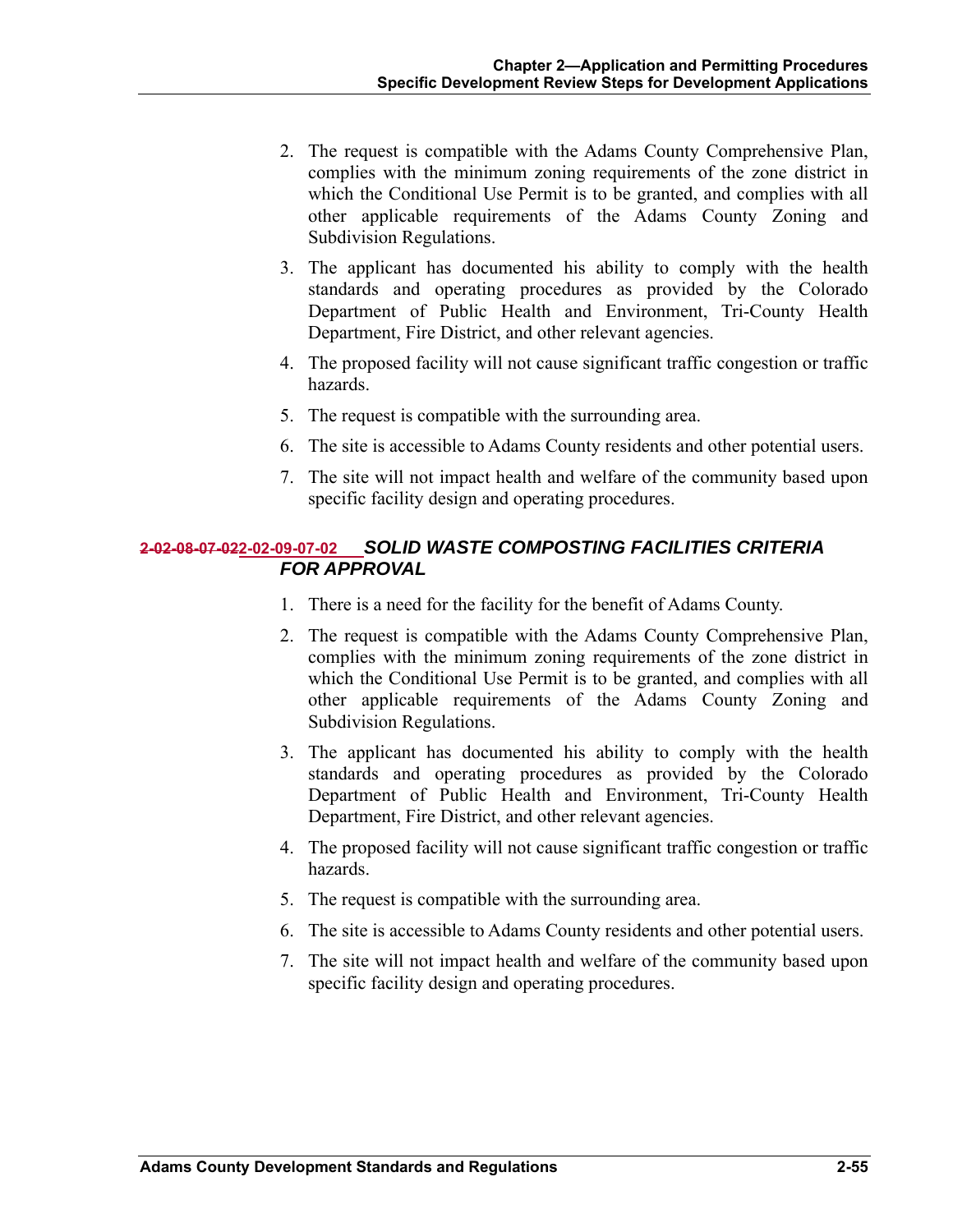2. The request is compatible with the Adams County Comprehensive Plan, complies with the minimum zoning requirements of the zone district in which the Conditional Use Permit is to be granted, and complies with all other applicable requirements of the Adams County Zoning and Subdivision Regulations.
3. The applicant has documented his ability to comply with the health standards and operating procedures as provided by the Colorado Department of Public Health and Environment, Tri-County Health Department, Fire District, and other relevant agencies.
4. The proposed facility will not cause significant traffic congestion or traffic hazards.
5. The request is compatible with the surrounding area.
6. The site is accessible to Adams County residents and other potential users.
7. The site will not impact health and welfare of the community based upon specific facility design and operating procedures.

### ~~2-02-08-07-02~~2-02-09-07-02 *SOLID WASTE COMPOSTING FACILITIES CRITERIA FOR APPROVAL*

1. There is a need for the facility for the benefit of Adams County.
2. The request is compatible with the Adams County Comprehensive Plan, complies with the minimum zoning requirements of the zone district in which the Conditional Use Permit is to be granted, and complies with all other applicable requirements of the Adams County Zoning and Subdivision Regulations.
3. The applicant has documented his ability to comply with the health standards and operating procedures as provided by the Colorado Department of Public Health and Environment, Tri-County Health Department, Fire District, and other relevant agencies.
4. The proposed facility will not cause significant traffic congestion or traffic hazards.
5. The request is compatible with the surrounding area.
6. The site is accessible to Adams County residents and other potential users.
7. The site will not impact health and welfare of the community based upon specific facility design and operating procedures.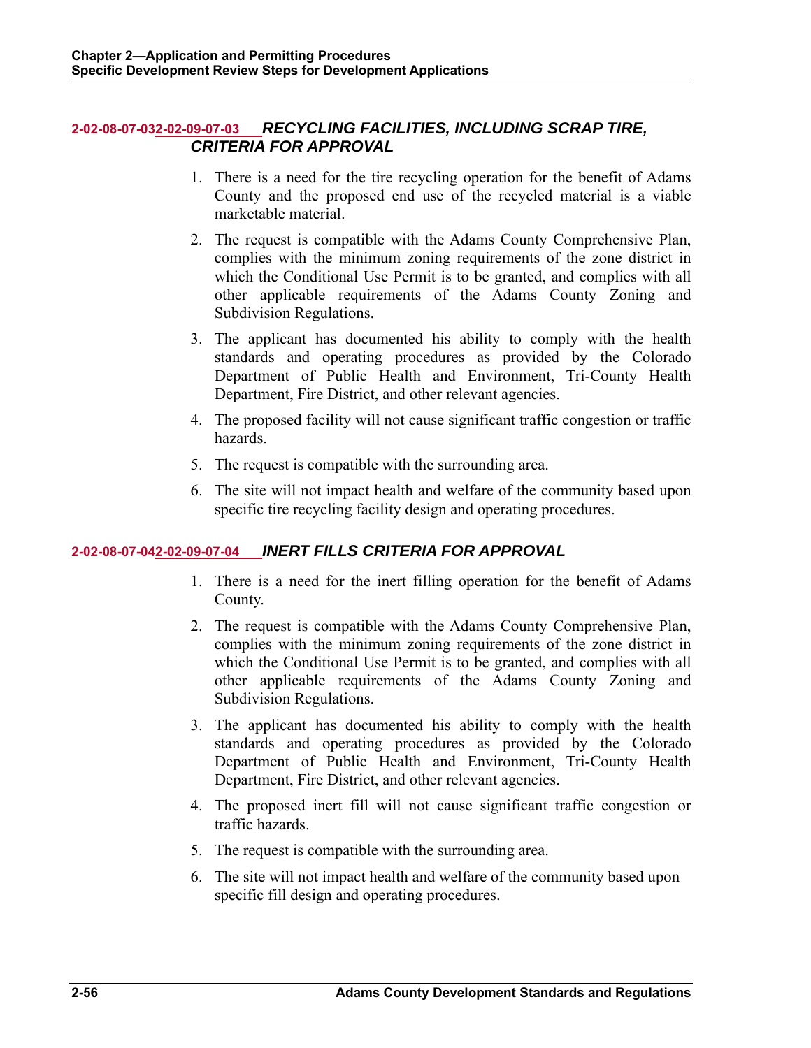### ~~2-02-08-07-03~~2-02-09-07-03 *RECYCLING FACILITIES, INCLUDING SCRAP TIRE, CRITERIA FOR APPROVAL*

1. There is a need for the tire recycling operation for the benefit of Adams County and the proposed end use of the recycled material is a viable marketable material.
2. The request is compatible with the Adams County Comprehensive Plan, complies with the minimum zoning requirements of the zone district in which the Conditional Use Permit is to be granted, and complies with all other applicable requirements of the Adams County Zoning and Subdivision Regulations.
3. The applicant has documented his ability to comply with the health standards and operating procedures as provided by the Colorado Department of Public Health and Environment, Tri-County Health Department, Fire District, and other relevant agencies.
4. The proposed facility will not cause significant traffic congestion or traffic hazards.
5. The request is compatible with the surrounding area.
6. The site will not impact health and welfare of the community based upon specific tire recycling facility design and operating procedures.

### ~~2-02-08-07-04~~2-02-09-07-04 *INERT FILLS CRITERIA FOR APPROVAL*

1. There is a need for the inert filling operation for the benefit of Adams County.
2. The request is compatible with the Adams County Comprehensive Plan, complies with the minimum zoning requirements of the zone district in which the Conditional Use Permit is to be granted, and complies with all other applicable requirements of the Adams County Zoning and Subdivision Regulations.
3. The applicant has documented his ability to comply with the health standards and operating procedures as provided by the Colorado Department of Public Health and Environment, Tri-County Health Department, Fire District, and other relevant agencies.
4. The proposed inert fill will not cause significant traffic congestion or traffic hazards.
5. The request is compatible with the surrounding area.
6. The site will not impact health and welfare of the community based upon specific fill design and operating procedures.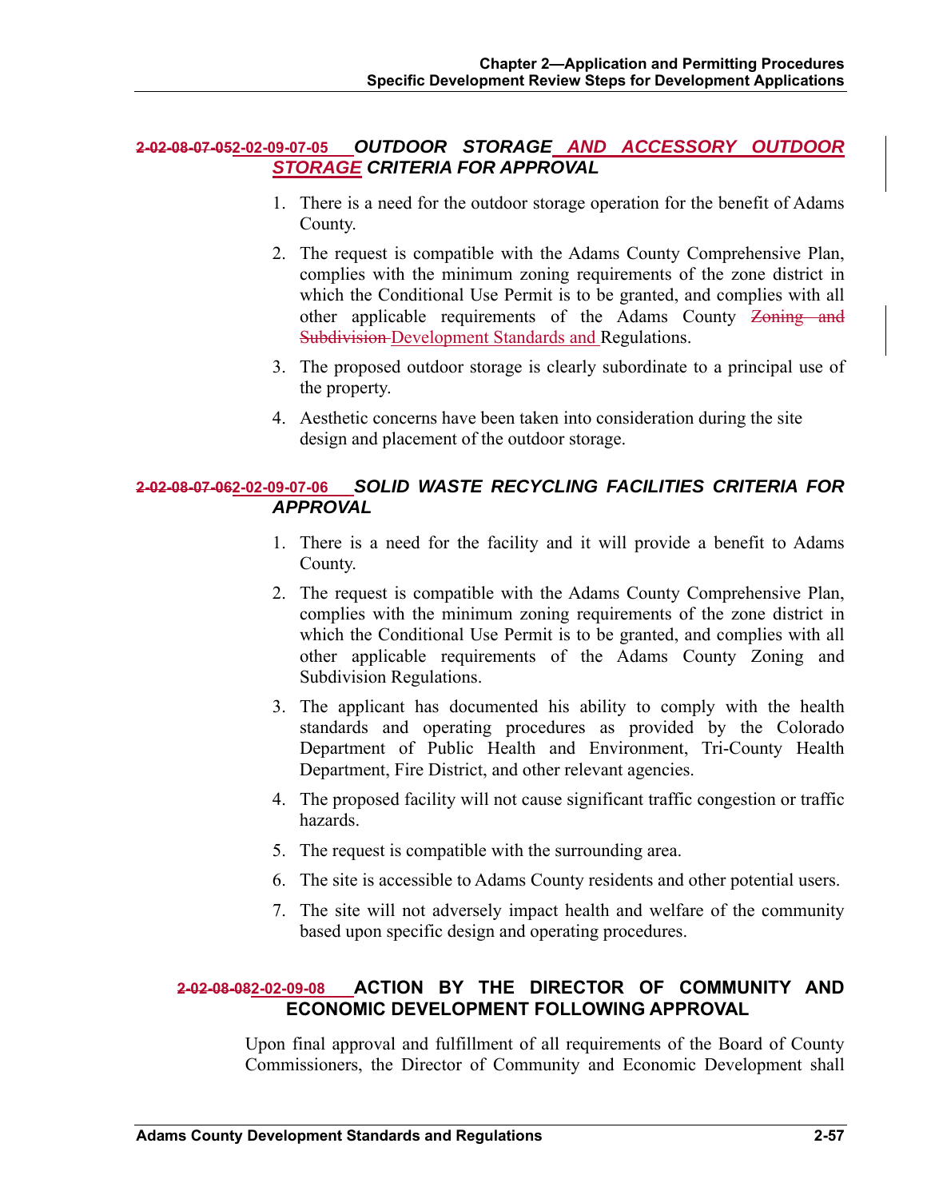### ~~2-02-08-07-05~~2-02-09-07-05 OUTDOOR STORAGE AND ACCESSORY OUTDOOR STORAGE CRITERIA FOR APPROVAL

1. There is a need for the outdoor storage operation for the benefit of Adams County.
2. The request is compatible with the Adams County Comprehensive Plan, complies with the minimum zoning requirements of the zone district in which the Conditional Use Permit is to be granted, and complies with all other applicable requirements of the Adams County ~~Zoning and Subdivision~~ Development Standards and Regulations.
3. The proposed outdoor storage is clearly subordinate to a principal use of the property.
4. Aesthetic concerns have been taken into consideration during the site design and placement of the outdoor storage.

### ~~2-02-08-07-06~~2-02-09-07-06 SOLID WASTE RECYCLING FACILITIES CRITERIA FOR APPROVAL

1. There is a need for the facility and it will provide a benefit to Adams County.
2. The request is compatible with the Adams County Comprehensive Plan, complies with the minimum zoning requirements of the zone district in which the Conditional Use Permit is to be granted, and complies with all other applicable requirements of the Adams County Zoning and Subdivision Regulations.
3. The applicant has documented his ability to comply with the health standards and operating procedures as provided by the Colorado Department of Public Health and Environment, Tri-County Health Department, Fire District, and other relevant agencies.
4. The proposed facility will not cause significant traffic congestion or traffic hazards.
5. The request is compatible with the surrounding area.
6. The site is accessible to Adams County residents and other potential users.
7. The site will not adversely impact health and welfare of the community based upon specific design and operating procedures.

## ~~2-02-08-08~~2-02-09-08 ACTION BY THE DIRECTOR OF COMMUNITY AND ECONOMIC DEVELOPMENT FOLLOWING APPROVAL

Upon final approval and fulfillment of all requirements of the Board of County Commissioners, the Director of Community and Economic Development shall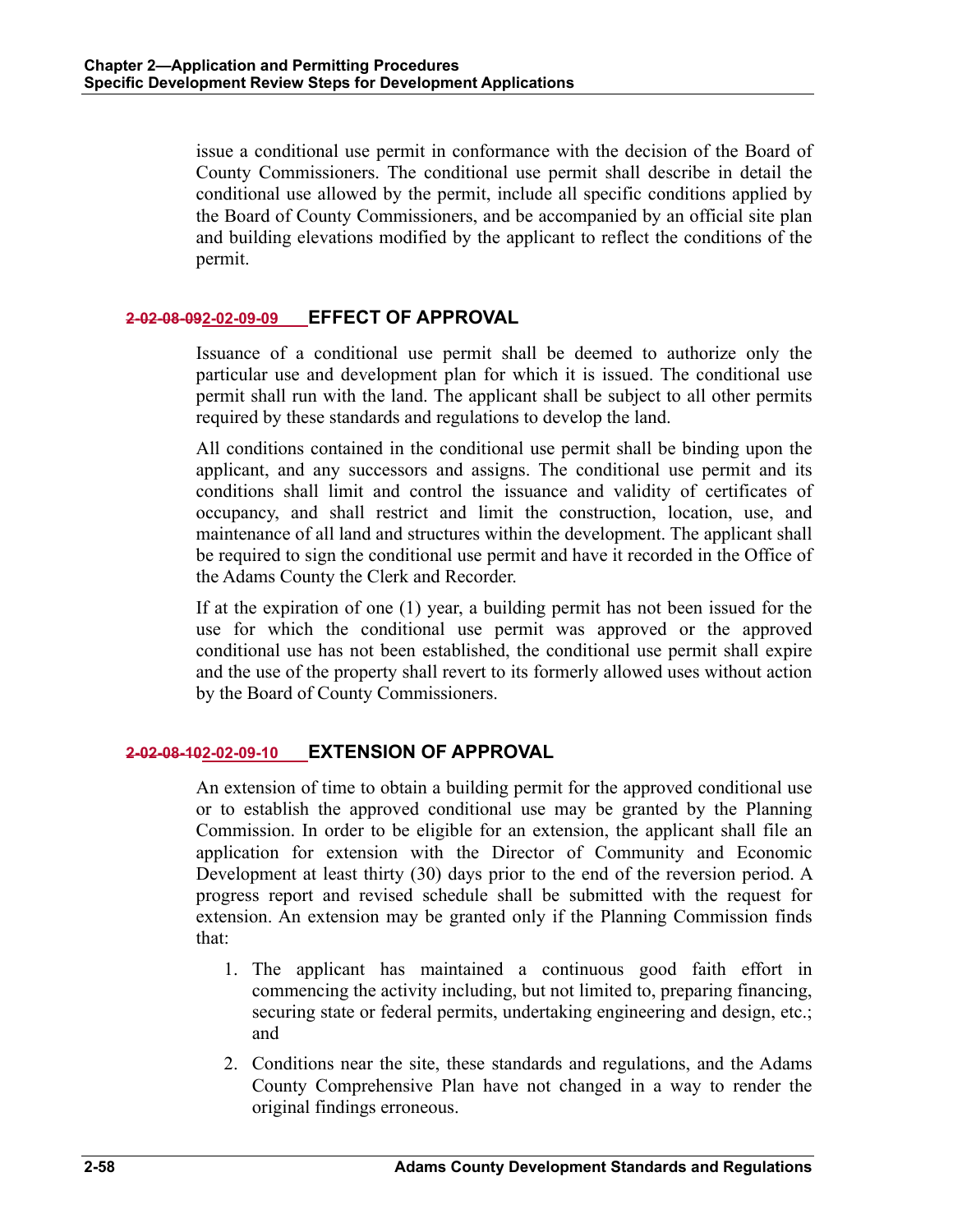issue a conditional use permit in conformance with the decision of the Board of County Commissioners. The conditional use permit shall describe in detail the conditional use allowed by the permit, include all specific conditions applied by the Board of County Commissioners, and be accompanied by an official site plan and building elevations modified by the applicant to reflect the conditions of the permit.

### ~~2-02-08-09~~2-02-09-09 EFFECT OF APPROVAL

Issuance of a conditional use permit shall be deemed to authorize only the particular use and development plan for which it is issued. The conditional use permit shall run with the land. The applicant shall be subject to all other permits required by these standards and regulations to develop the land.

All conditions contained in the conditional use permit shall be binding upon the applicant, and any successors and assigns. The conditional use permit and its conditions shall limit and control the issuance and validity of certificates of occupancy, and shall restrict and limit the construction, location, use, and maintenance of all land and structures within the development. The applicant shall be required to sign the conditional use permit and have it recorded in the Office of the Adams County the Clerk and Recorder.

If at the expiration of one (1) year, a building permit has not been issued for the use for which the conditional use permit was approved or the approved conditional use has not been established, the conditional use permit shall expire and the use of the property shall revert to its formerly allowed uses without action by the Board of County Commissioners.

### ~~2-02-08-10~~2-02-09-10 EXTENSION OF APPROVAL

An extension of time to obtain a building permit for the approved conditional use or to establish the approved conditional use may be granted by the Planning Commission. In order to be eligible for an extension, the applicant shall file an application for extension with the Director of Community and Economic Development at least thirty (30) days prior to the end of the reversion period. A progress report and revised schedule shall be submitted with the request for extension. An extension may be granted only if the Planning Commission finds that:

1. The applicant has maintained a continuous good faith effort in commencing the activity including, but not limited to, preparing financing, securing state or federal permits, undertaking engineering and design, etc.; and
2. Conditions near the site, these standards and regulations, and the Adams County Comprehensive Plan have not changed in a way to render the original findings erroneous.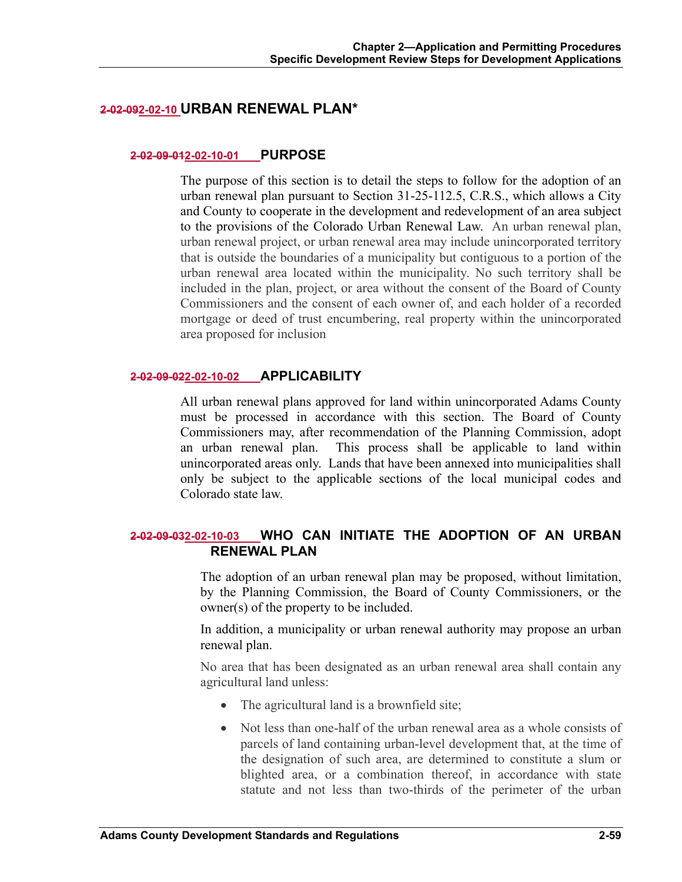## ~~2-02-09~~2-02-10 URBAN RENEWAL PLAN*

### ~~2-02-09-01~~2-02-10-01 PURPOSE

The purpose of this section is to detail the steps to follow for the adoption of an urban renewal plan pursuant to Section 31-25-112.5, C.R.S., which allows a City and County to cooperate in the development and redevelopment of an area subject to the provisions of the Colorado Urban Renewal Law. An urban renewal plan, urban renewal project, or urban renewal area may include unincorporated territory that is outside the boundaries of a municipality but contiguous to a portion of the urban renewal area located within the municipality. No such territory shall be included in the plan, project, or area without the consent of the Board of County Commissioners and the consent of each owner of, and each holder of a recorded mortgage or deed of trust encumbering, real property within the unincorporated area proposed for inclusion

### ~~2-02-09-02~~2-02-10-02 APPLICABILITY

All urban renewal plans approved for land within unincorporated Adams County must be processed in accordance with this section. The Board of County Commissioners may, after recommendation of the Planning Commission, adopt an urban renewal plan. This process shall be applicable to land within unincorporated areas only. Lands that have been annexed into municipalities shall only be subject to the applicable sections of the local municipal codes and Colorado state law.

### ~~2-02-09-03~~2-02-10-03 WHO CAN INITIATE THE ADOPTION OF AN URBAN RENEWAL PLAN

The adoption of an urban renewal plan may be proposed, without limitation, by the Planning Commission, the Board of County Commissioners, or the owner(s) of the property to be included.

In addition, a municipality or urban renewal authority may propose an urban renewal plan.

No area that has been designated as an urban renewal area shall contain any agricultural land unless:

- The agricultural land is a brownfield site;
- Not less than one-half of the urban renewal area as a whole consists of parcels of land containing urban-level development that, at the time of the designation of such area, are determined to constitute a slum or blighted area, or a combination thereof, in accordance with state statute and not less than two-thirds of the perimeter of the urban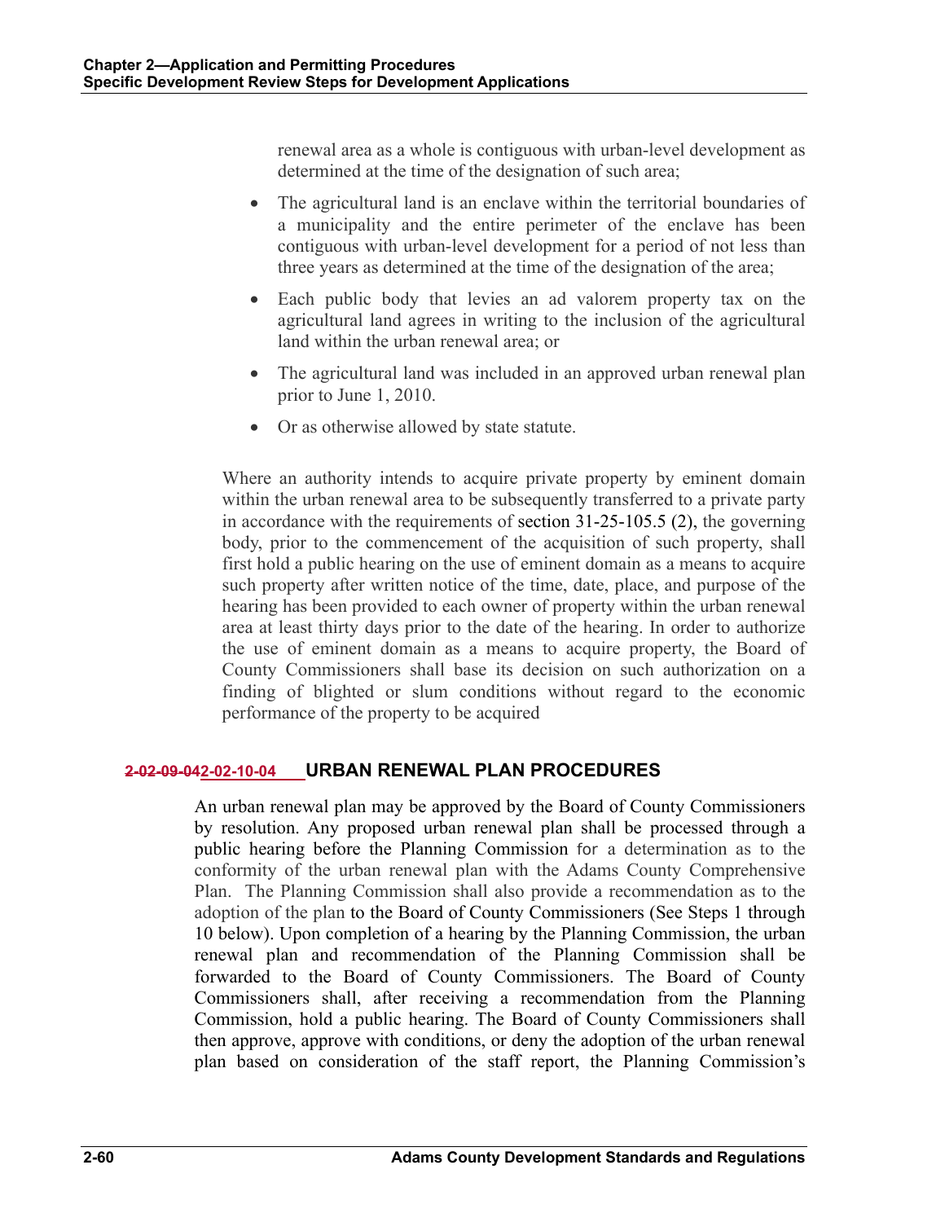renewal area as a whole is contiguous with urban-level development as determined at the time of the designation of such area;

- The agricultural land is an enclave within the territorial boundaries of a municipality and the entire perimeter of the enclave has been contiguous with urban-level development for a period of not less than three years as determined at the time of the designation of the area;
- Each public body that levies an ad valorem property tax on the agricultural land agrees in writing to the inclusion of the agricultural land within the urban renewal area; or
- The agricultural land was included in an approved urban renewal plan prior to June 1, 2010.
- Or as otherwise allowed by state statute.

Where an authority intends to acquire private property by eminent domain within the urban renewal area to be subsequently transferred to a private party in accordance with the requirements of section 31-25-105.5 (2), the governing body, prior to the commencement of the acquisition of such property, shall first hold a public hearing on the use of eminent domain as a means to acquire such property after written notice of the time, date, place, and purpose of the hearing has been provided to each owner of property within the urban renewal area at least thirty days prior to the date of the hearing. In order to authorize the use of eminent domain as a means to acquire property, the Board of County Commissioners shall base its decision on such authorization on a finding of blighted or slum conditions without regard to the economic performance of the property to be acquired

## ~~2-02-09-04~~2-02-10-04 URBAN RENEWAL PLAN PROCEDURES

An urban renewal plan may be approved by the Board of County Commissioners by resolution. Any proposed urban renewal plan shall be processed through a public hearing before the Planning Commission for a determination as to the conformity of the urban renewal plan with the Adams County Comprehensive Plan. The Planning Commission shall also provide a recommendation as to the adoption of the plan to the Board of County Commissioners (See Steps 1 through 10 below). Upon completion of a hearing by the Planning Commission, the urban renewal plan and recommendation of the Planning Commission shall be forwarded to the Board of County Commissioners. The Board of County Commissioners shall, after receiving a recommendation from the Planning Commission, hold a public hearing. The Board of County Commissioners shall then approve, approve with conditions, or deny the adoption of the urban renewal plan based on consideration of the staff report, the Planning Commission's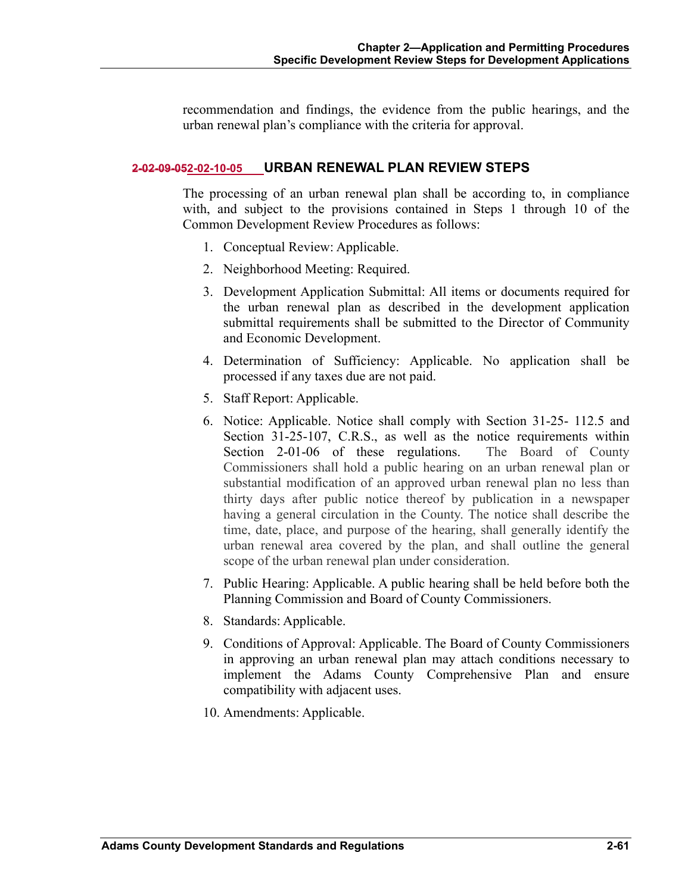recommendation and findings, the evidence from the public hearings, and the urban renewal plan's compliance with the criteria for approval.

### ~~2-02-09-05~~2-02-10-05 URBAN RENEWAL PLAN REVIEW STEPS

The processing of an urban renewal plan shall be according to, in compliance with, and subject to the provisions contained in Steps 1 through 10 of the Common Development Review Procedures as follows:

1. Conceptual Review: Applicable.
2. Neighborhood Meeting: Required.
3. Development Application Submittal: All items or documents required for the urban renewal plan as described in the development application submittal requirements shall be submitted to the Director of Community and Economic Development.
4. Determination of Sufficiency: Applicable. No application shall be processed if any taxes due are not paid.
5. Staff Report: Applicable.
6. Notice: Applicable. Notice shall comply with Section 31-25- 112.5 and Section 31-25-107, C.R.S., as well as the notice requirements within Section 2-01-06 of these regulations. The Board of County Commissioners shall hold a public hearing on an urban renewal plan or substantial modification of an approved urban renewal plan no less than thirty days after public notice thereof by publication in a newspaper having a general circulation in the County. The notice shall describe the time, date, place, and purpose of the hearing, shall generally identify the urban renewal area covered by the plan, and shall outline the general scope of the urban renewal plan under consideration.
7. Public Hearing: Applicable. A public hearing shall be held before both the Planning Commission and Board of County Commissioners.
8. Standards: Applicable.
9. Conditions of Approval: Applicable. The Board of County Commissioners in approving an urban renewal plan may attach conditions necessary to implement the Adams County Comprehensive Plan and ensure compatibility with adjacent uses.
10. Amendments: Applicable.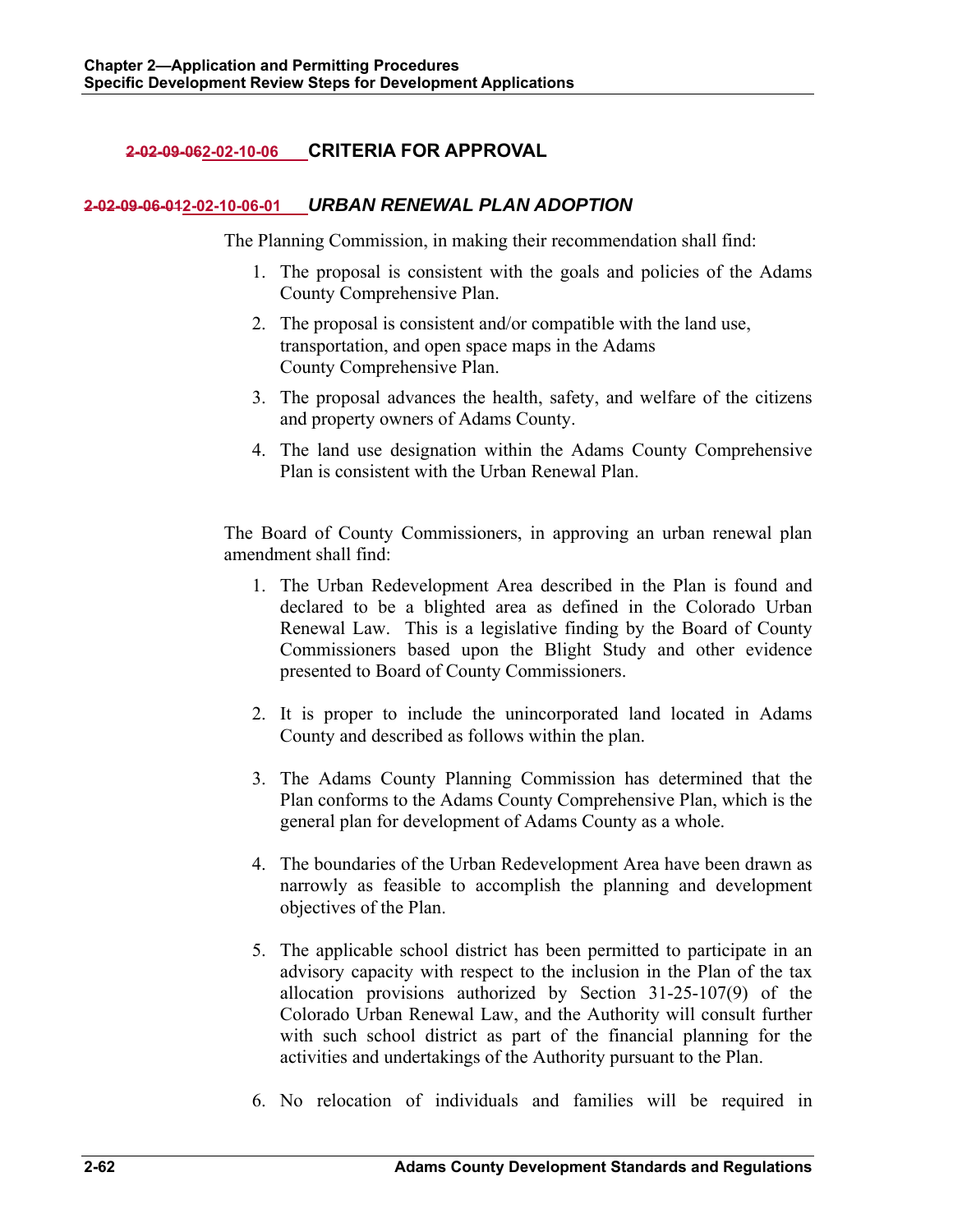## ~~2-02-09-06~~2-02-10-06 CRITERIA FOR APPROVAL

### ~~2-02-09-06-01~~2-02-10-06-01 *URBAN RENEWAL PLAN ADOPTION*

The Planning Commission, in making their recommendation shall find:

1. The proposal is consistent with the goals and policies of the Adams County Comprehensive Plan.
2. The proposal is consistent and/or compatible with the land use, transportation, and open space maps in the Adams County Comprehensive Plan.
3. The proposal advances the health, safety, and welfare of the citizens and property owners of Adams County.
4. The land use designation within the Adams County Comprehensive Plan is consistent with the Urban Renewal Plan.

The Board of County Commissioners, in approving an urban renewal plan amendment shall find:

1. The Urban Redevelopment Area described in the Plan is found and declared to be a blighted area as defined in the Colorado Urban Renewal Law. This is a legislative finding by the Board of County Commissioners based upon the Blight Study and other evidence presented to Board of County Commissioners.

2. It is proper to include the unincorporated land located in Adams County and described as follows within the plan.

3. The Adams County Planning Commission has determined that the Plan conforms to the Adams County Comprehensive Plan, which is the general plan for development of Adams County as a whole.

4. The boundaries of the Urban Redevelopment Area have been drawn as narrowly as feasible to accomplish the planning and development objectives of the Plan.

5. The applicable school district has been permitted to participate in an advisory capacity with respect to the inclusion in the Plan of the tax allocation provisions authorized by Section 31-25-107(9) of the Colorado Urban Renewal Law, and the Authority will consult further with such school district as part of the financial planning for the activities and undertakings of the Authority pursuant to the Plan.

6. No relocation of individuals and families will be required in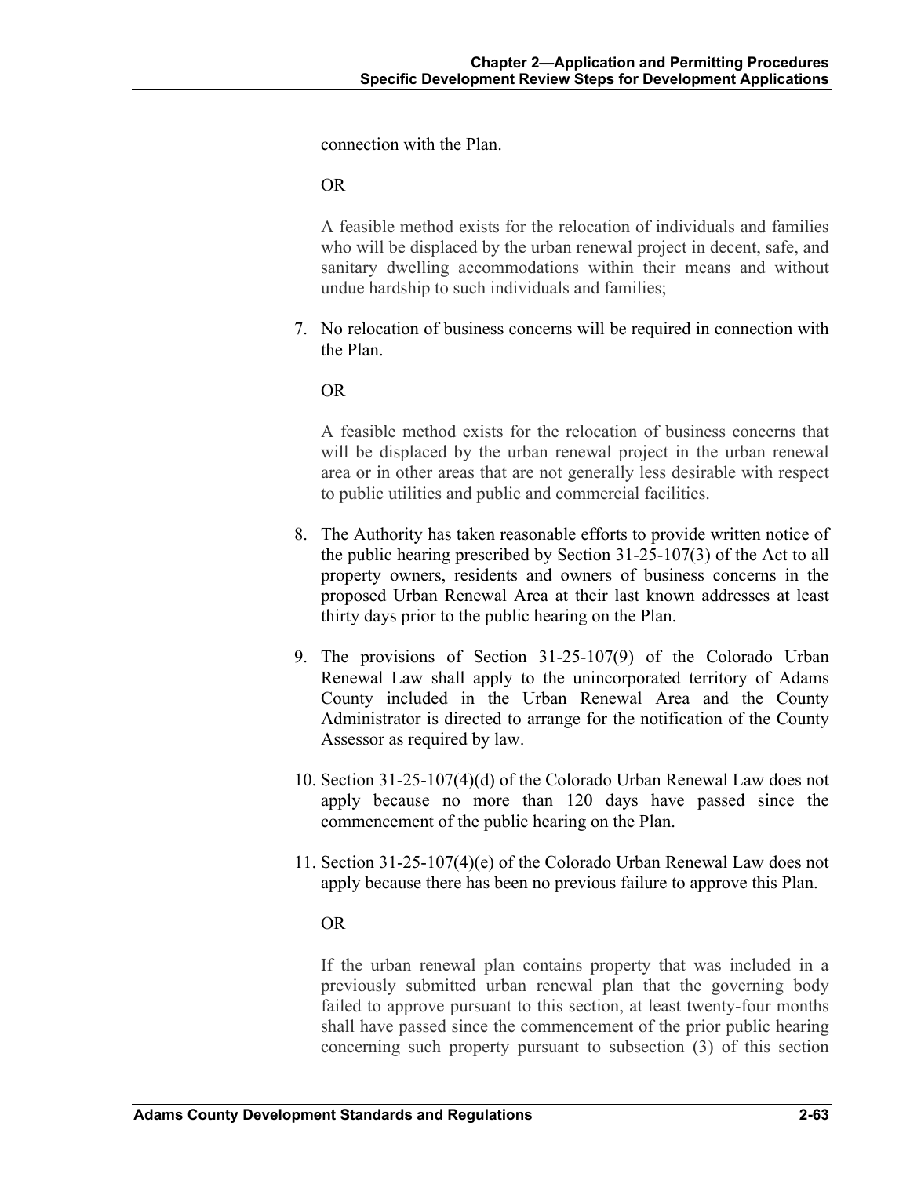connection with the Plan.

OR

A feasible method exists for the relocation of individuals and families who will be displaced by the urban renewal project in decent, safe, and sanitary dwelling accommodations within their means and without undue hardship to such individuals and families;

7. No relocation of business concerns will be required in connection with the Plan.

   OR

   A feasible method exists for the relocation of business concerns that will be displaced by the urban renewal project in the urban renewal area or in other areas that are not generally less desirable with respect to public utilities and public and commercial facilities.

8. The Authority has taken reasonable efforts to provide written notice of the public hearing prescribed by Section 31-25-107(3) of the Act to all property owners, residents and owners of business concerns in the proposed Urban Renewal Area at their last known addresses at least thirty days prior to the public hearing on the Plan.

9. The provisions of Section 31-25-107(9) of the Colorado Urban Renewal Law shall apply to the unincorporated territory of Adams County included in the Urban Renewal Area and the County Administrator is directed to arrange for the notification of the County Assessor as required by law.

10. Section 31-25-107(4)(d) of the Colorado Urban Renewal Law does not apply because no more than 120 days have passed since the commencement of the public hearing on the Plan.

11. Section 31-25-107(4)(e) of the Colorado Urban Renewal Law does not apply because there has been no previous failure to approve this Plan.

    OR

    If the urban renewal plan contains property that was included in a previously submitted urban renewal plan that the governing body failed to approve pursuant to this section, at least twenty-four months shall have passed since the commencement of the prior public hearing concerning such property pursuant to subsection (3) of this section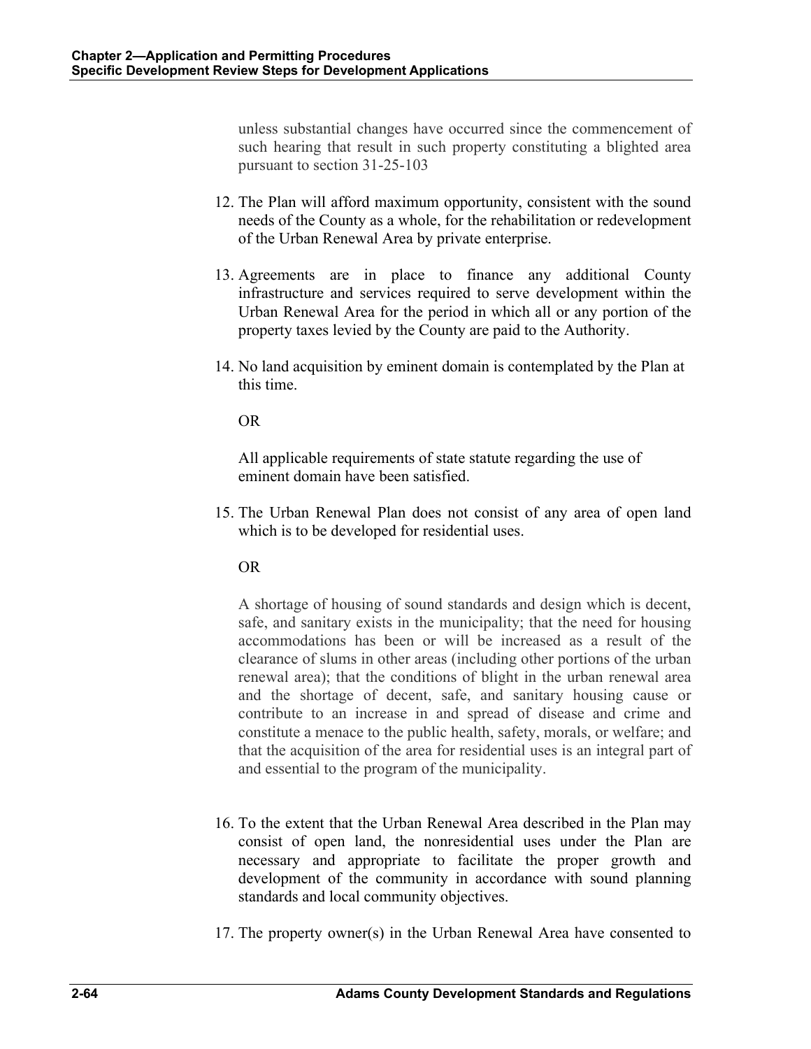unless substantial changes have occurred since the commencement of such hearing that result in such property constituting a blighted area pursuant to section 31-25-103

12. The Plan will afford maximum opportunity, consistent with the sound needs of the County as a whole, for the rehabilitation or redevelopment of the Urban Renewal Area by private enterprise.

13. Agreements are in place to finance any additional County infrastructure and services required to serve development within the Urban Renewal Area for the period in which all or any portion of the property taxes levied by the County are paid to the Authority.

14. No land acquisition by eminent domain is contemplated by the Plan at this time.

    OR

    All applicable requirements of state statute regarding the use of eminent domain have been satisfied.

15. The Urban Renewal Plan does not consist of any area of open land which is to be developed for residential uses.

    OR

    A shortage of housing of sound standards and design which is decent, safe, and sanitary exists in the municipality; that the need for housing accommodations has been or will be increased as a result of the clearance of slums in other areas (including other portions of the urban renewal area); that the conditions of blight in the urban renewal area and the shortage of decent, safe, and sanitary housing cause or contribute to an increase in and spread of disease and crime and constitute a menace to the public health, safety, morals, or welfare; and that the acquisition of the area for residential uses is an integral part of and essential to the program of the municipality.

16. To the extent that the Urban Renewal Area described in the Plan may consist of open land, the nonresidential uses under the Plan are necessary and appropriate to facilitate the proper growth and development of the community in accordance with sound planning standards and local community objectives.

17. The property owner(s) in the Urban Renewal Area have consented to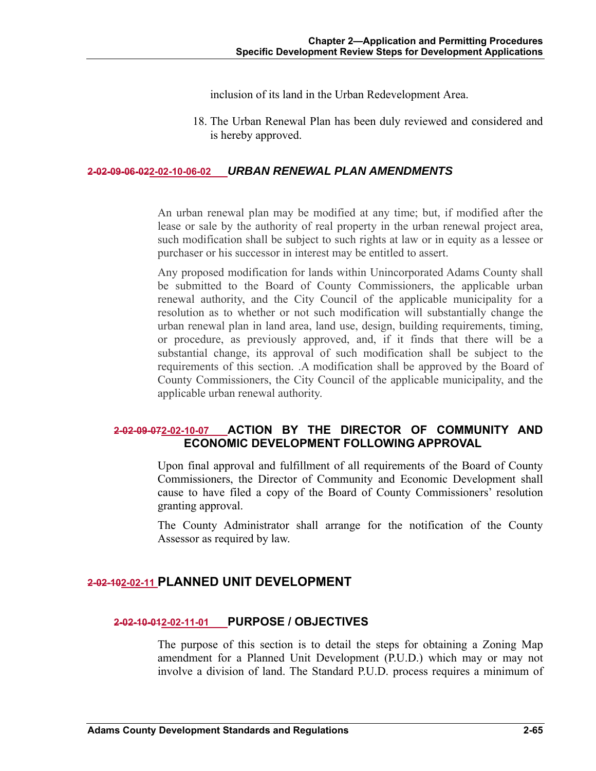inclusion of its land in the Urban Redevelopment Area.

18. The Urban Renewal Plan has been duly reviewed and considered and is hereby approved.

#### ~~2-02-09-06-02~~2-02-10-06-02 *URBAN RENEWAL PLAN AMENDMENTS*

An urban renewal plan may be modified at any time; but, if modified after the lease or sale by the authority of real property in the urban renewal project area, such modification shall be subject to such rights at law or in equity as a lessee or purchaser or his successor in interest may be entitled to assert.

Any proposed modification for lands within Unincorporated Adams County shall be submitted to the Board of County Commissioners, the applicable urban renewal authority, and the City Council of the applicable municipality for a resolution as to whether or not such modification will substantially change the urban renewal plan in land area, land use, design, building requirements, timing, or procedure, as previously approved, and, if it finds that there will be a substantial change, its approval of such modification shall be subject to the requirements of this section. .A modification shall be approved by the Board of County Commissioners, the City Council of the applicable municipality, and the applicable urban renewal authority.

### ~~2-02-09-07~~2-02-10-07 ACTION BY THE DIRECTOR OF COMMUNITY AND ECONOMIC DEVELOPMENT FOLLOWING APPROVAL

Upon final approval and fulfillment of all requirements of the Board of County Commissioners, the Director of Community and Economic Development shall cause to have filed a copy of the Board of County Commissioners' resolution granting approval.

The County Administrator shall arrange for the notification of the County Assessor as required by law.

## ~~2-02-10~~2-02-11 PLANNED UNIT DEVELOPMENT

### ~~2-02-10-01~~2-02-11-01 PURPOSE / OBJECTIVES

The purpose of this section is to detail the steps for obtaining a Zoning Map amendment for a Planned Unit Development (P.U.D.) which may or may not involve a division of land. The Standard P.U.D. process requires a minimum of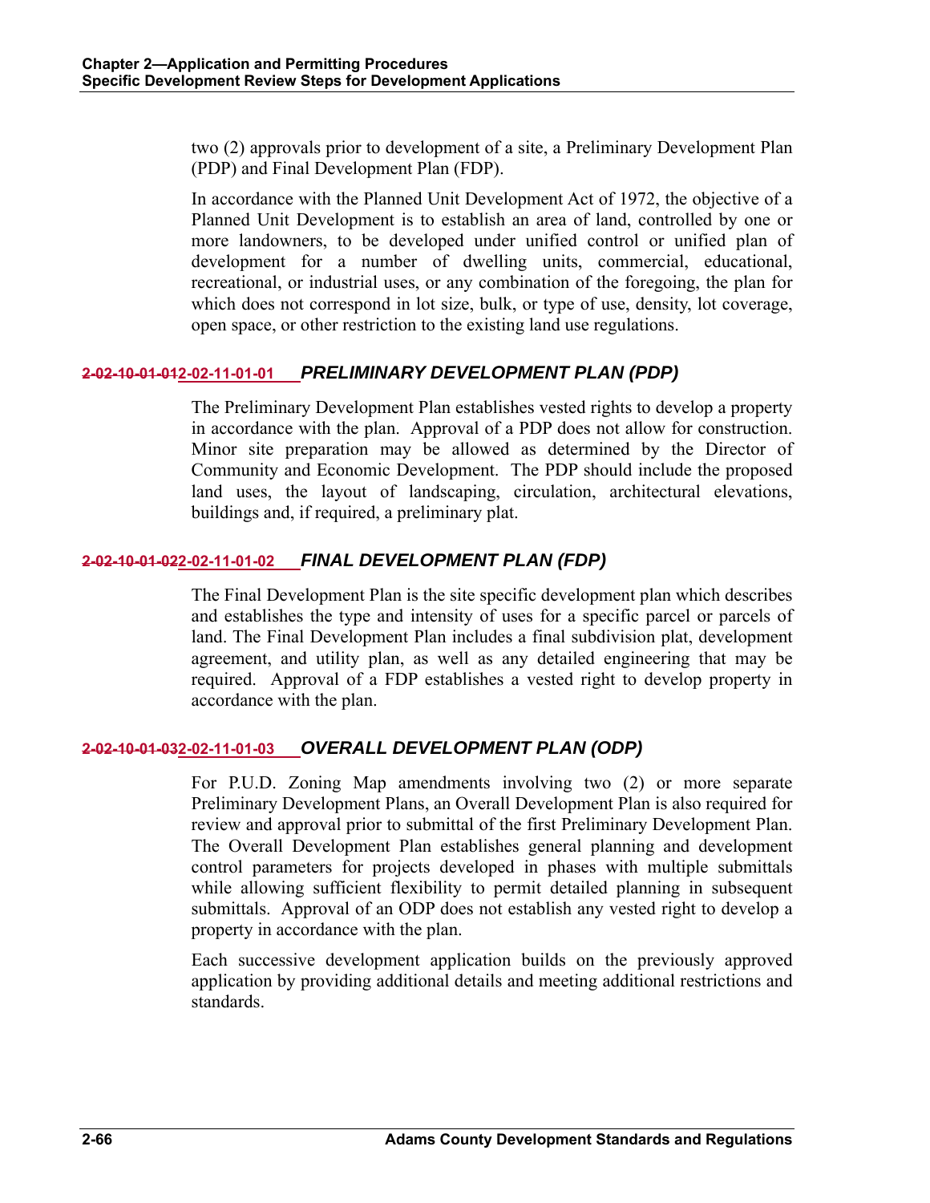two (2) approvals prior to development of a site, a Preliminary Development Plan (PDP) and Final Development Plan (FDP).

In accordance with the Planned Unit Development Act of 1972, the objective of a Planned Unit Development is to establish an area of land, controlled by one or more landowners, to be developed under unified control or unified plan of development for a number of dwelling units, commercial, educational, recreational, or industrial uses, or any combination of the foregoing, the plan for which does not correspond in lot size, bulk, or type of use, density, lot coverage, open space, or other restriction to the existing land use regulations.

### ~~2-02-10-01-01~~2-02-11-01-01 *PRELIMINARY DEVELOPMENT PLAN (PDP)*

The Preliminary Development Plan establishes vested rights to develop a property in accordance with the plan. Approval of a PDP does not allow for construction. Minor site preparation may be allowed as determined by the Director of Community and Economic Development. The PDP should include the proposed land uses, the layout of landscaping, circulation, architectural elevations, buildings and, if required, a preliminary plat.

### ~~2-02-10-01-02~~2-02-11-01-02 *FINAL DEVELOPMENT PLAN (FDP)*

The Final Development Plan is the site specific development plan which describes and establishes the type and intensity of uses for a specific parcel or parcels of land. The Final Development Plan includes a final subdivision plat, development agreement, and utility plan, as well as any detailed engineering that may be required. Approval of a FDP establishes a vested right to develop property in accordance with the plan.

### ~~2-02-10-01-03~~2-02-11-01-03 *OVERALL DEVELOPMENT PLAN (ODP)*

For P.U.D. Zoning Map amendments involving two (2) or more separate Preliminary Development Plans, an Overall Development Plan is also required for review and approval prior to submittal of the first Preliminary Development Plan. The Overall Development Plan establishes general planning and development control parameters for projects developed in phases with multiple submittals while allowing sufficient flexibility to permit detailed planning in subsequent submittals. Approval of an ODP does not establish any vested right to develop a property in accordance with the plan.

Each successive development application builds on the previously approved application by providing additional details and meeting additional restrictions and standards.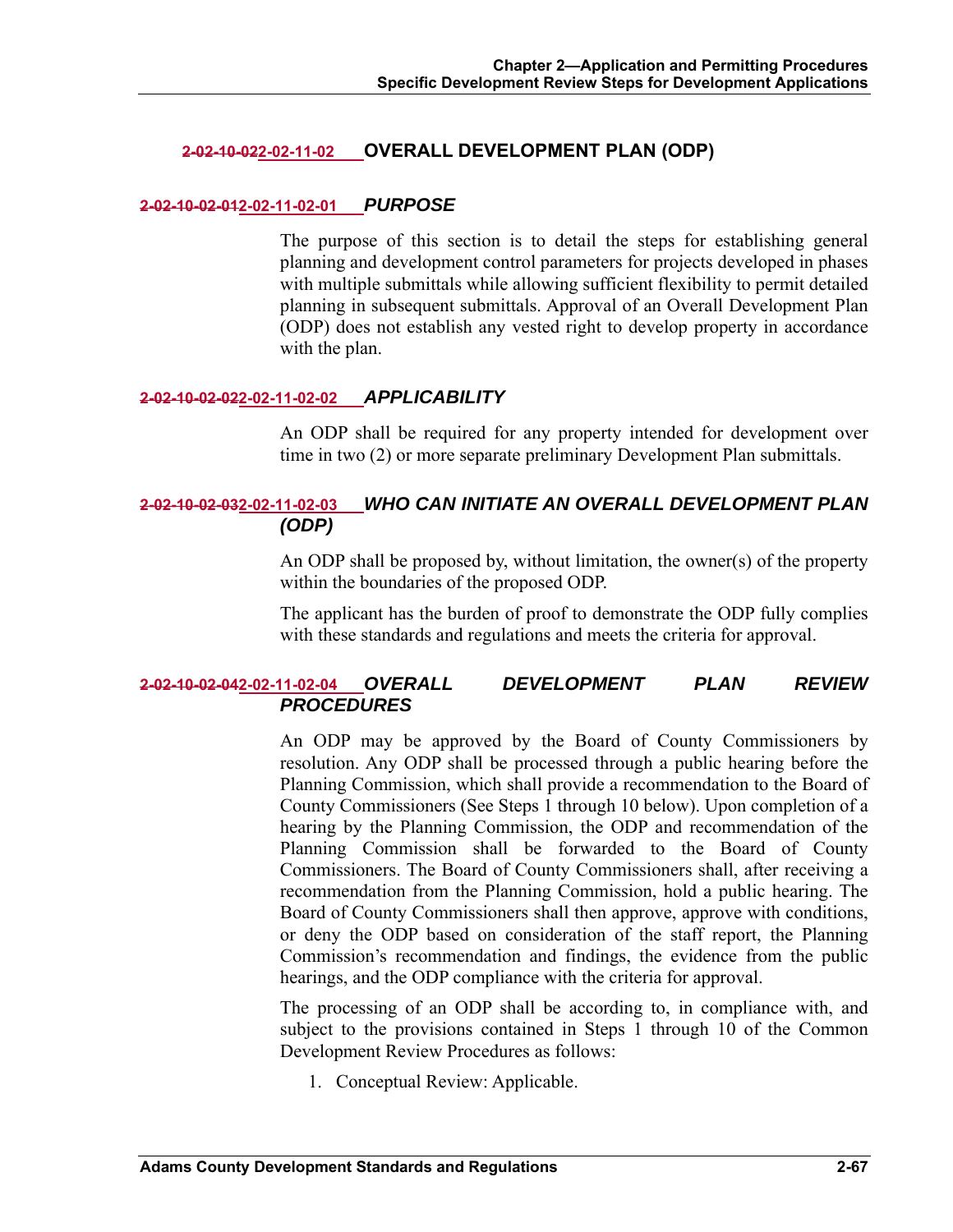## ~~2-02-10-02~~2-02-11-02 OVERALL DEVELOPMENT PLAN (ODP)

### ~~2-02-10-02-01~~2-02-11-02-01 *PURPOSE*

The purpose of this section is to detail the steps for establishing general planning and development control parameters for projects developed in phases with multiple submittals while allowing sufficient flexibility to permit detailed planning in subsequent submittals. Approval of an Overall Development Plan (ODP) does not establish any vested right to develop property in accordance with the plan.

### ~~2-02-10-02-02~~2-02-11-02-02 *APPLICABILITY*

An ODP shall be required for any property intended for development over time in two (2) or more separate preliminary Development Plan submittals.

### ~~2-02-10-02-03~~2-02-11-02-03 *WHO CAN INITIATE AN OVERALL DEVELOPMENT PLAN (ODP)*

An ODP shall be proposed by, without limitation, the owner(s) of the property within the boundaries of the proposed ODP.

The applicant has the burden of proof to demonstrate the ODP fully complies with these standards and regulations and meets the criteria for approval.

### ~~2-02-10-02-04~~2-02-11-02-04 *OVERALL DEVELOPMENT PLAN REVIEW PROCEDURES*

An ODP may be approved by the Board of County Commissioners by resolution. Any ODP shall be processed through a public hearing before the Planning Commission, which shall provide a recommendation to the Board of County Commissioners (See Steps 1 through 10 below). Upon completion of a hearing by the Planning Commission, the ODP and recommendation of the Planning Commission shall be forwarded to the Board of County Commissioners. The Board of County Commissioners shall, after receiving a recommendation from the Planning Commission, hold a public hearing. The Board of County Commissioners shall then approve, approve with conditions, or deny the ODP based on consideration of the staff report, the Planning Commission's recommendation and findings, the evidence from the public hearings, and the ODP compliance with the criteria for approval.

The processing of an ODP shall be according to, in compliance with, and subject to the provisions contained in Steps 1 through 10 of the Common Development Review Procedures as follows:

1. Conceptual Review: Applicable.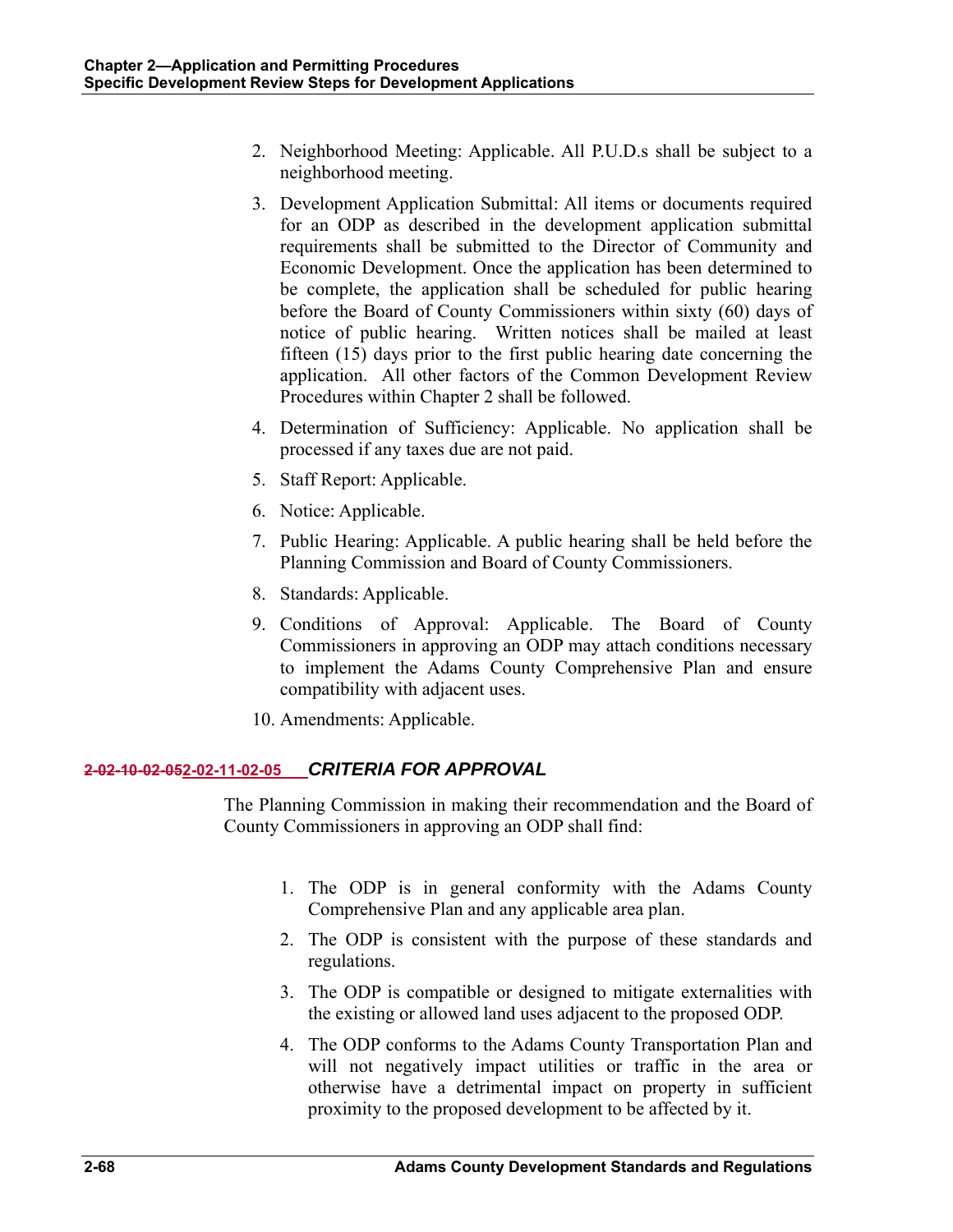2. Neighborhood Meeting: Applicable. All P.U.D.s shall be subject to a neighborhood meeting.
3. Development Application Submittal: All items or documents required for an ODP as described in the development application submittal requirements shall be submitted to the Director of Community and Economic Development. Once the application has been determined to be complete, the application shall be scheduled for public hearing before the Board of County Commissioners within sixty (60) days of notice of public hearing. Written notices shall be mailed at least fifteen (15) days prior to the first public hearing date concerning the application. All other factors of the Common Development Review Procedures within Chapter 2 shall be followed.
4. Determination of Sufficiency: Applicable. No application shall be processed if any taxes due are not paid.
5. Staff Report: Applicable.
6. Notice: Applicable.
7. Public Hearing: Applicable. A public hearing shall be held before the Planning Commission and Board of County Commissioners.
8. Standards: Applicable.
9. Conditions of Approval: Applicable. The Board of County Commissioners in approving an ODP may attach conditions necessary to implement the Adams County Comprehensive Plan and ensure compatibility with adjacent uses.
10. Amendments: Applicable.

### ~~2-02-10-02-05~~2-02-11-02-05 *CRITERIA FOR APPROVAL*

The Planning Commission in making their recommendation and the Board of County Commissioners in approving an ODP shall find:

1. The ODP is in general conformity with the Adams County Comprehensive Plan and any applicable area plan.
2. The ODP is consistent with the purpose of these standards and regulations.
3. The ODP is compatible or designed to mitigate externalities with the existing or allowed land uses adjacent to the proposed ODP.
4. The ODP conforms to the Adams County Transportation Plan and will not negatively impact utilities or traffic in the area or otherwise have a detrimental impact on property in sufficient proximity to the proposed development to be affected by it.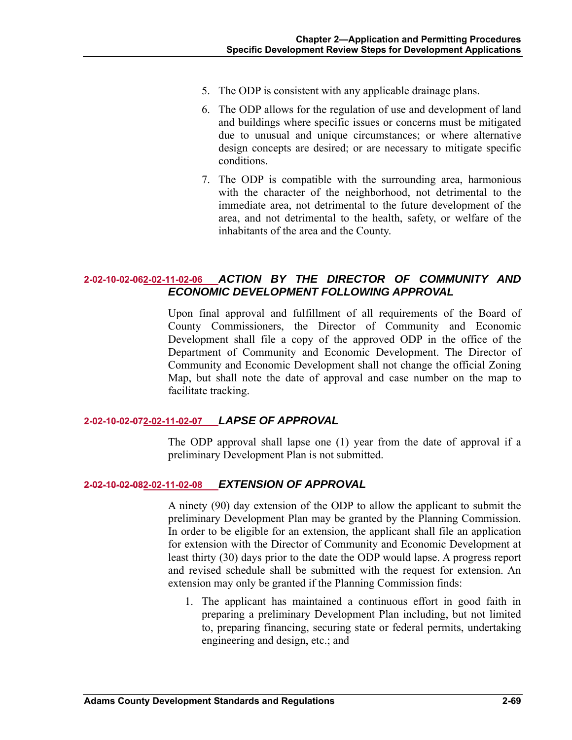5. The ODP is consistent with any applicable drainage plans.
6. The ODP allows for the regulation of use and development of land and buildings where specific issues or concerns must be mitigated due to unusual and unique circumstances; or where alternative design concepts are desired; or are necessary to mitigate specific conditions.
7. The ODP is compatible with the surrounding area, harmonious with the character of the neighborhood, not detrimental to the immediate area, not detrimental to the future development of the area, and not detrimental to the health, safety, or welfare of the inhabitants of the area and the County.

### ~~2-02-10-02-06~~2-02-11-02-06 *ACTION BY THE DIRECTOR OF COMMUNITY AND ECONOMIC DEVELOPMENT FOLLOWING APPROVAL*

Upon final approval and fulfillment of all requirements of the Board of County Commissioners, the Director of Community and Economic Development shall file a copy of the approved ODP in the office of the Department of Community and Economic Development. The Director of Community and Economic Development shall not change the official Zoning Map, but shall note the date of approval and case number on the map to facilitate tracking.

### ~~2-02-10-02-07~~2-02-11-02-07 *LAPSE OF APPROVAL*

The ODP approval shall lapse one (1) year from the date of approval if a preliminary Development Plan is not submitted.

### ~~2-02-10-02-08~~2-02-11-02-08 *EXTENSION OF APPROVAL*

A ninety (90) day extension of the ODP to allow the applicant to submit the preliminary Development Plan may be granted by the Planning Commission. In order to be eligible for an extension, the applicant shall file an application for extension with the Director of Community and Economic Development at least thirty (30) days prior to the date the ODP would lapse. A progress report and revised schedule shall be submitted with the request for extension. An extension may only be granted if the Planning Commission finds:

1. The applicant has maintained a continuous effort in good faith in preparing a preliminary Development Plan including, but not limited to, preparing financing, securing state or federal permits, undertaking engineering and design, etc.; and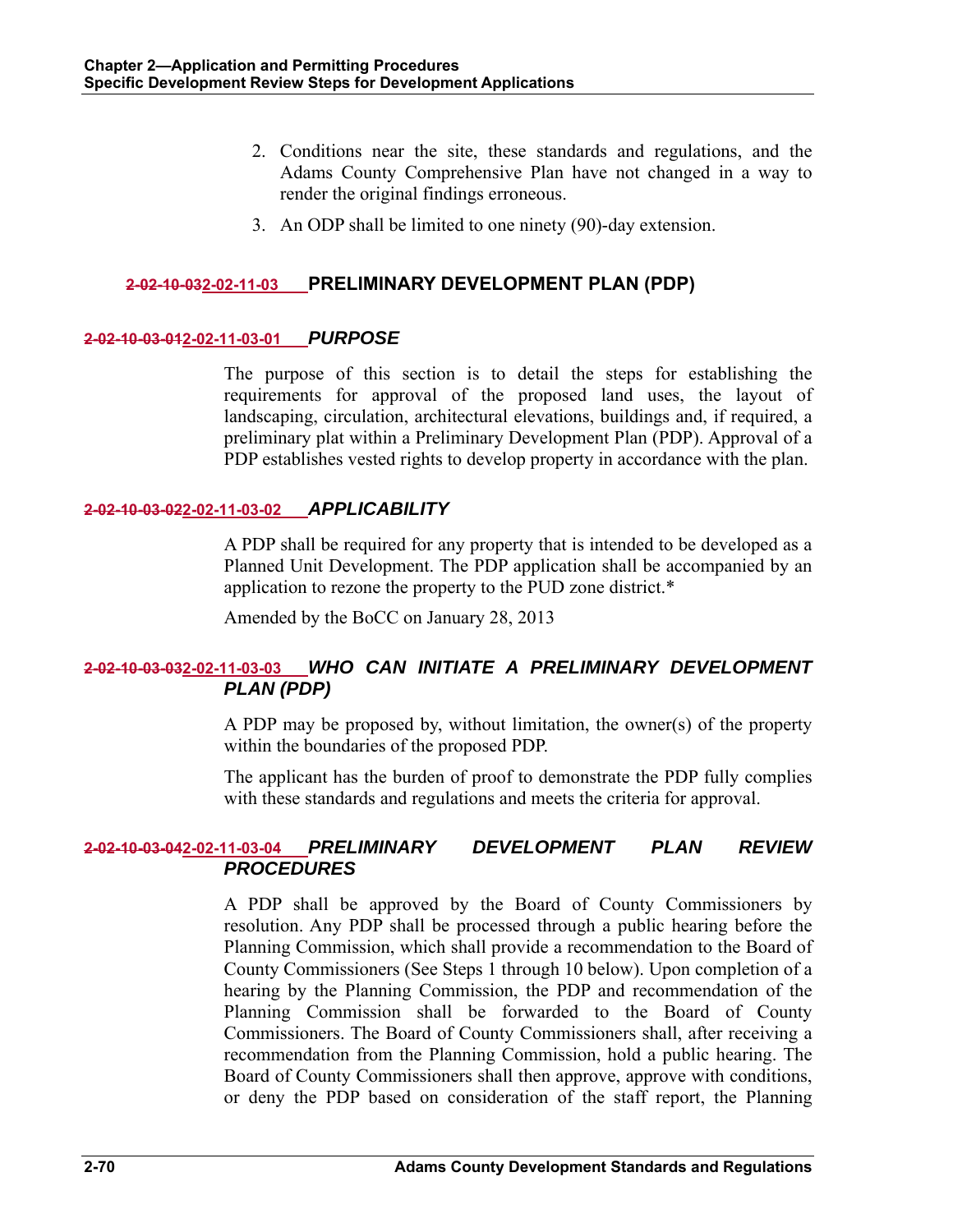2. Conditions near the site, these standards and regulations, and the Adams County Comprehensive Plan have not changed in a way to render the original findings erroneous.

3. An ODP shall be limited to one ninety (90)-day extension.

## ~~2-02-10-03~~2-02-11-03 PRELIMINARY DEVELOPMENT PLAN (PDP)

### ~~2-02-10-03-01~~2-02-11-03-01 *PURPOSE*

The purpose of this section is to detail the steps for establishing the requirements for approval of the proposed land uses, the layout of landscaping, circulation, architectural elevations, buildings and, if required, a preliminary plat within a Preliminary Development Plan (PDP). Approval of a PDP establishes vested rights to develop property in accordance with the plan.

### ~~2-02-10-03-02~~2-02-11-03-02 *APPLICABILITY*

A PDP shall be required for any property that is intended to be developed as a Planned Unit Development. The PDP application shall be accompanied by an application to rezone the property to the PUD zone district.*

Amended by the BoCC on January 28, 2013

### ~~2-02-10-03-03~~2-02-11-03-03 *WHO CAN INITIATE A PRELIMINARY DEVELOPMENT PLAN (PDP)*

A PDP may be proposed by, without limitation, the owner(s) of the property within the boundaries of the proposed PDP.

The applicant has the burden of proof to demonstrate the PDP fully complies with these standards and regulations and meets the criteria for approval.

### ~~2-02-10-03-04~~2-02-11-03-04 *PRELIMINARY DEVELOPMENT PLAN REVIEW PROCEDURES*

A PDP shall be approved by the Board of County Commissioners by resolution. Any PDP shall be processed through a public hearing before the Planning Commission, which shall provide a recommendation to the Board of County Commissioners (See Steps 1 through 10 below). Upon completion of a hearing by the Planning Commission, the PDP and recommendation of the Planning Commission shall be forwarded to the Board of County Commissioners. The Board of County Commissioners shall, after receiving a recommendation from the Planning Commission, hold a public hearing. The Board of County Commissioners shall then approve, approve with conditions, or deny the PDP based on consideration of the staff report, the Planning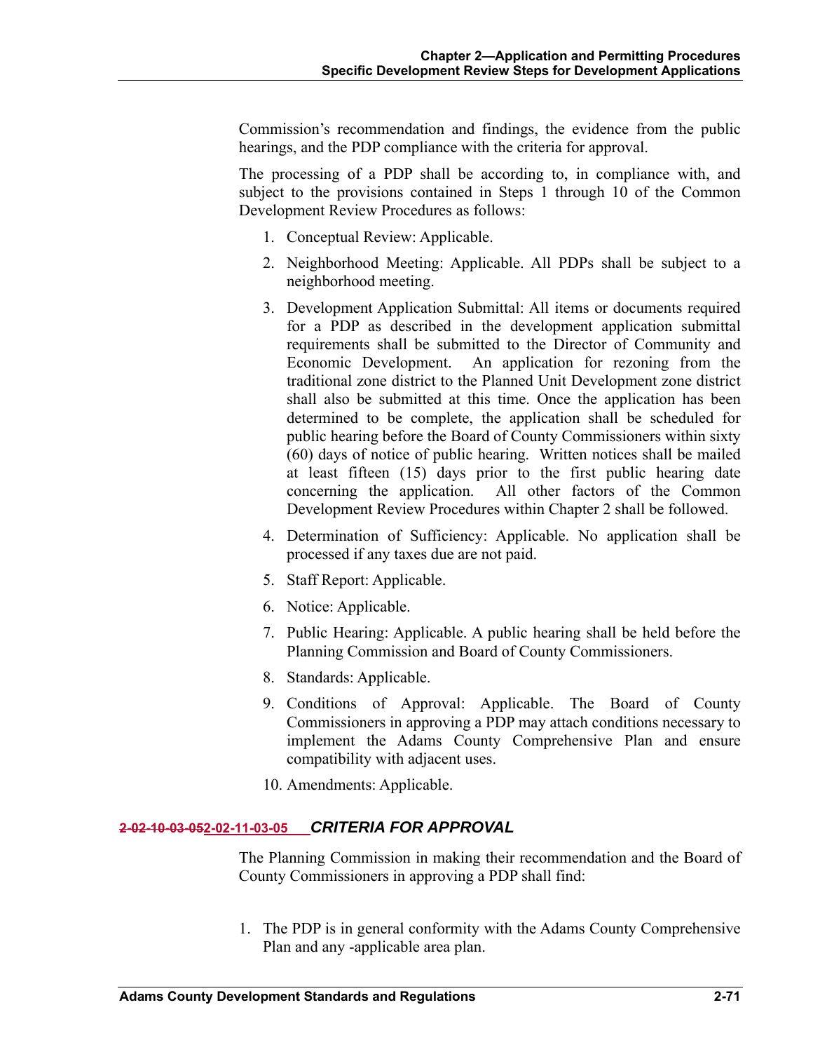Commission's recommendation and findings, the evidence from the public hearings, and the PDP compliance with the criteria for approval.

The processing of a PDP shall be according to, in compliance with, and subject to the provisions contained in Steps 1 through 10 of the Common Development Review Procedures as follows:

1. Conceptual Review: Applicable.
2. Neighborhood Meeting: Applicable. All PDPs shall be subject to a neighborhood meeting.
3. Development Application Submittal: All items or documents required for a PDP as described in the development application submittal requirements shall be submitted to the Director of Community and Economic Development. An application for rezoning from the traditional zone district to the Planned Unit Development zone district shall also be submitted at this time. Once the application has been determined to be complete, the application shall be scheduled for public hearing before the Board of County Commissioners within sixty (60) days of notice of public hearing. Written notices shall be mailed at least fifteen (15) days prior to the first public hearing date concerning the application. All other factors of the Common Development Review Procedures within Chapter 2 shall be followed.
4. Determination of Sufficiency: Applicable. No application shall be processed if any taxes due are not paid.
5. Staff Report: Applicable.
6. Notice: Applicable.
7. Public Hearing: Applicable. A public hearing shall be held before the Planning Commission and Board of County Commissioners.
8. Standards: Applicable.
9. Conditions of Approval: Applicable. The Board of County Commissioners in approving a PDP may attach conditions necessary to implement the Adams County Comprehensive Plan and ensure compatibility with adjacent uses.
10. Amendments: Applicable.

### ~~2-02-10-03-05~~2-02-11-03-05 *CRITERIA FOR APPROVAL*

The Planning Commission in making their recommendation and the Board of County Commissioners in approving a PDP shall find:

1. The PDP is in general conformity with the Adams County Comprehensive Plan and any -applicable area plan.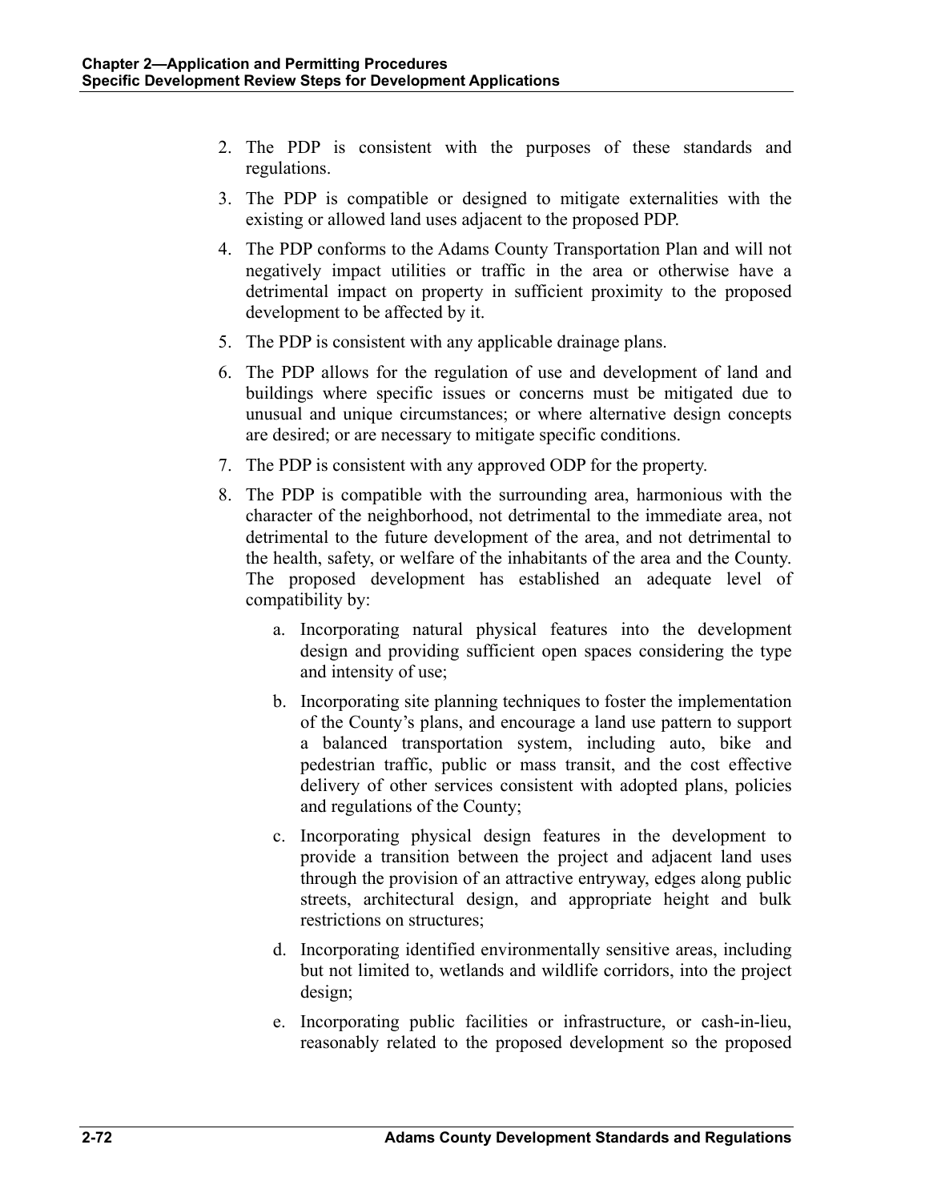2. The PDP is consistent with the purposes of these standards and regulations.
3. The PDP is compatible or designed to mitigate externalities with the existing or allowed land uses adjacent to the proposed PDP.
4. The PDP conforms to the Adams County Transportation Plan and will not negatively impact utilities or traffic in the area or otherwise have a detrimental impact on property in sufficient proximity to the proposed development to be affected by it.
5. The PDP is consistent with any applicable drainage plans.
6. The PDP allows for the regulation of use and development of land and buildings where specific issues or concerns must be mitigated due to unusual and unique circumstances; or where alternative design concepts are desired; or are necessary to mitigate specific conditions.
7. The PDP is consistent with any approved ODP for the property.
8. The PDP is compatible with the surrounding area, harmonious with the character of the neighborhood, not detrimental to the immediate area, not detrimental to the future development of the area, and not detrimental to the health, safety, or welfare of the inhabitants of the area and the County. The proposed development has established an adequate level of compatibility by:
    a. Incorporating natural physical features into the development design and providing sufficient open spaces considering the type and intensity of use;
    b. Incorporating site planning techniques to foster the implementation of the County's plans, and encourage a land use pattern to support a balanced transportation system, including auto, bike and pedestrian traffic, public or mass transit, and the cost effective delivery of other services consistent with adopted plans, policies and regulations of the County;
    c. Incorporating physical design features in the development to provide a transition between the project and adjacent land uses through the provision of an attractive entryway, edges along public streets, architectural design, and appropriate height and bulk restrictions on structures;
    d. Incorporating identified environmentally sensitive areas, including but not limited to, wetlands and wildlife corridors, into the project design;
    e. Incorporating public facilities or infrastructure, or cash-in-lieu, reasonably related to the proposed development so the proposed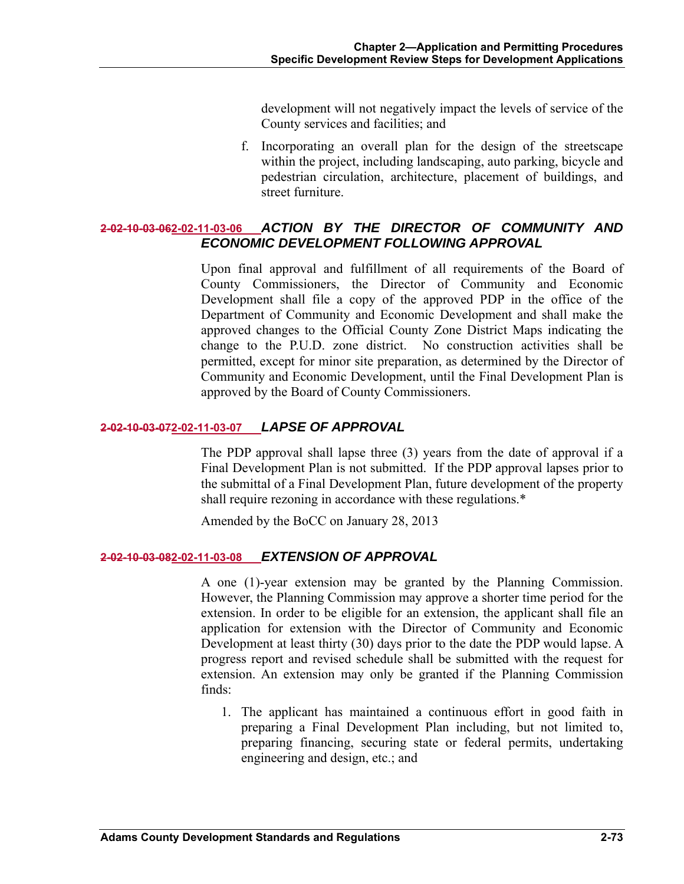development will not negatively impact the levels of service of the County services and facilities; and

f. Incorporating an overall plan for the design of the streetscape within the project, including landscaping, auto parking, bicycle and pedestrian circulation, architecture, placement of buildings, and street furniture.

### ~~2-02-10-03-06~~2-02-11-03-06 ACTION BY THE DIRECTOR OF COMMUNITY AND ECONOMIC DEVELOPMENT FOLLOWING APPROVAL

Upon final approval and fulfillment of all requirements of the Board of County Commissioners, the Director of Community and Economic Development shall file a copy of the approved PDP in the office of the Department of Community and Economic Development and shall make the approved changes to the Official County Zone District Maps indicating the change to the P.U.D. zone district. No construction activities shall be permitted, except for minor site preparation, as determined by the Director of Community and Economic Development, until the Final Development Plan is approved by the Board of County Commissioners.

### ~~2-02-10-03-07~~2-02-11-03-07 LAPSE OF APPROVAL

The PDP approval shall lapse three (3) years from the date of approval if a Final Development Plan is not submitted. If the PDP approval lapses prior to the submittal of a Final Development Plan, future development of the property shall require rezoning in accordance with these regulations.*

Amended by the BoCC on January 28, 2013

### ~~2-02-10-03-08~~2-02-11-03-08 EXTENSION OF APPROVAL

A one (1)-year extension may be granted by the Planning Commission. However, the Planning Commission may approve a shorter time period for the extension. In order to be eligible for an extension, the applicant shall file an application for extension with the Director of Community and Economic Development at least thirty (30) days prior to the date the PDP would lapse. A progress report and revised schedule shall be submitted with the request for extension. An extension may only be granted if the Planning Commission finds:

1. The applicant has maintained a continuous effort in good faith in preparing a Final Development Plan including, but not limited to, preparing financing, securing state or federal permits, undertaking engineering and design, etc.; and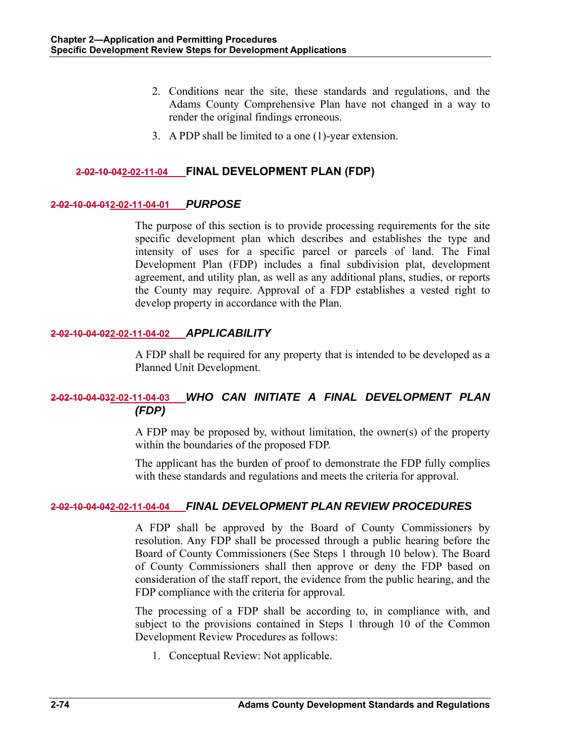2. Conditions near the site, these standards and regulations, and the Adams County Comprehensive Plan have not changed in a way to render the original findings erroneous.
3. A PDP shall be limited to a one (1)-year extension.

## ~~2-02-10-04~~2-02-11-04 FINAL DEVELOPMENT PLAN (FDP)

### ~~2-02-10-04-01~~2-02-11-04-01 *PURPOSE*

The purpose of this section is to provide processing requirements for the site specific development plan which describes and establishes the type and intensity of uses for a specific parcel or parcels of land. The Final Development Plan (FDP) includes a final subdivision plat, development agreement, and utility plan, as well as any additional plans, studies, or reports the County may require. Approval of a FDP establishes a vested right to develop property in accordance with the Plan.

### ~~2-02-10-04-02~~2-02-11-04-02 *APPLICABILITY*

A FDP shall be required for any property that is intended to be developed as a Planned Unit Development.

### ~~2-02-10-04-03~~2-02-11-04-03 *WHO CAN INITIATE A FINAL DEVELOPMENT PLAN (FDP)*

A FDP may be proposed by, without limitation, the owner(s) of the property within the boundaries of the proposed FDP.

The applicant has the burden of proof to demonstrate the FDP fully complies with these standards and regulations and meets the criteria for approval.

### ~~2-02-10-04-04~~2-02-11-04-04 *FINAL DEVELOPMENT PLAN REVIEW PROCEDURES*

A FDP shall be approved by the Board of County Commissioners by resolution. Any FDP shall be processed through a public hearing before the Board of County Commissioners (See Steps 1 through 10 below). The Board of County Commissioners shall then approve or deny the FDP based on consideration of the staff report, the evidence from the public hearing, and the FDP compliance with the criteria for approval.

The processing of a FDP shall be according to, in compliance with, and subject to the provisions contained in Steps 1 through 10 of the Common Development Review Procedures as follows:

1. Conceptual Review: Not applicable.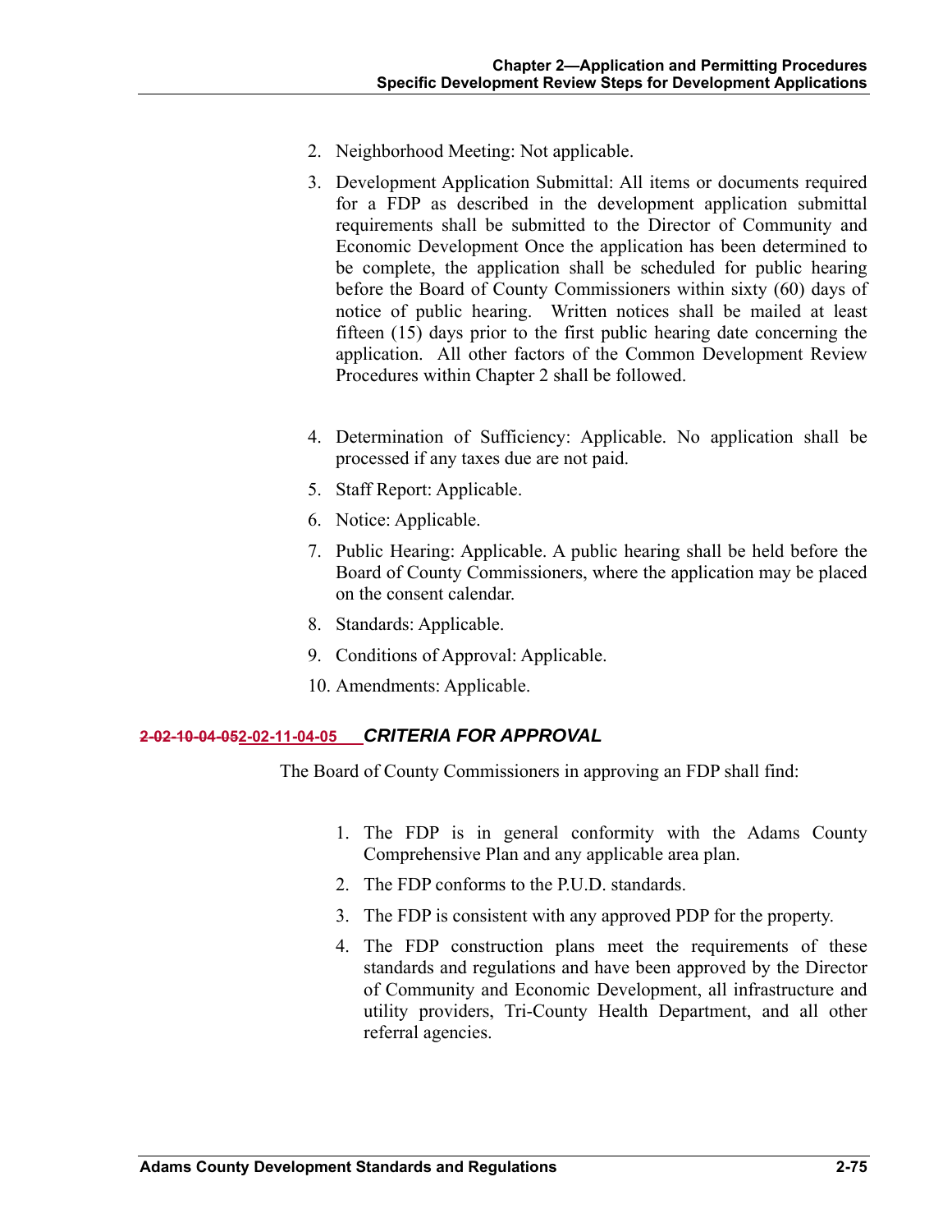2. Neighborhood Meeting: Not applicable.

3. Development Application Submittal: All items or documents required for a FDP as described in the development application submittal requirements shall be submitted to the Director of Community and Economic Development Once the application has been determined to be complete, the application shall be scheduled for public hearing before the Board of County Commissioners within sixty (60) days of notice of public hearing. Written notices shall be mailed at least fifteen (15) days prior to the first public hearing date concerning the application. All other factors of the Common Development Review Procedures within Chapter 2 shall be followed.

4. Determination of Sufficiency: Applicable. No application shall be processed if any taxes due are not paid.

5. Staff Report: Applicable.

6. Notice: Applicable.

7. Public Hearing: Applicable. A public hearing shall be held before the Board of County Commissioners, where the application may be placed on the consent calendar.

8. Standards: Applicable.

9. Conditions of Approval: Applicable.

10. Amendments: Applicable.

### ~~2-02-10-04-05~~2-02-11-04-05 *CRITERIA FOR APPROVAL*

The Board of County Commissioners in approving an FDP shall find:

1. The FDP is in general conformity with the Adams County Comprehensive Plan and any applicable area plan.

2. The FDP conforms to the P.U.D. standards.

3. The FDP is consistent with any approved PDP for the property.

4. The FDP construction plans meet the requirements of these standards and regulations and have been approved by the Director of Community and Economic Development, all infrastructure and utility providers, Tri-County Health Department, and all other referral agencies.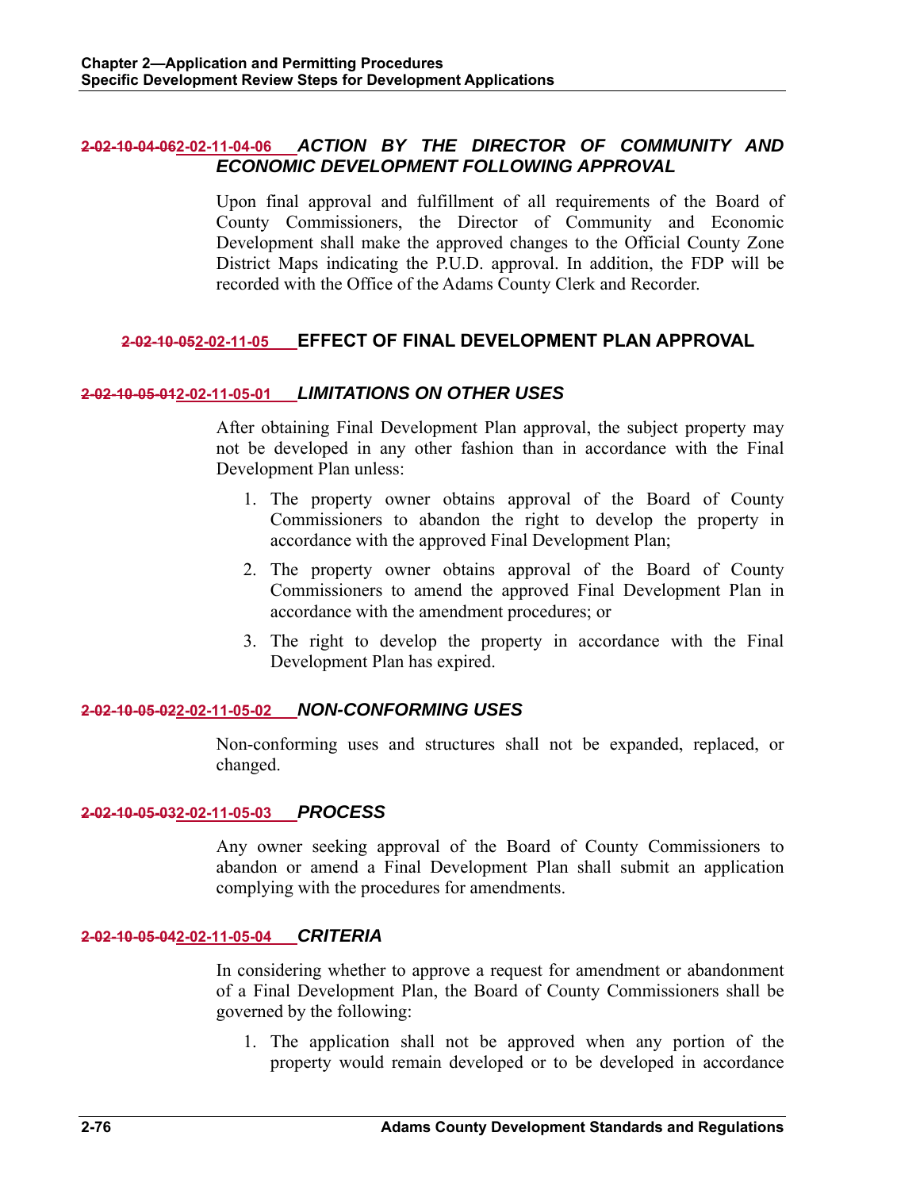#### ~~2-02-10-04-06~~2-02-11-04-06 *ACTION BY THE DIRECTOR OF COMMUNITY AND ECONOMIC DEVELOPMENT FOLLOWING APPROVAL*

Upon final approval and fulfillment of all requirements of the Board of County Commissioners, the Director of Community and Economic Development shall make the approved changes to the Official County Zone District Maps indicating the P.U.D. approval. In addition, the FDP will be recorded with the Office of the Adams County Clerk and Recorder.

### ~~2-02-10-05~~2-02-11-05 EFFECT OF FINAL DEVELOPMENT PLAN APPROVAL

#### ~~2-02-10-05-01~~2-02-11-05-01 *LIMITATIONS ON OTHER USES*

After obtaining Final Development Plan approval, the subject property may not be developed in any other fashion than in accordance with the Final Development Plan unless:

1. The property owner obtains approval of the Board of County Commissioners to abandon the right to develop the property in accordance with the approved Final Development Plan;
2. The property owner obtains approval of the Board of County Commissioners to amend the approved Final Development Plan in accordance with the amendment procedures; or
3. The right to develop the property in accordance with the Final Development Plan has expired.

#### ~~2-02-10-05-02~~2-02-11-05-02 *NON-CONFORMING USES*

Non-conforming uses and structures shall not be expanded, replaced, or changed.

#### ~~2-02-10-05-03~~2-02-11-05-03 *PROCESS*

Any owner seeking approval of the Board of County Commissioners to abandon or amend a Final Development Plan shall submit an application complying with the procedures for amendments.

#### ~~2-02-10-05-04~~2-02-11-05-04 *CRITERIA*

In considering whether to approve a request for amendment or abandonment of a Final Development Plan, the Board of County Commissioners shall be governed by the following:

1. The application shall not be approved when any portion of the property would remain developed or to be developed in accordance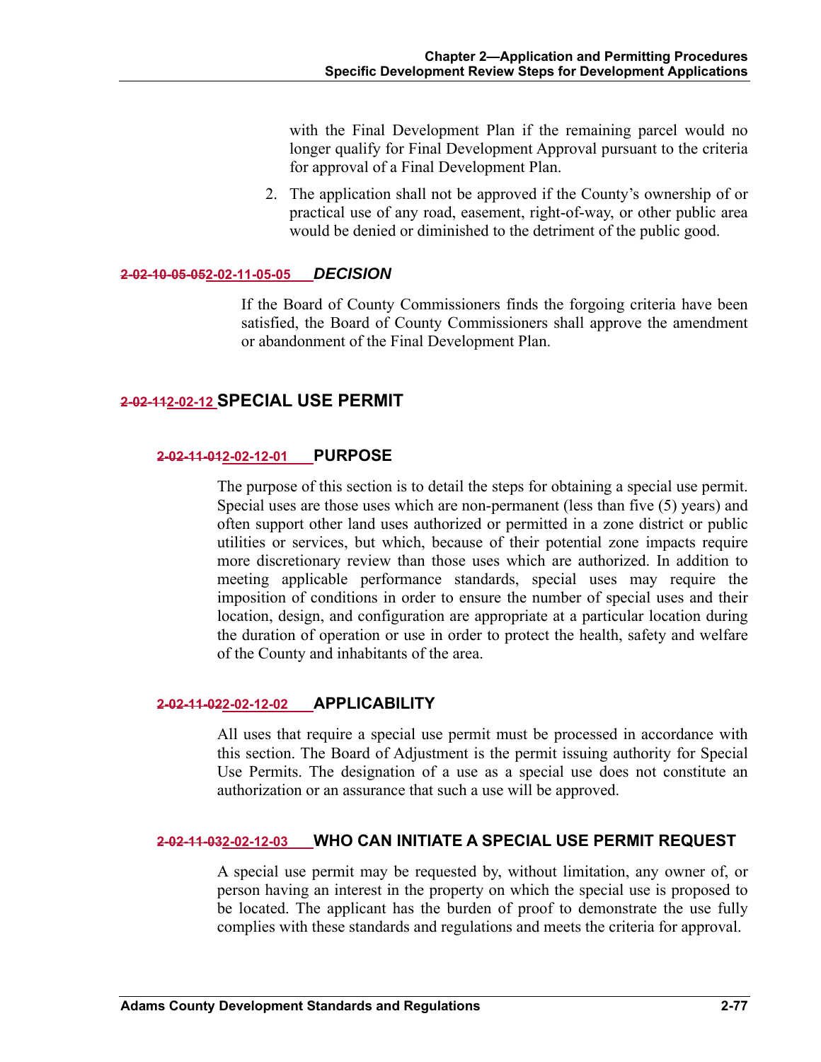with the Final Development Plan if the remaining parcel would no longer qualify for Final Development Approval pursuant to the criteria for approval of a Final Development Plan.

2. The application shall not be approved if the County's ownership of or practical use of any road, easement, right-of-way, or other public area would be denied or diminished to the detriment of the public good.

#### ~~2-02-10-05-05~~2-02-11-05-05 *DECISION*

If the Board of County Commissioners finds the forgoing criteria have been satisfied, the Board of County Commissioners shall approve the amendment or abandonment of the Final Development Plan.

## ~~2-02-11~~2-02-12 SPECIAL USE PERMIT

### ~~2-02-11-01~~2-02-12-01 PURPOSE

The purpose of this section is to detail the steps for obtaining a special use permit. Special uses are those uses which are non-permanent (less than five (5) years) and often support other land uses authorized or permitted in a zone district or public utilities or services, but which, because of their potential zone impacts require more discretionary review than those uses which are authorized. In addition to meeting applicable performance standards, special uses may require the imposition of conditions in order to ensure the number of special uses and their location, design, and configuration are appropriate at a particular location during the duration of operation or use in order to protect the health, safety and welfare of the County and inhabitants of the area.

### ~~2-02-11-02~~2-02-12-02 APPLICABILITY

All uses that require a special use permit must be processed in accordance with this section. The Board of Adjustment is the permit issuing authority for Special Use Permits. The designation of a use as a special use does not constitute an authorization or an assurance that such a use will be approved.

### ~~2-02-11-03~~2-02-12-03 WHO CAN INITIATE A SPECIAL USE PERMIT REQUEST

A special use permit may be requested by, without limitation, any owner of, or person having an interest in the property on which the special use is proposed to be located. The applicant has the burden of proof to demonstrate the use fully complies with these standards and regulations and meets the criteria for approval.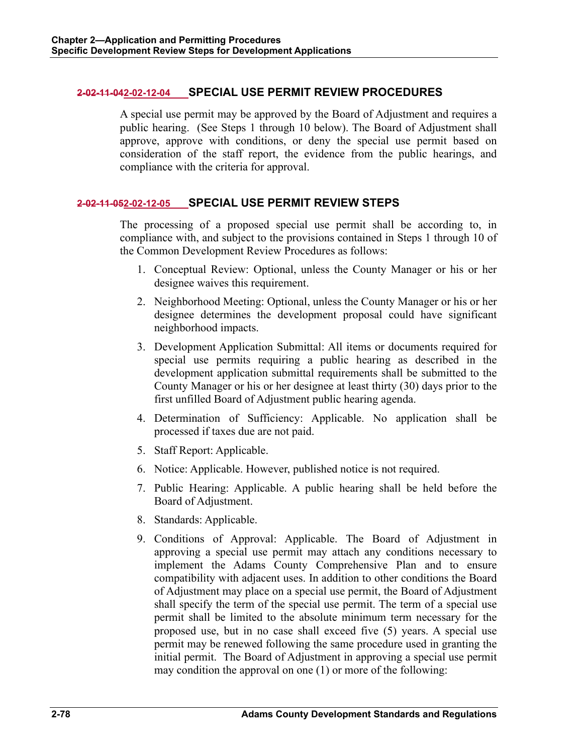## ~~2-02-11-04~~2-02-12-04 SPECIAL USE PERMIT REVIEW PROCEDURES

A special use permit may be approved by the Board of Adjustment and requires a public hearing. (See Steps 1 through 10 below). The Board of Adjustment shall approve, approve with conditions, or deny the special use permit based on consideration of the staff report, the evidence from the public hearings, and compliance with the criteria for approval.

## ~~2-02-11-05~~2-02-12-05 SPECIAL USE PERMIT REVIEW STEPS

The processing of a proposed special use permit shall be according to, in compliance with, and subject to the provisions contained in Steps 1 through 10 of the Common Development Review Procedures as follows:

1. Conceptual Review: Optional, unless the County Manager or his or her designee waives this requirement.
2. Neighborhood Meeting: Optional, unless the County Manager or his or her designee determines the development proposal could have significant neighborhood impacts.
3. Development Application Submittal: All items or documents required for special use permits requiring a public hearing as described in the development application submittal requirements shall be submitted to the County Manager or his or her designee at least thirty (30) days prior to the first unfilled Board of Adjustment public hearing agenda.
4. Determination of Sufficiency: Applicable. No application shall be processed if taxes due are not paid.
5. Staff Report: Applicable.
6. Notice: Applicable. However, published notice is not required.
7. Public Hearing: Applicable. A public hearing shall be held before the Board of Adjustment.
8. Standards: Applicable.
9. Conditions of Approval: Applicable. The Board of Adjustment in approving a special use permit may attach any conditions necessary to implement the Adams County Comprehensive Plan and to ensure compatibility with adjacent uses. In addition to other conditions the Board of Adjustment may place on a special use permit, the Board of Adjustment shall specify the term of the special use permit. The term of a special use permit shall be limited to the absolute minimum term necessary for the proposed use, but in no case shall exceed five (5) years. A special use permit may be renewed following the same procedure used in granting the initial permit. The Board of Adjustment in approving a special use permit may condition the approval on one (1) or more of the following: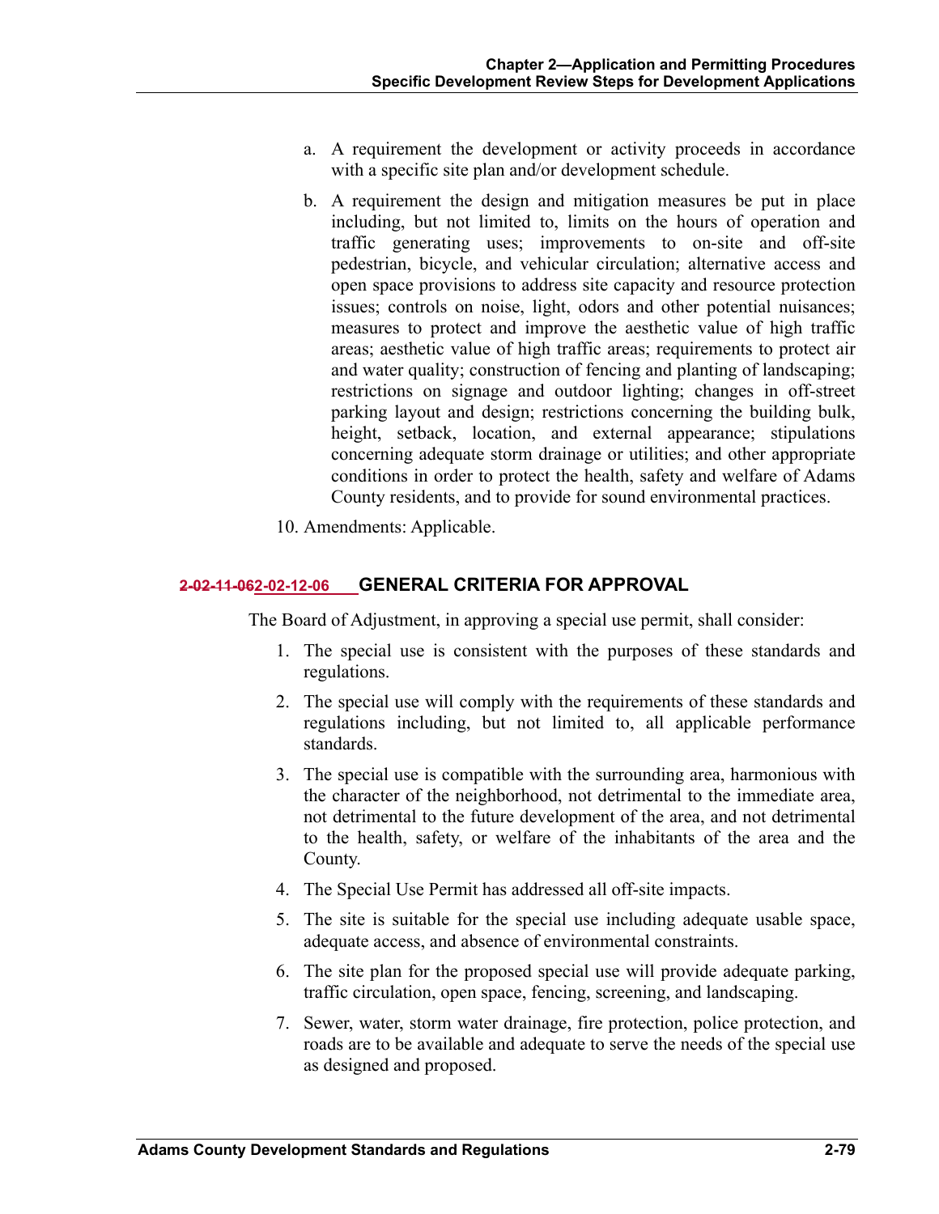a. A requirement the development or activity proceeds in accordance with a specific site plan and/or development schedule.

b. A requirement the design and mitigation measures be put in place including, but not limited to, limits on the hours of operation and traffic generating uses; improvements to on-site and off-site pedestrian, bicycle, and vehicular circulation; alternative access and open space provisions to address site capacity and resource protection issues; controls on noise, light, odors and other potential nuisances; measures to protect and improve the aesthetic value of high traffic areas; aesthetic value of high traffic areas; requirements to protect air and water quality; construction of fencing and planting of landscaping; restrictions on signage and outdoor lighting; changes in off-street parking layout and design; restrictions concerning the building bulk, height, setback, location, and external appearance; stipulations concerning adequate storm drainage or utilities; and other appropriate conditions in order to protect the health, safety and welfare of Adams County residents, and to provide for sound environmental practices.

10. Amendments: Applicable.

## ~~2-02-11-06~~2-02-12-06 GENERAL CRITERIA FOR APPROVAL

The Board of Adjustment, in approving a special use permit, shall consider:

1. The special use is consistent with the purposes of these standards and regulations.
2. The special use will comply with the requirements of these standards and regulations including, but not limited to, all applicable performance standards.
3. The special use is compatible with the surrounding area, harmonious with the character of the neighborhood, not detrimental to the immediate area, not detrimental to the future development of the area, and not detrimental to the health, safety, or welfare of the inhabitants of the area and the County.
4. The Special Use Permit has addressed all off-site impacts.
5. The site is suitable for the special use including adequate usable space, adequate access, and absence of environmental constraints.
6. The site plan for the proposed special use will provide adequate parking, traffic circulation, open space, fencing, screening, and landscaping.
7. Sewer, water, storm water drainage, fire protection, police protection, and roads are to be available and adequate to serve the needs of the special use as designed and proposed.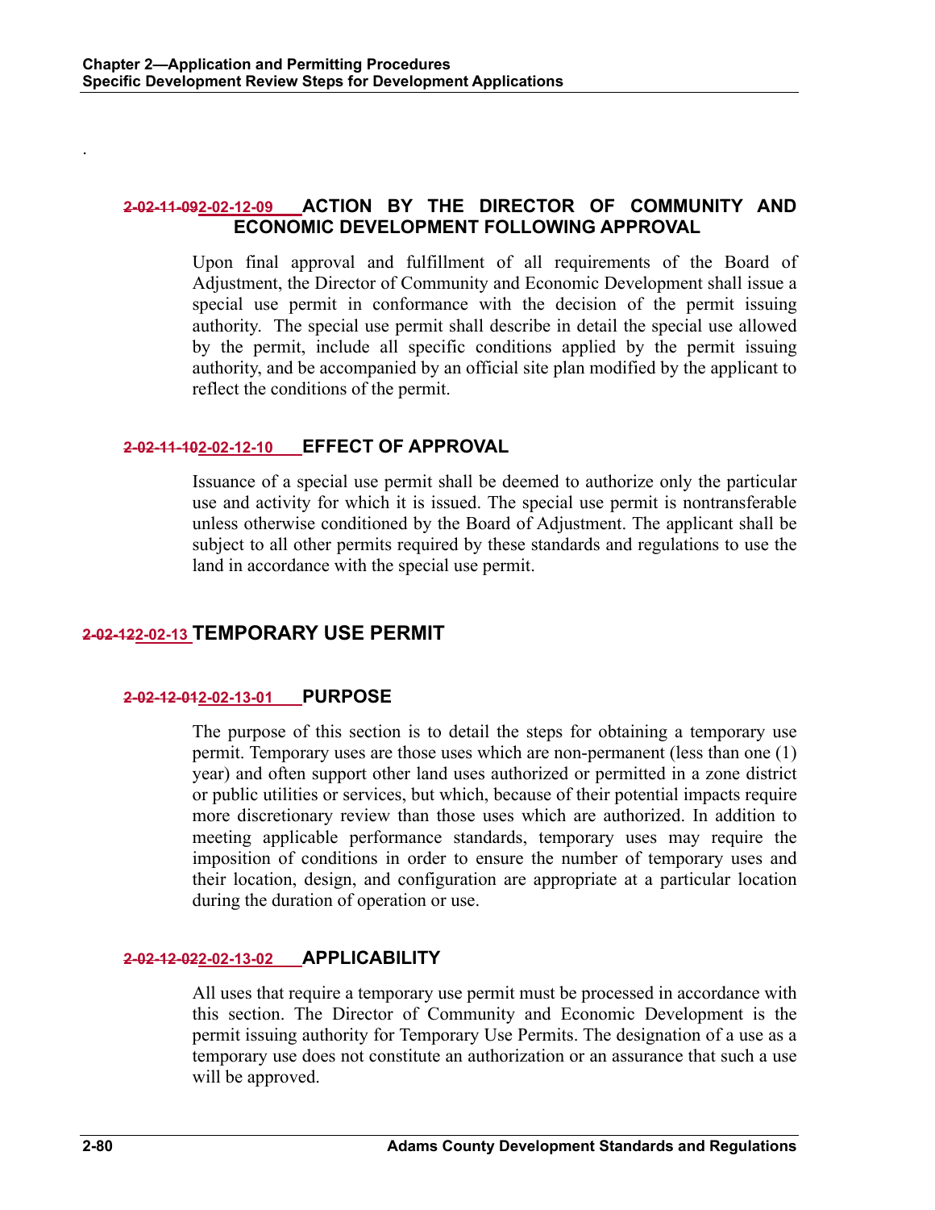.

### ~~2-02-11-09~~2-02-12-09 ACTION BY THE DIRECTOR OF COMMUNITY AND ECONOMIC DEVELOPMENT FOLLOWING APPROVAL

Upon final approval and fulfillment of all requirements of the Board of Adjustment, the Director of Community and Economic Development shall issue a special use permit in conformance with the decision of the permit issuing authority. The special use permit shall describe in detail the special use allowed by the permit, include all specific conditions applied by the permit issuing authority, and be accompanied by an official site plan modified by the applicant to reflect the conditions of the permit.

### ~~2-02-11-10~~2-02-12-10 EFFECT OF APPROVAL

Issuance of a special use permit shall be deemed to authorize only the particular use and activity for which it is issued. The special use permit is nontransferable unless otherwise conditioned by the Board of Adjustment. The applicant shall be subject to all other permits required by these standards and regulations to use the land in accordance with the special use permit.

## ~~2-02-12~~2-02-13 TEMPORARY USE PERMIT

### ~~2-02-12-01~~2-02-13-01 PURPOSE

The purpose of this section is to detail the steps for obtaining a temporary use permit. Temporary uses are those uses which are non-permanent (less than one (1) year) and often support other land uses authorized or permitted in a zone district or public utilities or services, but which, because of their potential impacts require more discretionary review than those uses which are authorized. In addition to meeting applicable performance standards, temporary uses may require the imposition of conditions in order to ensure the number of temporary uses and their location, design, and configuration are appropriate at a particular location during the duration of operation or use.

### ~~2-02-12-02~~2-02-13-02 APPLICABILITY

All uses that require a temporary use permit must be processed in accordance with this section. The Director of Community and Economic Development is the permit issuing authority for Temporary Use Permits. The designation of a use as a temporary use does not constitute an authorization or an assurance that such a use will be approved.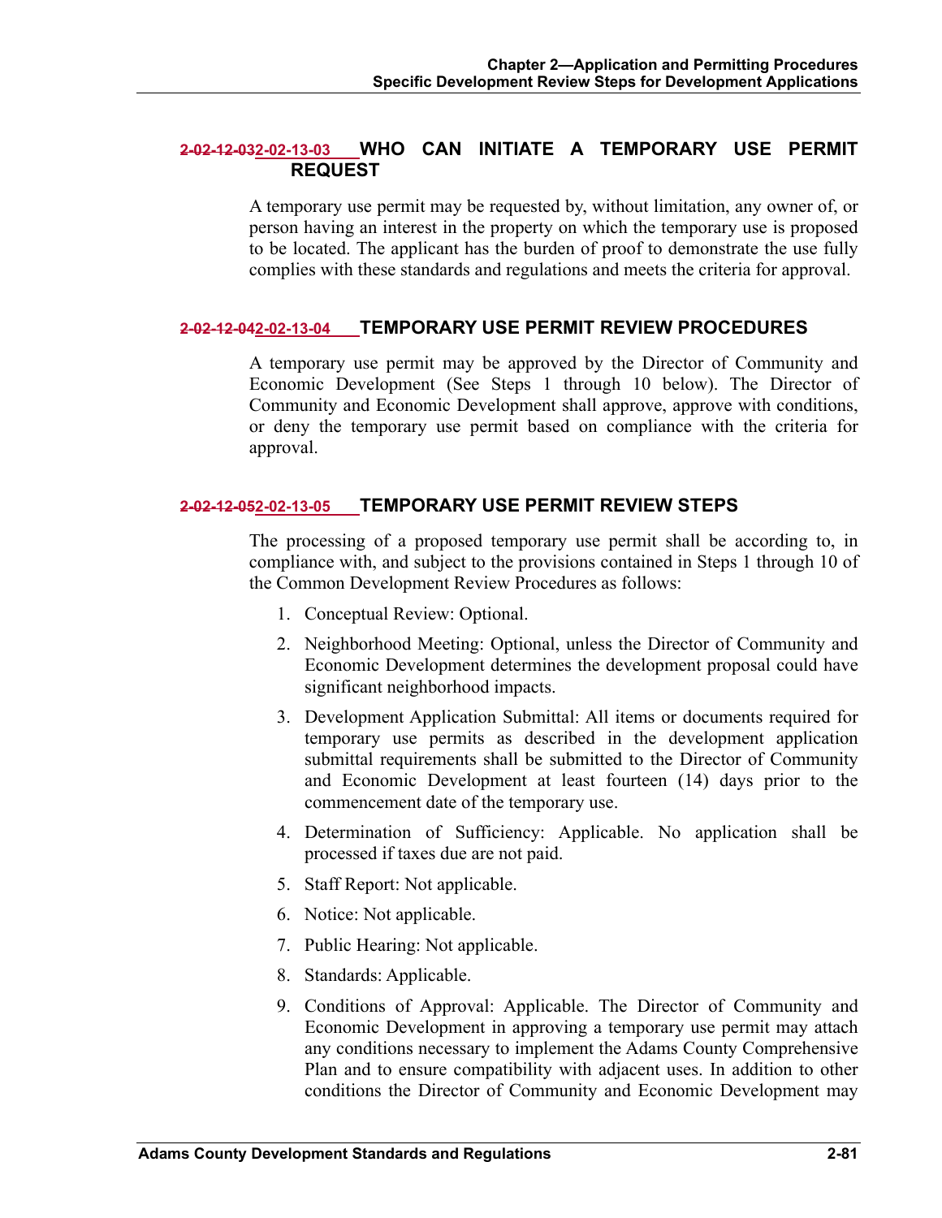### ~~2-02-12-03~~2-02-13-03 WHO CAN INITIATE A TEMPORARY USE PERMIT REQUEST

A temporary use permit may be requested by, without limitation, any owner of, or person having an interest in the property on which the temporary use is proposed to be located. The applicant has the burden of proof to demonstrate the use fully complies with these standards and regulations and meets the criteria for approval.

### ~~2-02-12-04~~2-02-13-04 TEMPORARY USE PERMIT REVIEW PROCEDURES

A temporary use permit may be approved by the Director of Community and Economic Development (See Steps 1 through 10 below). The Director of Community and Economic Development shall approve, approve with conditions, or deny the temporary use permit based on compliance with the criteria for approval.

### ~~2-02-12-05~~2-02-13-05 TEMPORARY USE PERMIT REVIEW STEPS

The processing of a proposed temporary use permit shall be according to, in compliance with, and subject to the provisions contained in Steps 1 through 10 of the Common Development Review Procedures as follows:

1. Conceptual Review: Optional.
2. Neighborhood Meeting: Optional, unless the Director of Community and Economic Development determines the development proposal could have significant neighborhood impacts.
3. Development Application Submittal: All items or documents required for temporary use permits as described in the development application submittal requirements shall be submitted to the Director of Community and Economic Development at least fourteen (14) days prior to the commencement date of the temporary use.
4. Determination of Sufficiency: Applicable. No application shall be processed if taxes due are not paid.
5. Staff Report: Not applicable.
6. Notice: Not applicable.
7. Public Hearing: Not applicable.
8. Standards: Applicable.
9. Conditions of Approval: Applicable. The Director of Community and Economic Development in approving a temporary use permit may attach any conditions necessary to implement the Adams County Comprehensive Plan and to ensure compatibility with adjacent uses. In addition to other conditions the Director of Community and Economic Development may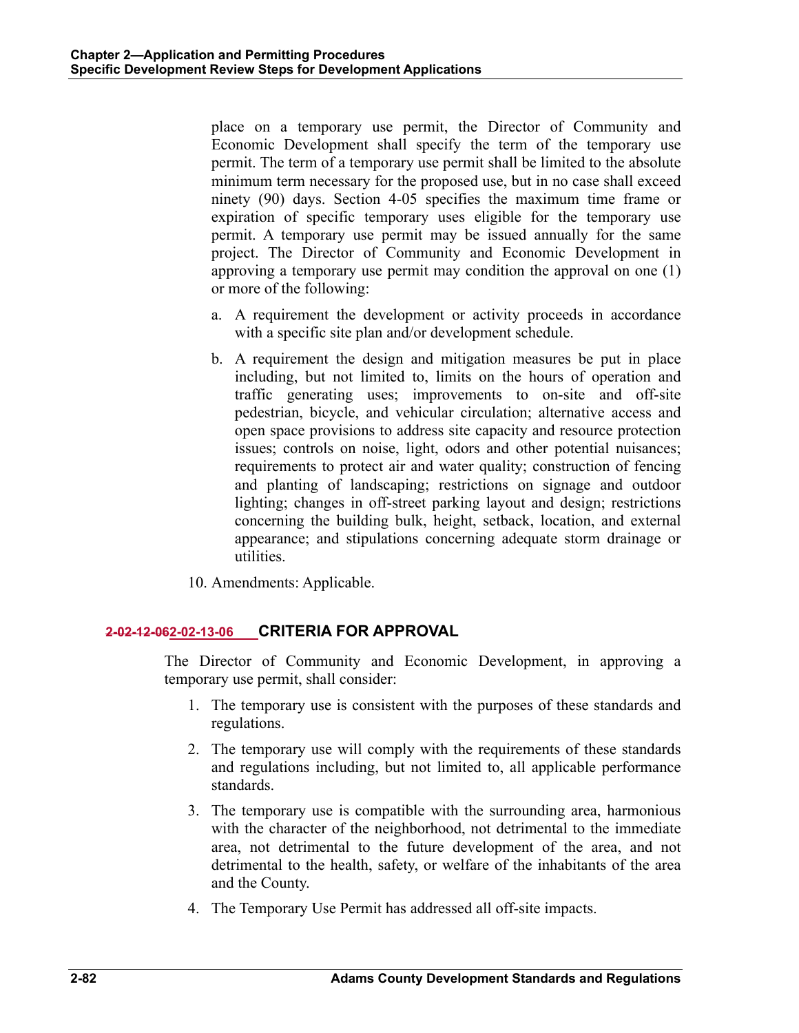place on a temporary use permit, the Director of Community and Economic Development shall specify the term of the temporary use permit. The term of a temporary use permit shall be limited to the absolute minimum term necessary for the proposed use, but in no case shall exceed ninety (90) days. Section 4-05 specifies the maximum time frame or expiration of specific temporary uses eligible for the temporary use permit. A temporary use permit may be issued annually for the same project. The Director of Community and Economic Development in approving a temporary use permit may condition the approval on one (1) or more of the following:

a. A requirement the development or activity proceeds in accordance with a specific site plan and/or development schedule.

b. A requirement the design and mitigation measures be put in place including, but not limited to, limits on the hours of operation and traffic generating uses; improvements to on-site and off-site pedestrian, bicycle, and vehicular circulation; alternative access and open space provisions to address site capacity and resource protection issues; controls on noise, light, odors and other potential nuisances; requirements to protect air and water quality; construction of fencing and planting of landscaping; restrictions on signage and outdoor lighting; changes in off-street parking layout and design; restrictions concerning the building bulk, height, setback, location, and external appearance; and stipulations concerning adequate storm drainage or utilities.

10. Amendments: Applicable.

### ~~2-02-12-06~~2-02-13-06 CRITERIA FOR APPROVAL

The Director of Community and Economic Development, in approving a temporary use permit, shall consider:

1. The temporary use is consistent with the purposes of these standards and regulations.
2. The temporary use will comply with the requirements of these standards and regulations including, but not limited to, all applicable performance standards.
3. The temporary use is compatible with the surrounding area, harmonious with the character of the neighborhood, not detrimental to the immediate area, not detrimental to the future development of the area, and not detrimental to the health, safety, or welfare of the inhabitants of the area and the County.
4. The Temporary Use Permit has addressed all off-site impacts.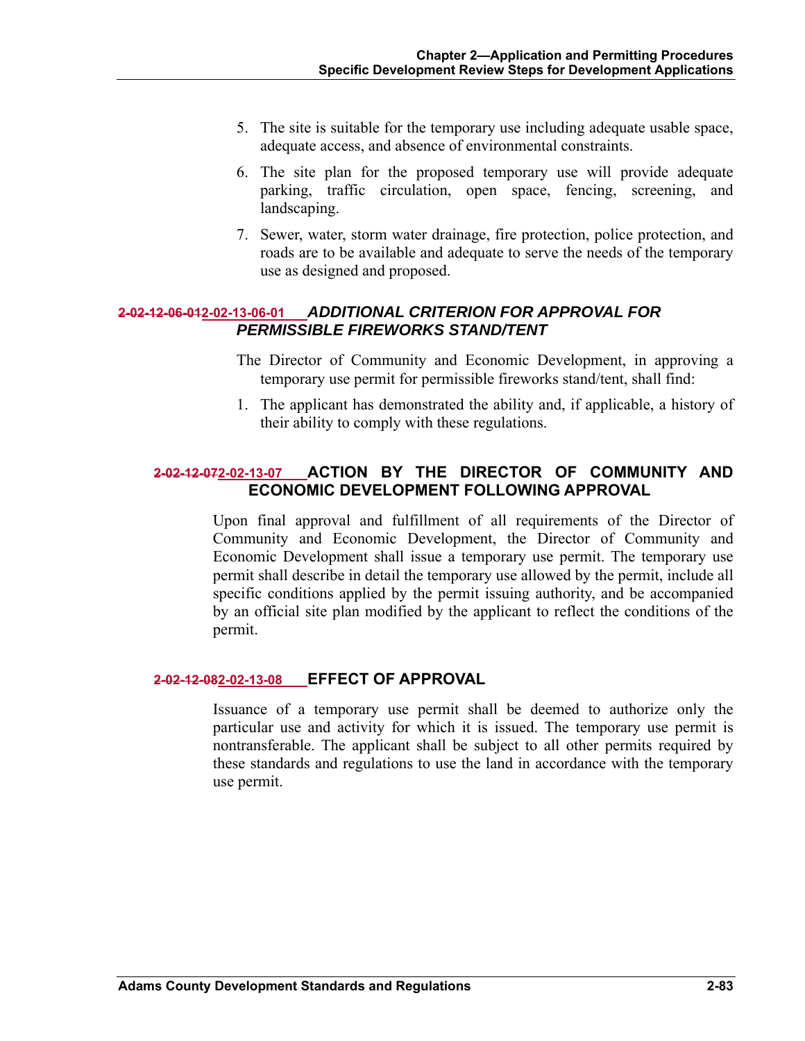5. The site is suitable for the temporary use including adequate usable space, adequate access, and absence of environmental constraints.

6. The site plan for the proposed temporary use will provide adequate parking, traffic circulation, open space, fencing, screening, and landscaping.

7. Sewer, water, storm water drainage, fire protection, police protection, and roads are to be available and adequate to serve the needs of the temporary use as designed and proposed.

#### ~~2-02-12-06-01~~2-02-13-06-01 *ADDITIONAL CRITERION FOR APPROVAL FOR PERMISSIBLE FIREWORKS STAND/TENT*

The Director of Community and Economic Development, in approving a temporary use permit for permissible fireworks stand/tent, shall find:

1. The applicant has demonstrated the ability and, if applicable, a history of their ability to comply with these regulations.

### ~~2-02-12-07~~2-02-13-07 ACTION BY THE DIRECTOR OF COMMUNITY AND ECONOMIC DEVELOPMENT FOLLOWING APPROVAL

Upon final approval and fulfillment of all requirements of the Director of Community and Economic Development, the Director of Community and Economic Development shall issue a temporary use permit. The temporary use permit shall describe in detail the temporary use allowed by the permit, include all specific conditions applied by the permit issuing authority, and be accompanied by an official site plan modified by the applicant to reflect the conditions of the permit.

### ~~2-02-12-08~~2-02-13-08 EFFECT OF APPROVAL

Issuance of a temporary use permit shall be deemed to authorize only the particular use and activity for which it is issued. The temporary use permit is nontransferable. The applicant shall be subject to all other permits required by these standards and regulations to use the land in accordance with the temporary use permit.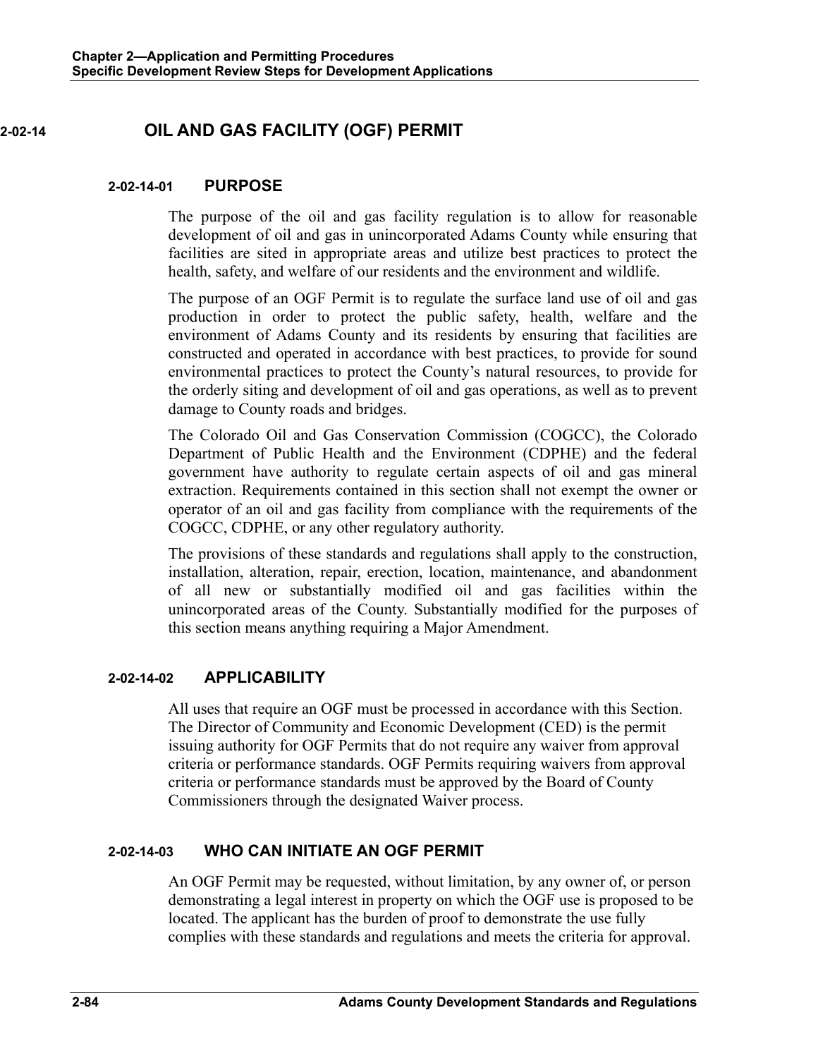## 2-02-14 OIL AND GAS FACILITY (OGF) PERMIT

### 2-02-14-01 PURPOSE

The purpose of the oil and gas facility regulation is to allow for reasonable development of oil and gas in unincorporated Adams County while ensuring that facilities are sited in appropriate areas and utilize best practices to protect the health, safety, and welfare of our residents and the environment and wildlife.

The purpose of an OGF Permit is to regulate the surface land use of oil and gas production in order to protect the public safety, health, welfare and the environment of Adams County and its residents by ensuring that facilities are constructed and operated in accordance with best practices, to provide for sound environmental practices to protect the County's natural resources, to provide for the orderly siting and development of oil and gas operations, as well as to prevent damage to County roads and bridges.

The Colorado Oil and Gas Conservation Commission (COGCC), the Colorado Department of Public Health and the Environment (CDPHE) and the federal government have authority to regulate certain aspects of oil and gas mineral extraction. Requirements contained in this section shall not exempt the owner or operator of an oil and gas facility from compliance with the requirements of the COGCC, CDPHE, or any other regulatory authority.

The provisions of these standards and regulations shall apply to the construction, installation, alteration, repair, erection, location, maintenance, and abandonment of all new or substantially modified oil and gas facilities within the unincorporated areas of the County. Substantially modified for the purposes of this section means anything requiring a Major Amendment.

### 2-02-14-02 APPLICABILITY

All uses that require an OGF must be processed in accordance with this Section. The Director of Community and Economic Development (CED) is the permit issuing authority for OGF Permits that do not require any waiver from approval criteria or performance standards. OGF Permits requiring waivers from approval criteria or performance standards must be approved by the Board of County Commissioners through the designated Waiver process.

### 2-02-14-03 WHO CAN INITIATE AN OGF PERMIT

An OGF Permit may be requested, without limitation, by any owner of, or person demonstrating a legal interest in property on which the OGF use is proposed to be located. The applicant has the burden of proof to demonstrate the use fully complies with these standards and regulations and meets the criteria for approval.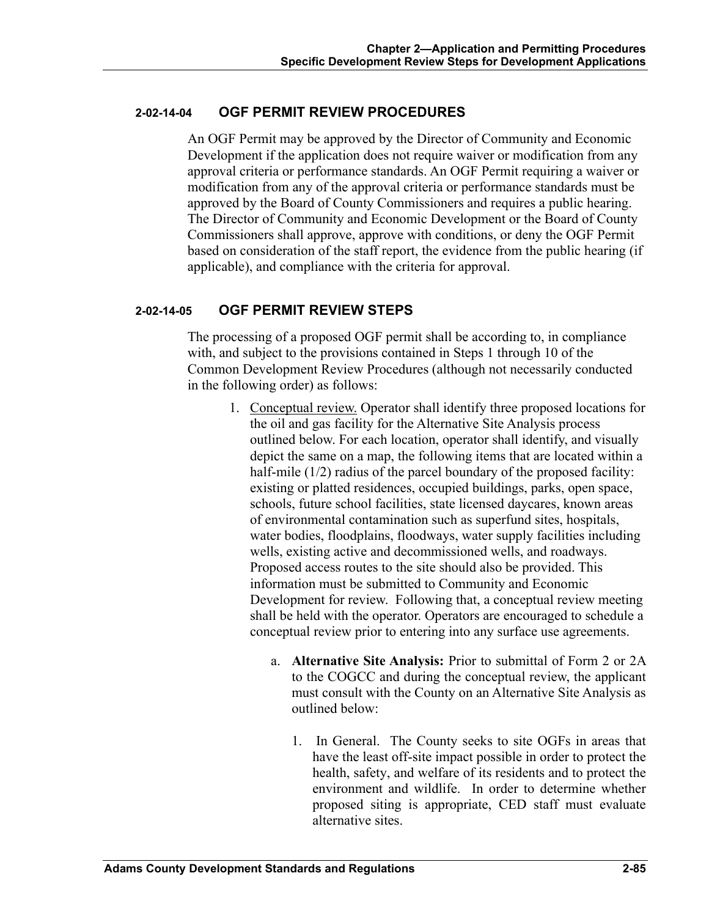### 2-02-14-04 OGF PERMIT REVIEW PROCEDURES

An OGF Permit may be approved by the Director of Community and Economic Development if the application does not require waiver or modification from any approval criteria or performance standards. An OGF Permit requiring a waiver or modification from any of the approval criteria or performance standards must be approved by the Board of County Commissioners and requires a public hearing. The Director of Community and Economic Development or the Board of County Commissioners shall approve, approve with conditions, or deny the OGF Permit based on consideration of the staff report, the evidence from the public hearing (if applicable), and compliance with the criteria for approval.

### 2-02-14-05 OGF PERMIT REVIEW STEPS

The processing of a proposed OGF permit shall be according to, in compliance with, and subject to the provisions contained in Steps 1 through 10 of the Common Development Review Procedures (although not necessarily conducted in the following order) as follows:

1. Conceptual review. Operator shall identify three proposed locations for the oil and gas facility for the Alternative Site Analysis process outlined below. For each location, operator shall identify, and visually depict the same on a map, the following items that are located within a half-mile (1/2) radius of the parcel boundary of the proposed facility: existing or platted residences, occupied buildings, parks, open space, schools, future school facilities, state licensed daycares, known areas of environmental contamination such as superfund sites, hospitals, water bodies, floodplains, floodways, water supply facilities including wells, existing active and decommissioned wells, and roadways. Proposed access routes to the site should also be provided. This information must be submitted to Community and Economic Development for review. Following that, a conceptual review meeting shall be held with the operator. Operators are encouraged to schedule a conceptual review prior to entering into any surface use agreements.

    a. **Alternative Site Analysis:** Prior to submittal of Form 2 or 2A to the COGCC and during the conceptual review, the applicant must consult with the County on an Alternative Site Analysis as outlined below:

        1. In General. The County seeks to site OGFs in areas that have the least off-site impact possible in order to protect the health, safety, and welfare of its residents and to protect the environment and wildlife. In order to determine whether proposed siting is appropriate, CED staff must evaluate alternative sites.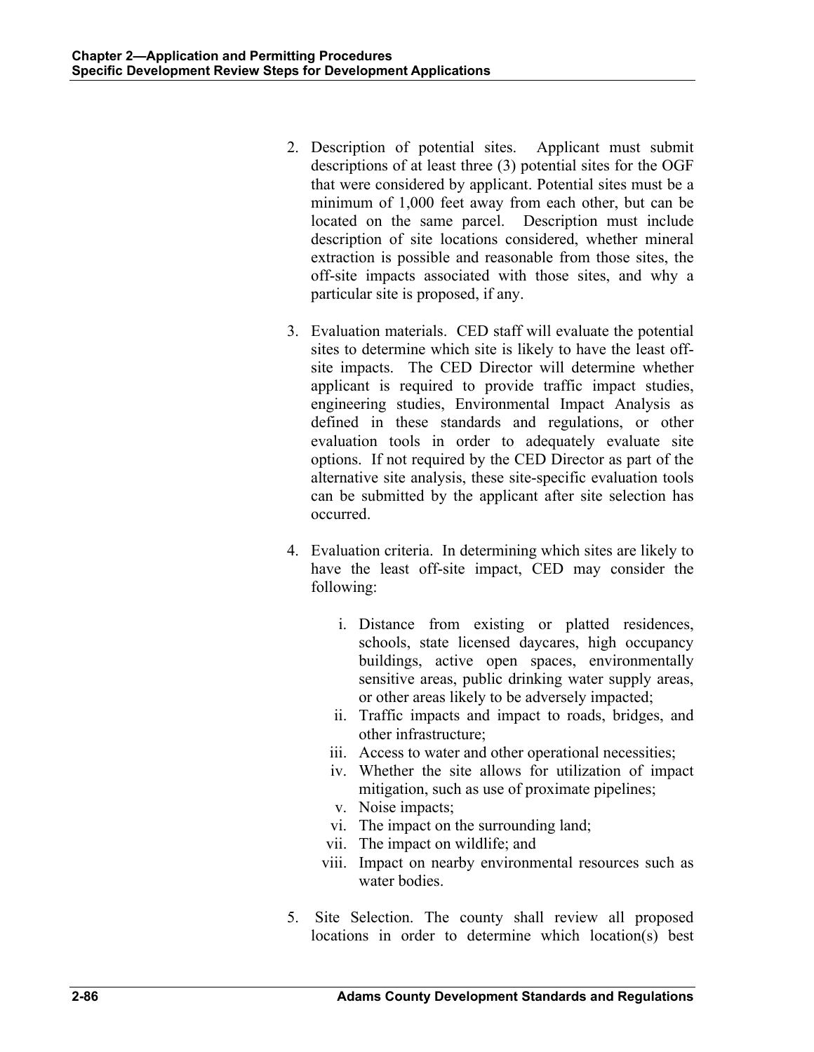2. Description of potential sites. Applicant must submit descriptions of at least three (3) potential sites for the OGF that were considered by applicant. Potential sites must be a minimum of 1,000 feet away from each other, but can be located on the same parcel. Description must include description of site locations considered, whether mineral extraction is possible and reasonable from those sites, the off-site impacts associated with those sites, and why a particular site is proposed, if any.

3. Evaluation materials. CED staff will evaluate the potential sites to determine which site is likely to have the least off-site impacts. The CED Director will determine whether applicant is required to provide traffic impact studies, engineering studies, Environmental Impact Analysis as defined in these standards and regulations, or other evaluation tools in order to adequately evaluate site options. If not required by the CED Director as part of the alternative site analysis, these site-specific evaluation tools can be submitted by the applicant after site selection has occurred.

4. Evaluation criteria. In determining which sites are likely to have the least off-site impact, CED may consider the following:

   i. Distance from existing or platted residences, schools, state licensed daycares, high occupancy buildings, active open spaces, environmentally sensitive areas, public drinking water supply areas, or other areas likely to be adversely impacted;
   ii. Traffic impacts and impact to roads, bridges, and other infrastructure;
   iii. Access to water and other operational necessities;
   iv. Whether the site allows for utilization of impact mitigation, such as use of proximate pipelines;
   v. Noise impacts;
   vi. The impact on the surrounding land;
   vii. The impact on wildlife; and
   viii. Impact on nearby environmental resources such as water bodies.

5. Site Selection. The county shall review all proposed locations in order to determine which location(s) best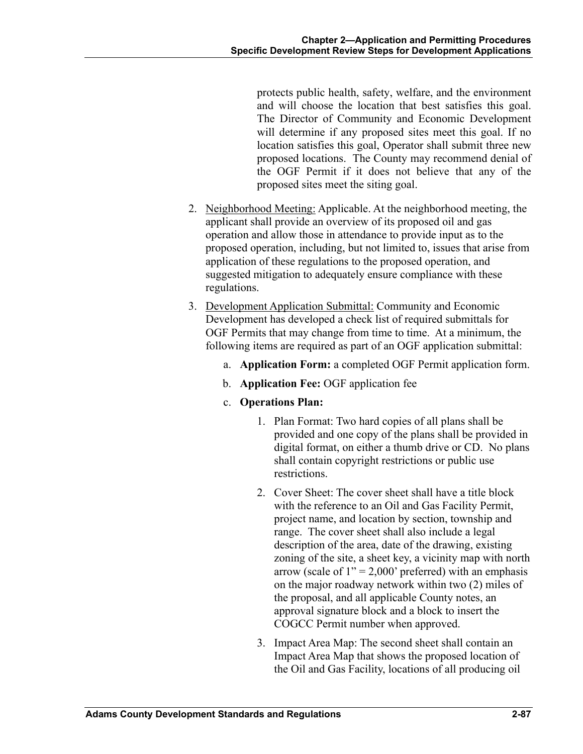protects public health, safety, welfare, and the environment and will choose the location that best satisfies this goal. The Director of Community and Economic Development will determine if any proposed sites meet this goal. If no location satisfies this goal, Operator shall submit three new proposed locations. The County may recommend denial of the OGF Permit if it does not believe that any of the proposed sites meet the siting goal.

2. Neighborhood Meeting: Applicable. At the neighborhood meeting, the applicant shall provide an overview of its proposed oil and gas operation and allow those in attendance to provide input as to the proposed operation, including, but not limited to, issues that arise from application of these regulations to the proposed operation, and suggested mitigation to adequately ensure compliance with these regulations.

3. Development Application Submittal: Community and Economic Development has developed a check list of required submittals for OGF Permits that may change from time to time. At a minimum, the following items are required as part of an OGF application submittal:

   a. **Application Form:** a completed OGF Permit application form.

   b. **Application Fee:** OGF application fee

   c. **Operations Plan:**

      1. Plan Format: Two hard copies of all plans shall be provided and one copy of the plans shall be provided in digital format, on either a thumb drive or CD. No plans shall contain copyright restrictions or public use restrictions.

      2. Cover Sheet: The cover sheet shall have a title block with the reference to an Oil and Gas Facility Permit, project name, and location by section, township and range. The cover sheet shall also include a legal description of the area, date of the drawing, existing zoning of the site, a sheet key, a vicinity map with north arrow (scale of 1" = 2,000' preferred) with an emphasis on the major roadway network within two (2) miles of the proposal, and all applicable County notes, an approval signature block and a block to insert the COGCC Permit number when approved.

      3. Impact Area Map: The second sheet shall contain an Impact Area Map that shows the proposed location of the Oil and Gas Facility, locations of all producing oil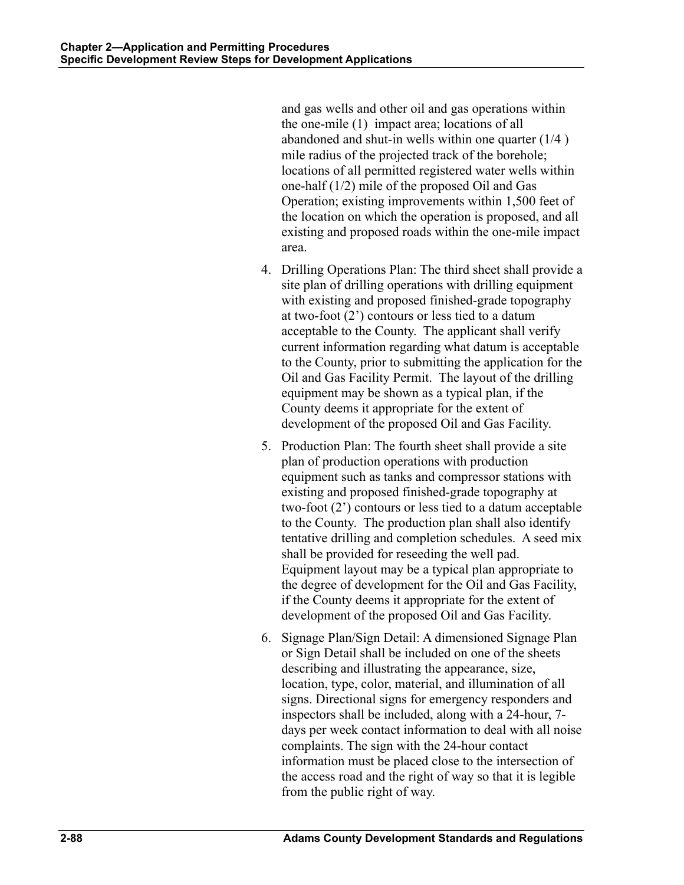and gas wells and other oil and gas operations within the one-mile (1) impact area; locations of all abandoned and shut-in wells within one quarter (1/4 ) mile radius of the projected track of the borehole; locations of all permitted registered water wells within one-half (1/2) mile of the proposed Oil and Gas Operation; existing improvements within 1,500 feet of the location on which the operation is proposed, and all existing and proposed roads within the one-mile impact area.

4. Drilling Operations Plan: The third sheet shall provide a site plan of drilling operations with drilling equipment with existing and proposed finished-grade topography at two-foot (2') contours or less tied to a datum acceptable to the County. The applicant shall verify current information regarding what datum is acceptable to the County, prior to submitting the application for the Oil and Gas Facility Permit. The layout of the drilling equipment may be shown as a typical plan, if the County deems it appropriate for the extent of development of the proposed Oil and Gas Facility.

5. Production Plan: The fourth sheet shall provide a site plan of production operations with production equipment such as tanks and compressor stations with existing and proposed finished-grade topography at two-foot (2') contours or less tied to a datum acceptable to the County. The production plan shall also identify tentative drilling and completion schedules. A seed mix shall be provided for reseeding the well pad. Equipment layout may be a typical plan appropriate to the degree of development for the Oil and Gas Facility, if the County deems it appropriate for the extent of development of the proposed Oil and Gas Facility.

6. Signage Plan/Sign Detail: A dimensioned Signage Plan or Sign Detail shall be included on one of the sheets describing and illustrating the appearance, size, location, type, color, material, and illumination of all signs. Directional signs for emergency responders and inspectors shall be included, along with a 24-hour, 7-days per week contact information to deal with all noise complaints. The sign with the 24-hour contact information must be placed close to the intersection of the access road and the right of way so that it is legible from the public right of way.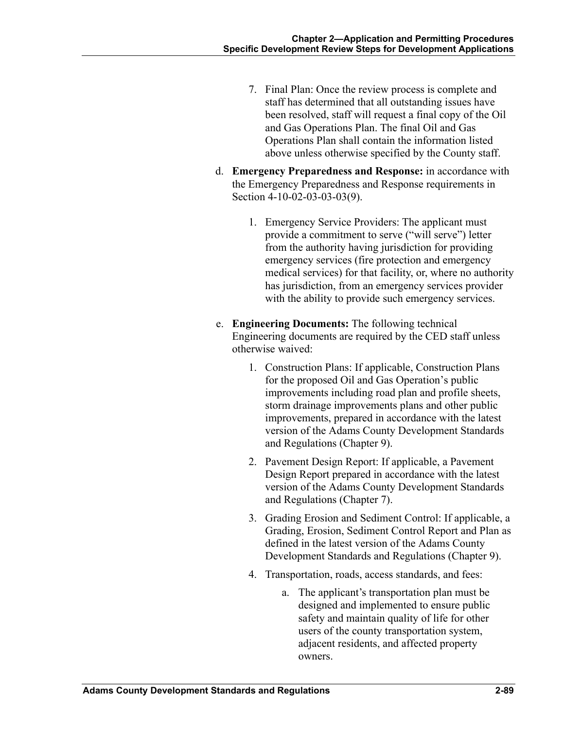7. Final Plan: Once the review process is complete and staff has determined that all outstanding issues have been resolved, staff will request a final copy of the Oil and Gas Operations Plan. The final Oil and Gas Operations Plan shall contain the information listed above unless otherwise specified by the County staff.

d. **Emergency Preparedness and Response:** in accordance with the Emergency Preparedness and Response requirements in Section 4-10-02-03-03-03(9).

   1. Emergency Service Providers: The applicant must provide a commitment to serve ("will serve") letter from the authority having jurisdiction for providing emergency services (fire protection and emergency medical services) for that facility, or, where no authority has jurisdiction, from an emergency services provider with the ability to provide such emergency services.

e. **Engineering Documents:** The following technical Engineering documents are required by the CED staff unless otherwise waived:

   1. Construction Plans: If applicable, Construction Plans for the proposed Oil and Gas Operation's public improvements including road plan and profile sheets, storm drainage improvements plans and other public improvements, prepared in accordance with the latest version of the Adams County Development Standards and Regulations (Chapter 9).

   2. Pavement Design Report: If applicable, a Pavement Design Report prepared in accordance with the latest version of the Adams County Development Standards and Regulations (Chapter 7).

   3. Grading Erosion and Sediment Control: If applicable, a Grading, Erosion, Sediment Control Report and Plan as defined in the latest version of the Adams County Development Standards and Regulations (Chapter 9).

   4. Transportation, roads, access standards, and fees:

      a. The applicant's transportation plan must be designed and implemented to ensure public safety and maintain quality of life for other users of the county transportation system, adjacent residents, and affected property owners.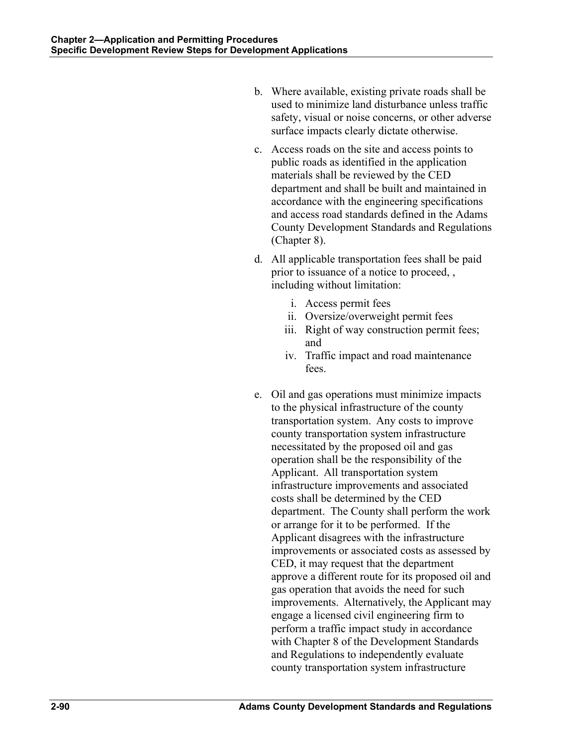b. Where available, existing private roads shall be used to minimize land disturbance unless traffic safety, visual or noise concerns, or other adverse surface impacts clearly dictate otherwise.

c. Access roads on the site and access points to public roads as identified in the application materials shall be reviewed by the CED department and shall be built and maintained in accordance with the engineering specifications and access road standards defined in the Adams County Development Standards and Regulations (Chapter 8).

d. All applicable transportation fees shall be paid prior to issuance of a notice to proceed, , including without limitation:

   i. Access permit fees
   ii. Oversize/overweight permit fees
   iii. Right of way construction permit fees; and
   iv. Traffic impact and road maintenance fees.

e. Oil and gas operations must minimize impacts to the physical infrastructure of the county transportation system. Any costs to improve county transportation system infrastructure necessitated by the proposed oil and gas operation shall be the responsibility of the Applicant. All transportation system infrastructure improvements and associated costs shall be determined by the CED department. The County shall perform the work or arrange for it to be performed. If the Applicant disagrees with the infrastructure improvements or associated costs as assessed by CED, it may request that the department approve a different route for its proposed oil and gas operation that avoids the need for such improvements. Alternatively, the Applicant may engage a licensed civil engineering firm to perform a traffic impact study in accordance with Chapter 8 of the Development Standards and Regulations to independently evaluate county transportation system infrastructure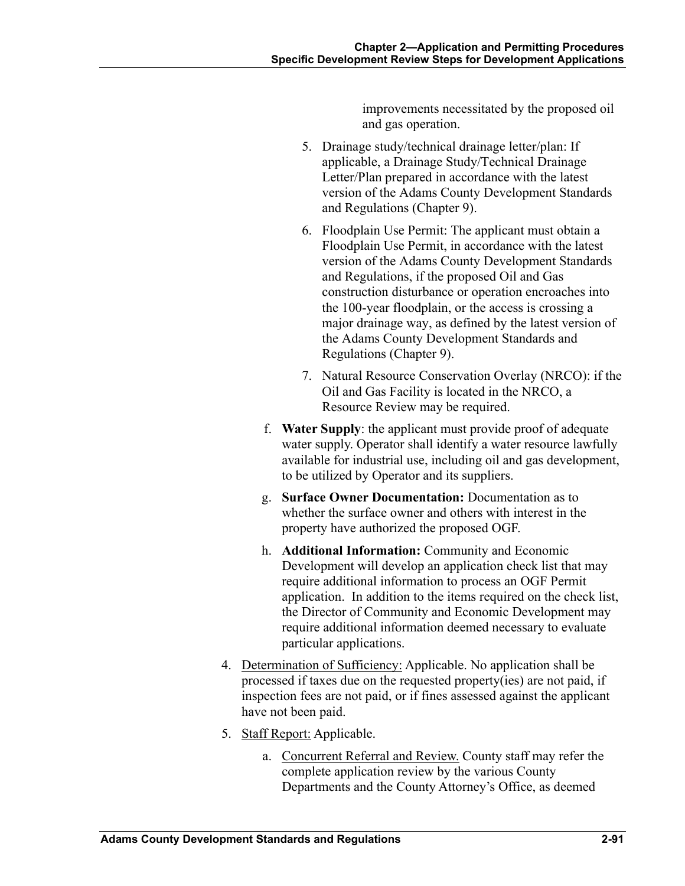improvements necessitated by the proposed oil and gas operation.

5. Drainage study/technical drainage letter/plan: If applicable, a Drainage Study/Technical Drainage Letter/Plan prepared in accordance with the latest version of the Adams County Development Standards and Regulations (Chapter 9).

6. Floodplain Use Permit: The applicant must obtain a Floodplain Use Permit, in accordance with the latest version of the Adams County Development Standards and Regulations, if the proposed Oil and Gas construction disturbance or operation encroaches into the 100-year floodplain, or the access is crossing a major drainage way, as defined by the latest version of the Adams County Development Standards and Regulations (Chapter 9).

7. Natural Resource Conservation Overlay (NRCO): if the Oil and Gas Facility is located in the NRCO, a Resource Review may be required.

f. **Water Supply**: the applicant must provide proof of adequate water supply. Operator shall identify a water resource lawfully available for industrial use, including oil and gas development, to be utilized by Operator and its suppliers.

g. **Surface Owner Documentation:** Documentation as to whether the surface owner and others with interest in the property have authorized the proposed OGF.

h. **Additional Information:** Community and Economic Development will develop an application check list that may require additional information to process an OGF Permit application. In addition to the items required on the check list, the Director of Community and Economic Development may require additional information deemed necessary to evaluate particular applications.

4. Determination of Sufficiency: Applicable. No application shall be processed if taxes due on the requested property(ies) are not paid, if inspection fees are not paid, or if fines assessed against the applicant have not been paid.

5. Staff Report: Applicable.

   a. Concurrent Referral and Review. County staff may refer the complete application review by the various County Departments and the County Attorney's Office, as deemed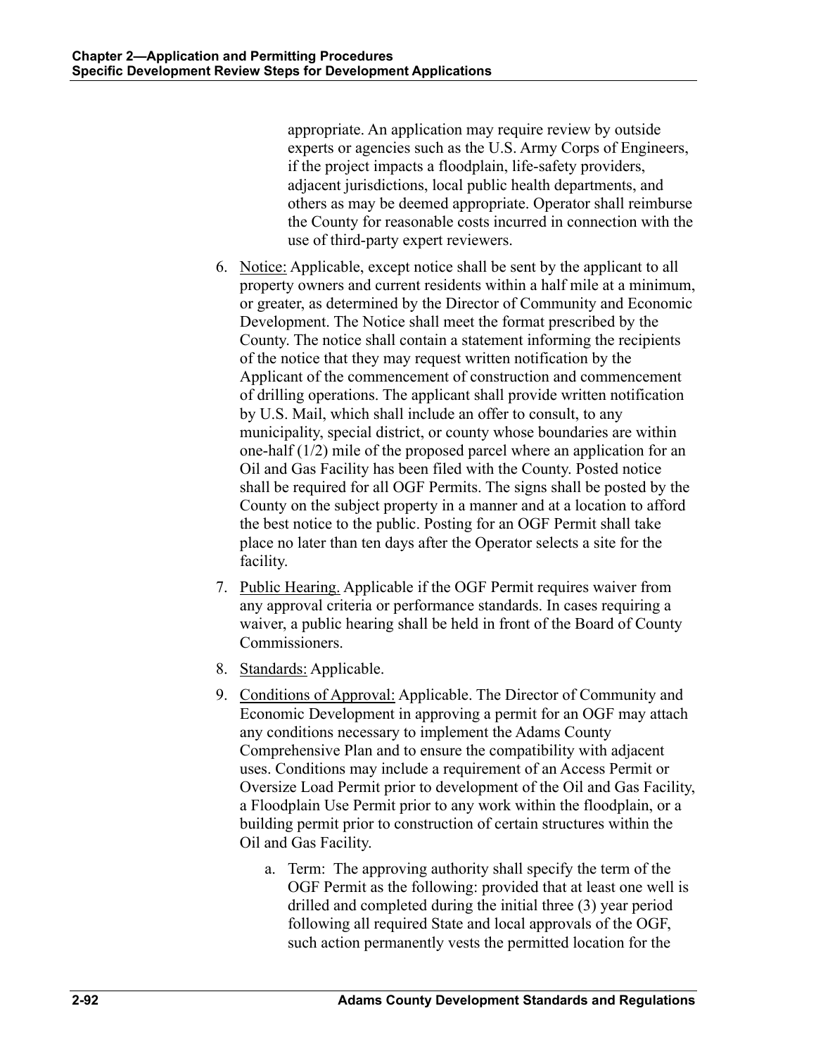appropriate. An application may require review by outside experts or agencies such as the U.S. Army Corps of Engineers, if the project impacts a floodplain, life-safety providers, adjacent jurisdictions, local public health departments, and others as may be deemed appropriate. Operator shall reimburse the County for reasonable costs incurred in connection with the use of third-party expert reviewers.

6. Notice: Applicable, except notice shall be sent by the applicant to all property owners and current residents within a half mile at a minimum, or greater, as determined by the Director of Community and Economic Development. The Notice shall meet the format prescribed by the County. The notice shall contain a statement informing the recipients of the notice that they may request written notification by the Applicant of the commencement of construction and commencement of drilling operations. The applicant shall provide written notification by U.S. Mail, which shall include an offer to consult, to any municipality, special district, or county whose boundaries are within one-half (1/2) mile of the proposed parcel where an application for an Oil and Gas Facility has been filed with the County. Posted notice shall be required for all OGF Permits. The signs shall be posted by the County on the subject property in a manner and at a location to afford the best notice to the public. Posting for an OGF Permit shall take place no later than ten days after the Operator selects a site for the facility.

7. Public Hearing. Applicable if the OGF Permit requires waiver from any approval criteria or performance standards. In cases requiring a waiver, a public hearing shall be held in front of the Board of County Commissioners.

8. Standards: Applicable.

9. Conditions of Approval: Applicable. The Director of Community and Economic Development in approving a permit for an OGF may attach any conditions necessary to implement the Adams County Comprehensive Plan and to ensure the compatibility with adjacent uses. Conditions may include a requirement of an Access Permit or Oversize Load Permit prior to development of the Oil and Gas Facility, a Floodplain Use Permit prior to any work within the floodplain, or a building permit prior to construction of certain structures within the Oil and Gas Facility.

   a. Term: The approving authority shall specify the term of the OGF Permit as the following: provided that at least one well is drilled and completed during the initial three (3) year period following all required State and local approvals of the OGF, such action permanently vests the permitted location for the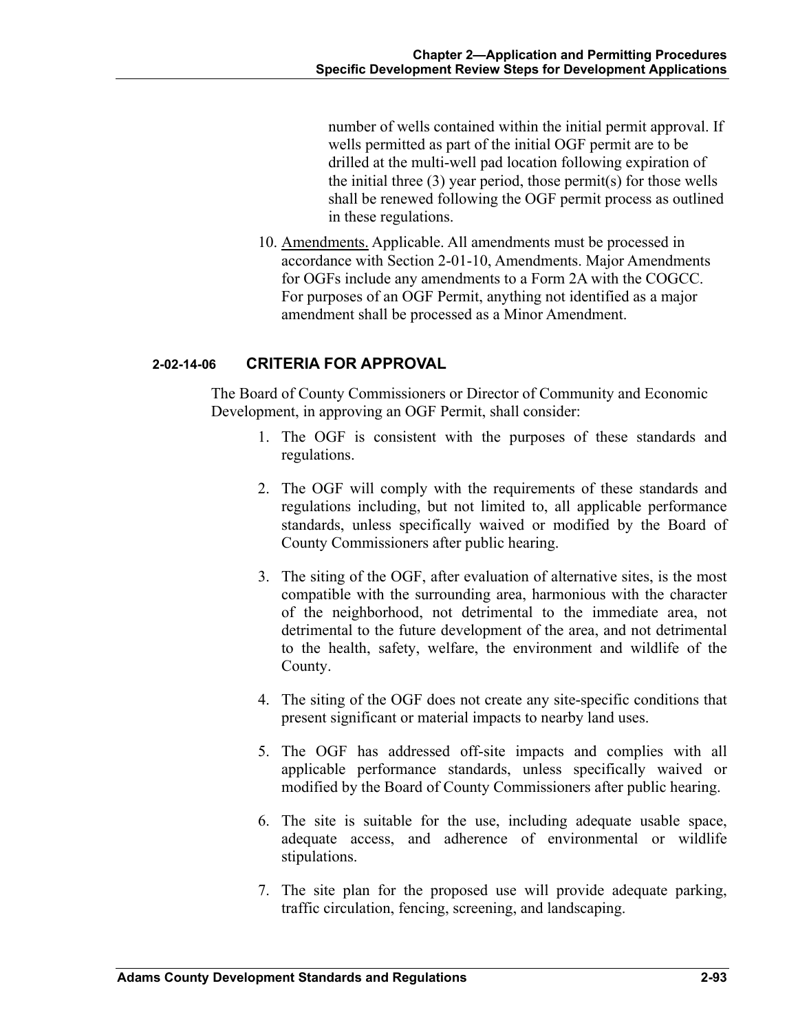number of wells contained within the initial permit approval. If wells permitted as part of the initial OGF permit are to be drilled at the multi-well pad location following expiration of the initial three (3) year period, those permit(s) for those wells shall be renewed following the OGF permit process as outlined in these regulations.

10. Amendments. Applicable. All amendments must be processed in accordance with Section 2-01-10, Amendments. Major Amendments for OGFs include any amendments to a Form 2A with the COGCC. For purposes of an OGF Permit, anything not identified as a major amendment shall be processed as a Minor Amendment.

### 2-02-14-06 CRITERIA FOR APPROVAL

The Board of County Commissioners or Director of Community and Economic Development, in approving an OGF Permit, shall consider:

1. The OGF is consistent with the purposes of these standards and regulations.
2. The OGF will comply with the requirements of these standards and regulations including, but not limited to, all applicable performance standards, unless specifically waived or modified by the Board of County Commissioners after public hearing.
3. The siting of the OGF, after evaluation of alternative sites, is the most compatible with the surrounding area, harmonious with the character of the neighborhood, not detrimental to the immediate area, not detrimental to the future development of the area, and not detrimental to the health, safety, welfare, the environment and wildlife of the County.
4. The siting of the OGF does not create any site-specific conditions that present significant or material impacts to nearby land uses.
5. The OGF has addressed off-site impacts and complies with all applicable performance standards, unless specifically waived or modified by the Board of County Commissioners after public hearing.
6. The site is suitable for the use, including adequate usable space, adequate access, and adherence of environmental or wildlife stipulations.
7. The site plan for the proposed use will provide adequate parking, traffic circulation, fencing, screening, and landscaping.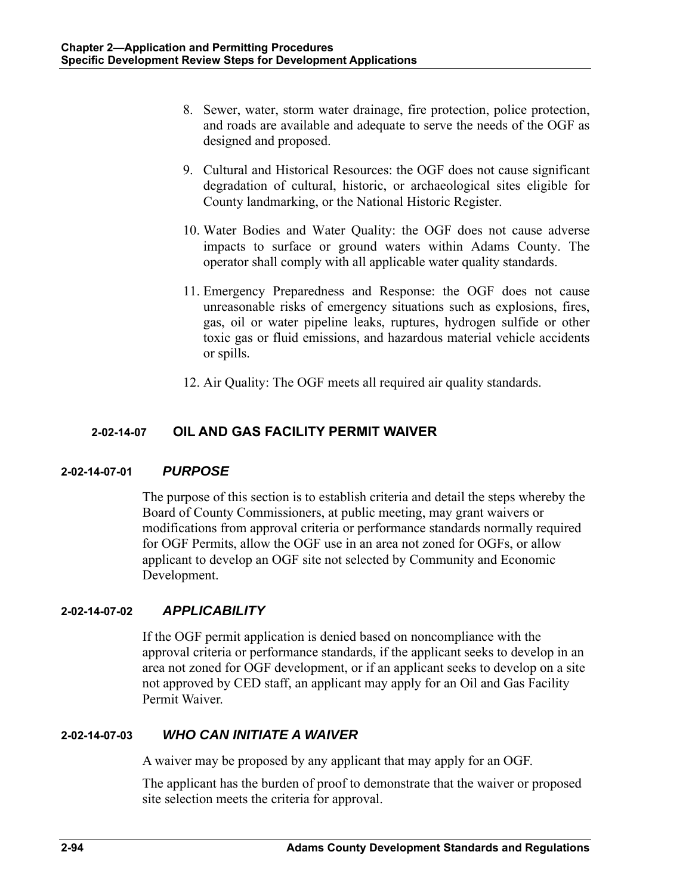8. Sewer, water, storm water drainage, fire protection, police protection, and roads are available and adequate to serve the needs of the OGF as designed and proposed.

9. Cultural and Historical Resources: the OGF does not cause significant degradation of cultural, historic, or archaeological sites eligible for County landmarking, or the National Historic Register.

10. Water Bodies and Water Quality: the OGF does not cause adverse impacts to surface or ground waters within Adams County. The operator shall comply with all applicable water quality standards.

11. Emergency Preparedness and Response: the OGF does not cause unreasonable risks of emergency situations such as explosions, fires, gas, oil or water pipeline leaks, ruptures, hydrogen sulfide or other toxic gas or fluid emissions, and hazardous material vehicle accidents or spills.

12. Air Quality: The OGF meets all required air quality standards.

## 2-02-14-07 OIL AND GAS FACILITY PERMIT WAIVER

### 2-02-14-07-01 *PURPOSE*

The purpose of this section is to establish criteria and detail the steps whereby the Board of County Commissioners, at public meeting, may grant waivers or modifications from approval criteria or performance standards normally required for OGF Permits, allow the OGF use in an area not zoned for OGFs, or allow applicant to develop an OGF site not selected by Community and Economic Development.

### 2-02-14-07-02 *APPLICABILITY*

If the OGF permit application is denied based on noncompliance with the approval criteria or performance standards, if the applicant seeks to develop in an area not zoned for OGF development, or if an applicant seeks to develop on a site not approved by CED staff, an applicant may apply for an Oil and Gas Facility Permit Waiver.

### 2-02-14-07-03 *WHO CAN INITIATE A WAIVER*

A waiver may be proposed by any applicant that may apply for an OGF.

The applicant has the burden of proof to demonstrate that the waiver or proposed site selection meets the criteria for approval.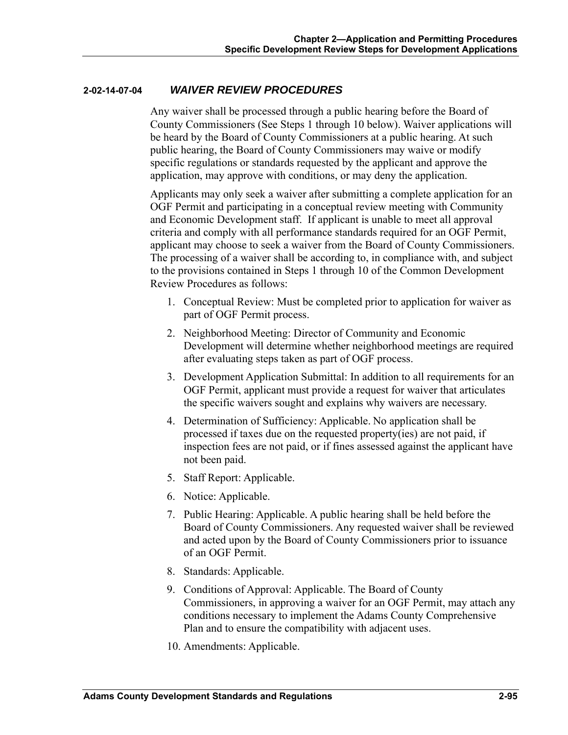#### 2-02-14-07-04 *WAIVER REVIEW PROCEDURES*

Any waiver shall be processed through a public hearing before the Board of County Commissioners (See Steps 1 through 10 below). Waiver applications will be heard by the Board of County Commissioners at a public hearing. At such public hearing, the Board of County Commissioners may waive or modify specific regulations or standards requested by the applicant and approve the application, may approve with conditions, or may deny the application.

Applicants may only seek a waiver after submitting a complete application for an OGF Permit and participating in a conceptual review meeting with Community and Economic Development staff. If applicant is unable to meet all approval criteria and comply with all performance standards required for an OGF Permit, applicant may choose to seek a waiver from the Board of County Commissioners. The processing of a waiver shall be according to, in compliance with, and subject to the provisions contained in Steps 1 through 10 of the Common Development Review Procedures as follows:

1. Conceptual Review: Must be completed prior to application for waiver as part of OGF Permit process.
2. Neighborhood Meeting: Director of Community and Economic Development will determine whether neighborhood meetings are required after evaluating steps taken as part of OGF process.
3. Development Application Submittal: In addition to all requirements for an OGF Permit, applicant must provide a request for waiver that articulates the specific waivers sought and explains why waivers are necessary.
4. Determination of Sufficiency: Applicable. No application shall be processed if taxes due on the requested property(ies) are not paid, if inspection fees are not paid, or if fines assessed against the applicant have not been paid.
5. Staff Report: Applicable.
6. Notice: Applicable.
7. Public Hearing: Applicable. A public hearing shall be held before the Board of County Commissioners. Any requested waiver shall be reviewed and acted upon by the Board of County Commissioners prior to issuance of an OGF Permit.
8. Standards: Applicable.
9. Conditions of Approval: Applicable. The Board of County Commissioners, in approving a waiver for an OGF Permit, may attach any conditions necessary to implement the Adams County Comprehensive Plan and to ensure the compatibility with adjacent uses.
10. Amendments: Applicable.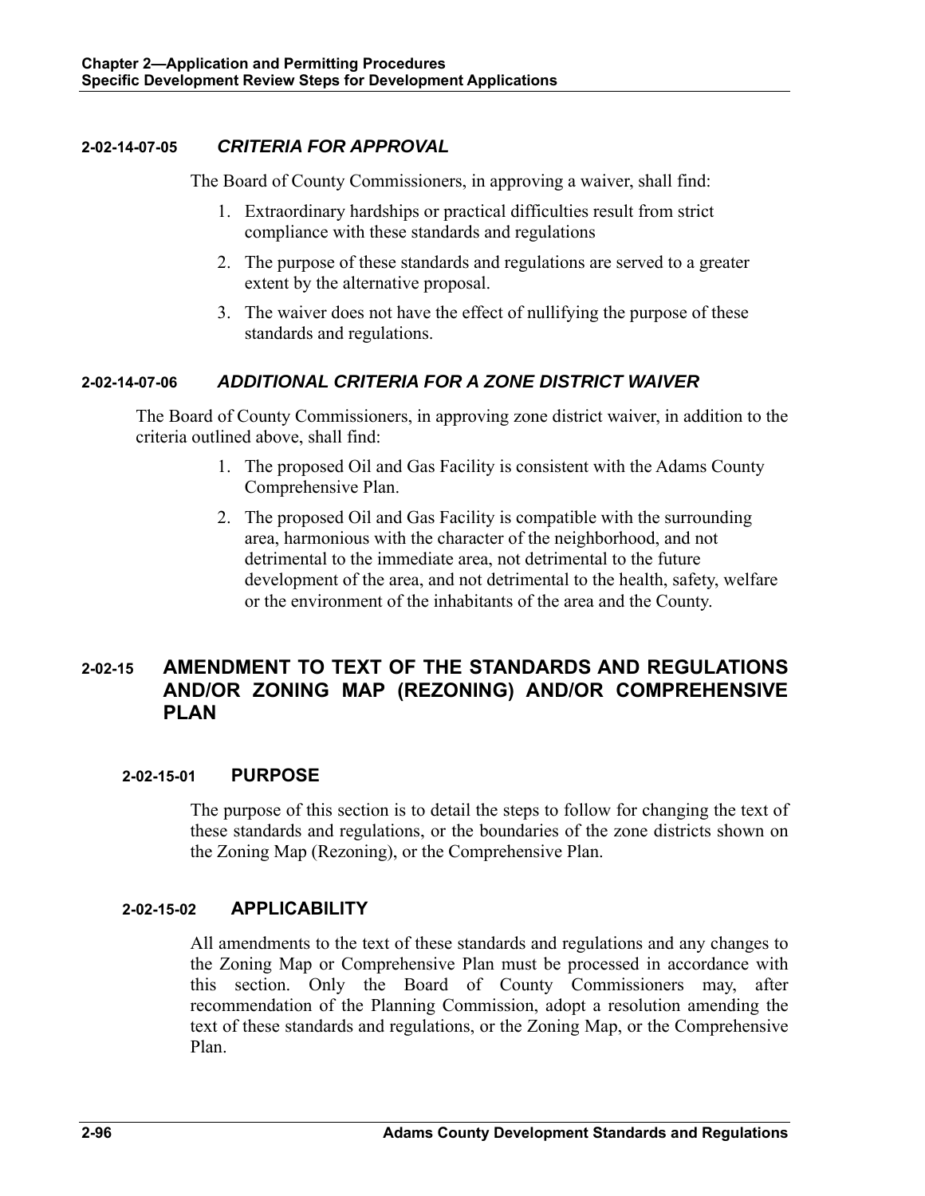#### 2-02-14-07-05 *CRITERIA FOR APPROVAL*

The Board of County Commissioners, in approving a waiver, shall find:

1. Extraordinary hardships or practical difficulties result from strict compliance with these standards and regulations
2. The purpose of these standards and regulations are served to a greater extent by the alternative proposal.
3. The waiver does not have the effect of nullifying the purpose of these standards and regulations.

#### 2-02-14-07-06 *ADDITIONAL CRITERIA FOR A ZONE DISTRICT WAIVER*

The Board of County Commissioners, in approving zone district waiver, in addition to the criteria outlined above, shall find:

1. The proposed Oil and Gas Facility is consistent with the Adams County Comprehensive Plan.
2. The proposed Oil and Gas Facility is compatible with the surrounding area, harmonious with the character of the neighborhood, and not detrimental to the immediate area, not detrimental to the future development of the area, and not detrimental to the health, safety, welfare or the environment of the inhabitants of the area and the County.

## 2-02-15 AMENDMENT TO TEXT OF THE STANDARDS AND REGULATIONS AND/OR ZONING MAP (REZONING) AND/OR COMPREHENSIVE PLAN

### 2-02-15-01 PURPOSE

The purpose of this section is to detail the steps to follow for changing the text of these standards and regulations, or the boundaries of the zone districts shown on the Zoning Map (Rezoning), or the Comprehensive Plan.

### 2-02-15-02 APPLICABILITY

All amendments to the text of these standards and regulations and any changes to the Zoning Map or Comprehensive Plan must be processed in accordance with this section. Only the Board of County Commissioners may, after recommendation of the Planning Commission, adopt a resolution amending the text of these standards and regulations, or the Zoning Map, or the Comprehensive Plan.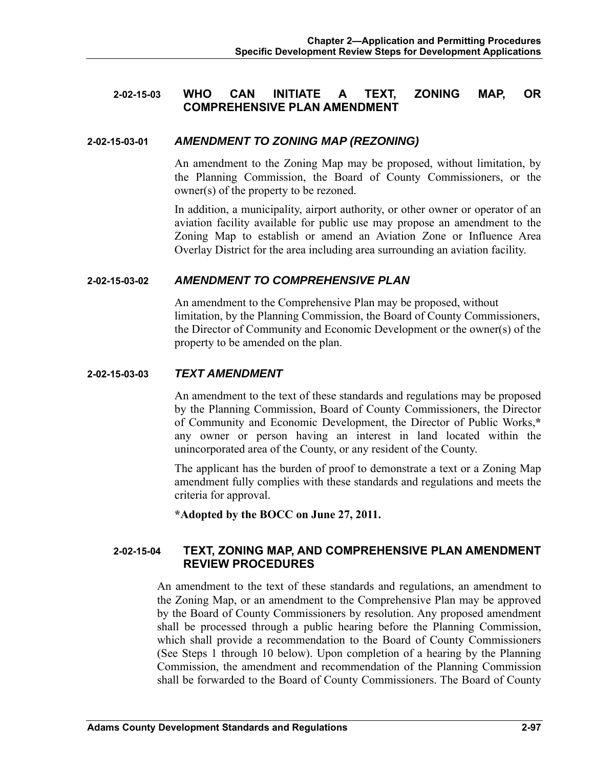### 2-02-15-03 WHO CAN INITIATE A TEXT, ZONING MAP, OR COMPREHENSIVE PLAN AMENDMENT

#### 2-02-15-03-01 *AMENDMENT TO ZONING MAP (REZONING)*

An amendment to the Zoning Map may be proposed, without limitation, by the Planning Commission, the Board of County Commissioners, or the owner(s) of the property to be rezoned.

In addition, a municipality, airport authority, or other owner or operator of an aviation facility available for public use may propose an amendment to the Zoning Map to establish or amend an Aviation Zone or Influence Area Overlay District for the area including area surrounding an aviation facility.

#### 2-02-15-03-02 *AMENDMENT TO COMPREHENSIVE PLAN*

An amendment to the Comprehensive Plan may be proposed, without limitation, by the Planning Commission, the Board of County Commissioners, the Director of Community and Economic Development or the owner(s) of the property to be amended on the plan.

#### 2-02-15-03-03 *TEXT AMENDMENT*

An amendment to the text of these standards and regulations may be proposed by the Planning Commission, Board of County Commissioners, the Director of Community and Economic Development, the Director of Public Works,* any owner or person having an interest in land located within the unincorporated area of the County, or any resident of the County.

The applicant has the burden of proof to demonstrate a text or a Zoning Map amendment fully complies with these standards and regulations and meets the criteria for approval.

**\*Adopted by the BOCC on June 27, 2011.**

### 2-02-15-04 TEXT, ZONING MAP, AND COMPREHENSIVE PLAN AMENDMENT REVIEW PROCEDURES

An amendment to the text of these standards and regulations, an amendment to the Zoning Map, or an amendment to the Comprehensive Plan may be approved by the Board of County Commissioners by resolution. Any proposed amendment shall be processed through a public hearing before the Planning Commission, which shall provide a recommendation to the Board of County Commissioners (See Steps 1 through 10 below). Upon completion of a hearing by the Planning Commission, the amendment and recommendation of the Planning Commission shall be forwarded to the Board of County Commissioners. The Board of County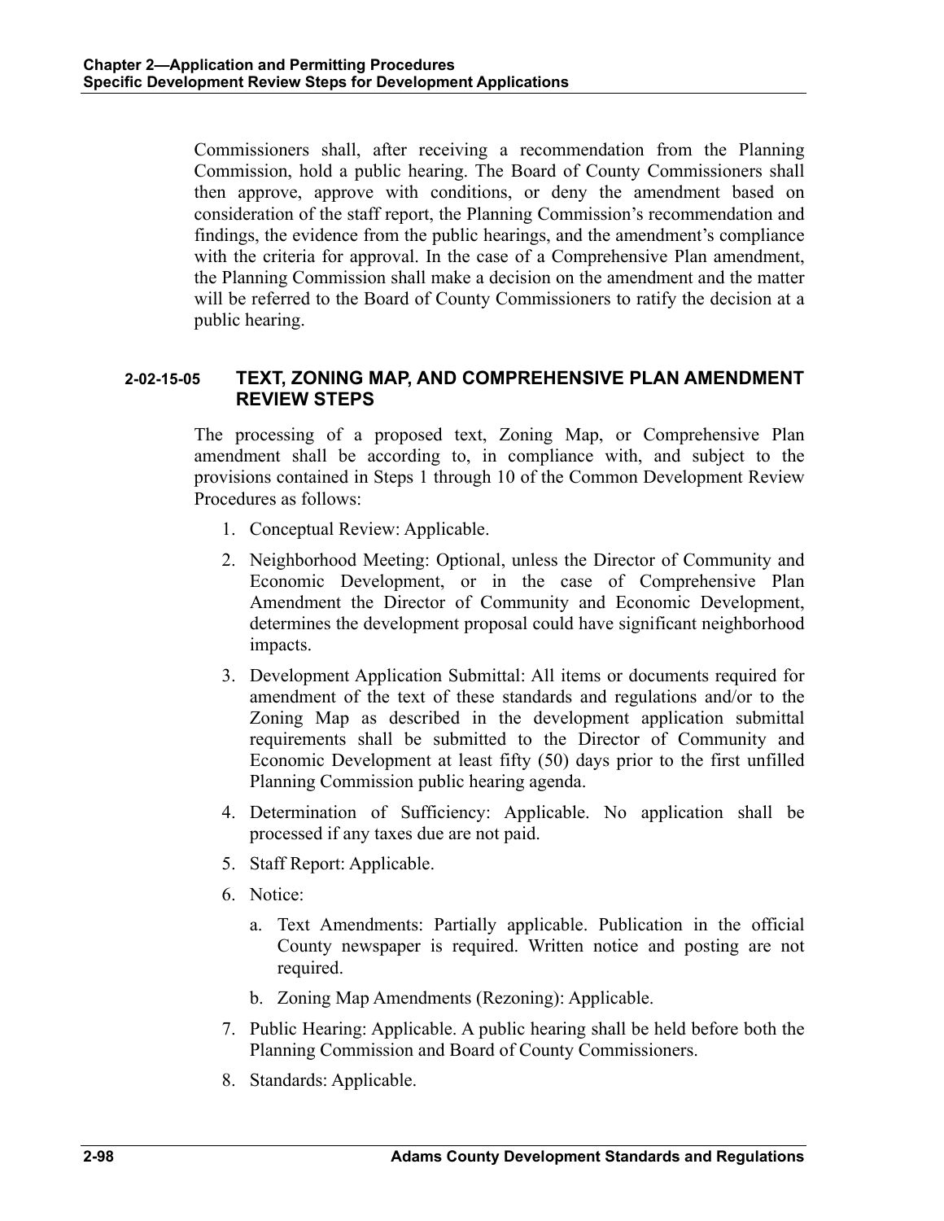Commissioners shall, after receiving a recommendation from the Planning Commission, hold a public hearing. The Board of County Commissioners shall then approve, approve with conditions, or deny the amendment based on consideration of the staff report, the Planning Commission's recommendation and findings, the evidence from the public hearings, and the amendment's compliance with the criteria for approval. In the case of a Comprehensive Plan amendment, the Planning Commission shall make a decision on the amendment and the matter will be referred to the Board of County Commissioners to ratify the decision at a public hearing.

### 2-02-15-05 TEXT, ZONING MAP, AND COMPREHENSIVE PLAN AMENDMENT REVIEW STEPS

The processing of a proposed text, Zoning Map, or Comprehensive Plan amendment shall be according to, in compliance with, and subject to the provisions contained in Steps 1 through 10 of the Common Development Review Procedures as follows:

1. Conceptual Review: Applicable.
2. Neighborhood Meeting: Optional, unless the Director of Community and Economic Development, or in the case of Comprehensive Plan Amendment the Director of Community and Economic Development, determines the development proposal could have significant neighborhood impacts.
3. Development Application Submittal: All items or documents required for amendment of the text of these standards and regulations and/or to the Zoning Map as described in the development application submittal requirements shall be submitted to the Director of Community and Economic Development at least fifty (50) days prior to the first unfilled Planning Commission public hearing agenda.
4. Determination of Sufficiency: Applicable. No application shall be processed if any taxes due are not paid.
5. Staff Report: Applicable.
6. Notice:
   a. Text Amendments: Partially applicable. Publication in the official County newspaper is required. Written notice and posting are not required.
   b. Zoning Map Amendments (Rezoning): Applicable.
7. Public Hearing: Applicable. A public hearing shall be held before both the Planning Commission and Board of County Commissioners.
8. Standards: Applicable.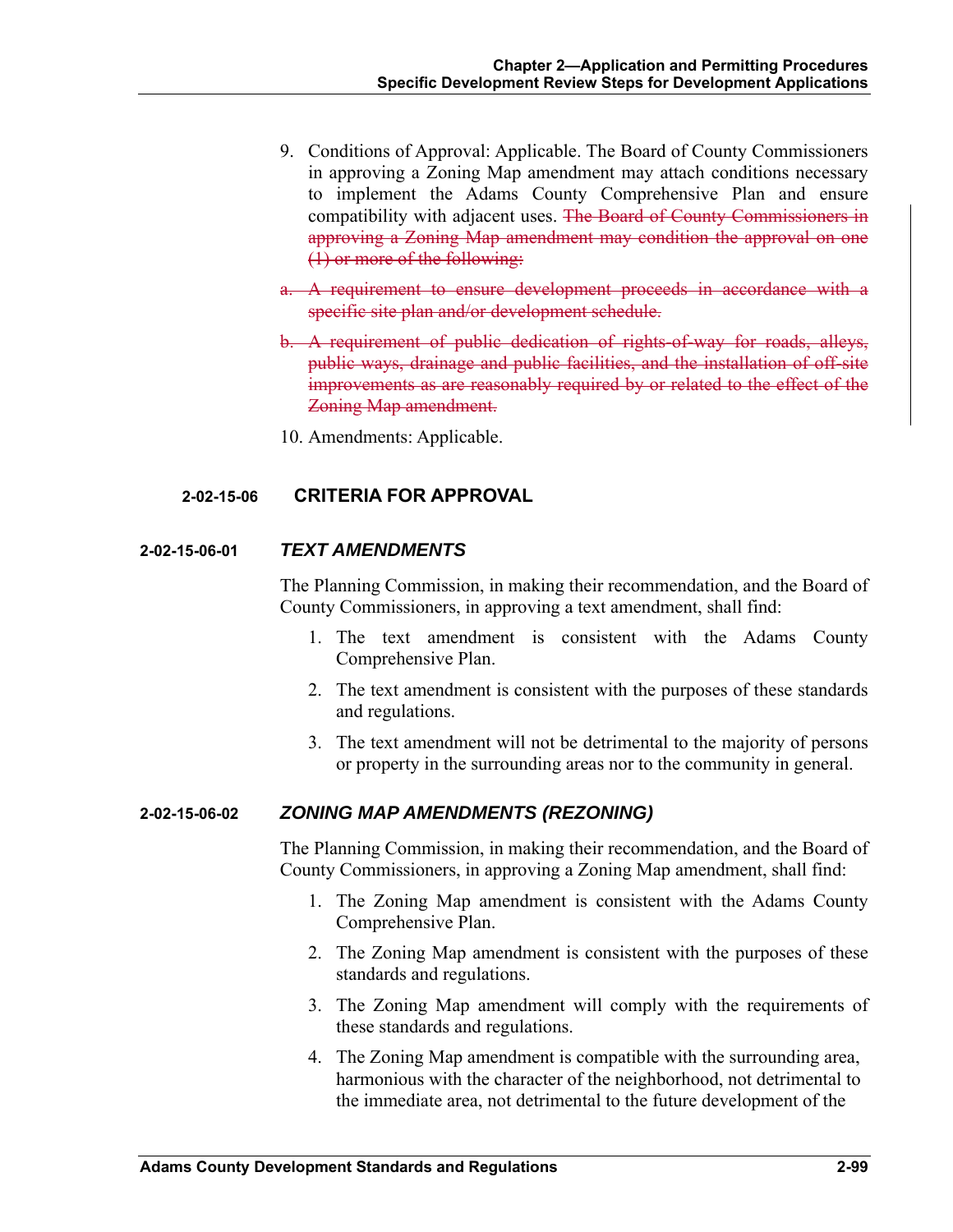9. Conditions of Approval: Applicable. The Board of County Commissioners in approving a Zoning Map amendment may attach conditions necessary to implement the Adams County Comprehensive Plan and ensure compatibility with adjacent uses. ~~The Board of County Commissioners in approving a Zoning Map amendment may condition the approval on one (1) or more of the following:~~

~~a. A requirement to ensure development proceeds in accordance with a specific site plan and/or development schedule.~~

~~b. A requirement of public dedication of rights-of-way for roads, alleys, public ways, drainage and public facilities, and the installation of off-site improvements as are reasonably required by or related to the effect of the Zoning Map amendment.~~

10. Amendments: Applicable.

## 2-02-15-06 CRITERIA FOR APPROVAL

### 2-02-15-06-01 *TEXT AMENDMENTS*

The Planning Commission, in making their recommendation, and the Board of County Commissioners, in approving a text amendment, shall find:

1. The text amendment is consistent with the Adams County Comprehensive Plan.
2. The text amendment is consistent with the purposes of these standards and regulations.
3. The text amendment will not be detrimental to the majority of persons or property in the surrounding areas nor to the community in general.

### 2-02-15-06-02 *ZONING MAP AMENDMENTS (REZONING)*

The Planning Commission, in making their recommendation, and the Board of County Commissioners, in approving a Zoning Map amendment, shall find:

1. The Zoning Map amendment is consistent with the Adams County Comprehensive Plan.
2. The Zoning Map amendment is consistent with the purposes of these standards and regulations.
3. The Zoning Map amendment will comply with the requirements of these standards and regulations.
4. The Zoning Map amendment is compatible with the surrounding area, harmonious with the character of the neighborhood, not detrimental to the immediate area, not detrimental to the future development of the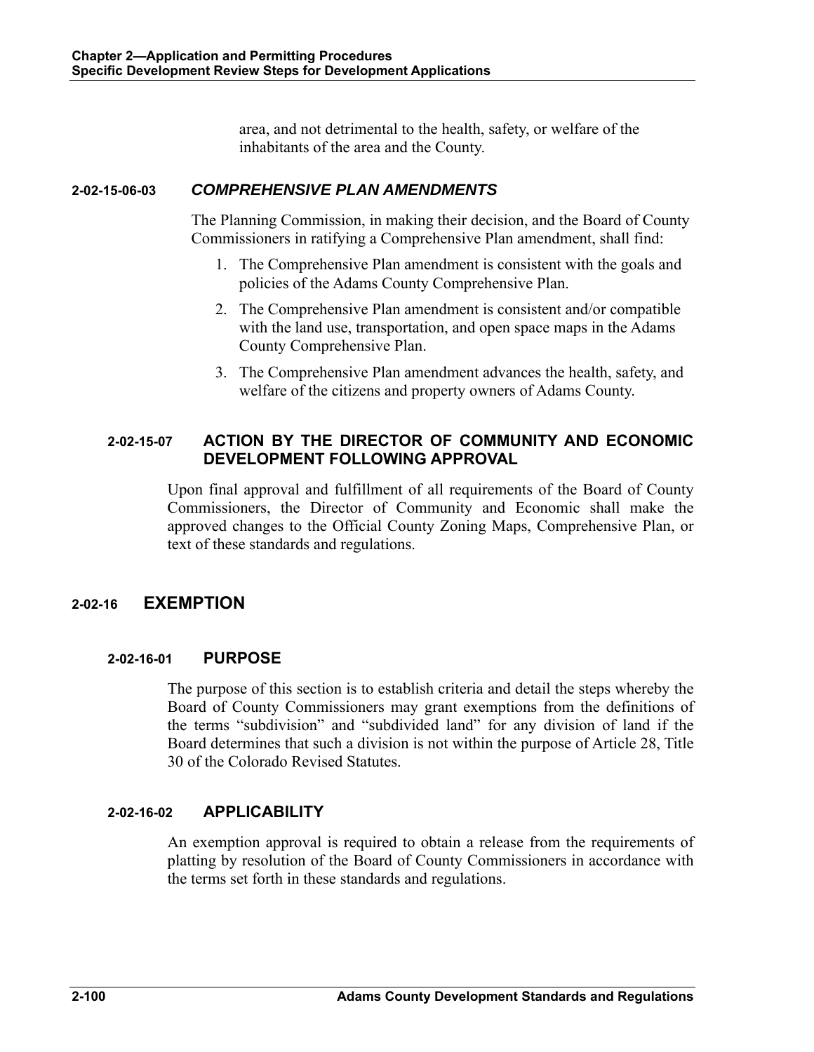area, and not detrimental to the health, safety, or welfare of the inhabitants of the area and the County.

#### 2-02-15-06-03 *COMPREHENSIVE PLAN AMENDMENTS*

The Planning Commission, in making their decision, and the Board of County Commissioners in ratifying a Comprehensive Plan amendment, shall find:

1. The Comprehensive Plan amendment is consistent with the goals and policies of the Adams County Comprehensive Plan.
2. The Comprehensive Plan amendment is consistent and/or compatible with the land use, transportation, and open space maps in the Adams County Comprehensive Plan.
3. The Comprehensive Plan amendment advances the health, safety, and welfare of the citizens and property owners of Adams County.

### 2-02-15-07 ACTION BY THE DIRECTOR OF COMMUNITY AND ECONOMIC DEVELOPMENT FOLLOWING APPROVAL

Upon final approval and fulfillment of all requirements of the Board of County Commissioners, the Director of Community and Economic shall make the approved changes to the Official County Zoning Maps, Comprehensive Plan, or text of these standards and regulations.

## 2-02-16 EXEMPTION

### 2-02-16-01 PURPOSE

The purpose of this section is to establish criteria and detail the steps whereby the Board of County Commissioners may grant exemptions from the definitions of the terms "subdivision" and "subdivided land" for any division of land if the Board determines that such a division is not within the purpose of Article 28, Title 30 of the Colorado Revised Statutes.

### 2-02-16-02 APPLICABILITY

An exemption approval is required to obtain a release from the requirements of platting by resolution of the Board of County Commissioners in accordance with the terms set forth in these standards and regulations.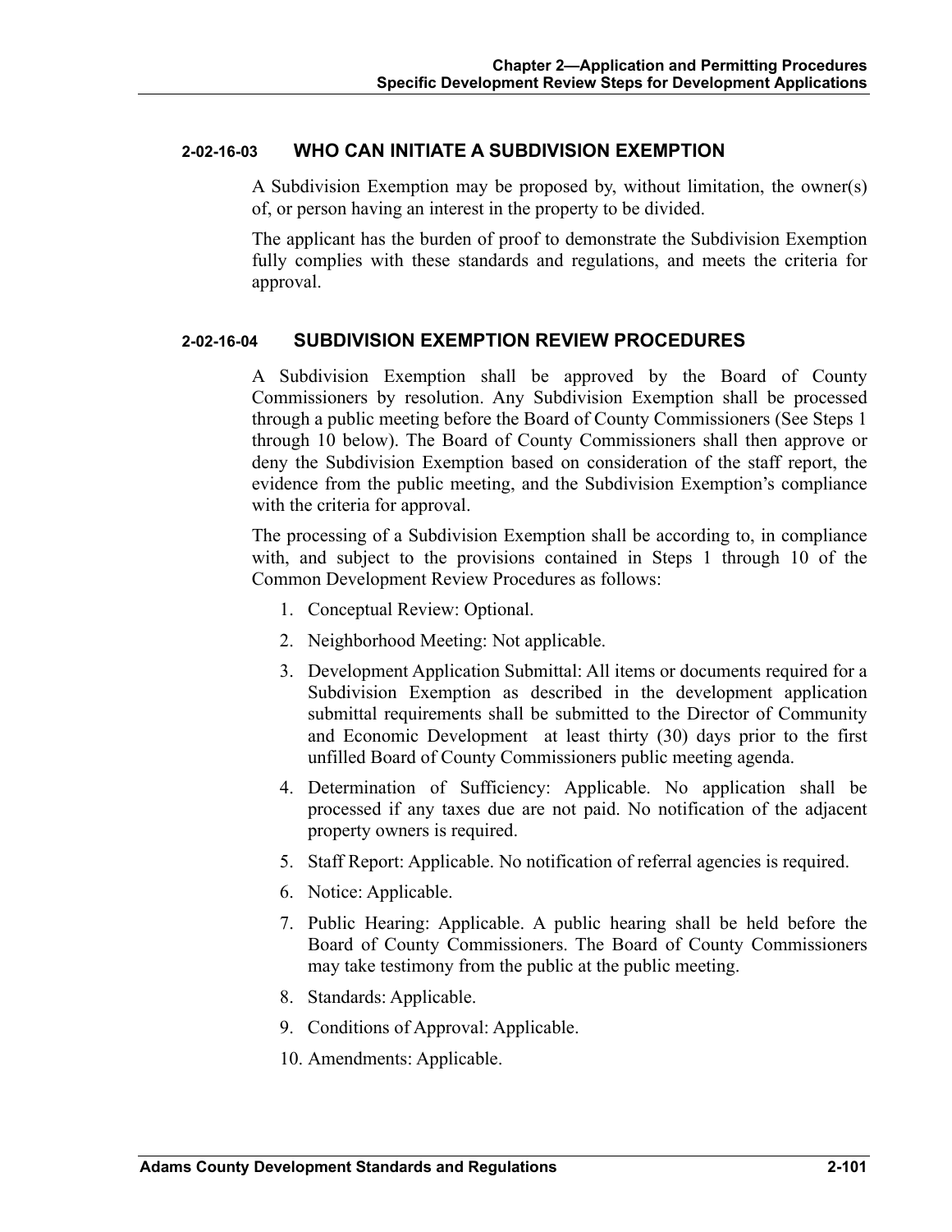### 2-02-16-03 WHO CAN INITIATE A SUBDIVISION EXEMPTION

A Subdivision Exemption may be proposed by, without limitation, the owner(s) of, or person having an interest in the property to be divided.

The applicant has the burden of proof to demonstrate the Subdivision Exemption fully complies with these standards and regulations, and meets the criteria for approval.

### 2-02-16-04 SUBDIVISION EXEMPTION REVIEW PROCEDURES

A Subdivision Exemption shall be approved by the Board of County Commissioners by resolution. Any Subdivision Exemption shall be processed through a public meeting before the Board of County Commissioners (See Steps 1 through 10 below). The Board of County Commissioners shall then approve or deny the Subdivision Exemption based on consideration of the staff report, the evidence from the public meeting, and the Subdivision Exemption's compliance with the criteria for approval.

The processing of a Subdivision Exemption shall be according to, in compliance with, and subject to the provisions contained in Steps 1 through 10 of the Common Development Review Procedures as follows:

1. Conceptual Review: Optional.
2. Neighborhood Meeting: Not applicable.
3. Development Application Submittal: All items or documents required for a Subdivision Exemption as described in the development application submittal requirements shall be submitted to the Director of Community and Economic Development at least thirty (30) days prior to the first unfilled Board of County Commissioners public meeting agenda.
4. Determination of Sufficiency: Applicable. No application shall be processed if any taxes due are not paid. No notification of the adjacent property owners is required.
5. Staff Report: Applicable. No notification of referral agencies is required.
6. Notice: Applicable.
7. Public Hearing: Applicable. A public hearing shall be held before the Board of County Commissioners. The Board of County Commissioners may take testimony from the public at the public meeting.
8. Standards: Applicable.
9. Conditions of Approval: Applicable.
10. Amendments: Applicable.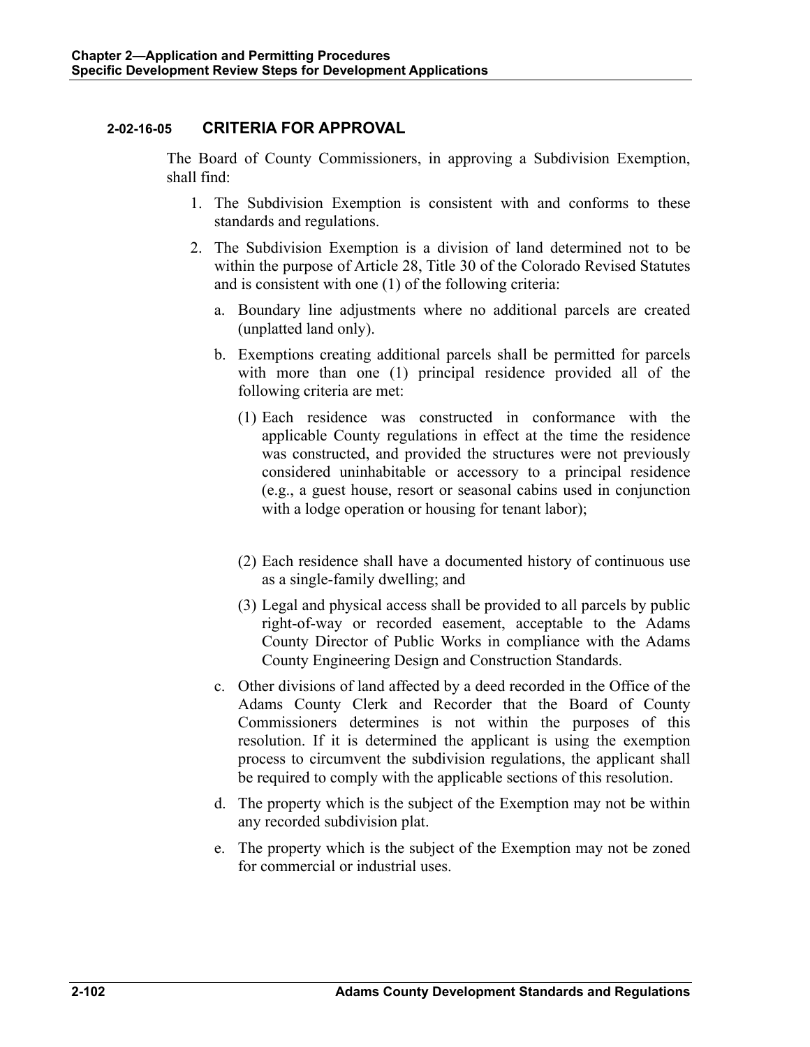### 2-02-16-05 CRITERIA FOR APPROVAL

The Board of County Commissioners, in approving a Subdivision Exemption, shall find:

1. The Subdivision Exemption is consistent with and conforms to these standards and regulations.
2. The Subdivision Exemption is a division of land determined not to be within the purpose of Article 28, Title 30 of the Colorado Revised Statutes and is consistent with one (1) of the following criteria:
   a. Boundary line adjustments where no additional parcels are created (unplatted land only).
   b. Exemptions creating additional parcels shall be permitted for parcels with more than one (1) principal residence provided all of the following criteria are met:
      (1) Each residence was constructed in conformance with the applicable County regulations in effect at the time the residence was constructed, and provided the structures were not previously considered uninhabitable or accessory to a principal residence (e.g., a guest house, resort or seasonal cabins used in conjunction with a lodge operation or housing for tenant labor);
      (2) Each residence shall have a documented history of continuous use as a single-family dwelling; and
      (3) Legal and physical access shall be provided to all parcels by public right-of-way or recorded easement, acceptable to the Adams County Director of Public Works in compliance with the Adams County Engineering Design and Construction Standards.
   c. Other divisions of land affected by a deed recorded in the Office of the Adams County Clerk and Recorder that the Board of County Commissioners determines is not within the purposes of this resolution. If it is determined the applicant is using the exemption process to circumvent the subdivision regulations, the applicant shall be required to comply with the applicable sections of this resolution.
   d. The property which is the subject of the Exemption may not be within any recorded subdivision plat.
   e. The property which is the subject of the Exemption may not be zoned for commercial or industrial uses.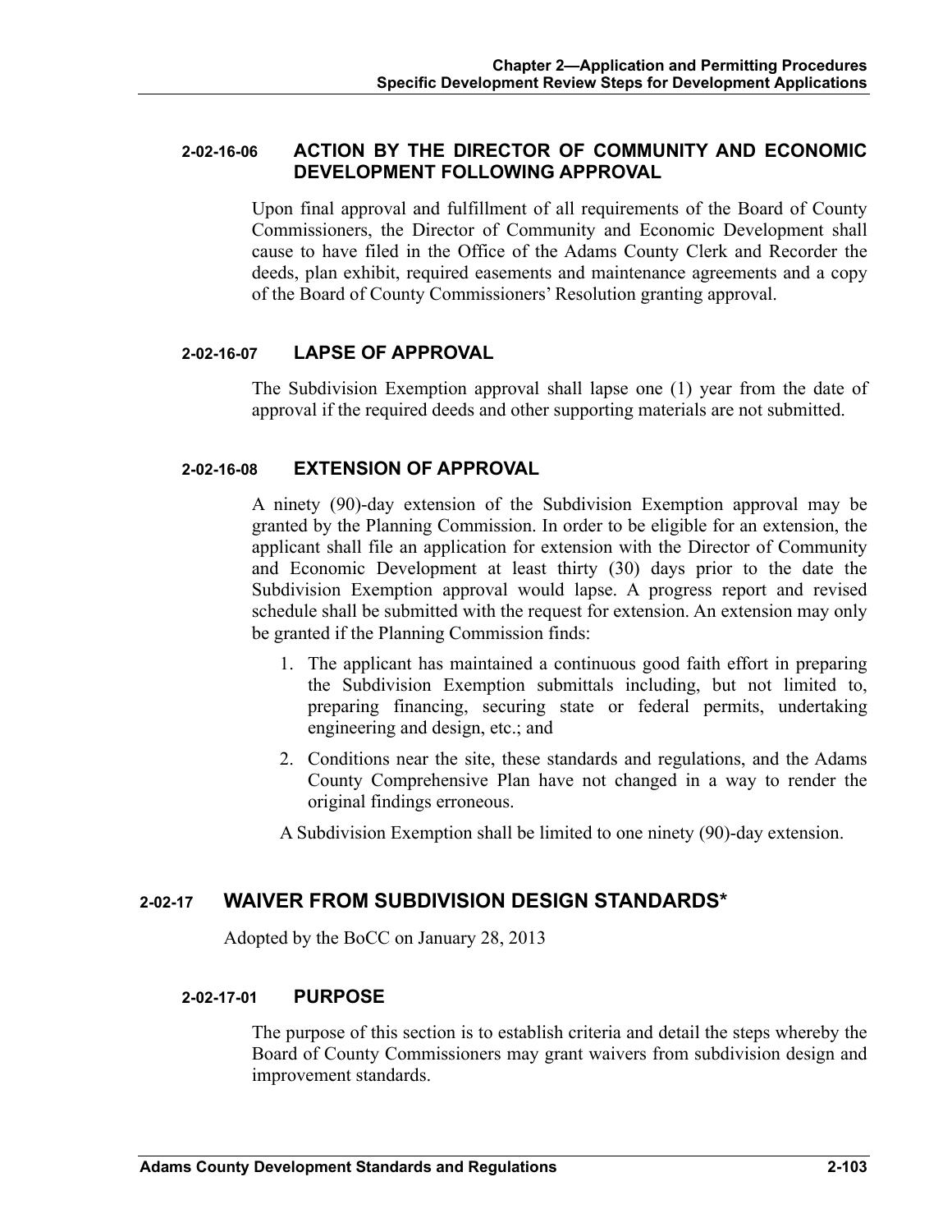#### 2-02-16-06 ACTION BY THE DIRECTOR OF COMMUNITY AND ECONOMIC DEVELOPMENT FOLLOWING APPROVAL

Upon final approval and fulfillment of all requirements of the Board of County Commissioners, the Director of Community and Economic Development shall cause to have filed in the Office of the Adams County Clerk and Recorder the deeds, plan exhibit, required easements and maintenance agreements and a copy of the Board of County Commissioners' Resolution granting approval.

#### 2-02-16-07 LAPSE OF APPROVAL

The Subdivision Exemption approval shall lapse one (1) year from the date of approval if the required deeds and other supporting materials are not submitted.

#### 2-02-16-08 EXTENSION OF APPROVAL

A ninety (90)-day extension of the Subdivision Exemption approval may be granted by the Planning Commission. In order to be eligible for an extension, the applicant shall file an application for extension with the Director of Community and Economic Development at least thirty (30) days prior to the date the Subdivision Exemption approval would lapse. A progress report and revised schedule shall be submitted with the request for extension. An extension may only be granted if the Planning Commission finds:

1. The applicant has maintained a continuous good faith effort in preparing the Subdivision Exemption submittals including, but not limited to, preparing financing, securing state or federal permits, undertaking engineering and design, etc.; and
2. Conditions near the site, these standards and regulations, and the Adams County Comprehensive Plan have not changed in a way to render the original findings erroneous.

A Subdivision Exemption shall be limited to one ninety (90)-day extension.

### 2-02-17 WAIVER FROM SUBDIVISION DESIGN STANDARDS*

Adopted by the BoCC on January 28, 2013

#### 2-02-17-01 PURPOSE

The purpose of this section is to establish criteria and detail the steps whereby the Board of County Commissioners may grant waivers from subdivision design and improvement standards.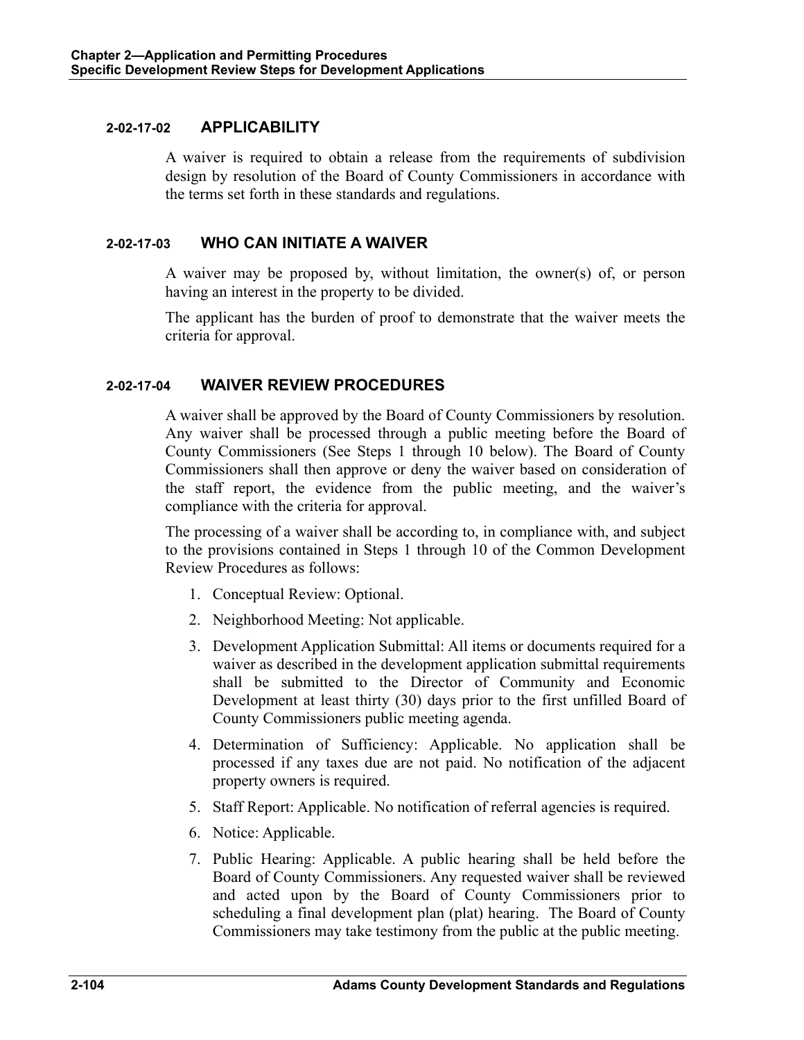### 2-02-17-02 APPLICABILITY

A waiver is required to obtain a release from the requirements of subdivision design by resolution of the Board of County Commissioners in accordance with the terms set forth in these standards and regulations.

### 2-02-17-03 WHO CAN INITIATE A WAIVER

A waiver may be proposed by, without limitation, the owner(s) of, or person having an interest in the property to be divided.

The applicant has the burden of proof to demonstrate that the waiver meets the criteria for approval.

### 2-02-17-04 WAIVER REVIEW PROCEDURES

A waiver shall be approved by the Board of County Commissioners by resolution. Any waiver shall be processed through a public meeting before the Board of County Commissioners (See Steps 1 through 10 below). The Board of County Commissioners shall then approve or deny the waiver based on consideration of the staff report, the evidence from the public meeting, and the waiver's compliance with the criteria for approval.

The processing of a waiver shall be according to, in compliance with, and subject to the provisions contained in Steps 1 through 10 of the Common Development Review Procedures as follows:

1. Conceptual Review: Optional.
2. Neighborhood Meeting: Not applicable.
3. Development Application Submittal: All items or documents required for a waiver as described in the development application submittal requirements shall be submitted to the Director of Community and Economic Development at least thirty (30) days prior to the first unfilled Board of County Commissioners public meeting agenda.
4. Determination of Sufficiency: Applicable. No application shall be processed if any taxes due are not paid. No notification of the adjacent property owners is required.
5. Staff Report: Applicable. No notification of referral agencies is required.
6. Notice: Applicable.
7. Public Hearing: Applicable. A public hearing shall be held before the Board of County Commissioners. Any requested waiver shall be reviewed and acted upon by the Board of County Commissioners prior to scheduling a final development plan (plat) hearing. The Board of County Commissioners may take testimony from the public at the public meeting.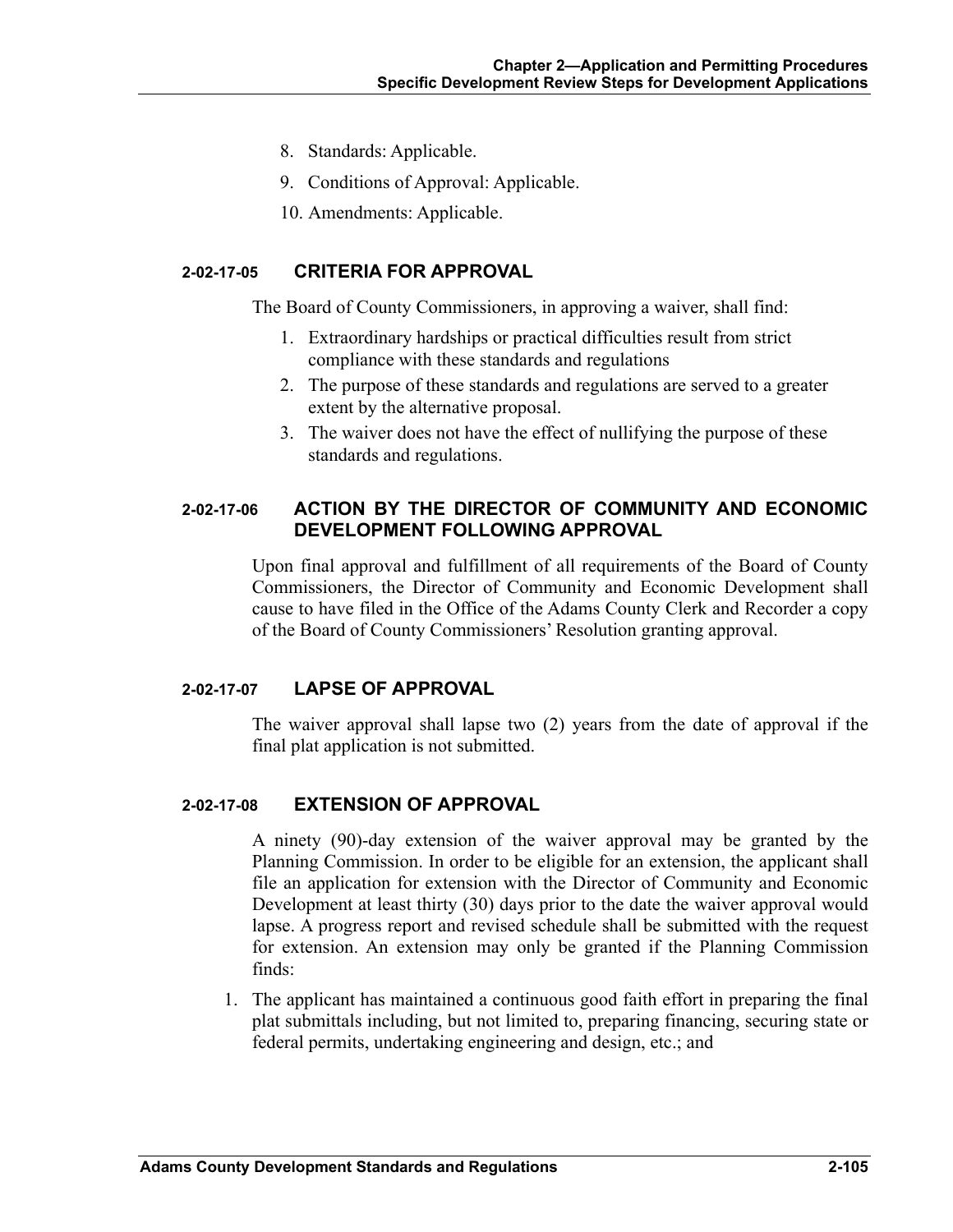8. Standards: Applicable.
9. Conditions of Approval: Applicable.
10. Amendments: Applicable.

### 2-02-17-05 CRITERIA FOR APPROVAL

The Board of County Commissioners, in approving a waiver, shall find:

1. Extraordinary hardships or practical difficulties result from strict compliance with these standards and regulations
2. The purpose of these standards and regulations are served to a greater extent by the alternative proposal.
3. The waiver does not have the effect of nullifying the purpose of these standards and regulations.

### 2-02-17-06 ACTION BY THE DIRECTOR OF COMMUNITY AND ECONOMIC DEVELOPMENT FOLLOWING APPROVAL

Upon final approval and fulfillment of all requirements of the Board of County Commissioners, the Director of Community and Economic Development shall cause to have filed in the Office of the Adams County Clerk and Recorder a copy of the Board of County Commissioners' Resolution granting approval.

### 2-02-17-07 LAPSE OF APPROVAL

The waiver approval shall lapse two (2) years from the date of approval if the final plat application is not submitted.

### 2-02-17-08 EXTENSION OF APPROVAL

A ninety (90)-day extension of the waiver approval may be granted by the Planning Commission. In order to be eligible for an extension, the applicant shall file an application for extension with the Director of Community and Economic Development at least thirty (30) days prior to the date the waiver approval would lapse. A progress report and revised schedule shall be submitted with the request for extension. An extension may only be granted if the Planning Commission finds:

1. The applicant has maintained a continuous good faith effort in preparing the final plat submittals including, but not limited to, preparing financing, securing state or federal permits, undertaking engineering and design, etc.; and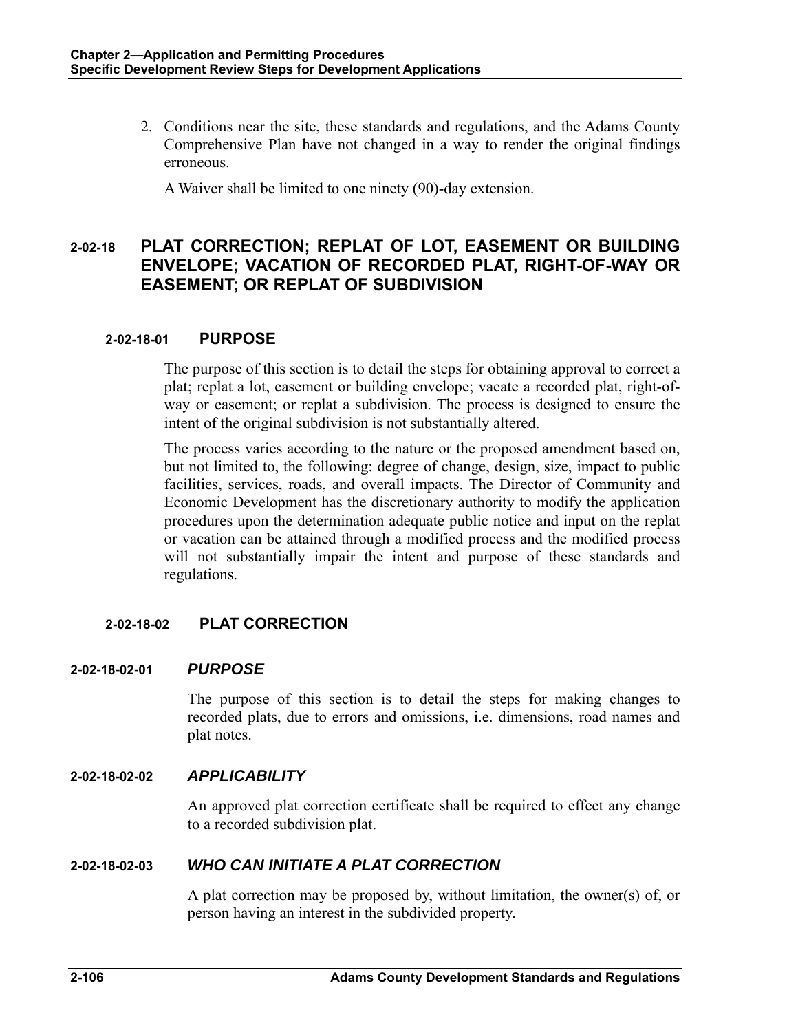2. Conditions near the site, these standards and regulations, and the Adams County Comprehensive Plan have not changed in a way to render the original findings erroneous.

   A Waiver shall be limited to one ninety (90)-day extension.

## 2-02-18 PLAT CORRECTION; REPLAT OF LOT, EASEMENT OR BUILDING ENVELOPE; VACATION OF RECORDED PLAT, RIGHT-OF-WAY OR EASEMENT; OR REPLAT OF SUBDIVISION

### 2-02-18-01 PURPOSE

The purpose of this section is to detail the steps for obtaining approval to correct a plat; replat a lot, easement or building envelope; vacate a recorded plat, right-of-way or easement; or replat a subdivision. The process is designed to ensure the intent of the original subdivision is not substantially altered.

The process varies according to the nature or the proposed amendment based on, but not limited to, the following: degree of change, design, size, impact to public facilities, services, roads, and overall impacts. The Director of Community and Economic Development has the discretionary authority to modify the application procedures upon the determination adequate public notice and input on the replat or vacation can be attained through a modified process and the modified process will not substantially impair the intent and purpose of these standards and regulations.

### 2-02-18-02 PLAT CORRECTION

#### 2-02-18-02-01 *PURPOSE*

The purpose of this section is to detail the steps for making changes to recorded plats, due to errors and omissions, i.e. dimensions, road names and plat notes.

#### 2-02-18-02-02 *APPLICABILITY*

An approved plat correction certificate shall be required to effect any change to a recorded subdivision plat.

#### 2-02-18-02-03 *WHO CAN INITIATE A PLAT CORRECTION*

A plat correction may be proposed by, without limitation, the owner(s) of, or person having an interest in the subdivided property.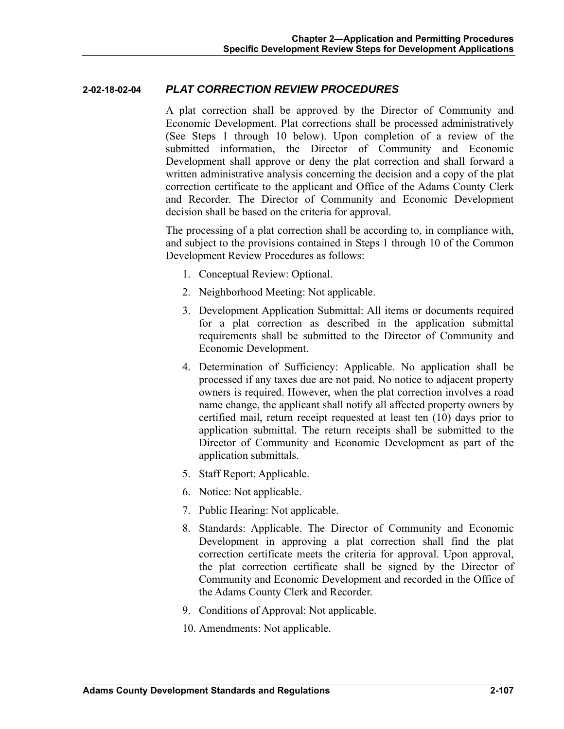### 2-02-18-02-04 *PLAT CORRECTION REVIEW PROCEDURES*

A plat correction shall be approved by the Director of Community and Economic Development. Plat corrections shall be processed administratively (See Steps 1 through 10 below). Upon completion of a review of the submitted information, the Director of Community and Economic Development shall approve or deny the plat correction and shall forward a written administrative analysis concerning the decision and a copy of the plat correction certificate to the applicant and Office of the Adams County Clerk and Recorder. The Director of Community and Economic Development decision shall be based on the criteria for approval.

The processing of a plat correction shall be according to, in compliance with, and subject to the provisions contained in Steps 1 through 10 of the Common Development Review Procedures as follows:

1. Conceptual Review: Optional.
2. Neighborhood Meeting: Not applicable.
3. Development Application Submittal: All items or documents required for a plat correction as described in the application submittal requirements shall be submitted to the Director of Community and Economic Development.
4. Determination of Sufficiency: Applicable. No application shall be processed if any taxes due are not paid. No notice to adjacent property owners is required. However, when the plat correction involves a road name change, the applicant shall notify all affected property owners by certified mail, return receipt requested at least ten (10) days prior to application submittal. The return receipts shall be submitted to the Director of Community and Economic Development as part of the application submittals.
5. Staff Report: Applicable.
6. Notice: Not applicable.
7. Public Hearing: Not applicable.
8. Standards: Applicable. The Director of Community and Economic Development in approving a plat correction shall find the plat correction certificate meets the criteria for approval. Upon approval, the plat correction certificate shall be signed by the Director of Community and Economic Development and recorded in the Office of the Adams County Clerk and Recorder.
9. Conditions of Approval: Not applicable.
10. Amendments: Not applicable.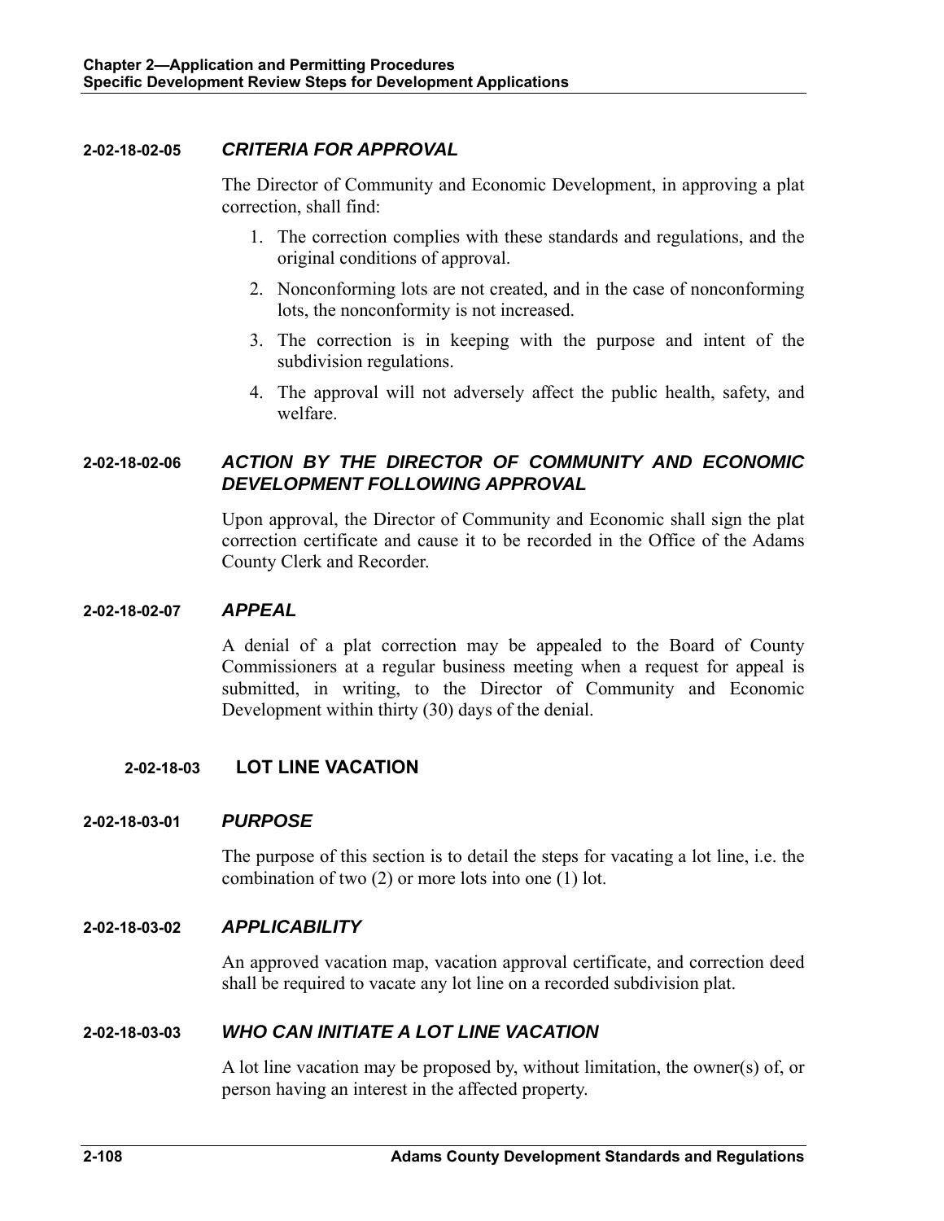#### 2-02-18-02-05 *CRITERIA FOR APPROVAL*

The Director of Community and Economic Development, in approving a plat correction, shall find:

1. The correction complies with these standards and regulations, and the original conditions of approval.
2. Nonconforming lots are not created, and in the case of nonconforming lots, the nonconformity is not increased.
3. The correction is in keeping with the purpose and intent of the subdivision regulations.
4. The approval will not adversely affect the public health, safety, and welfare.

#### 2-02-18-02-06 *ACTION BY THE DIRECTOR OF COMMUNITY AND ECONOMIC DEVELOPMENT FOLLOWING APPROVAL*

Upon approval, the Director of Community and Economic shall sign the plat correction certificate and cause it to be recorded in the Office of the Adams County Clerk and Recorder.

#### 2-02-18-02-07 *APPEAL*

A denial of a plat correction may be appealed to the Board of County Commissioners at a regular business meeting when a request for appeal is submitted, in writing, to the Director of Community and Economic Development within thirty (30) days of the denial.

### 2-02-18-03 LOT LINE VACATION

#### 2-02-18-03-01 *PURPOSE*

The purpose of this section is to detail the steps for vacating a lot line, i.e. the combination of two (2) or more lots into one (1) lot.

#### 2-02-18-03-02 *APPLICABILITY*

An approved vacation map, vacation approval certificate, and correction deed shall be required to vacate any lot line on a recorded subdivision plat.

#### 2-02-18-03-03 *WHO CAN INITIATE A LOT LINE VACATION*

A lot line vacation may be proposed by, without limitation, the owner(s) of, or person having an interest in the affected property.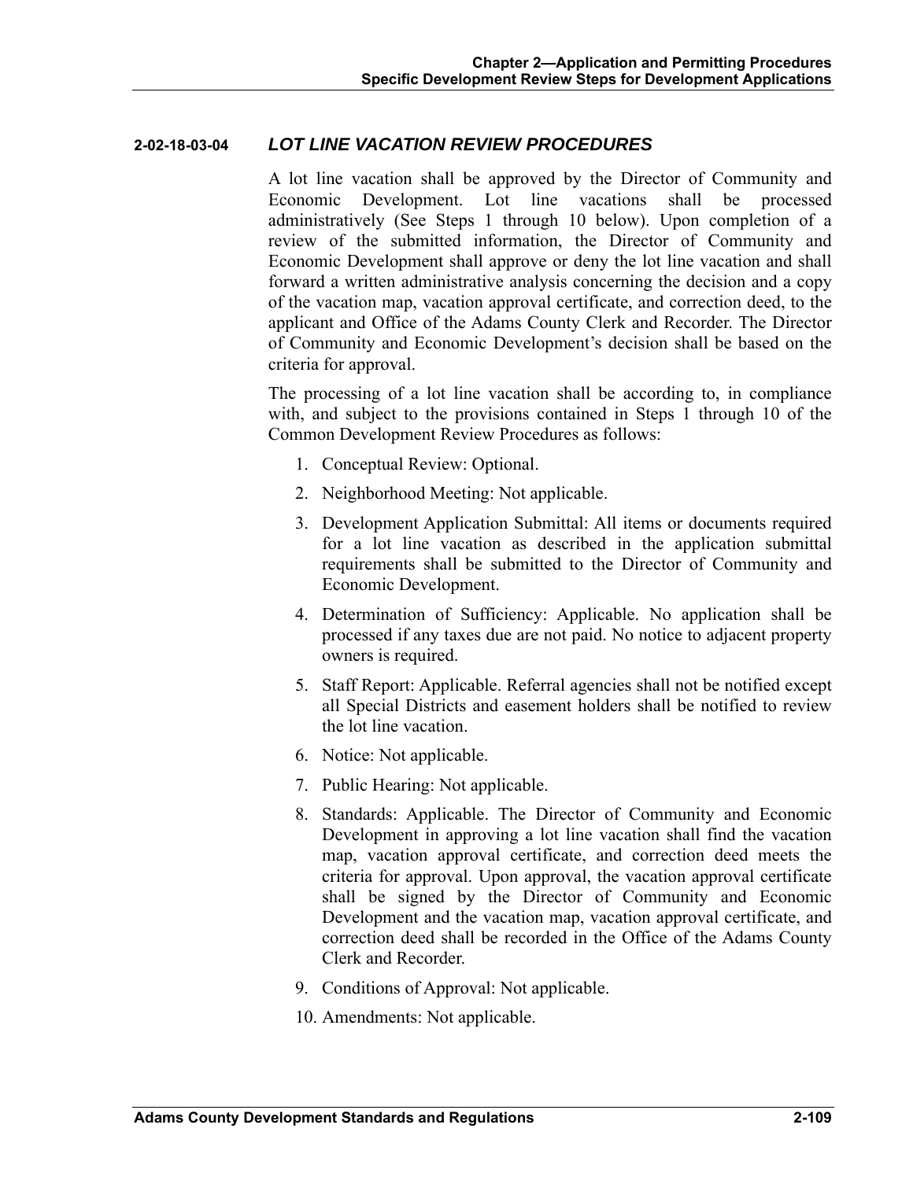### 2-02-18-03-04 *LOT LINE VACATION REVIEW PROCEDURES*

A lot line vacation shall be approved by the Director of Community and Economic Development. Lot line vacations shall be processed administratively (See Steps 1 through 10 below). Upon completion of a review of the submitted information, the Director of Community and Economic Development shall approve or deny the lot line vacation and shall forward a written administrative analysis concerning the decision and a copy of the vacation map, vacation approval certificate, and correction deed, to the applicant and Office of the Adams County Clerk and Recorder. The Director of Community and Economic Development's decision shall be based on the criteria for approval.

The processing of a lot line vacation shall be according to, in compliance with, and subject to the provisions contained in Steps 1 through 10 of the Common Development Review Procedures as follows:

1. Conceptual Review: Optional.
2. Neighborhood Meeting: Not applicable.
3. Development Application Submittal: All items or documents required for a lot line vacation as described in the application submittal requirements shall be submitted to the Director of Community and Economic Development.
4. Determination of Sufficiency: Applicable. No application shall be processed if any taxes due are not paid. No notice to adjacent property owners is required.
5. Staff Report: Applicable. Referral agencies shall not be notified except all Special Districts and easement holders shall be notified to review the lot line vacation.
6. Notice: Not applicable.
7. Public Hearing: Not applicable.
8. Standards: Applicable. The Director of Community and Economic Development in approving a lot line vacation shall find the vacation map, vacation approval certificate, and correction deed meets the criteria for approval. Upon approval, the vacation approval certificate shall be signed by the Director of Community and Economic Development and the vacation map, vacation approval certificate, and correction deed shall be recorded in the Office of the Adams County Clerk and Recorder.
9. Conditions of Approval: Not applicable.
10. Amendments: Not applicable.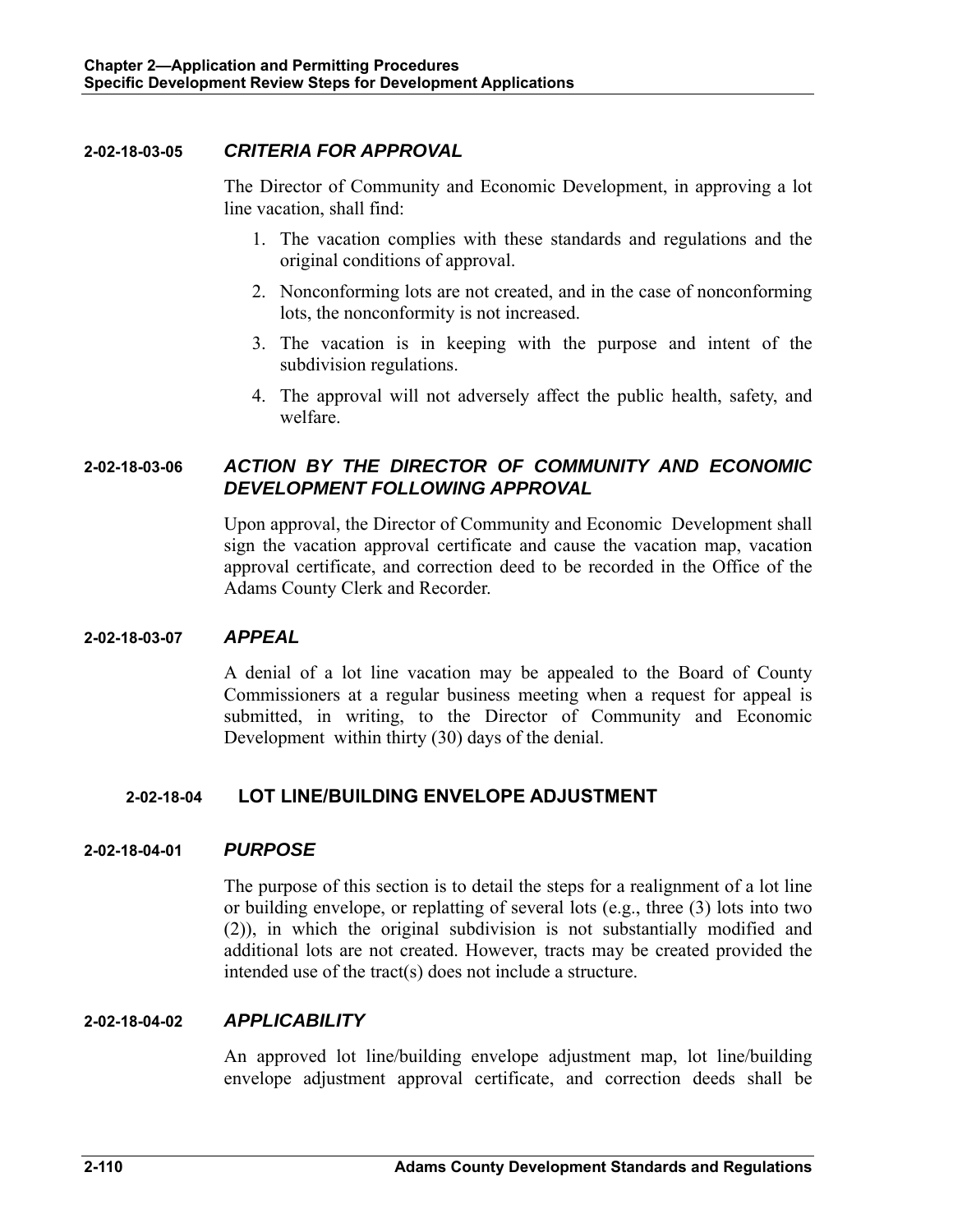#### 2-02-18-03-05 *CRITERIA FOR APPROVAL*

The Director of Community and Economic Development, in approving a lot line vacation, shall find:

1. The vacation complies with these standards and regulations and the original conditions of approval.
2. Nonconforming lots are not created, and in the case of nonconforming lots, the nonconformity is not increased.
3. The vacation is in keeping with the purpose and intent of the subdivision regulations.
4. The approval will not adversely affect the public health, safety, and welfare.

#### 2-02-18-03-06 *ACTION BY THE DIRECTOR OF COMMUNITY AND ECONOMIC DEVELOPMENT FOLLOWING APPROVAL*

Upon approval, the Director of Community and Economic Development shall sign the vacation approval certificate and cause the vacation map, vacation approval certificate, and correction deed to be recorded in the Office of the Adams County Clerk and Recorder.

#### 2-02-18-03-07 *APPEAL*

A denial of a lot line vacation may be appealed to the Board of County Commissioners at a regular business meeting when a request for appeal is submitted, in writing, to the Director of Community and Economic Development within thirty (30) days of the denial.

### 2-02-18-04 LOT LINE/BUILDING ENVELOPE ADJUSTMENT

#### 2-02-18-04-01 *PURPOSE*

The purpose of this section is to detail the steps for a realignment of a lot line or building envelope, or replatting of several lots (e.g., three (3) lots into two (2)), in which the original subdivision is not substantially modified and additional lots are not created. However, tracts may be created provided the intended use of the tract(s) does not include a structure.

#### 2-02-18-04-02 *APPLICABILITY*

An approved lot line/building envelope adjustment map, lot line/building envelope adjustment approval certificate, and correction deeds shall be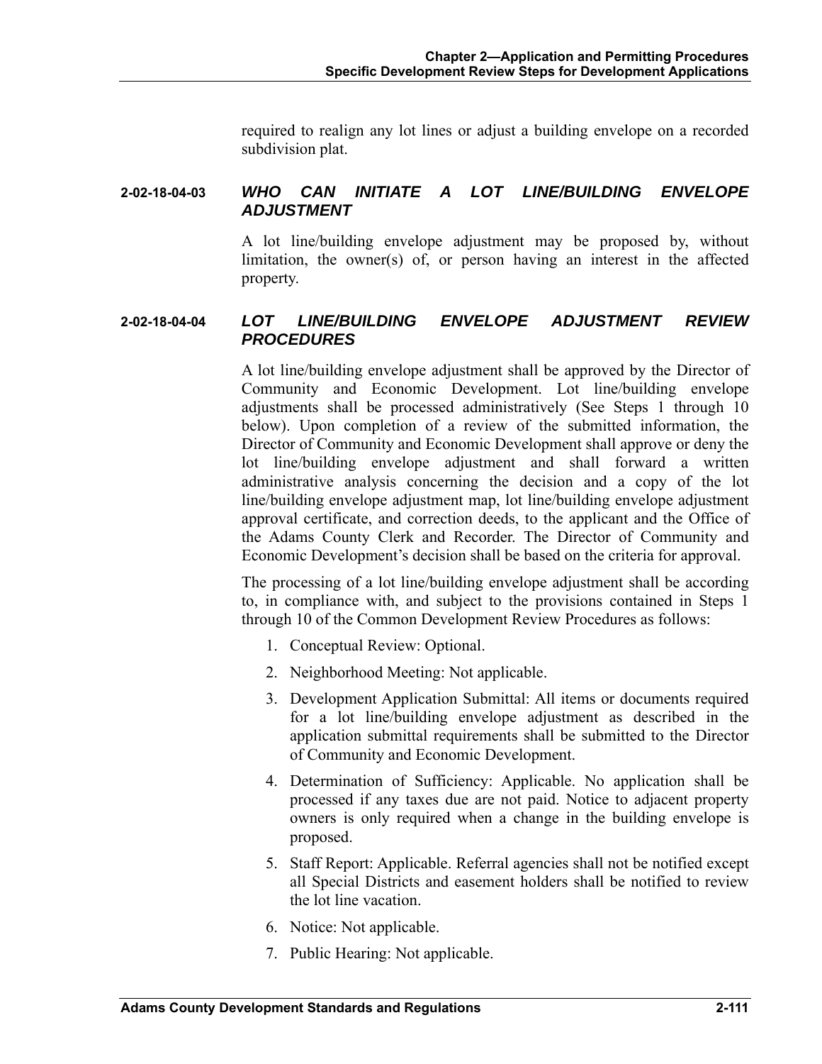required to realign any lot lines or adjust a building envelope on a recorded subdivision plat.

### 2-02-18-04-03 *WHO CAN INITIATE A LOT LINE/BUILDING ENVELOPE ADJUSTMENT*

A lot line/building envelope adjustment may be proposed by, without limitation, the owner(s) of, or person having an interest in the affected property.

### 2-02-18-04-04 *LOT LINE/BUILDING ENVELOPE ADJUSTMENT REVIEW PROCEDURES*

A lot line/building envelope adjustment shall be approved by the Director of Community and Economic Development. Lot line/building envelope adjustments shall be processed administratively (See Steps 1 through 10 below). Upon completion of a review of the submitted information, the Director of Community and Economic Development shall approve or deny the lot line/building envelope adjustment and shall forward a written administrative analysis concerning the decision and a copy of the lot line/building envelope adjustment map, lot line/building envelope adjustment approval certificate, and correction deeds, to the applicant and the Office of the Adams County Clerk and Recorder. The Director of Community and Economic Development's decision shall be based on the criteria for approval.

The processing of a lot line/building envelope adjustment shall be according to, in compliance with, and subject to the provisions contained in Steps 1 through 10 of the Common Development Review Procedures as follows:

1. Conceptual Review: Optional.
2. Neighborhood Meeting: Not applicable.
3. Development Application Submittal: All items or documents required for a lot line/building envelope adjustment as described in the application submittal requirements shall be submitted to the Director of Community and Economic Development.
4. Determination of Sufficiency: Applicable. No application shall be processed if any taxes due are not paid. Notice to adjacent property owners is only required when a change in the building envelope is proposed.
5. Staff Report: Applicable. Referral agencies shall not be notified except all Special Districts and easement holders shall be notified to review the lot line vacation.
6. Notice: Not applicable.
7. Public Hearing: Not applicable.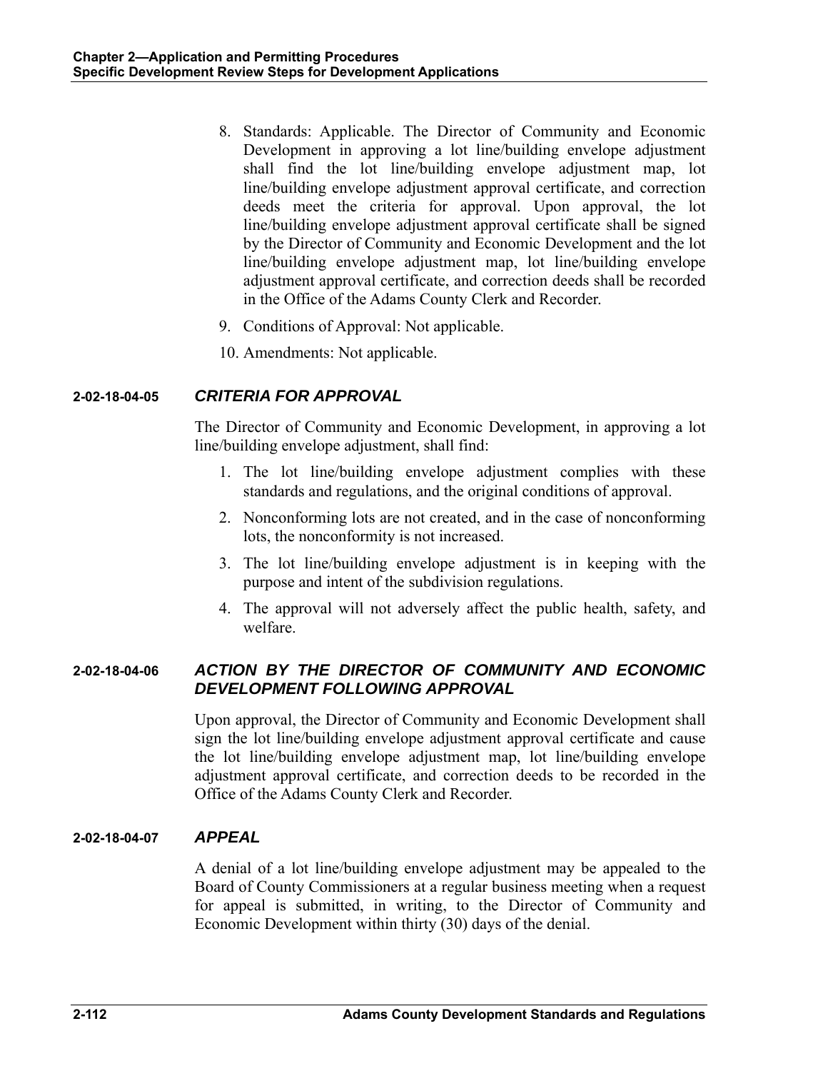8. Standards: Applicable. The Director of Community and Economic Development in approving a lot line/building envelope adjustment shall find the lot line/building envelope adjustment map, lot line/building envelope adjustment approval certificate, and correction deeds meet the criteria for approval. Upon approval, the lot line/building envelope adjustment approval certificate shall be signed by the Director of Community and Economic Development and the lot line/building envelope adjustment map, lot line/building envelope adjustment approval certificate, and correction deeds shall be recorded in the Office of the Adams County Clerk and Recorder.
9. Conditions of Approval: Not applicable.
10. Amendments: Not applicable.

### 2-02-18-04-05 *CRITERIA FOR APPROVAL*

The Director of Community and Economic Development, in approving a lot line/building envelope adjustment, shall find:

1. The lot line/building envelope adjustment complies with these standards and regulations, and the original conditions of approval.
2. Nonconforming lots are not created, and in the case of nonconforming lots, the nonconformity is not increased.
3. The lot line/building envelope adjustment is in keeping with the purpose and intent of the subdivision regulations.
4. The approval will not adversely affect the public health, safety, and welfare.

### 2-02-18-04-06 *ACTION BY THE DIRECTOR OF COMMUNITY AND ECONOMIC DEVELOPMENT FOLLOWING APPROVAL*

Upon approval, the Director of Community and Economic Development shall sign the lot line/building envelope adjustment approval certificate and cause the lot line/building envelope adjustment map, lot line/building envelope adjustment approval certificate, and correction deeds to be recorded in the Office of the Adams County Clerk and Recorder.

### 2-02-18-04-07 *APPEAL*

A denial of a lot line/building envelope adjustment may be appealed to the Board of County Commissioners at a regular business meeting when a request for appeal is submitted, in writing, to the Director of Community and Economic Development within thirty (30) days of the denial.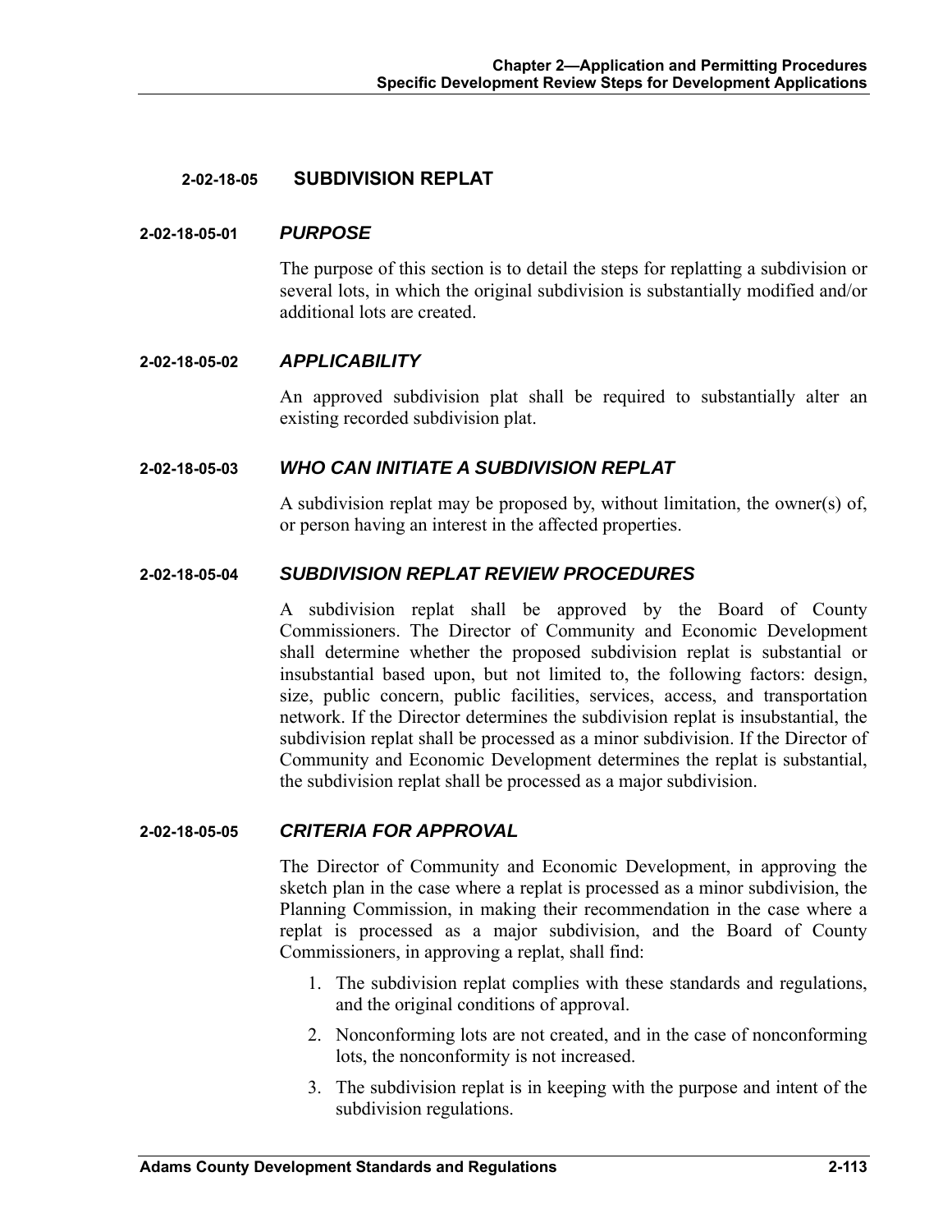## 2-02-18-05 SUBDIVISION REPLAT

### 2-02-18-05-01 *PURPOSE*

The purpose of this section is to detail the steps for replatting a subdivision or several lots, in which the original subdivision is substantially modified and/or additional lots are created.

### 2-02-18-05-02 *APPLICABILITY*

An approved subdivision plat shall be required to substantially alter an existing recorded subdivision plat.

### 2-02-18-05-03 *WHO CAN INITIATE A SUBDIVISION REPLAT*

A subdivision replat may be proposed by, without limitation, the owner(s) of, or person having an interest in the affected properties.

### 2-02-18-05-04 *SUBDIVISION REPLAT REVIEW PROCEDURES*

A subdivision replat shall be approved by the Board of County Commissioners. The Director of Community and Economic Development shall determine whether the proposed subdivision replat is substantial or insubstantial based upon, but not limited to, the following factors: design, size, public concern, public facilities, services, access, and transportation network. If the Director determines the subdivision replat is insubstantial, the subdivision replat shall be processed as a minor subdivision. If the Director of Community and Economic Development determines the replat is substantial, the subdivision replat shall be processed as a major subdivision.

### 2-02-18-05-05 *CRITERIA FOR APPROVAL*

The Director of Community and Economic Development, in approving the sketch plan in the case where a replat is processed as a minor subdivision, the Planning Commission, in making their recommendation in the case where a replat is processed as a major subdivision, and the Board of County Commissioners, in approving a replat, shall find:

1. The subdivision replat complies with these standards and regulations, and the original conditions of approval.
2. Nonconforming lots are not created, and in the case of nonconforming lots, the nonconformity is not increased.
3. The subdivision replat is in keeping with the purpose and intent of the subdivision regulations.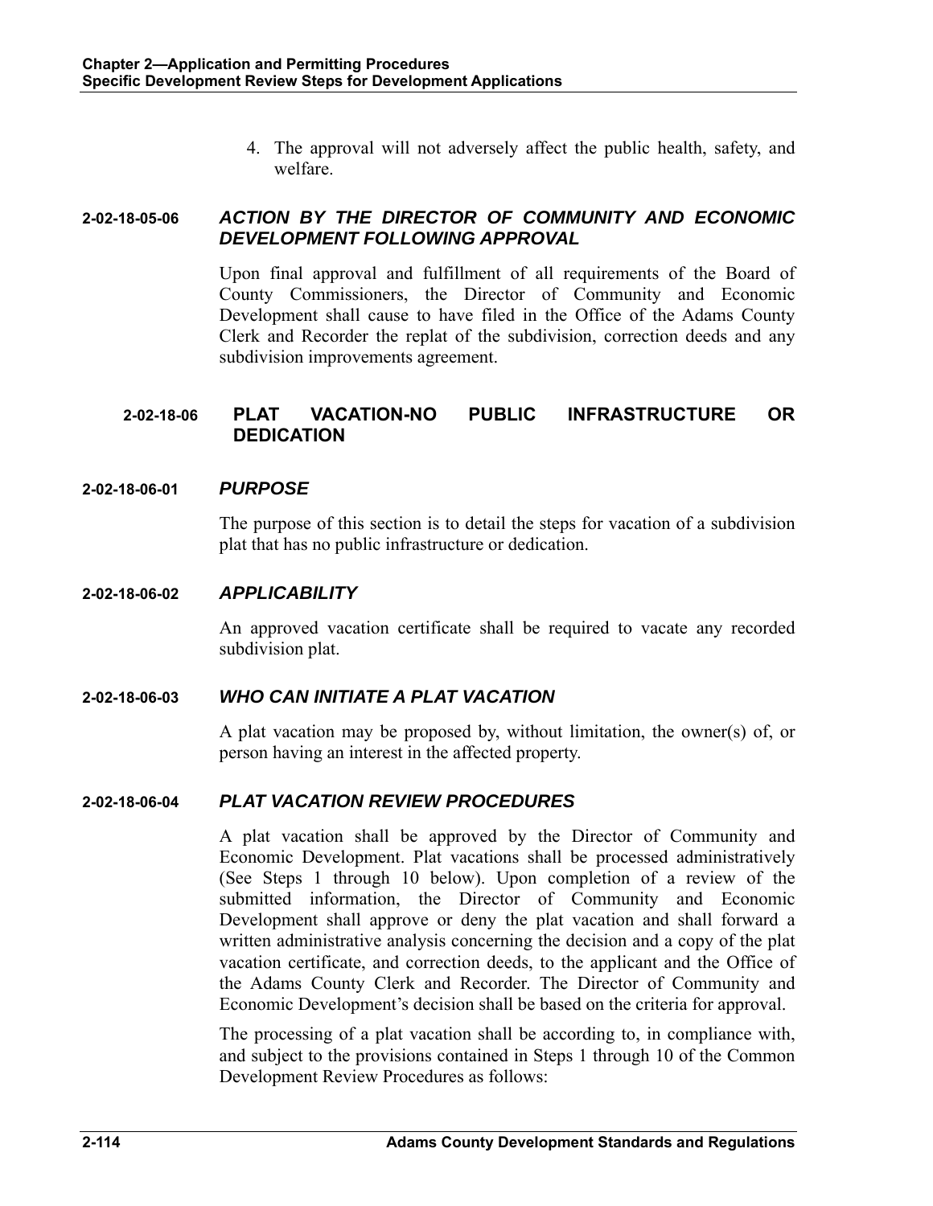4. The approval will not adversely affect the public health, safety, and welfare.

#### 2-02-18-05-06 *ACTION BY THE DIRECTOR OF COMMUNITY AND ECONOMIC DEVELOPMENT FOLLOWING APPROVAL*

Upon final approval and fulfillment of all requirements of the Board of County Commissioners, the Director of Community and Economic Development shall cause to have filed in the Office of the Adams County Clerk and Recorder the replat of the subdivision, correction deeds and any subdivision improvements agreement.

### 2-02-18-06 PLAT VACATION-NO PUBLIC INFRASTRUCTURE OR DEDICATION

#### 2-02-18-06-01 *PURPOSE*

The purpose of this section is to detail the steps for vacation of a subdivision plat that has no public infrastructure or dedication.

#### 2-02-18-06-02 *APPLICABILITY*

An approved vacation certificate shall be required to vacate any recorded subdivision plat.

#### 2-02-18-06-03 *WHO CAN INITIATE A PLAT VACATION*

A plat vacation may be proposed by, without limitation, the owner(s) of, or person having an interest in the affected property.

#### 2-02-18-06-04 *PLAT VACATION REVIEW PROCEDURES*

A plat vacation shall be approved by the Director of Community and Economic Development. Plat vacations shall be processed administratively (See Steps 1 through 10 below). Upon completion of a review of the submitted information, the Director of Community and Economic Development shall approve or deny the plat vacation and shall forward a written administrative analysis concerning the decision and a copy of the plat vacation certificate, and correction deeds, to the applicant and the Office of the Adams County Clerk and Recorder. The Director of Community and Economic Development's decision shall be based on the criteria for approval.

The processing of a plat vacation shall be according to, in compliance with, and subject to the provisions contained in Steps 1 through 10 of the Common Development Review Procedures as follows: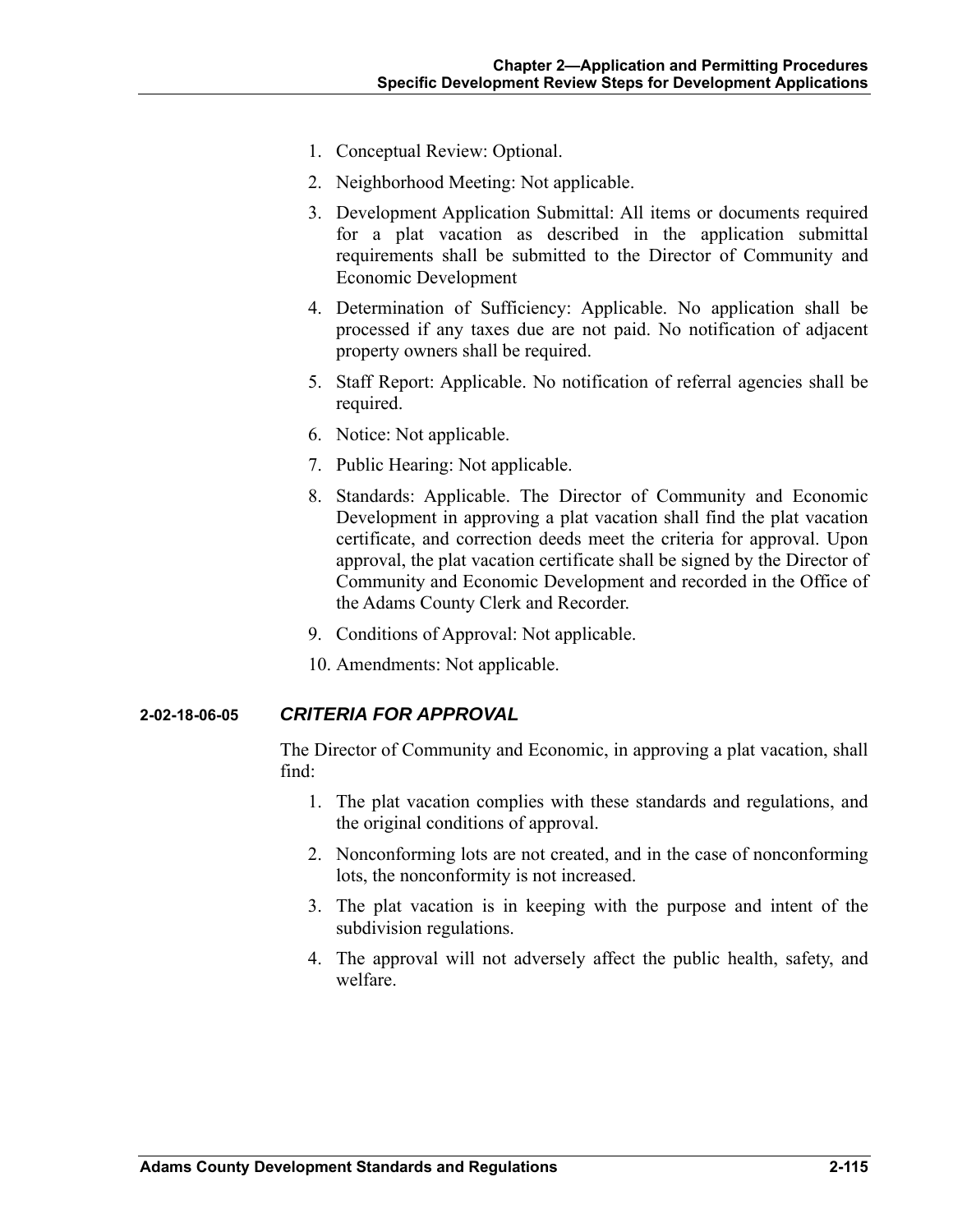1. Conceptual Review: Optional.
2. Neighborhood Meeting: Not applicable.
3. Development Application Submittal: All items or documents required for a plat vacation as described in the application submittal requirements shall be submitted to the Director of Community and Economic Development
4. Determination of Sufficiency: Applicable. No application shall be processed if any taxes due are not paid. No notification of adjacent property owners shall be required.
5. Staff Report: Applicable. No notification of referral agencies shall be required.
6. Notice: Not applicable.
7. Public Hearing: Not applicable.
8. Standards: Applicable. The Director of Community and Economic Development in approving a plat vacation shall find the plat vacation certificate, and correction deeds meet the criteria for approval. Upon approval, the plat vacation certificate shall be signed by the Director of Community and Economic Development and recorded in the Office of the Adams County Clerk and Recorder.
9. Conditions of Approval: Not applicable.
10. Amendments: Not applicable.

### 2-02-18-06-05 *CRITERIA FOR APPROVAL*

The Director of Community and Economic, in approving a plat vacation, shall find:

1. The plat vacation complies with these standards and regulations, and the original conditions of approval.
2. Nonconforming lots are not created, and in the case of nonconforming lots, the nonconformity is not increased.
3. The plat vacation is in keeping with the purpose and intent of the subdivision regulations.
4. The approval will not adversely affect the public health, safety, and welfare.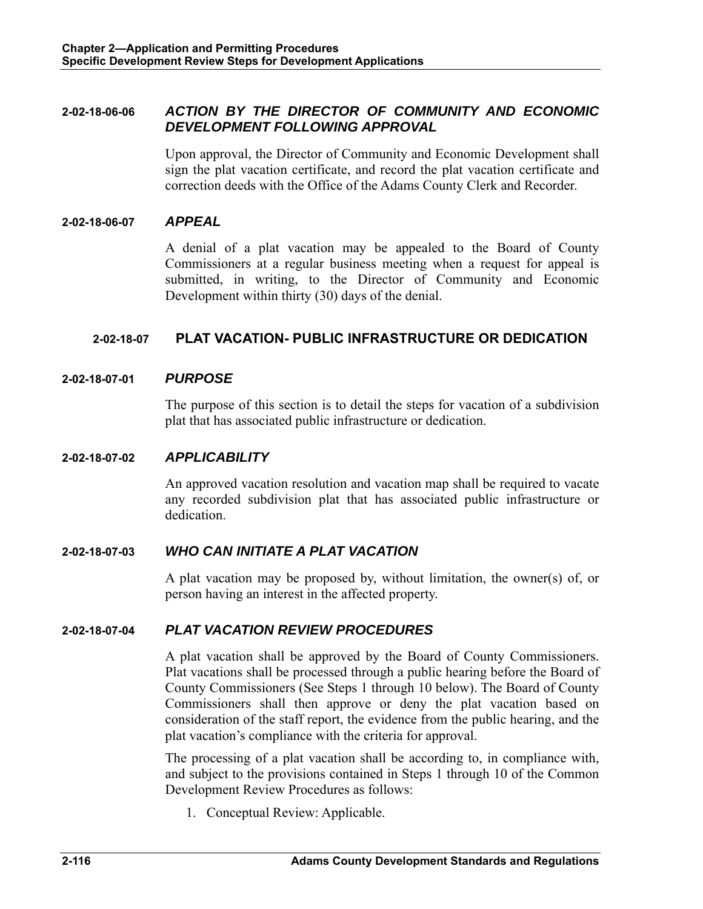#### 2-02-18-06-06 *ACTION BY THE DIRECTOR OF COMMUNITY AND ECONOMIC DEVELOPMENT FOLLOWING APPROVAL*

Upon approval, the Director of Community and Economic Development shall sign the plat vacation certificate, and record the plat vacation certificate and correction deeds with the Office of the Adams County Clerk and Recorder.

#### 2-02-18-06-07 *APPEAL*

A denial of a plat vacation may be appealed to the Board of County Commissioners at a regular business meeting when a request for appeal is submitted, in writing, to the Director of Community and Economic Development within thirty (30) days of the denial.

### 2-02-18-07 PLAT VACATION- PUBLIC INFRASTRUCTURE OR DEDICATION

#### 2-02-18-07-01 *PURPOSE*

The purpose of this section is to detail the steps for vacation of a subdivision plat that has associated public infrastructure or dedication.

#### 2-02-18-07-02 *APPLICABILITY*

An approved vacation resolution and vacation map shall be required to vacate any recorded subdivision plat that has associated public infrastructure or dedication.

#### 2-02-18-07-03 *WHO CAN INITIATE A PLAT VACATION*

A plat vacation may be proposed by, without limitation, the owner(s) of, or person having an interest in the affected property.

#### 2-02-18-07-04 *PLAT VACATION REVIEW PROCEDURES*

A plat vacation shall be approved by the Board of County Commissioners. Plat vacations shall be processed through a public hearing before the Board of County Commissioners (See Steps 1 through 10 below). The Board of County Commissioners shall then approve or deny the plat vacation based on consideration of the staff report, the evidence from the public hearing, and the plat vacation's compliance with the criteria for approval.

The processing of a plat vacation shall be according to, in compliance with, and subject to the provisions contained in Steps 1 through 10 of the Common Development Review Procedures as follows:

1. Conceptual Review: Applicable.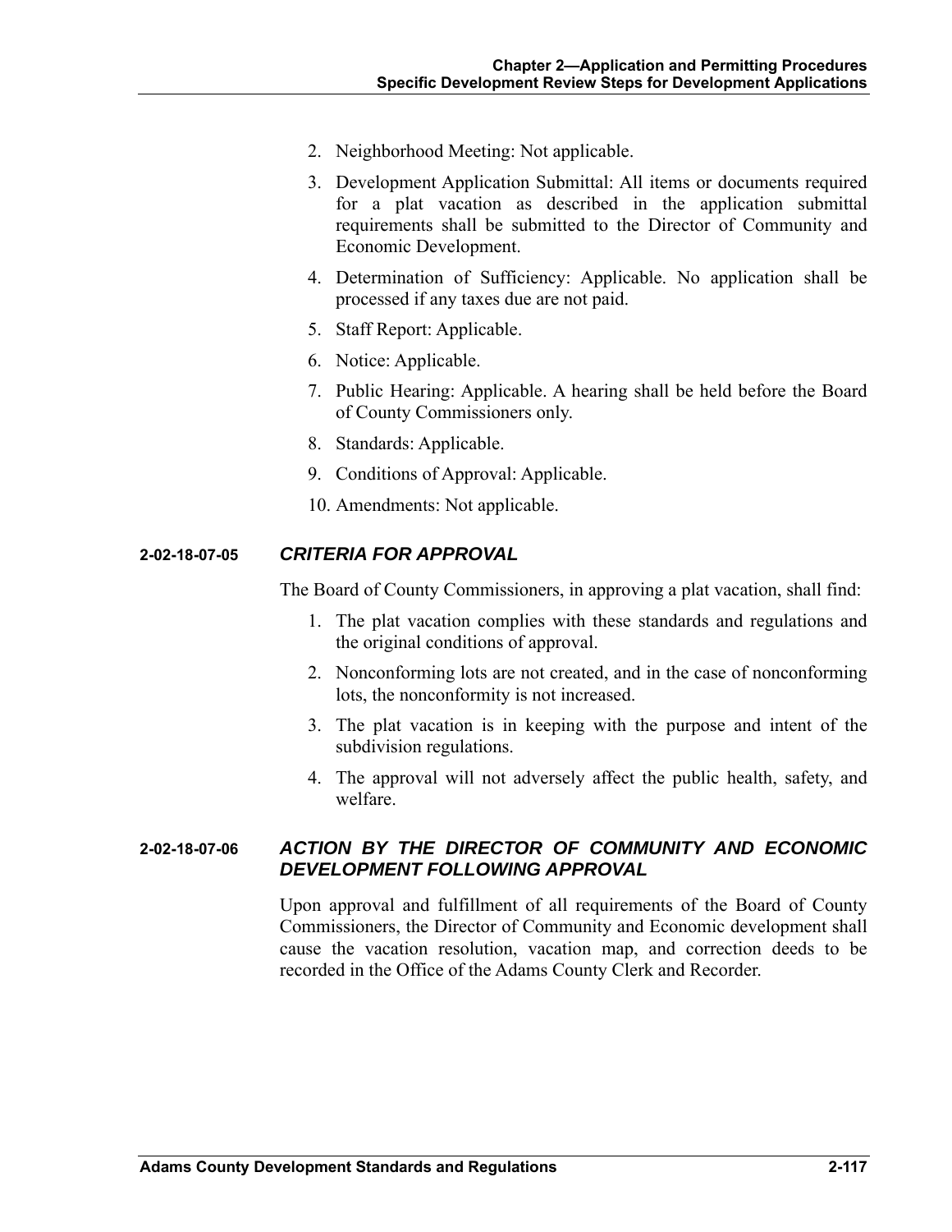2. Neighborhood Meeting: Not applicable.
3. Development Application Submittal: All items or documents required for a plat vacation as described in the application submittal requirements shall be submitted to the Director of Community and Economic Development.
4. Determination of Sufficiency: Applicable. No application shall be processed if any taxes due are not paid.
5. Staff Report: Applicable.
6. Notice: Applicable.
7. Public Hearing: Applicable. A hearing shall be held before the Board of County Commissioners only.
8. Standards: Applicable.
9. Conditions of Approval: Applicable.
10. Amendments: Not applicable.

### 2-02-18-07-05 *CRITERIA FOR APPROVAL*

The Board of County Commissioners, in approving a plat vacation, shall find:

1. The plat vacation complies with these standards and regulations and the original conditions of approval.
2. Nonconforming lots are not created, and in the case of nonconforming lots, the nonconformity is not increased.
3. The plat vacation is in keeping with the purpose and intent of the subdivision regulations.
4. The approval will not adversely affect the public health, safety, and welfare.

### 2-02-18-07-06 *ACTION BY THE DIRECTOR OF COMMUNITY AND ECONOMIC DEVELOPMENT FOLLOWING APPROVAL*

Upon approval and fulfillment of all requirements of the Board of County Commissioners, the Director of Community and Economic development shall cause the vacation resolution, vacation map, and correction deeds to be recorded in the Office of the Adams County Clerk and Recorder.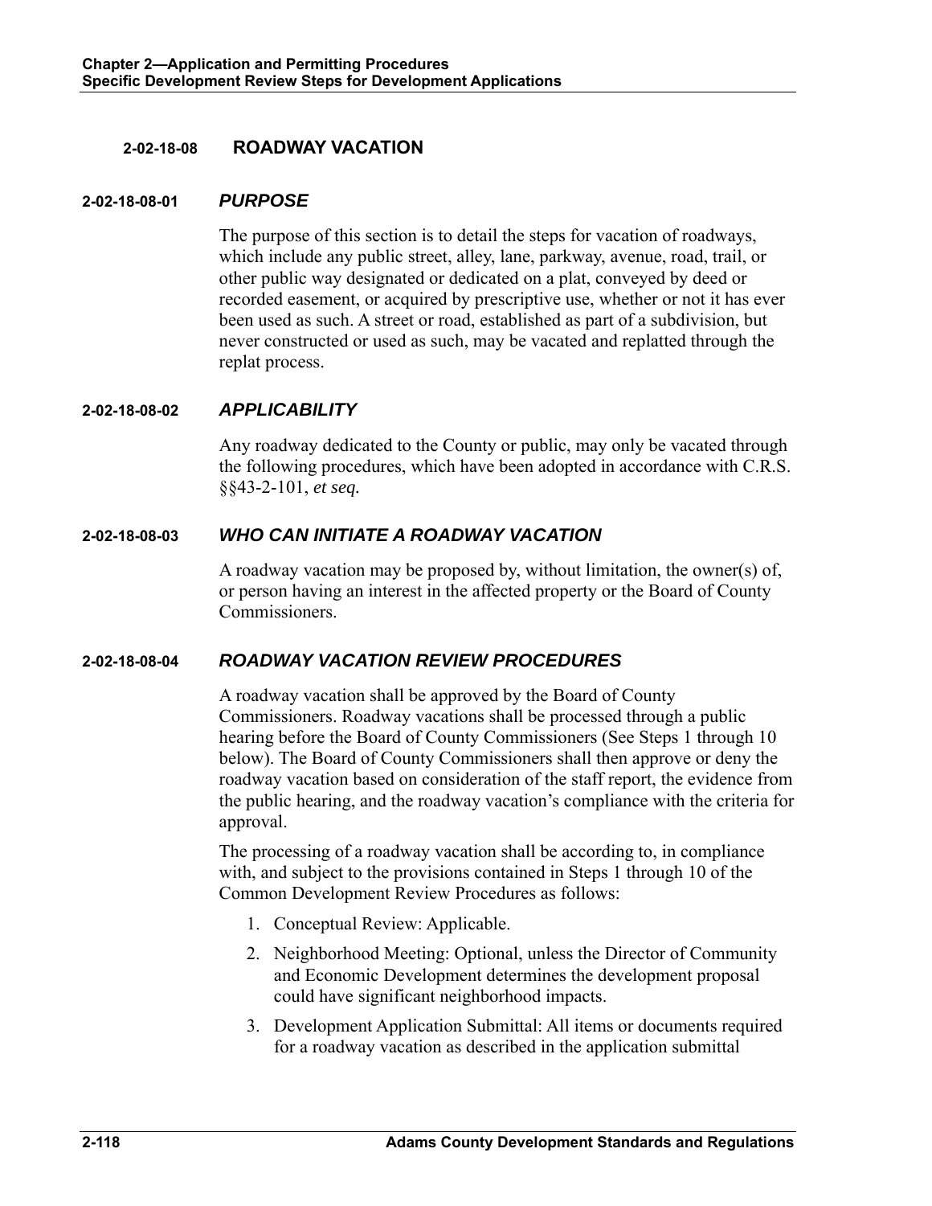## 2-02-18-08 ROADWAY VACATION

### 2-02-18-08-01 *PURPOSE*

The purpose of this section is to detail the steps for vacation of roadways, which include any public street, alley, lane, parkway, avenue, road, trail, or other public way designated or dedicated on a plat, conveyed by deed or recorded easement, or acquired by prescriptive use, whether or not it has ever been used as such. A street or road, established as part of a subdivision, but never constructed or used as such, may be vacated and replatted through the replat process.

### 2-02-18-08-02 *APPLICABILITY*

Any roadway dedicated to the County or public, may only be vacated through the following procedures, which have been adopted in accordance with C.R.S. §§43-2-101, *et seq.*

### 2-02-18-08-03 *WHO CAN INITIATE A ROADWAY VACATION*

A roadway vacation may be proposed by, without limitation, the owner(s) of, or person having an interest in the affected property or the Board of County Commissioners.

### 2-02-18-08-04 *ROADWAY VACATION REVIEW PROCEDURES*

A roadway vacation shall be approved by the Board of County Commissioners. Roadway vacations shall be processed through a public hearing before the Board of County Commissioners (See Steps 1 through 10 below). The Board of County Commissioners shall then approve or deny the roadway vacation based on consideration of the staff report, the evidence from the public hearing, and the roadway vacation's compliance with the criteria for approval.

The processing of a roadway vacation shall be according to, in compliance with, and subject to the provisions contained in Steps 1 through 10 of the Common Development Review Procedures as follows:

1. Conceptual Review: Applicable.
2. Neighborhood Meeting: Optional, unless the Director of Community and Economic Development determines the development proposal could have significant neighborhood impacts.
3. Development Application Submittal: All items or documents required for a roadway vacation as described in the application submittal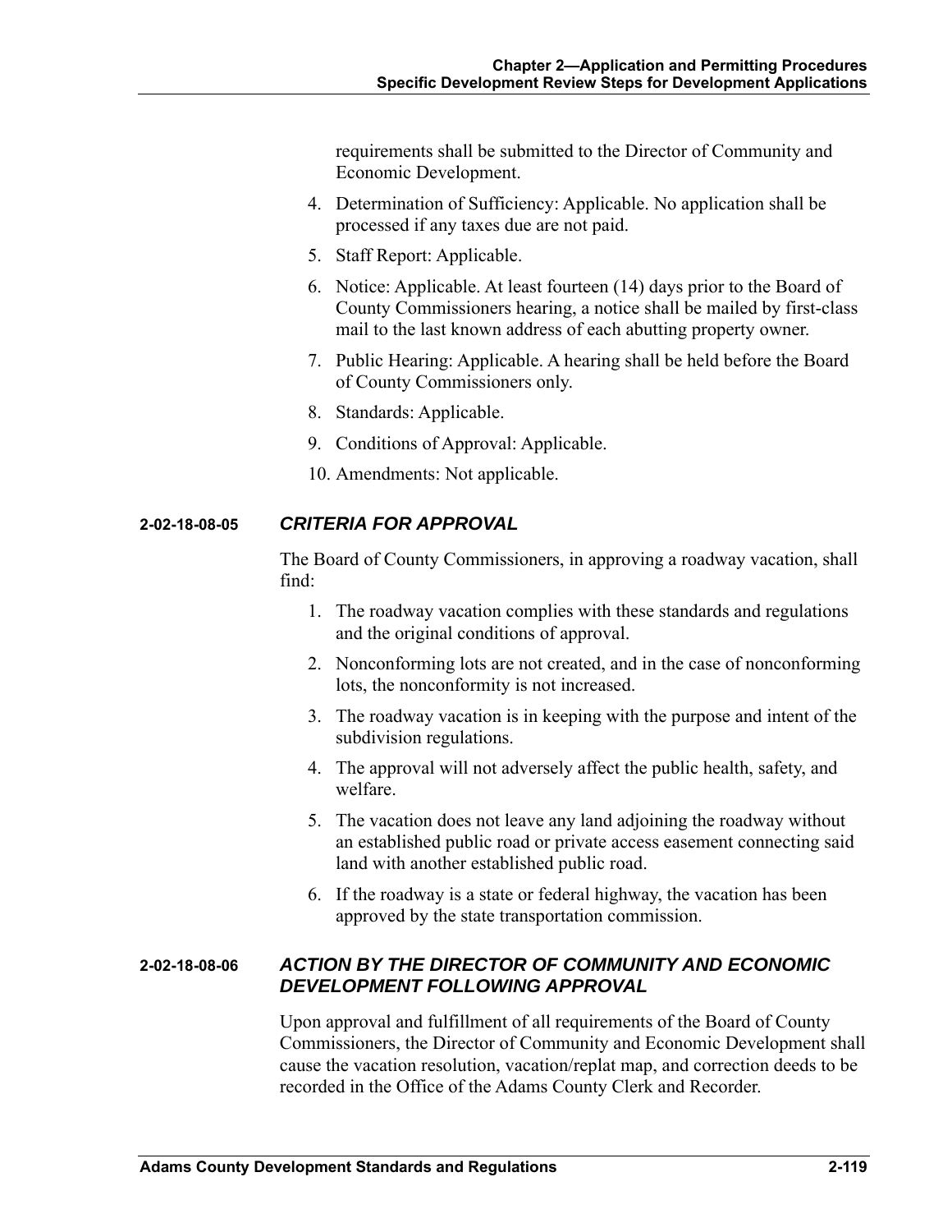requirements shall be submitted to the Director of Community and Economic Development.

4. Determination of Sufficiency: Applicable. No application shall be processed if any taxes due are not paid.
5. Staff Report: Applicable.
6. Notice: Applicable. At least fourteen (14) days prior to the Board of County Commissioners hearing, a notice shall be mailed by first-class mail to the last known address of each abutting property owner.
7. Public Hearing: Applicable. A hearing shall be held before the Board of County Commissioners only.
8. Standards: Applicable.
9. Conditions of Approval: Applicable.
10. Amendments: Not applicable.

### 2-02-18-08-05 *CRITERIA FOR APPROVAL*

The Board of County Commissioners, in approving a roadway vacation, shall find:

1. The roadway vacation complies with these standards and regulations and the original conditions of approval.
2. Nonconforming lots are not created, and in the case of nonconforming lots, the nonconformity is not increased.
3. The roadway vacation is in keeping with the purpose and intent of the subdivision regulations.
4. The approval will not adversely affect the public health, safety, and welfare.
5. The vacation does not leave any land adjoining the roadway without an established public road or private access easement connecting said land with another established public road.
6. If the roadway is a state or federal highway, the vacation has been approved by the state transportation commission.

### 2-02-18-08-06 *ACTION BY THE DIRECTOR OF COMMUNITY AND ECONOMIC DEVELOPMENT FOLLOWING APPROVAL*

Upon approval and fulfillment of all requirements of the Board of County Commissioners, the Director of Community and Economic Development shall cause the vacation resolution, vacation/replat map, and correction deeds to be recorded in the Office of the Adams County Clerk and Recorder.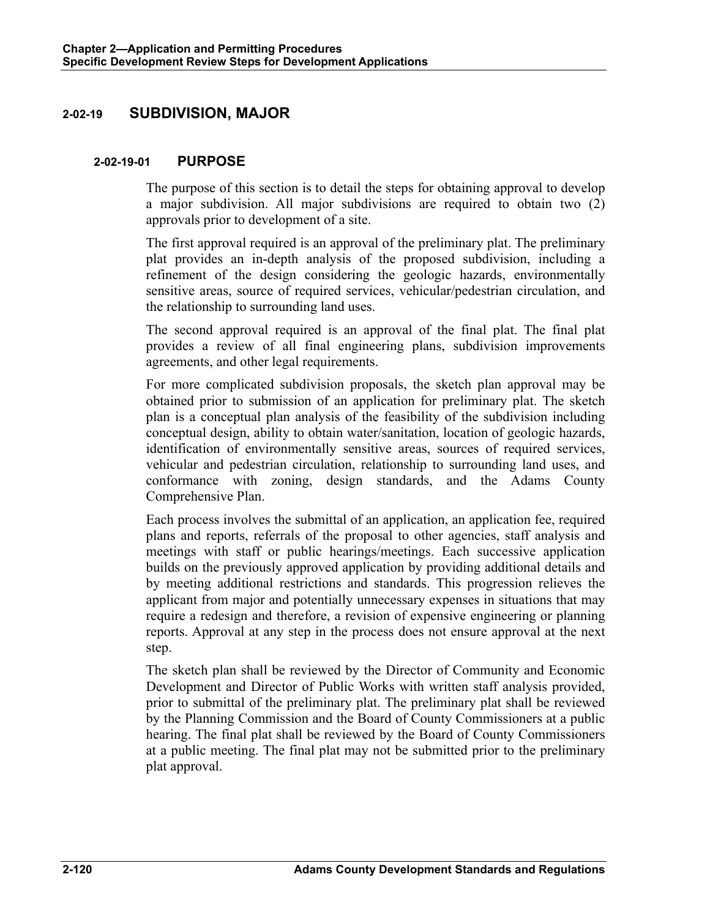## 2-02-19 SUBDIVISION, MAJOR

### 2-02-19-01 PURPOSE

The purpose of this section is to detail the steps for obtaining approval to develop a major subdivision. All major subdivisions are required to obtain two (2) approvals prior to development of a site.

The first approval required is an approval of the preliminary plat. The preliminary plat provides an in-depth analysis of the proposed subdivision, including a refinement of the design considering the geologic hazards, environmentally sensitive areas, source of required services, vehicular/pedestrian circulation, and the relationship to surrounding land uses.

The second approval required is an approval of the final plat. The final plat provides a review of all final engineering plans, subdivision improvements agreements, and other legal requirements.

For more complicated subdivision proposals, the sketch plan approval may be obtained prior to submission of an application for preliminary plat. The sketch plan is a conceptual plan analysis of the feasibility of the subdivision including conceptual design, ability to obtain water/sanitation, location of geologic hazards, identification of environmentally sensitive areas, sources of required services, vehicular and pedestrian circulation, relationship to surrounding land uses, and conformance with zoning, design standards, and the Adams County Comprehensive Plan.

Each process involves the submittal of an application, an application fee, required plans and reports, referrals of the proposal to other agencies, staff analysis and meetings with staff or public hearings/meetings. Each successive application builds on the previously approved application by providing additional details and by meeting additional restrictions and standards. This progression relieves the applicant from major and potentially unnecessary expenses in situations that may require a redesign and therefore, a revision of expensive engineering or planning reports. Approval at any step in the process does not ensure approval at the next step.

The sketch plan shall be reviewed by the Director of Community and Economic Development and Director of Public Works with written staff analysis provided, prior to submittal of the preliminary plat. The preliminary plat shall be reviewed by the Planning Commission and the Board of County Commissioners at a public hearing. The final plat shall be reviewed by the Board of County Commissioners at a public meeting. The final plat may not be submitted prior to the preliminary plat approval.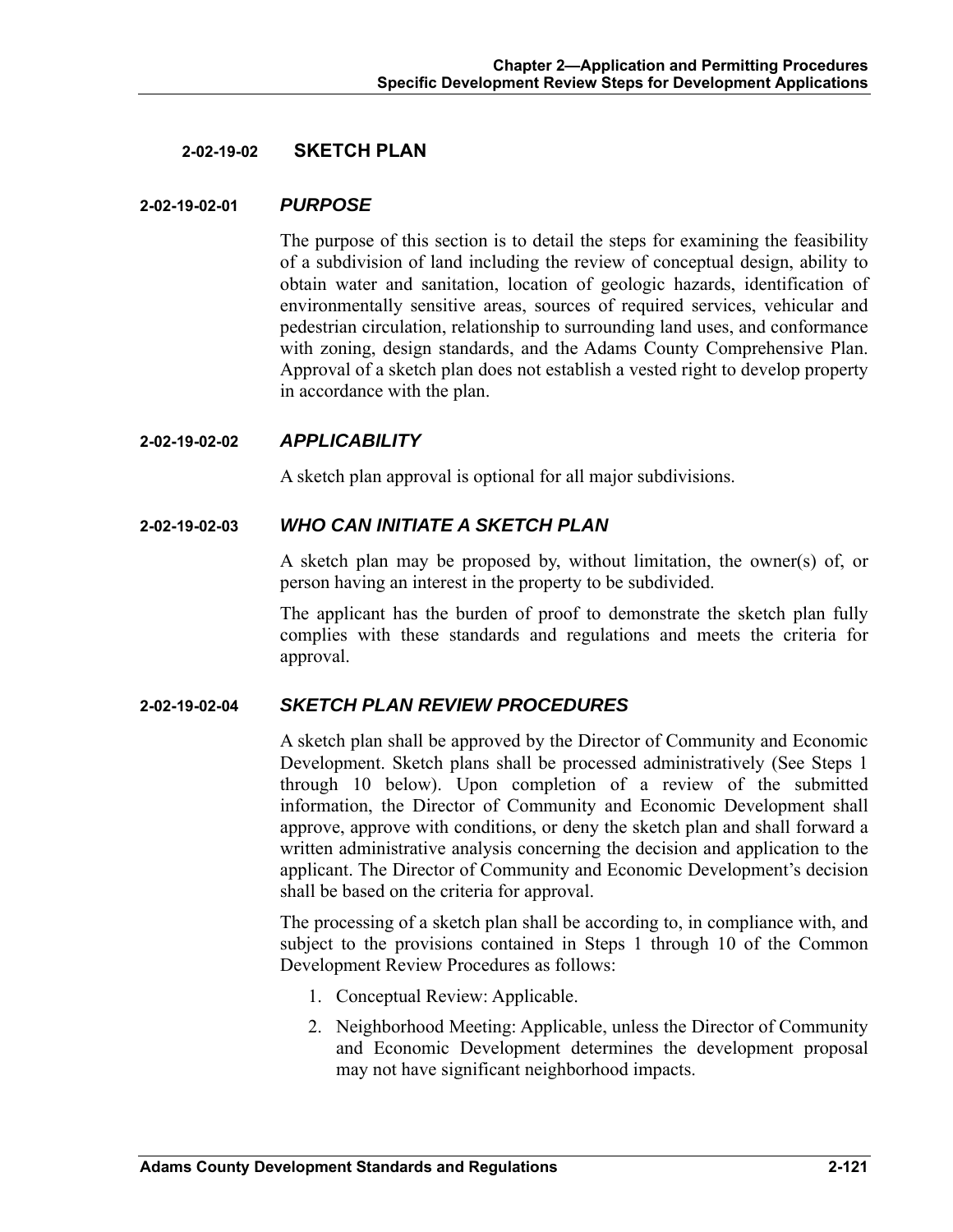## 2-02-19-02 SKETCH PLAN

### 2-02-19-02-01 *PURPOSE*

The purpose of this section is to detail the steps for examining the feasibility of a subdivision of land including the review of conceptual design, ability to obtain water and sanitation, location of geologic hazards, identification of environmentally sensitive areas, sources of required services, vehicular and pedestrian circulation, relationship to surrounding land uses, and conformance with zoning, design standards, and the Adams County Comprehensive Plan. Approval of a sketch plan does not establish a vested right to develop property in accordance with the plan.

### 2-02-19-02-02 *APPLICABILITY*

A sketch plan approval is optional for all major subdivisions.

### 2-02-19-02-03 *WHO CAN INITIATE A SKETCH PLAN*

A sketch plan may be proposed by, without limitation, the owner(s) of, or person having an interest in the property to be subdivided.

The applicant has the burden of proof to demonstrate the sketch plan fully complies with these standards and regulations and meets the criteria for approval.

### 2-02-19-02-04 *SKETCH PLAN REVIEW PROCEDURES*

A sketch plan shall be approved by the Director of Community and Economic Development. Sketch plans shall be processed administratively (See Steps 1 through 10 below). Upon completion of a review of the submitted information, the Director of Community and Economic Development shall approve, approve with conditions, or deny the sketch plan and shall forward a written administrative analysis concerning the decision and application to the applicant. The Director of Community and Economic Development's decision shall be based on the criteria for approval.

The processing of a sketch plan shall be according to, in compliance with, and subject to the provisions contained in Steps 1 through 10 of the Common Development Review Procedures as follows:

1. Conceptual Review: Applicable.
2. Neighborhood Meeting: Applicable, unless the Director of Community and Economic Development determines the development proposal may not have significant neighborhood impacts.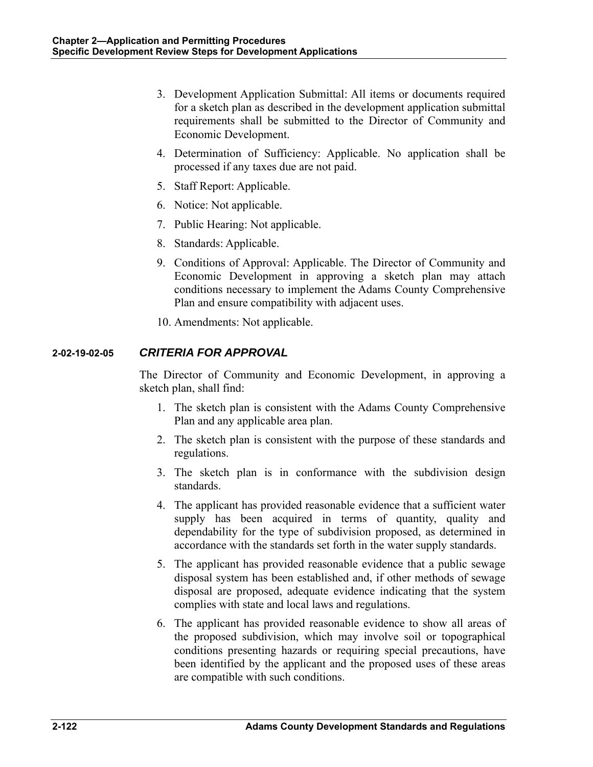3. Development Application Submittal: All items or documents required for a sketch plan as described in the development application submittal requirements shall be submitted to the Director of Community and Economic Development.
4. Determination of Sufficiency: Applicable. No application shall be processed if any taxes due are not paid.
5. Staff Report: Applicable.
6. Notice: Not applicable.
7. Public Hearing: Not applicable.
8. Standards: Applicable.
9. Conditions of Approval: Applicable. The Director of Community and Economic Development in approving a sketch plan may attach conditions necessary to implement the Adams County Comprehensive Plan and ensure compatibility with adjacent uses.
10. Amendments: Not applicable.

### 2-02-19-02-05 *CRITERIA FOR APPROVAL*

The Director of Community and Economic Development, in approving a sketch plan, shall find:

1. The sketch plan is consistent with the Adams County Comprehensive Plan and any applicable area plan.
2. The sketch plan is consistent with the purpose of these standards and regulations.
3. The sketch plan is in conformance with the subdivision design standards.
4. The applicant has provided reasonable evidence that a sufficient water supply has been acquired in terms of quantity, quality and dependability for the type of subdivision proposed, as determined in accordance with the standards set forth in the water supply standards.
5. The applicant has provided reasonable evidence that a public sewage disposal system has been established and, if other methods of sewage disposal are proposed, adequate evidence indicating that the system complies with state and local laws and regulations.
6. The applicant has provided reasonable evidence to show all areas of the proposed subdivision, which may involve soil or topographical conditions presenting hazards or requiring special precautions, have been identified by the applicant and the proposed uses of these areas are compatible with such conditions.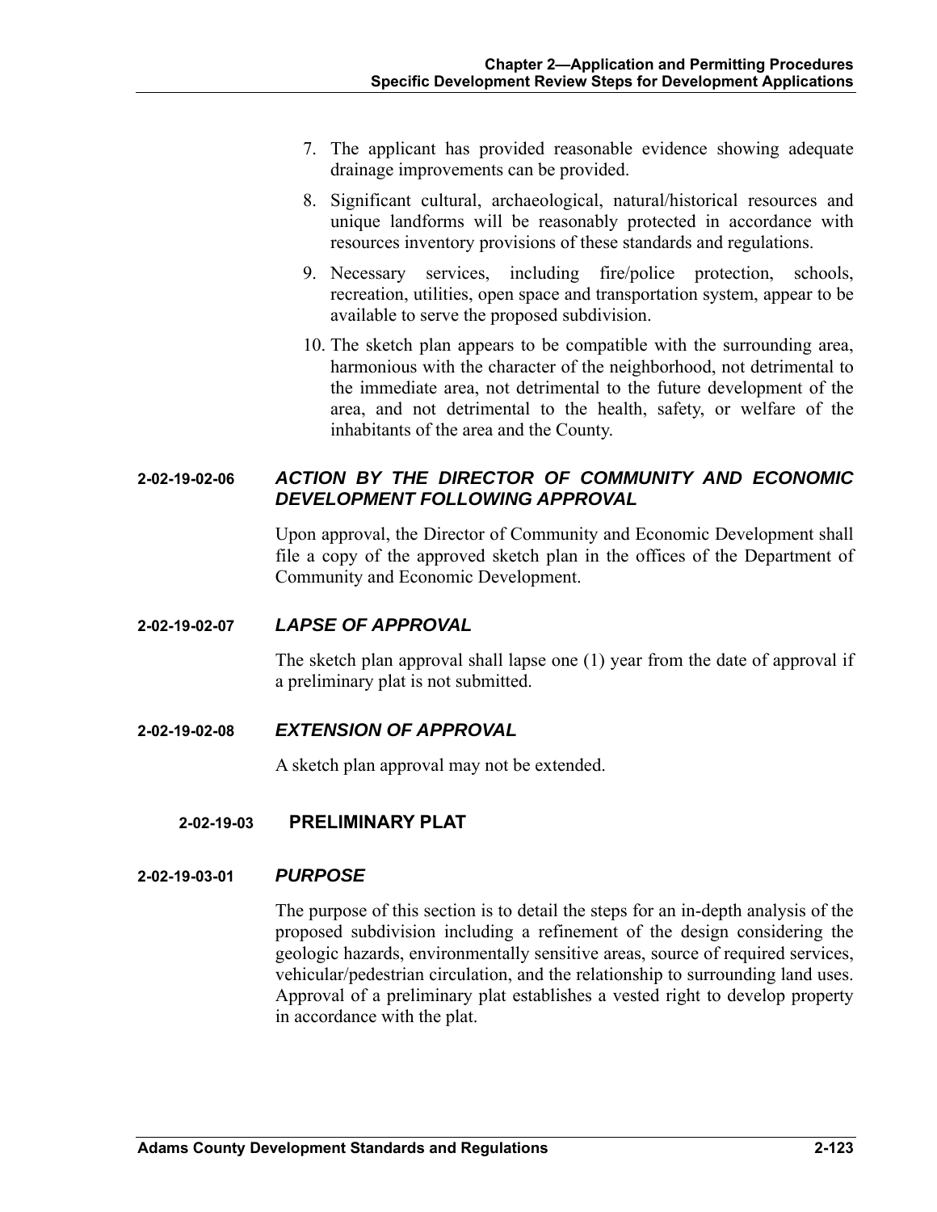7. The applicant has provided reasonable evidence showing adequate drainage improvements can be provided.
8. Significant cultural, archaeological, natural/historical resources and unique landforms will be reasonably protected in accordance with resources inventory provisions of these standards and regulations.
9. Necessary services, including fire/police protection, schools, recreation, utilities, open space and transportation system, appear to be available to serve the proposed subdivision.
10. The sketch plan appears to be compatible with the surrounding area, harmonious with the character of the neighborhood, not detrimental to the immediate area, not detrimental to the future development of the area, and not detrimental to the health, safety, or welfare of the inhabitants of the area and the County.

#### 2-02-19-02-06 *ACTION BY THE DIRECTOR OF COMMUNITY AND ECONOMIC DEVELOPMENT FOLLOWING APPROVAL*

Upon approval, the Director of Community and Economic Development shall file a copy of the approved sketch plan in the offices of the Department of Community and Economic Development.

#### 2-02-19-02-07 *LAPSE OF APPROVAL*

The sketch plan approval shall lapse one (1) year from the date of approval if a preliminary plat is not submitted.

#### 2-02-19-02-08 *EXTENSION OF APPROVAL*

A sketch plan approval may not be extended.

### 2-02-19-03 PRELIMINARY PLAT

#### 2-02-19-03-01 *PURPOSE*

The purpose of this section is to detail the steps for an in-depth analysis of the proposed subdivision including a refinement of the design considering the geologic hazards, environmentally sensitive areas, source of required services, vehicular/pedestrian circulation, and the relationship to surrounding land uses. Approval of a preliminary plat establishes a vested right to develop property in accordance with the plat.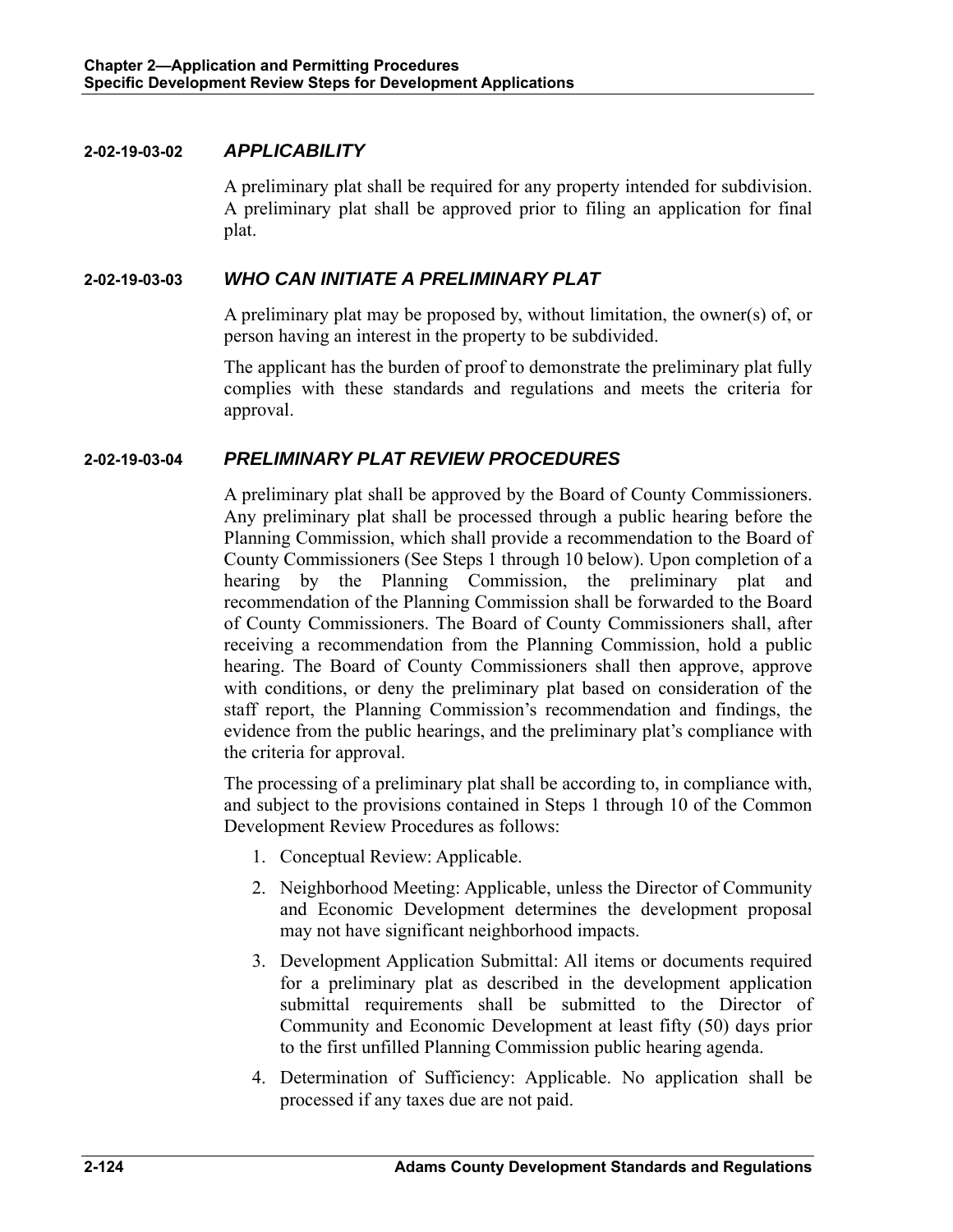### 2-02-19-03-02 *APPLICABILITY*

A preliminary plat shall be required for any property intended for subdivision. A preliminary plat shall be approved prior to filing an application for final plat.

### 2-02-19-03-03 *WHO CAN INITIATE A PRELIMINARY PLAT*

A preliminary plat may be proposed by, without limitation, the owner(s) of, or person having an interest in the property to be subdivided.

The applicant has the burden of proof to demonstrate the preliminary plat fully complies with these standards and regulations and meets the criteria for approval.

### 2-02-19-03-04 *PRELIMINARY PLAT REVIEW PROCEDURES*

A preliminary plat shall be approved by the Board of County Commissioners. Any preliminary plat shall be processed through a public hearing before the Planning Commission, which shall provide a recommendation to the Board of County Commissioners (See Steps 1 through 10 below). Upon completion of a hearing by the Planning Commission, the preliminary plat and recommendation of the Planning Commission shall be forwarded to the Board of County Commissioners. The Board of County Commissioners shall, after receiving a recommendation from the Planning Commission, hold a public hearing. The Board of County Commissioners shall then approve, approve with conditions, or deny the preliminary plat based on consideration of the staff report, the Planning Commission's recommendation and findings, the evidence from the public hearings, and the preliminary plat's compliance with the criteria for approval.

The processing of a preliminary plat shall be according to, in compliance with, and subject to the provisions contained in Steps 1 through 10 of the Common Development Review Procedures as follows:

1. Conceptual Review: Applicable.
2. Neighborhood Meeting: Applicable, unless the Director of Community and Economic Development determines the development proposal may not have significant neighborhood impacts.
3. Development Application Submittal: All items or documents required for a preliminary plat as described in the development application submittal requirements shall be submitted to the Director of Community and Economic Development at least fifty (50) days prior to the first unfilled Planning Commission public hearing agenda.
4. Determination of Sufficiency: Applicable. No application shall be processed if any taxes due are not paid.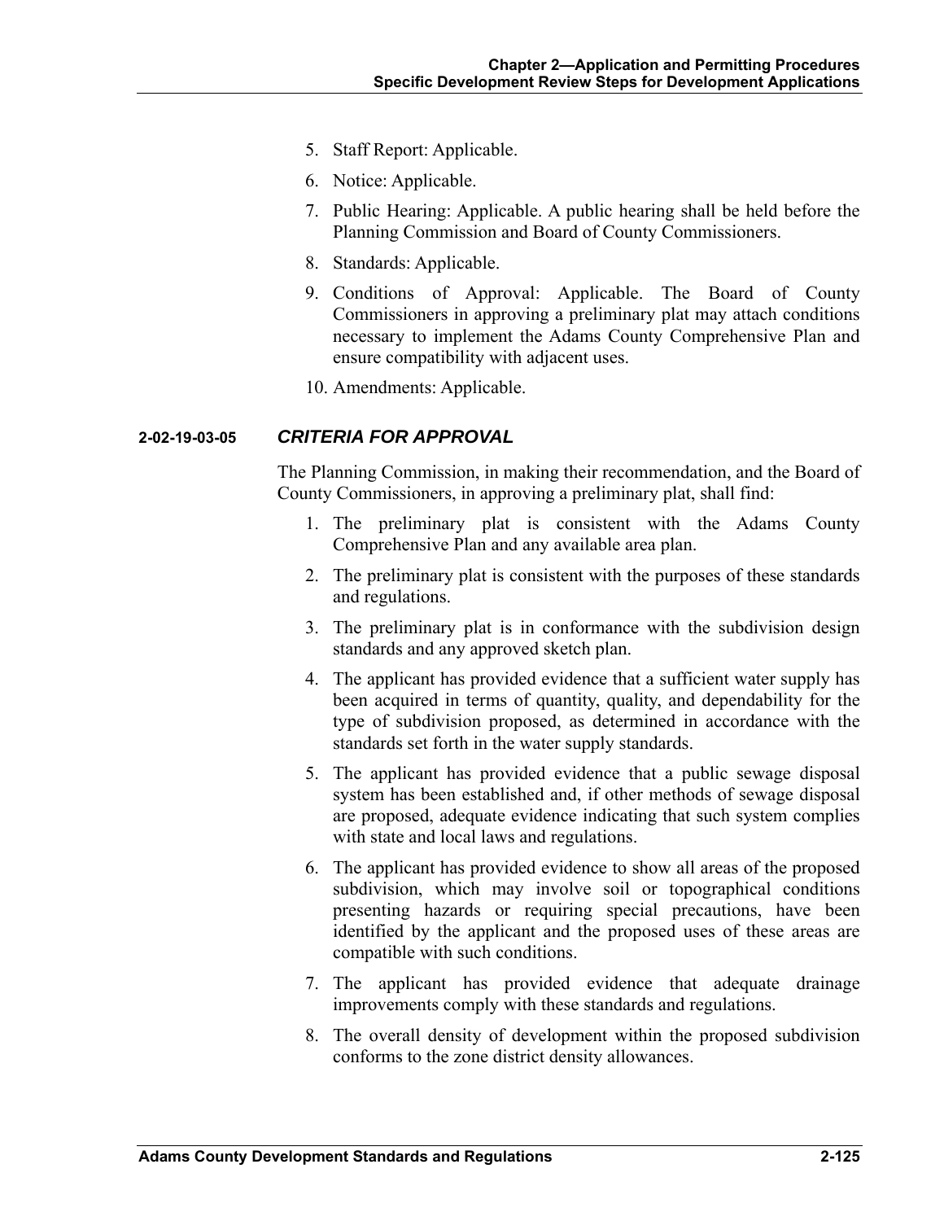5. Staff Report: Applicable.
6. Notice: Applicable.
7. Public Hearing: Applicable. A public hearing shall be held before the Planning Commission and Board of County Commissioners.
8. Standards: Applicable.
9. Conditions of Approval: Applicable. The Board of County Commissioners in approving a preliminary plat may attach conditions necessary to implement the Adams County Comprehensive Plan and ensure compatibility with adjacent uses.
10. Amendments: Applicable.

### 2-02-19-03-05 *CRITERIA FOR APPROVAL*

The Planning Commission, in making their recommendation, and the Board of County Commissioners, in approving a preliminary plat, shall find:

1. The preliminary plat is consistent with the Adams County Comprehensive Plan and any available area plan.
2. The preliminary plat is consistent with the purposes of these standards and regulations.
3. The preliminary plat is in conformance with the subdivision design standards and any approved sketch plan.
4. The applicant has provided evidence that a sufficient water supply has been acquired in terms of quantity, quality, and dependability for the type of subdivision proposed, as determined in accordance with the standards set forth in the water supply standards.
5. The applicant has provided evidence that a public sewage disposal system has been established and, if other methods of sewage disposal are proposed, adequate evidence indicating that such system complies with state and local laws and regulations.
6. The applicant has provided evidence to show all areas of the proposed subdivision, which may involve soil or topographical conditions presenting hazards or requiring special precautions, have been identified by the applicant and the proposed uses of these areas are compatible with such conditions.
7. The applicant has provided evidence that adequate drainage improvements comply with these standards and regulations.
8. The overall density of development within the proposed subdivision conforms to the zone district density allowances.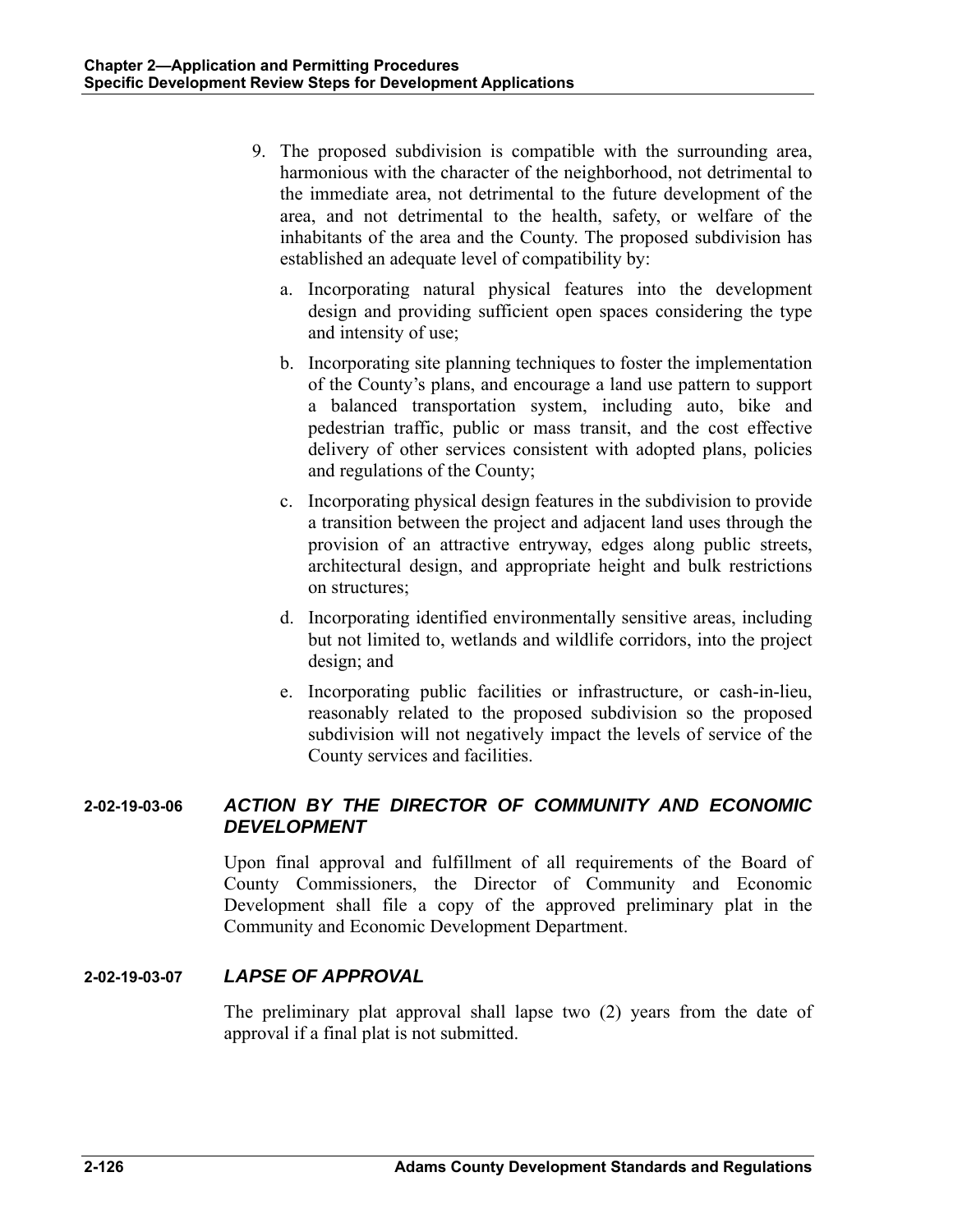9. The proposed subdivision is compatible with the surrounding area, harmonious with the character of the neighborhood, not detrimental to the immediate area, not detrimental to the future development of the area, and not detrimental to the health, safety, or welfare of the inhabitants of the area and the County. The proposed subdivision has established an adequate level of compatibility by:

   a. Incorporating natural physical features into the development design and providing sufficient open spaces considering the type and intensity of use;

   b. Incorporating site planning techniques to foster the implementation of the County's plans, and encourage a land use pattern to support a balanced transportation system, including auto, bike and pedestrian traffic, public or mass transit, and the cost effective delivery of other services consistent with adopted plans, policies and regulations of the County;

   c. Incorporating physical design features in the subdivision to provide a transition between the project and adjacent land uses through the provision of an attractive entryway, edges along public streets, architectural design, and appropriate height and bulk restrictions on structures;

   d. Incorporating identified environmentally sensitive areas, including but not limited to, wetlands and wildlife corridors, into the project design; and

   e. Incorporating public facilities or infrastructure, or cash-in-lieu, reasonably related to the proposed subdivision so the proposed subdivision will not negatively impact the levels of service of the County services and facilities.

### 2-02-19-03-06 *ACTION BY THE DIRECTOR OF COMMUNITY AND ECONOMIC DEVELOPMENT*

Upon final approval and fulfillment of all requirements of the Board of County Commissioners, the Director of Community and Economic Development shall file a copy of the approved preliminary plat in the Community and Economic Development Department.

### 2-02-19-03-07 *LAPSE OF APPROVAL*

The preliminary plat approval shall lapse two (2) years from the date of approval if a final plat is not submitted.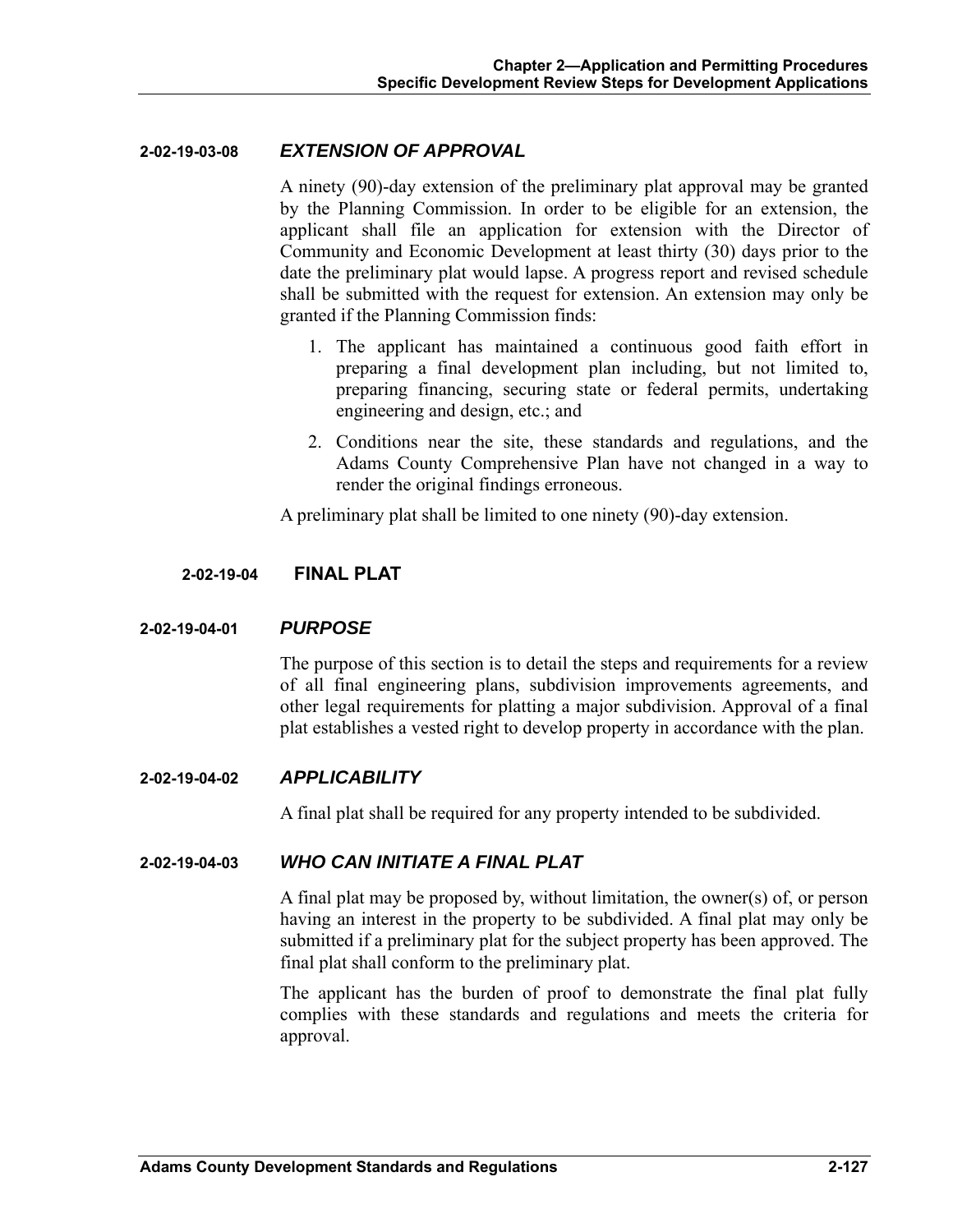#### 2-02-19-03-08 *EXTENSION OF APPROVAL*

A ninety (90)-day extension of the preliminary plat approval may be granted by the Planning Commission. In order to be eligible for an extension, the applicant shall file an application for extension with the Director of Community and Economic Development at least thirty (30) days prior to the date the preliminary plat would lapse. A progress report and revised schedule shall be submitted with the request for extension. An extension may only be granted if the Planning Commission finds:

1. The applicant has maintained a continuous good faith effort in preparing a final development plan including, but not limited to, preparing financing, securing state or federal permits, undertaking engineering and design, etc.; and
2. Conditions near the site, these standards and regulations, and the Adams County Comprehensive Plan have not changed in a way to render the original findings erroneous.

A preliminary plat shall be limited to one ninety (90)-day extension.

### 2-02-19-04 FINAL PLAT

#### 2-02-19-04-01 *PURPOSE*

The purpose of this section is to detail the steps and requirements for a review of all final engineering plans, subdivision improvements agreements, and other legal requirements for platting a major subdivision. Approval of a final plat establishes a vested right to develop property in accordance with the plan.

#### 2-02-19-04-02 *APPLICABILITY*

A final plat shall be required for any property intended to be subdivided.

#### 2-02-19-04-03 *WHO CAN INITIATE A FINAL PLAT*

A final plat may be proposed by, without limitation, the owner(s) of, or person having an interest in the property to be subdivided. A final plat may only be submitted if a preliminary plat for the subject property has been approved. The final plat shall conform to the preliminary plat.

The applicant has the burden of proof to demonstrate the final plat fully complies with these standards and regulations and meets the criteria for approval.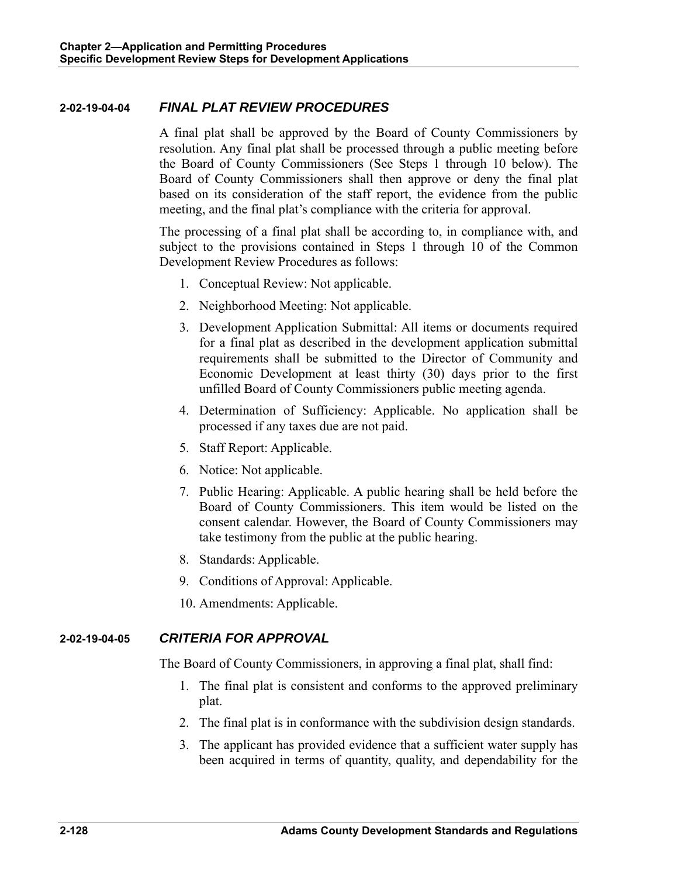### 2-02-19-04-04 *FINAL PLAT REVIEW PROCEDURES*

A final plat shall be approved by the Board of County Commissioners by resolution. Any final plat shall be processed through a public meeting before the Board of County Commissioners (See Steps 1 through 10 below). The Board of County Commissioners shall then approve or deny the final plat based on its consideration of the staff report, the evidence from the public meeting, and the final plat's compliance with the criteria for approval.

The processing of a final plat shall be according to, in compliance with, and subject to the provisions contained in Steps 1 through 10 of the Common Development Review Procedures as follows:

1. Conceptual Review: Not applicable.
2. Neighborhood Meeting: Not applicable.
3. Development Application Submittal: All items or documents required for a final plat as described in the development application submittal requirements shall be submitted to the Director of Community and Economic Development at least thirty (30) days prior to the first unfilled Board of County Commissioners public meeting agenda.
4. Determination of Sufficiency: Applicable. No application shall be processed if any taxes due are not paid.
5. Staff Report: Applicable.
6. Notice: Not applicable.
7. Public Hearing: Applicable. A public hearing shall be held before the Board of County Commissioners. This item would be listed on the consent calendar. However, the Board of County Commissioners may take testimony from the public at the public hearing.
8. Standards: Applicable.
9. Conditions of Approval: Applicable.
10. Amendments: Applicable.

### 2-02-19-04-05 *CRITERIA FOR APPROVAL*

The Board of County Commissioners, in approving a final plat, shall find:

1. The final plat is consistent and conforms to the approved preliminary plat.
2. The final plat is in conformance with the subdivision design standards.
3. The applicant has provided evidence that a sufficient water supply has been acquired in terms of quantity, quality, and dependability for the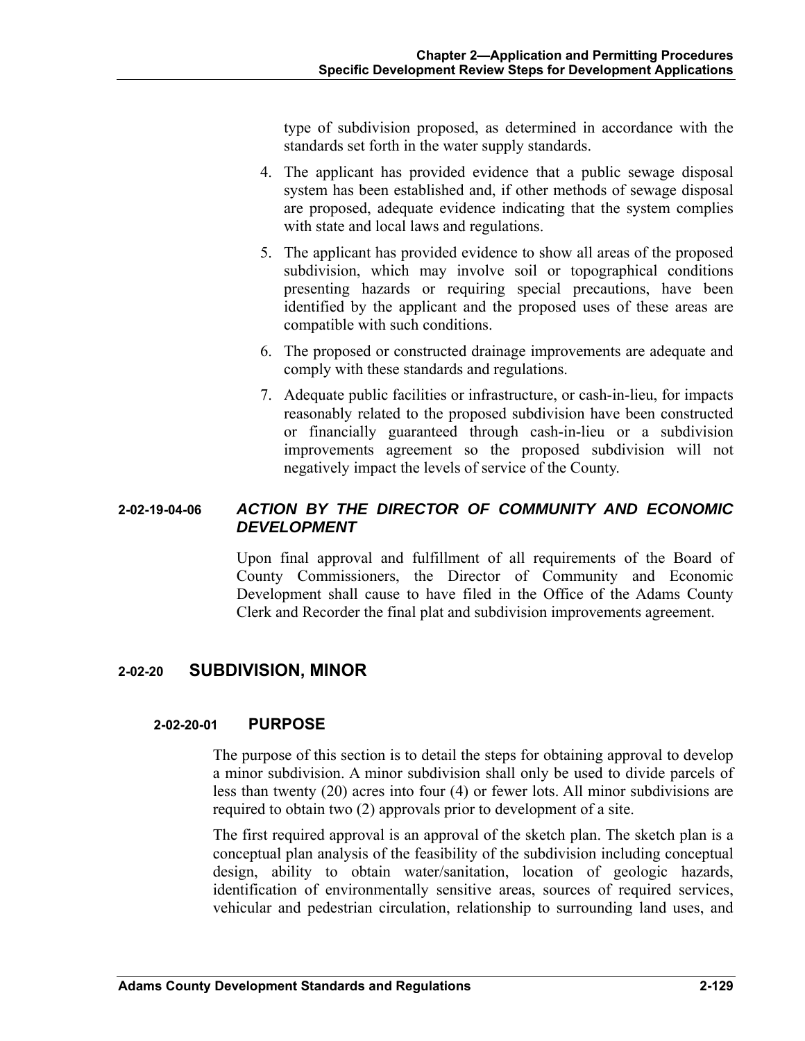type of subdivision proposed, as determined in accordance with the standards set forth in the water supply standards.

4. The applicant has provided evidence that a public sewage disposal system has been established and, if other methods of sewage disposal are proposed, adequate evidence indicating that the system complies with state and local laws and regulations.
5. The applicant has provided evidence to show all areas of the proposed subdivision, which may involve soil or topographical conditions presenting hazards or requiring special precautions, have been identified by the applicant and the proposed uses of these areas are compatible with such conditions.
6. The proposed or constructed drainage improvements are adequate and comply with these standards and regulations.
7. Adequate public facilities or infrastructure, or cash-in-lieu, for impacts reasonably related to the proposed subdivision have been constructed or financially guaranteed through cash-in-lieu or a subdivision improvements agreement so the proposed subdivision will not negatively impact the levels of service of the County.

#### 2-02-19-04-06 *ACTION BY THE DIRECTOR OF COMMUNITY AND ECONOMIC DEVELOPMENT*

Upon final approval and fulfillment of all requirements of the Board of County Commissioners, the Director of Community and Economic Development shall cause to have filed in the Office of the Adams County Clerk and Recorder the final plat and subdivision improvements agreement.

## 2-02-20 SUBDIVISION, MINOR

### 2-02-20-01 PURPOSE

The purpose of this section is to detail the steps for obtaining approval to develop a minor subdivision. A minor subdivision shall only be used to divide parcels of less than twenty (20) acres into four (4) or fewer lots. All minor subdivisions are required to obtain two (2) approvals prior to development of a site.

The first required approval is an approval of the sketch plan. The sketch plan is a conceptual plan analysis of the feasibility of the subdivision including conceptual design, ability to obtain water/sanitation, location of geologic hazards, identification of environmentally sensitive areas, sources of required services, vehicular and pedestrian circulation, relationship to surrounding land uses, and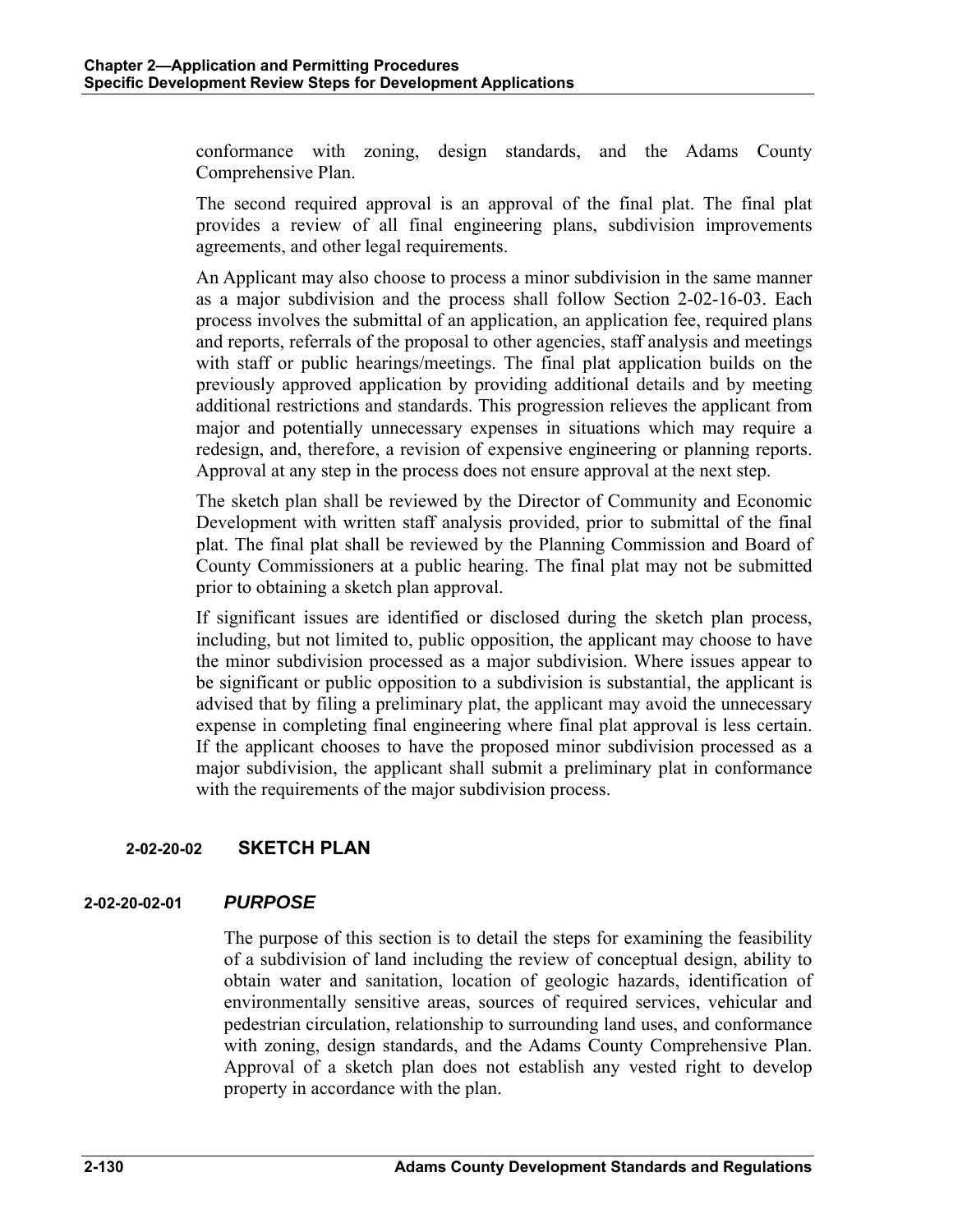conformance with zoning, design standards, and the Adams County Comprehensive Plan.

The second required approval is an approval of the final plat. The final plat provides a review of all final engineering plans, subdivision improvements agreements, and other legal requirements.

An Applicant may also choose to process a minor subdivision in the same manner as a major subdivision and the process shall follow Section 2-02-16-03. Each process involves the submittal of an application, an application fee, required plans and reports, referrals of the proposal to other agencies, staff analysis and meetings with staff or public hearings/meetings. The final plat application builds on the previously approved application by providing additional details and by meeting additional restrictions and standards. This progression relieves the applicant from major and potentially unnecessary expenses in situations which may require a redesign, and, therefore, a revision of expensive engineering or planning reports. Approval at any step in the process does not ensure approval at the next step.

The sketch plan shall be reviewed by the Director of Community and Economic Development with written staff analysis provided, prior to submittal of the final plat. The final plat shall be reviewed by the Planning Commission and Board of County Commissioners at a public hearing. The final plat may not be submitted prior to obtaining a sketch plan approval.

If significant issues are identified or disclosed during the sketch plan process, including, but not limited to, public opposition, the applicant may choose to have the minor subdivision processed as a major subdivision. Where issues appear to be significant or public opposition to a subdivision is substantial, the applicant is advised that by filing a preliminary plat, the applicant may avoid the unnecessary expense in completing final engineering where final plat approval is less certain. If the applicant chooses to have the proposed minor subdivision processed as a major subdivision, the applicant shall submit a preliminary plat in conformance with the requirements of the major subdivision process.

## 2-02-20-02 SKETCH PLAN

### 2-02-20-02-01 *PURPOSE*

The purpose of this section is to detail the steps for examining the feasibility of a subdivision of land including the review of conceptual design, ability to obtain water and sanitation, location of geologic hazards, identification of environmentally sensitive areas, sources of required services, vehicular and pedestrian circulation, relationship to surrounding land uses, and conformance with zoning, design standards, and the Adams County Comprehensive Plan. Approval of a sketch plan does not establish any vested right to develop property in accordance with the plan.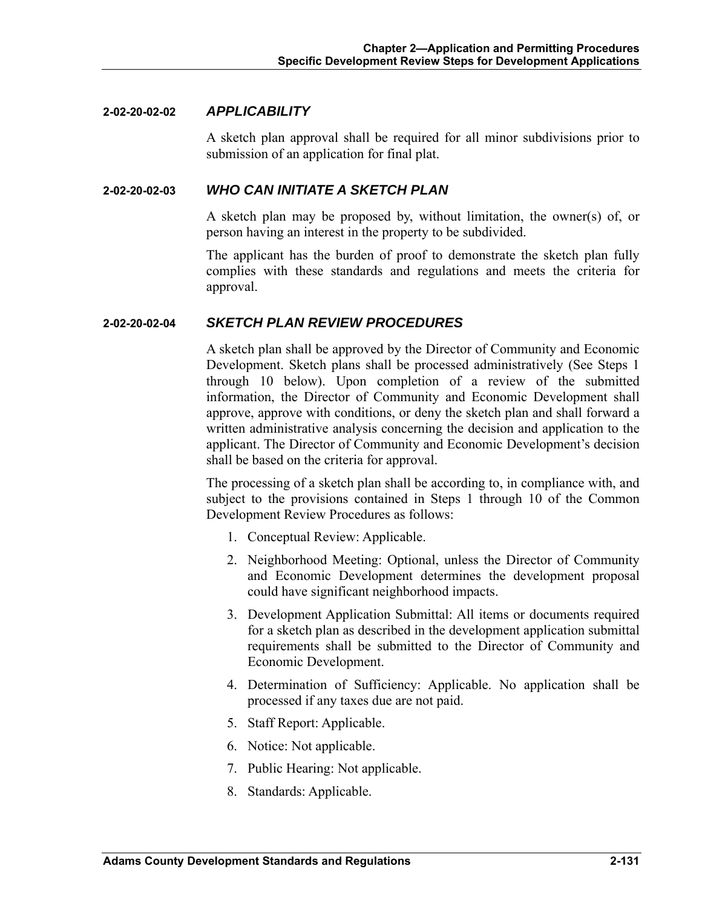### 2-02-20-02-02 *APPLICABILITY*

A sketch plan approval shall be required for all minor subdivisions prior to submission of an application for final plat.

### 2-02-20-02-03 *WHO CAN INITIATE A SKETCH PLAN*

A sketch plan may be proposed by, without limitation, the owner(s) of, or person having an interest in the property to be subdivided.

The applicant has the burden of proof to demonstrate the sketch plan fully complies with these standards and regulations and meets the criteria for approval.

### 2-02-20-02-04 *SKETCH PLAN REVIEW PROCEDURES*

A sketch plan shall be approved by the Director of Community and Economic Development. Sketch plans shall be processed administratively (See Steps 1 through 10 below). Upon completion of a review of the submitted information, the Director of Community and Economic Development shall approve, approve with conditions, or deny the sketch plan and shall forward a written administrative analysis concerning the decision and application to the applicant. The Director of Community and Economic Development's decision shall be based on the criteria for approval.

The processing of a sketch plan shall be according to, in compliance with, and subject to the provisions contained in Steps 1 through 10 of the Common Development Review Procedures as follows:

1. Conceptual Review: Applicable.
2. Neighborhood Meeting: Optional, unless the Director of Community and Economic Development determines the development proposal could have significant neighborhood impacts.
3. Development Application Submittal: All items or documents required for a sketch plan as described in the development application submittal requirements shall be submitted to the Director of Community and Economic Development.
4. Determination of Sufficiency: Applicable. No application shall be processed if any taxes due are not paid.
5. Staff Report: Applicable.
6. Notice: Not applicable.
7. Public Hearing: Not applicable.
8. Standards: Applicable.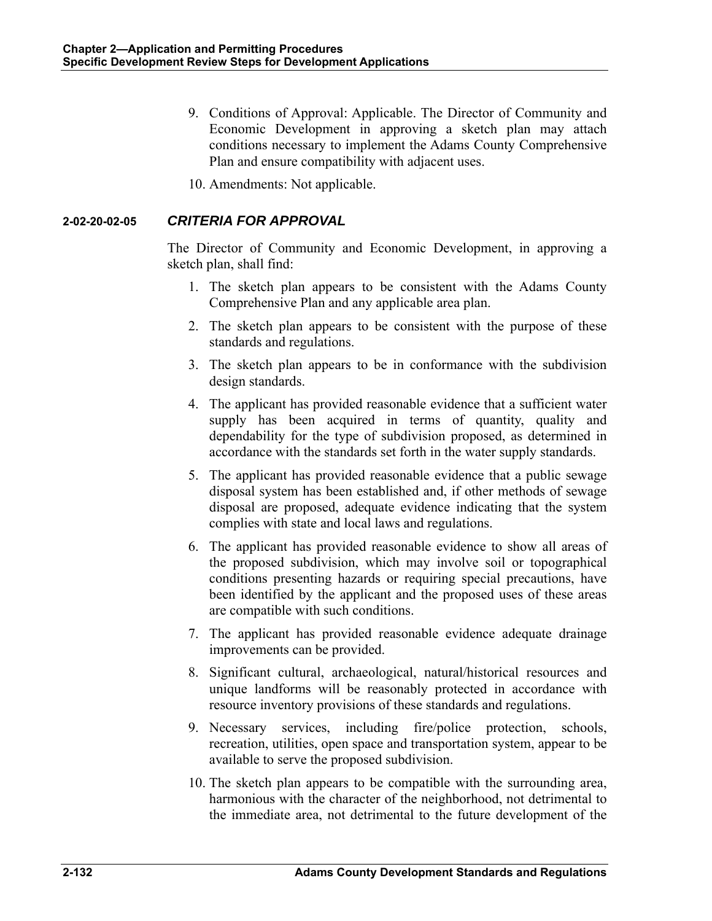9. Conditions of Approval: Applicable. The Director of Community and Economic Development in approving a sketch plan may attach conditions necessary to implement the Adams County Comprehensive Plan and ensure compatibility with adjacent uses.

10. Amendments: Not applicable.

### 2-02-20-02-05 *CRITERIA FOR APPROVAL*

The Director of Community and Economic Development, in approving a sketch plan, shall find:

1. The sketch plan appears to be consistent with the Adams County Comprehensive Plan and any applicable area plan.

2. The sketch plan appears to be consistent with the purpose of these standards and regulations.

3. The sketch plan appears to be in conformance with the subdivision design standards.

4. The applicant has provided reasonable evidence that a sufficient water supply has been acquired in terms of quantity, quality and dependability for the type of subdivision proposed, as determined in accordance with the standards set forth in the water supply standards.

5. The applicant has provided reasonable evidence that a public sewage disposal system has been established and, if other methods of sewage disposal are proposed, adequate evidence indicating that the system complies with state and local laws and regulations.

6. The applicant has provided reasonable evidence to show all areas of the proposed subdivision, which may involve soil or topographical conditions presenting hazards or requiring special precautions, have been identified by the applicant and the proposed uses of these areas are compatible with such conditions.

7. The applicant has provided reasonable evidence adequate drainage improvements can be provided.

8. Significant cultural, archaeological, natural/historical resources and unique landforms will be reasonably protected in accordance with resource inventory provisions of these standards and regulations.

9. Necessary services, including fire/police protection, schools, recreation, utilities, open space and transportation system, appear to be available to serve the proposed subdivision.

10. The sketch plan appears to be compatible with the surrounding area, harmonious with the character of the neighborhood, not detrimental to the immediate area, not detrimental to the future development of the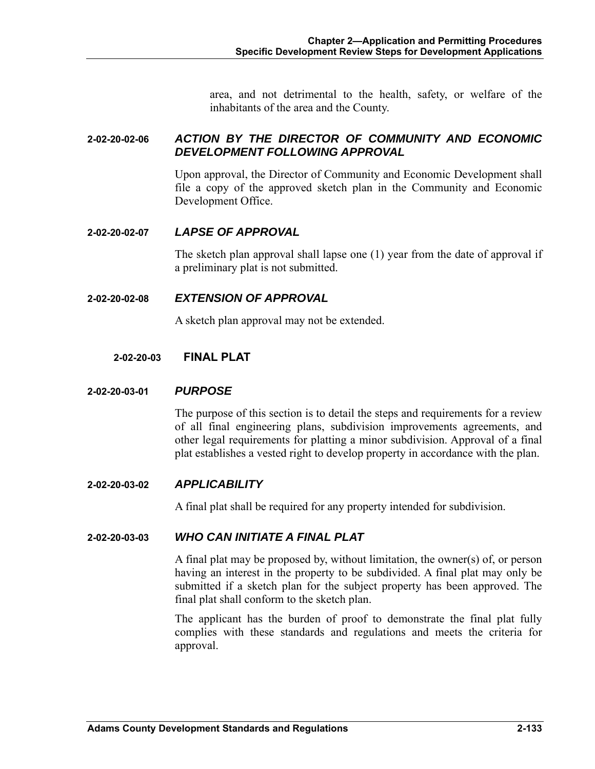area, and not detrimental to the health, safety, or welfare of the inhabitants of the area and the County.

#### 2-02-20-02-06 *ACTION BY THE DIRECTOR OF COMMUNITY AND ECONOMIC DEVELOPMENT FOLLOWING APPROVAL*

Upon approval, the Director of Community and Economic Development shall file a copy of the approved sketch plan in the Community and Economic Development Office.

#### 2-02-20-02-07 *LAPSE OF APPROVAL*

The sketch plan approval shall lapse one (1) year from the date of approval if a preliminary plat is not submitted.

#### 2-02-20-02-08 *EXTENSION OF APPROVAL*

A sketch plan approval may not be extended.

### 2-02-20-03 FINAL PLAT

#### 2-02-20-03-01 *PURPOSE*

The purpose of this section is to detail the steps and requirements for a review of all final engineering plans, subdivision improvements agreements, and other legal requirements for platting a minor subdivision. Approval of a final plat establishes a vested right to develop property in accordance with the plan.

#### 2-02-20-03-02 *APPLICABILITY*

A final plat shall be required for any property intended for subdivision.

#### 2-02-20-03-03 *WHO CAN INITIATE A FINAL PLAT*

A final plat may be proposed by, without limitation, the owner(s) of, or person having an interest in the property to be subdivided. A final plat may only be submitted if a sketch plan for the subject property has been approved. The final plat shall conform to the sketch plan.

The applicant has the burden of proof to demonstrate the final plat fully complies with these standards and regulations and meets the criteria for approval.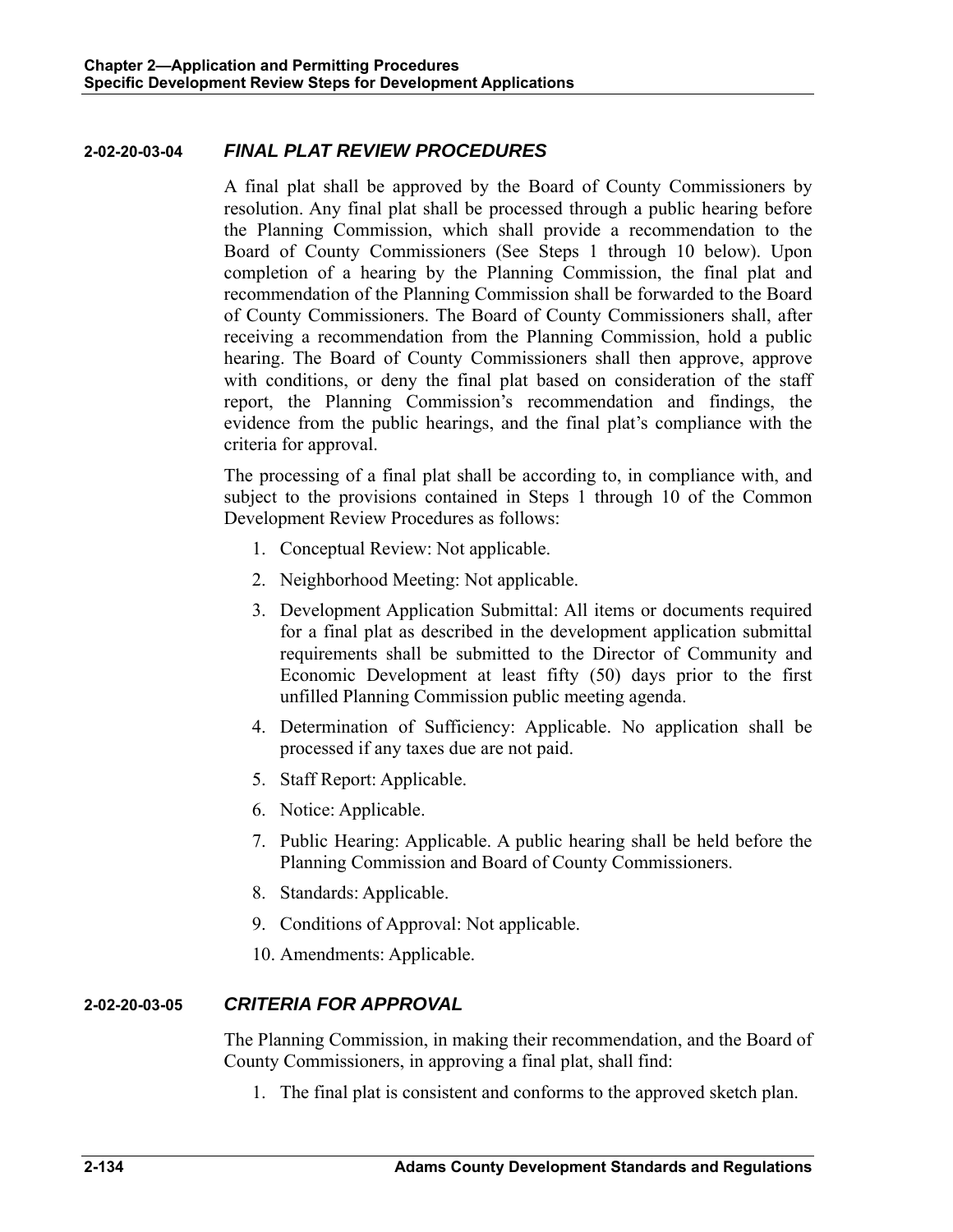### 2-02-20-03-04 *FINAL PLAT REVIEW PROCEDURES*

A final plat shall be approved by the Board of County Commissioners by resolution. Any final plat shall be processed through a public hearing before the Planning Commission, which shall provide a recommendation to the Board of County Commissioners (See Steps 1 through 10 below). Upon completion of a hearing by the Planning Commission, the final plat and recommendation of the Planning Commission shall be forwarded to the Board of County Commissioners. The Board of County Commissioners shall, after receiving a recommendation from the Planning Commission, hold a public hearing. The Board of County Commissioners shall then approve, approve with conditions, or deny the final plat based on consideration of the staff report, the Planning Commission's recommendation and findings, the evidence from the public hearings, and the final plat's compliance with the criteria for approval.

The processing of a final plat shall be according to, in compliance with, and subject to the provisions contained in Steps 1 through 10 of the Common Development Review Procedures as follows:

1. Conceptual Review: Not applicable.
2. Neighborhood Meeting: Not applicable.
3. Development Application Submittal: All items or documents required for a final plat as described in the development application submittal requirements shall be submitted to the Director of Community and Economic Development at least fifty (50) days prior to the first unfilled Planning Commission public meeting agenda.
4. Determination of Sufficiency: Applicable. No application shall be processed if any taxes due are not paid.
5. Staff Report: Applicable.
6. Notice: Applicable.
7. Public Hearing: Applicable. A public hearing shall be held before the Planning Commission and Board of County Commissioners.
8. Standards: Applicable.
9. Conditions of Approval: Not applicable.
10. Amendments: Applicable.

### 2-02-20-03-05 *CRITERIA FOR APPROVAL*

The Planning Commission, in making their recommendation, and the Board of County Commissioners, in approving a final plat, shall find:

1. The final plat is consistent and conforms to the approved sketch plan.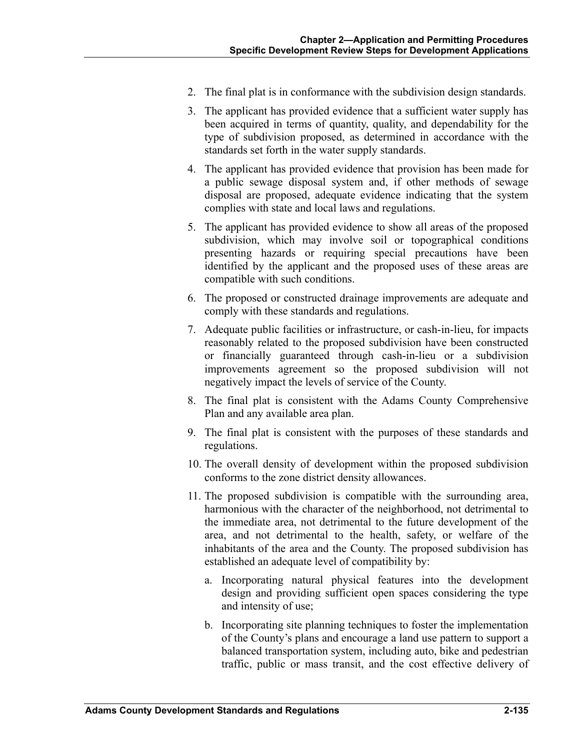2. The final plat is in conformance with the subdivision design standards.

3. The applicant has provided evidence that a sufficient water supply has been acquired in terms of quantity, quality, and dependability for the type of subdivision proposed, as determined in accordance with the standards set forth in the water supply standards.

4. The applicant has provided evidence that provision has been made for a public sewage disposal system and, if other methods of sewage disposal are proposed, adequate evidence indicating that the system complies with state and local laws and regulations.

5. The applicant has provided evidence to show all areas of the proposed subdivision, which may involve soil or topographical conditions presenting hazards or requiring special precautions have been identified by the applicant and the proposed uses of these areas are compatible with such conditions.

6. The proposed or constructed drainage improvements are adequate and comply with these standards and regulations.

7. Adequate public facilities or infrastructure, or cash-in-lieu, for impacts reasonably related to the proposed subdivision have been constructed or financially guaranteed through cash-in-lieu or a subdivision improvements agreement so the proposed subdivision will not negatively impact the levels of service of the County.

8. The final plat is consistent with the Adams County Comprehensive Plan and any available area plan.

9. The final plat is consistent with the purposes of these standards and regulations.

10. The overall density of development within the proposed subdivision conforms to the zone district density allowances.

11. The proposed subdivision is compatible with the surrounding area, harmonious with the character of the neighborhood, not detrimental to the immediate area, not detrimental to the future development of the area, and not detrimental to the health, safety, or welfare of the inhabitants of the area and the County. The proposed subdivision has established an adequate level of compatibility by:

    a. Incorporating natural physical features into the development design and providing sufficient open spaces considering the type and intensity of use;

    b. Incorporating site planning techniques to foster the implementation of the County's plans and encourage a land use pattern to support a balanced transportation system, including auto, bike and pedestrian traffic, public or mass transit, and the cost effective delivery of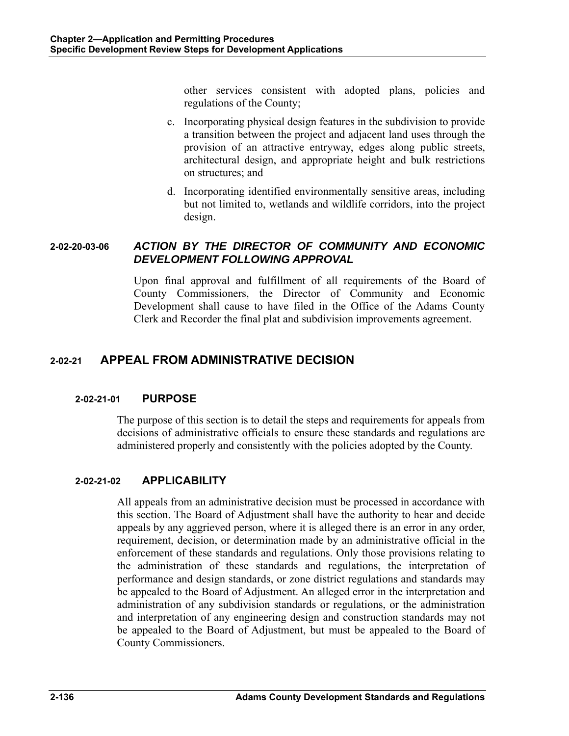other services consistent with adopted plans, policies and regulations of the County;

c. Incorporating physical design features in the subdivision to provide a transition between the project and adjacent land uses through the provision of an attractive entryway, edges along public streets, architectural design, and appropriate height and bulk restrictions on structures; and

d. Incorporating identified environmentally sensitive areas, including but not limited to, wetlands and wildlife corridors, into the project design.

#### 2-02-20-03-06 *ACTION BY THE DIRECTOR OF COMMUNITY AND ECONOMIC DEVELOPMENT FOLLOWING APPROVAL*

Upon final approval and fulfillment of all requirements of the Board of County Commissioners, the Director of Community and Economic Development shall cause to have filed in the Office of the Adams County Clerk and Recorder the final plat and subdivision improvements agreement.

## 2-02-21 APPEAL FROM ADMINISTRATIVE DECISION

### 2-02-21-01 PURPOSE

The purpose of this section is to detail the steps and requirements for appeals from decisions of administrative officials to ensure these standards and regulations are administered properly and consistently with the policies adopted by the County.

### 2-02-21-02 APPLICABILITY

All appeals from an administrative decision must be processed in accordance with this section. The Board of Adjustment shall have the authority to hear and decide appeals by any aggrieved person, where it is alleged there is an error in any order, requirement, decision, or determination made by an administrative official in the enforcement of these standards and regulations. Only those provisions relating to the administration of these standards and regulations, the interpretation of performance and design standards, or zone district regulations and standards may be appealed to the Board of Adjustment. An alleged error in the interpretation and administration of any subdivision standards or regulations, or the administration and interpretation of any engineering design and construction standards may not be appealed to the Board of Adjustment, but must be appealed to the Board of County Commissioners.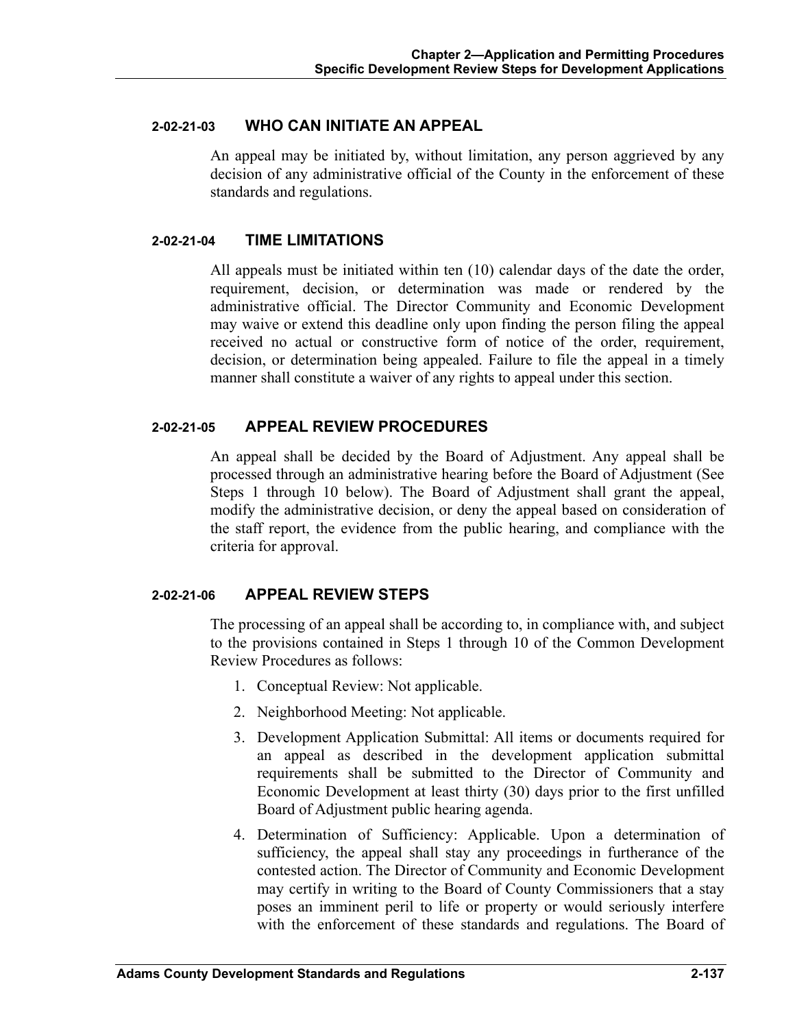### 2-02-21-03 WHO CAN INITIATE AN APPEAL

An appeal may be initiated by, without limitation, any person aggrieved by any decision of any administrative official of the County in the enforcement of these standards and regulations.

### 2-02-21-04 TIME LIMITATIONS

All appeals must be initiated within ten (10) calendar days of the date the order, requirement, decision, or determination was made or rendered by the administrative official. The Director Community and Economic Development may waive or extend this deadline only upon finding the person filing the appeal received no actual or constructive form of notice of the order, requirement, decision, or determination being appealed. Failure to file the appeal in a timely manner shall constitute a waiver of any rights to appeal under this section.

### 2-02-21-05 APPEAL REVIEW PROCEDURES

An appeal shall be decided by the Board of Adjustment. Any appeal shall be processed through an administrative hearing before the Board of Adjustment (See Steps 1 through 10 below). The Board of Adjustment shall grant the appeal, modify the administrative decision, or deny the appeal based on consideration of the staff report, the evidence from the public hearing, and compliance with the criteria for approval.

### 2-02-21-06 APPEAL REVIEW STEPS

The processing of an appeal shall be according to, in compliance with, and subject to the provisions contained in Steps 1 through 10 of the Common Development Review Procedures as follows:

1. Conceptual Review: Not applicable.
2. Neighborhood Meeting: Not applicable.
3. Development Application Submittal: All items or documents required for an appeal as described in the development application submittal requirements shall be submitted to the Director of Community and Economic Development at least thirty (30) days prior to the first unfilled Board of Adjustment public hearing agenda.
4. Determination of Sufficiency: Applicable. Upon a determination of sufficiency, the appeal shall stay any proceedings in furtherance of the contested action. The Director of Community and Economic Development may certify in writing to the Board of County Commissioners that a stay poses an imminent peril to life or property or would seriously interfere with the enforcement of these standards and regulations. The Board of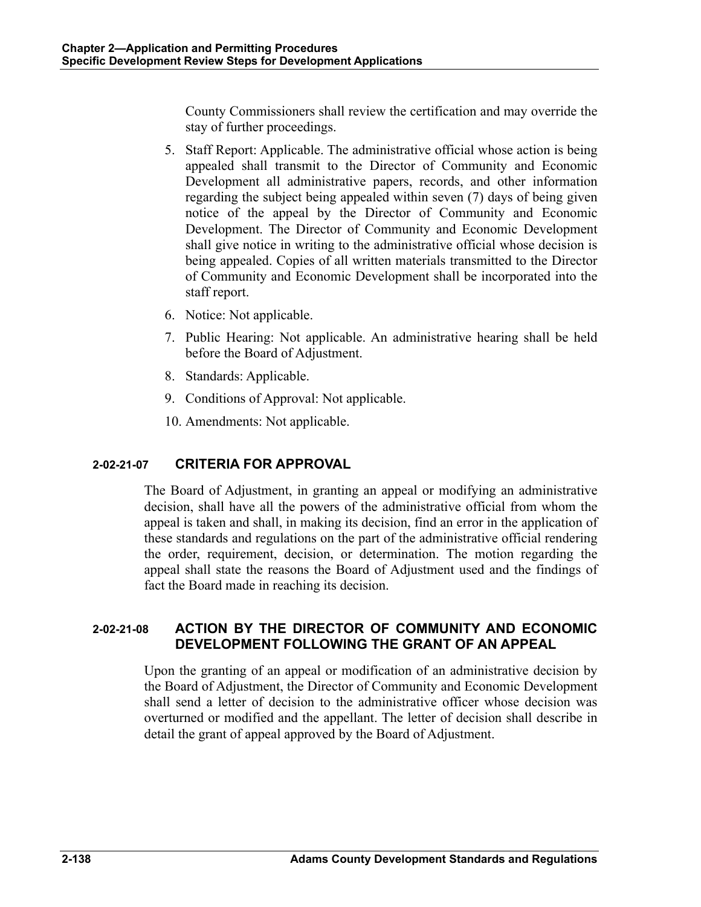County Commissioners shall review the certification and may override the stay of further proceedings.

5. Staff Report: Applicable. The administrative official whose action is being appealed shall transmit to the Director of Community and Economic Development all administrative papers, records, and other information regarding the subject being appealed within seven (7) days of being given notice of the appeal by the Director of Community and Economic Development. The Director of Community and Economic Development shall give notice in writing to the administrative official whose decision is being appealed. Copies of all written materials transmitted to the Director of Community and Economic Development shall be incorporated into the staff report.
6. Notice: Not applicable.
7. Public Hearing: Not applicable. An administrative hearing shall be held before the Board of Adjustment.
8. Standards: Applicable.
9. Conditions of Approval: Not applicable.
10. Amendments: Not applicable.

### 2-02-21-07 CRITERIA FOR APPROVAL

The Board of Adjustment, in granting an appeal or modifying an administrative decision, shall have all the powers of the administrative official from whom the appeal is taken and shall, in making its decision, find an error in the application of these standards and regulations on the part of the administrative official rendering the order, requirement, decision, or determination. The motion regarding the appeal shall state the reasons the Board of Adjustment used and the findings of fact the Board made in reaching its decision.

### 2-02-21-08 ACTION BY THE DIRECTOR OF COMMUNITY AND ECONOMIC DEVELOPMENT FOLLOWING THE GRANT OF AN APPEAL

Upon the granting of an appeal or modification of an administrative decision by the Board of Adjustment, the Director of Community and Economic Development shall send a letter of decision to the administrative officer whose decision was overturned or modified and the appellant. The letter of decision shall describe in detail the grant of appeal approved by the Board of Adjustment.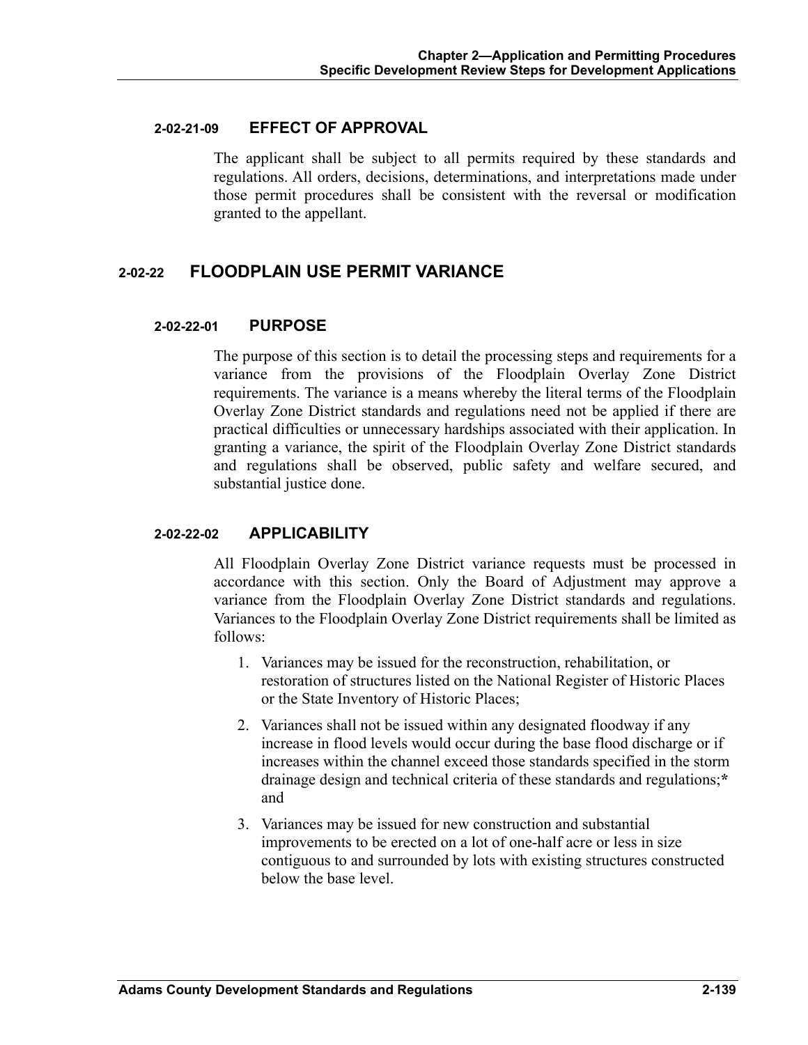#### 2-02-21-09 EFFECT OF APPROVAL

The applicant shall be subject to all permits required by these standards and regulations. All orders, decisions, determinations, and interpretations made under those permit procedures shall be consistent with the reversal or modification granted to the appellant.

### 2-02-22 FLOODPLAIN USE PERMIT VARIANCE

#### 2-02-22-01 PURPOSE

The purpose of this section is to detail the processing steps and requirements for a variance from the provisions of the Floodplain Overlay Zone District requirements. The variance is a means whereby the literal terms of the Floodplain Overlay Zone District standards and regulations need not be applied if there are practical difficulties or unnecessary hardships associated with their application. In granting a variance, the spirit of the Floodplain Overlay Zone District standards and regulations shall be observed, public safety and welfare secured, and substantial justice done.

#### 2-02-22-02 APPLICABILITY

All Floodplain Overlay Zone District variance requests must be processed in accordance with this section. Only the Board of Adjustment may approve a variance from the Floodplain Overlay Zone District standards and regulations. Variances to the Floodplain Overlay Zone District requirements shall be limited as follows:

1. Variances may be issued for the reconstruction, rehabilitation, or restoration of structures listed on the National Register of Historic Places or the State Inventory of Historic Places;
2. Variances shall not be issued within any designated floodway if any increase in flood levels would occur during the base flood discharge or if increases within the channel exceed those standards specified in the storm drainage design and technical criteria of these standards and regulations;**\*** and
3. Variances may be issued for new construction and substantial improvements to be erected on a lot of one-half acre or less in size contiguous to and surrounded by lots with existing structures constructed below the base level.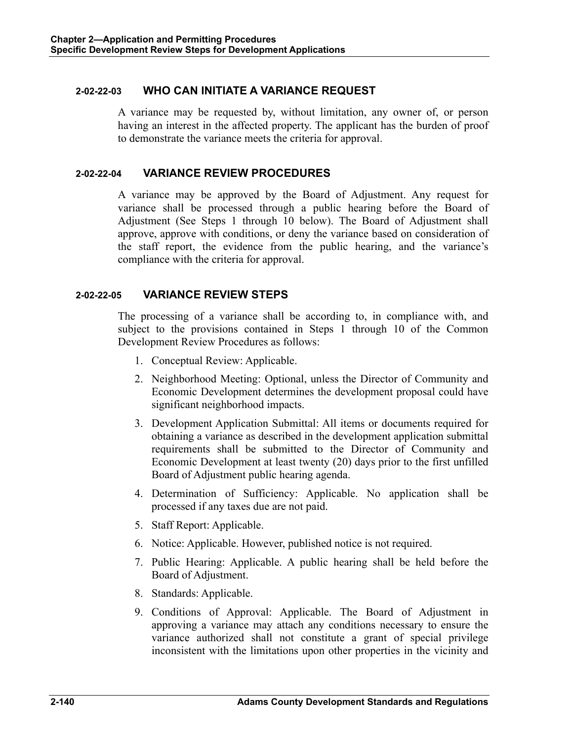### 2-02-22-03 WHO CAN INITIATE A VARIANCE REQUEST

A variance may be requested by, without limitation, any owner of, or person having an interest in the affected property. The applicant has the burden of proof to demonstrate the variance meets the criteria for approval.

### 2-02-22-04 VARIANCE REVIEW PROCEDURES

A variance may be approved by the Board of Adjustment. Any request for variance shall be processed through a public hearing before the Board of Adjustment (See Steps 1 through 10 below). The Board of Adjustment shall approve, approve with conditions, or deny the variance based on consideration of the staff report, the evidence from the public hearing, and the variance's compliance with the criteria for approval.

### 2-02-22-05 VARIANCE REVIEW STEPS

The processing of a variance shall be according to, in compliance with, and subject to the provisions contained in Steps 1 through 10 of the Common Development Review Procedures as follows:

1. Conceptual Review: Applicable.
2. Neighborhood Meeting: Optional, unless the Director of Community and Economic Development determines the development proposal could have significant neighborhood impacts.
3. Development Application Submittal: All items or documents required for obtaining a variance as described in the development application submittal requirements shall be submitted to the Director of Community and Economic Development at least twenty (20) days prior to the first unfilled Board of Adjustment public hearing agenda.
4. Determination of Sufficiency: Applicable. No application shall be processed if any taxes due are not paid.
5. Staff Report: Applicable.
6. Notice: Applicable. However, published notice is not required.
7. Public Hearing: Applicable. A public hearing shall be held before the Board of Adjustment.
8. Standards: Applicable.
9. Conditions of Approval: Applicable. The Board of Adjustment in approving a variance may attach any conditions necessary to ensure the variance authorized shall not constitute a grant of special privilege inconsistent with the limitations upon other properties in the vicinity and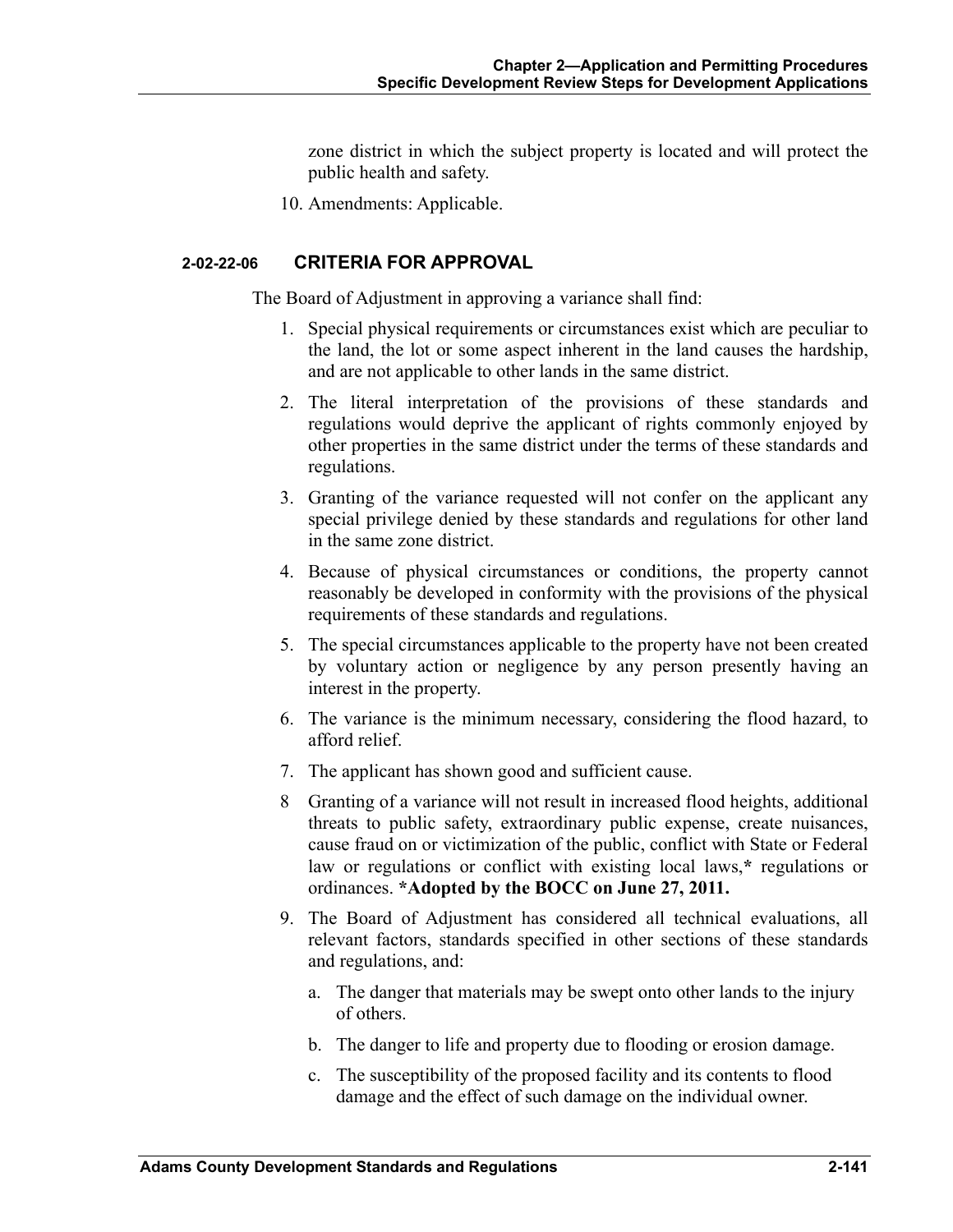zone district in which the subject property is located and will protect the public health and safety.

10. Amendments: Applicable.

### 2-02-22-06 CRITERIA FOR APPROVAL

The Board of Adjustment in approving a variance shall find:

1. Special physical requirements or circumstances exist which are peculiar to the land, the lot or some aspect inherent in the land causes the hardship, and are not applicable to other lands in the same district.
2. The literal interpretation of the provisions of these standards and regulations would deprive the applicant of rights commonly enjoyed by other properties in the same district under the terms of these standards and regulations.
3. Granting of the variance requested will not confer on the applicant any special privilege denied by these standards and regulations for other land in the same zone district.
4. Because of physical circumstances or conditions, the property cannot reasonably be developed in conformity with the provisions of the physical requirements of these standards and regulations.
5. The special circumstances applicable to the property have not been created by voluntary action or negligence by any person presently having an interest in the property.
6. The variance is the minimum necessary, considering the flood hazard, to afford relief.
7. The applicant has shown good and sufficient cause.
8. Granting of a variance will not result in increased flood heights, additional threats to public safety, extraordinary public expense, create nuisances, cause fraud on or victimization of the public, conflict with State or Federal law or regulations or conflict with existing local laws,**\*** regulations or ordinances. **\*Adopted by the BOCC on June 27, 2011.**
9. The Board of Adjustment has considered all technical evaluations, all relevant factors, standards specified in other sections of these standards and regulations, and:
   a. The danger that materials may be swept onto other lands to the injury of others.
   b. The danger to life and property due to flooding or erosion damage.
   c. The susceptibility of the proposed facility and its contents to flood damage and the effect of such damage on the individual owner.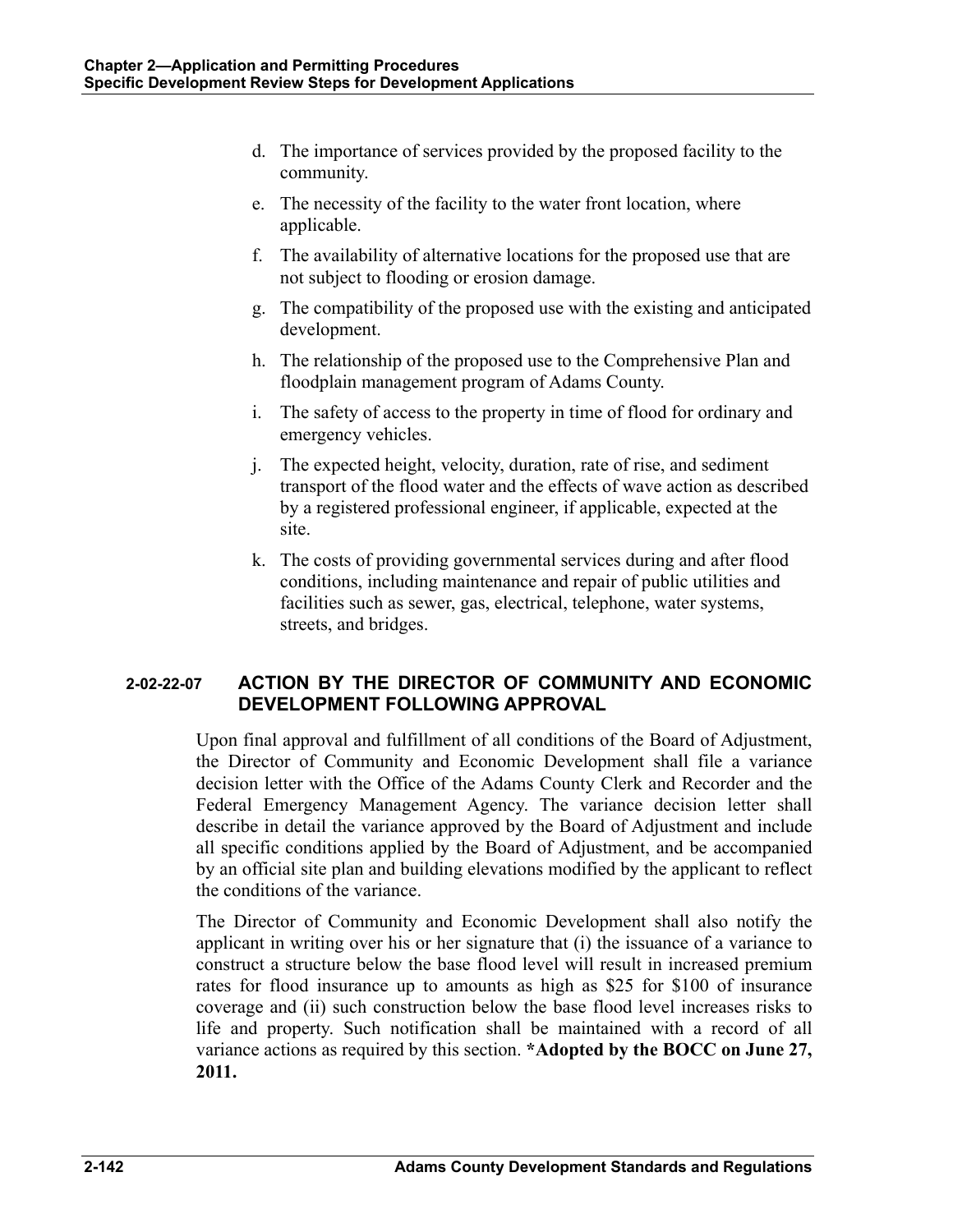d. The importance of services provided by the proposed facility to the community.

e. The necessity of the facility to the water front location, where applicable.

f. The availability of alternative locations for the proposed use that are not subject to flooding or erosion damage.

g. The compatibility of the proposed use with the existing and anticipated development.

h. The relationship of the proposed use to the Comprehensive Plan and floodplain management program of Adams County.

i. The safety of access to the property in time of flood for ordinary and emergency vehicles.

j. The expected height, velocity, duration, rate of rise, and sediment transport of the flood water and the effects of wave action as described by a registered professional engineer, if applicable, expected at the site.

k. The costs of providing governmental services during and after flood conditions, including maintenance and repair of public utilities and facilities such as sewer, gas, electrical, telephone, water systems, streets, and bridges.

### 2-02-22-07 ACTION BY THE DIRECTOR OF COMMUNITY AND ECONOMIC DEVELOPMENT FOLLOWING APPROVAL

Upon final approval and fulfillment of all conditions of the Board of Adjustment, the Director of Community and Economic Development shall file a variance decision letter with the Office of the Adams County Clerk and Recorder and the Federal Emergency Management Agency. The variance decision letter shall describe in detail the variance approved by the Board of Adjustment and include all specific conditions applied by the Board of Adjustment, and be accompanied by an official site plan and building elevations modified by the applicant to reflect the conditions of the variance.

The Director of Community and Economic Development shall also notify the applicant in writing over his or her signature that (i) the issuance of a variance to construct a structure below the base flood level will result in increased premium rates for flood insurance up to amounts as high as $25 for $100 of insurance coverage and (ii) such construction below the base flood level increases risks to life and property. Such notification shall be maintained with a record of all variance actions as required by this section. **\*Adopted by the BOCC on June 27, 2011.**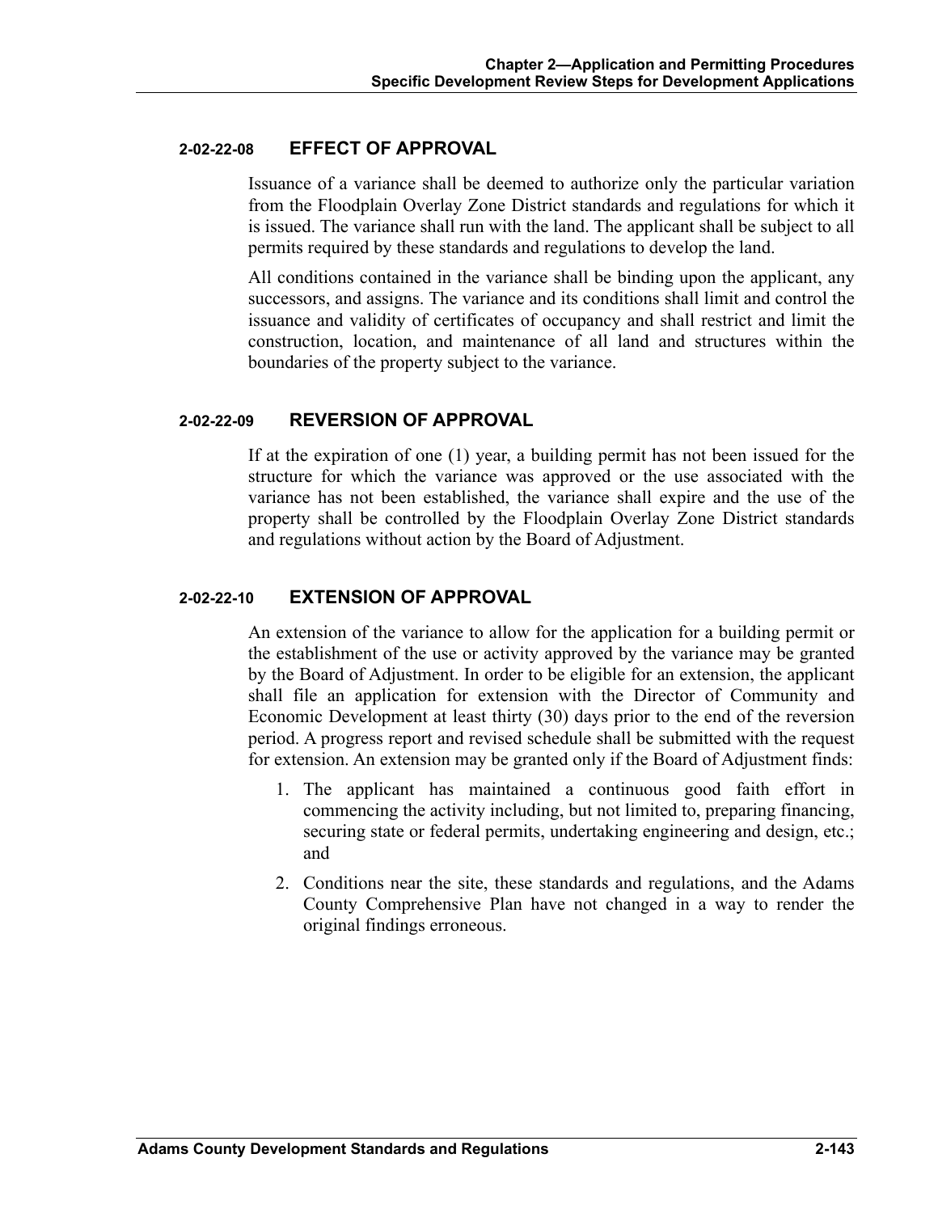### 2-02-22-08 EFFECT OF APPROVAL

Issuance of a variance shall be deemed to authorize only the particular variation from the Floodplain Overlay Zone District standards and regulations for which it is issued. The variance shall run with the land. The applicant shall be subject to all permits required by these standards and regulations to develop the land.

All conditions contained in the variance shall be binding upon the applicant, any successors, and assigns. The variance and its conditions shall limit and control the issuance and validity of certificates of occupancy and shall restrict and limit the construction, location, and maintenance of all land and structures within the boundaries of the property subject to the variance.

### 2-02-22-09 REVERSION OF APPROVAL

If at the expiration of one (1) year, a building permit has not been issued for the structure for which the variance was approved or the use associated with the variance has not been established, the variance shall expire and the use of the property shall be controlled by the Floodplain Overlay Zone District standards and regulations without action by the Board of Adjustment.

### 2-02-22-10 EXTENSION OF APPROVAL

An extension of the variance to allow for the application for a building permit or the establishment of the use or activity approved by the variance may be granted by the Board of Adjustment. In order to be eligible for an extension, the applicant shall file an application for extension with the Director of Community and Economic Development at least thirty (30) days prior to the end of the reversion period. A progress report and revised schedule shall be submitted with the request for extension. An extension may be granted only if the Board of Adjustment finds:

1. The applicant has maintained a continuous good faith effort in commencing the activity including, but not limited to, preparing financing, securing state or federal permits, undertaking engineering and design, etc.; and
2. Conditions near the site, these standards and regulations, and the Adams County Comprehensive Plan have not changed in a way to render the original findings erroneous.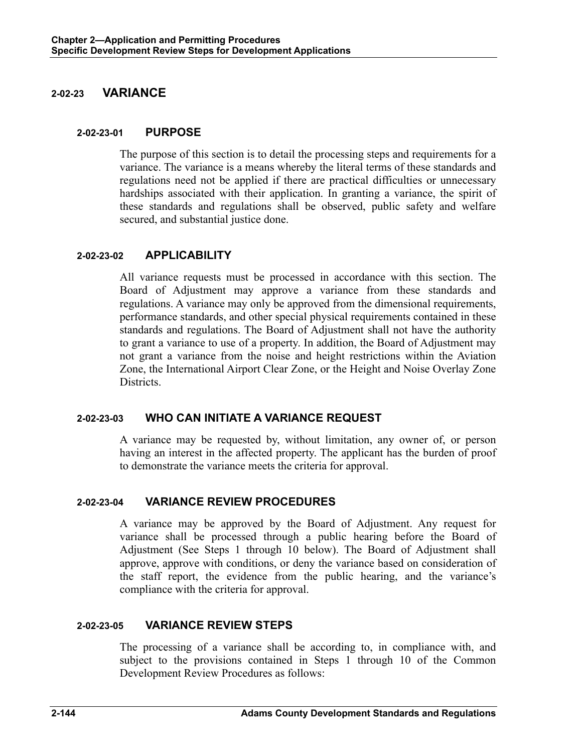## 2-02-23 VARIANCE

### 2-02-23-01 PURPOSE

The purpose of this section is to detail the processing steps and requirements for a variance. The variance is a means whereby the literal terms of these standards and regulations need not be applied if there are practical difficulties or unnecessary hardships associated with their application. In granting a variance, the spirit of these standards and regulations shall be observed, public safety and welfare secured, and substantial justice done.

### 2-02-23-02 APPLICABILITY

All variance requests must be processed in accordance with this section. The Board of Adjustment may approve a variance from these standards and regulations. A variance may only be approved from the dimensional requirements, performance standards, and other special physical requirements contained in these standards and regulations. The Board of Adjustment shall not have the authority to grant a variance to use of a property. In addition, the Board of Adjustment may not grant a variance from the noise and height restrictions within the Aviation Zone, the International Airport Clear Zone, or the Height and Noise Overlay Zone Districts.

### 2-02-23-03 WHO CAN INITIATE A VARIANCE REQUEST

A variance may be requested by, without limitation, any owner of, or person having an interest in the affected property. The applicant has the burden of proof to demonstrate the variance meets the criteria for approval.

### 2-02-23-04 VARIANCE REVIEW PROCEDURES

A variance may be approved by the Board of Adjustment. Any request for variance shall be processed through a public hearing before the Board of Adjustment (See Steps 1 through 10 below). The Board of Adjustment shall approve, approve with conditions, or deny the variance based on consideration of the staff report, the evidence from the public hearing, and the variance's compliance with the criteria for approval.

### 2-02-23-05 VARIANCE REVIEW STEPS

The processing of a variance shall be according to, in compliance with, and subject to the provisions contained in Steps 1 through 10 of the Common Development Review Procedures as follows: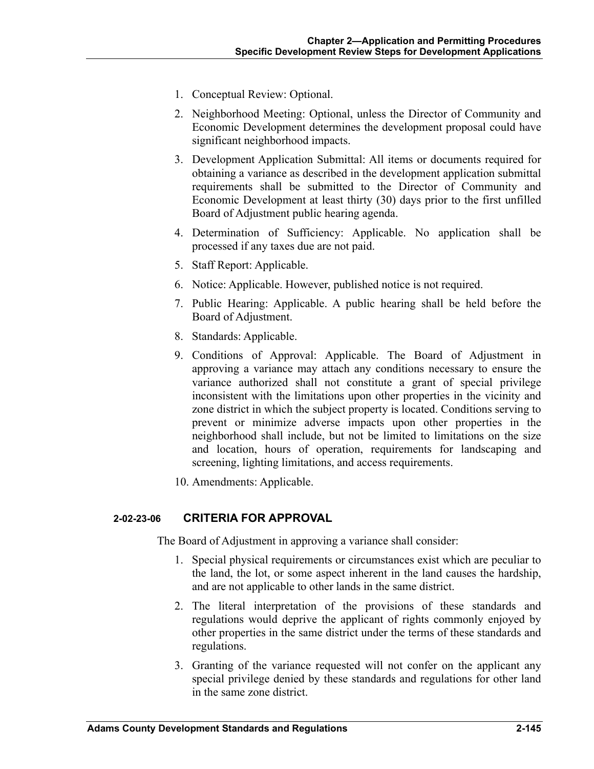1. Conceptual Review: Optional.
2. Neighborhood Meeting: Optional, unless the Director of Community and Economic Development determines the development proposal could have significant neighborhood impacts.
3. Development Application Submittal: All items or documents required for obtaining a variance as described in the development application submittal requirements shall be submitted to the Director of Community and Economic Development at least thirty (30) days prior to the first unfilled Board of Adjustment public hearing agenda.
4. Determination of Sufficiency: Applicable. No application shall be processed if any taxes due are not paid.
5. Staff Report: Applicable.
6. Notice: Applicable. However, published notice is not required.
7. Public Hearing: Applicable. A public hearing shall be held before the Board of Adjustment.
8. Standards: Applicable.
9. Conditions of Approval: Applicable. The Board of Adjustment in approving a variance may attach any conditions necessary to ensure the variance authorized shall not constitute a grant of special privilege inconsistent with the limitations upon other properties in the vicinity and zone district in which the subject property is located. Conditions serving to prevent or minimize adverse impacts upon other properties in the neighborhood shall include, but not be limited to limitations on the size and location, hours of operation, requirements for landscaping and screening, lighting limitations, and access requirements.
10. Amendments: Applicable.

### 2-02-23-06 CRITERIA FOR APPROVAL

The Board of Adjustment in approving a variance shall consider:

1. Special physical requirements or circumstances exist which are peculiar to the land, the lot, or some aspect inherent in the land causes the hardship, and are not applicable to other lands in the same district.
2. The literal interpretation of the provisions of these standards and regulations would deprive the applicant of rights commonly enjoyed by other properties in the same district under the terms of these standards and regulations.
3. Granting of the variance requested will not confer on the applicant any special privilege denied by these standards and regulations for other land in the same zone district.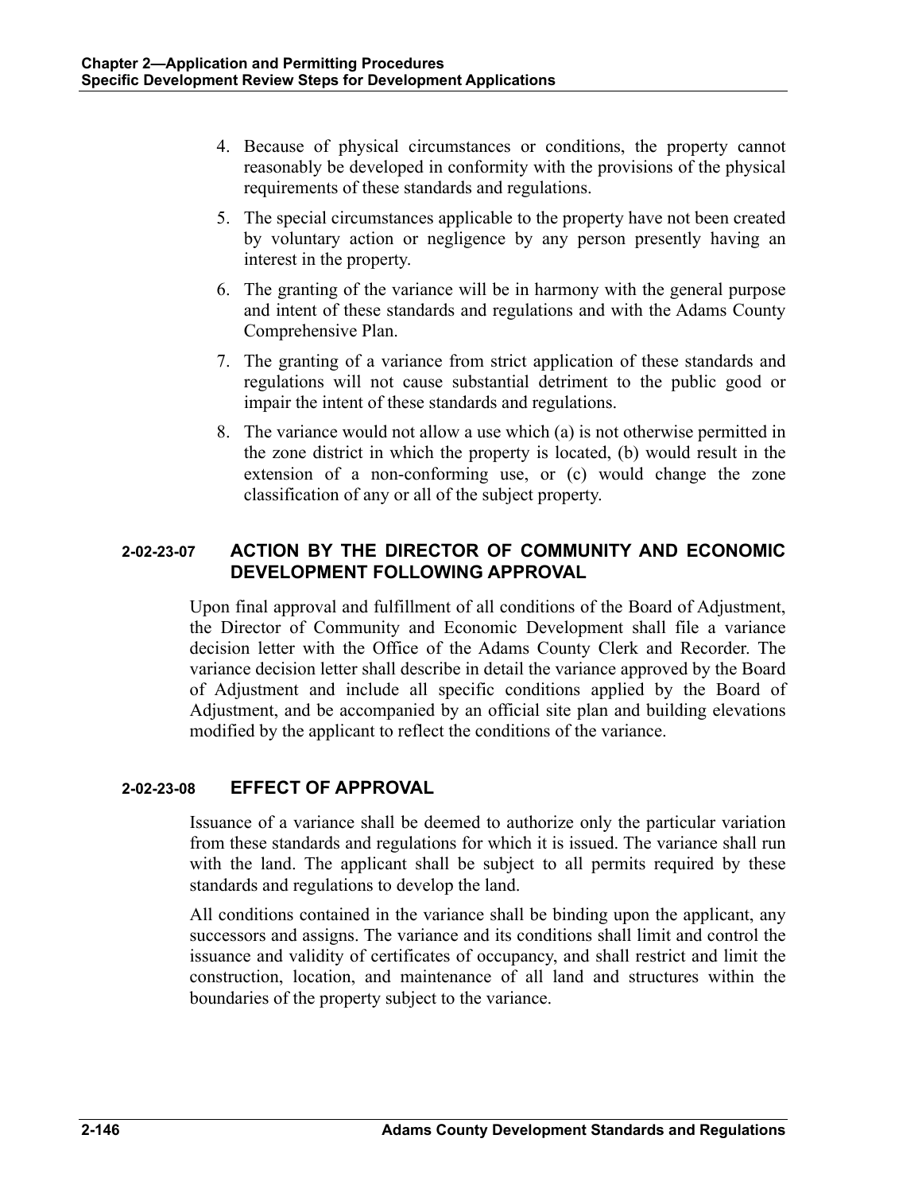4. Because of physical circumstances or conditions, the property cannot reasonably be developed in conformity with the provisions of the physical requirements of these standards and regulations.
5. The special circumstances applicable to the property have not been created by voluntary action or negligence by any person presently having an interest in the property.
6. The granting of the variance will be in harmony with the general purpose and intent of these standards and regulations and with the Adams County Comprehensive Plan.
7. The granting of a variance from strict application of these standards and regulations will not cause substantial detriment to the public good or impair the intent of these standards and regulations.
8. The variance would not allow a use which (a) is not otherwise permitted in the zone district in which the property is located, (b) would result in the extension of a non-conforming use, or (c) would change the zone classification of any or all of the subject property.

### 2-02-23-07 ACTION BY THE DIRECTOR OF COMMUNITY AND ECONOMIC DEVELOPMENT FOLLOWING APPROVAL

Upon final approval and fulfillment of all conditions of the Board of Adjustment, the Director of Community and Economic Development shall file a variance decision letter with the Office of the Adams County Clerk and Recorder. The variance decision letter shall describe in detail the variance approved by the Board of Adjustment and include all specific conditions applied by the Board of Adjustment, and be accompanied by an official site plan and building elevations modified by the applicant to reflect the conditions of the variance.

### 2-02-23-08 EFFECT OF APPROVAL

Issuance of a variance shall be deemed to authorize only the particular variation from these standards and regulations for which it is issued. The variance shall run with the land. The applicant shall be subject to all permits required by these standards and regulations to develop the land.

All conditions contained in the variance shall be binding upon the applicant, any successors and assigns. The variance and its conditions shall limit and control the issuance and validity of certificates of occupancy, and shall restrict and limit the construction, location, and maintenance of all land and structures within the boundaries of the property subject to the variance.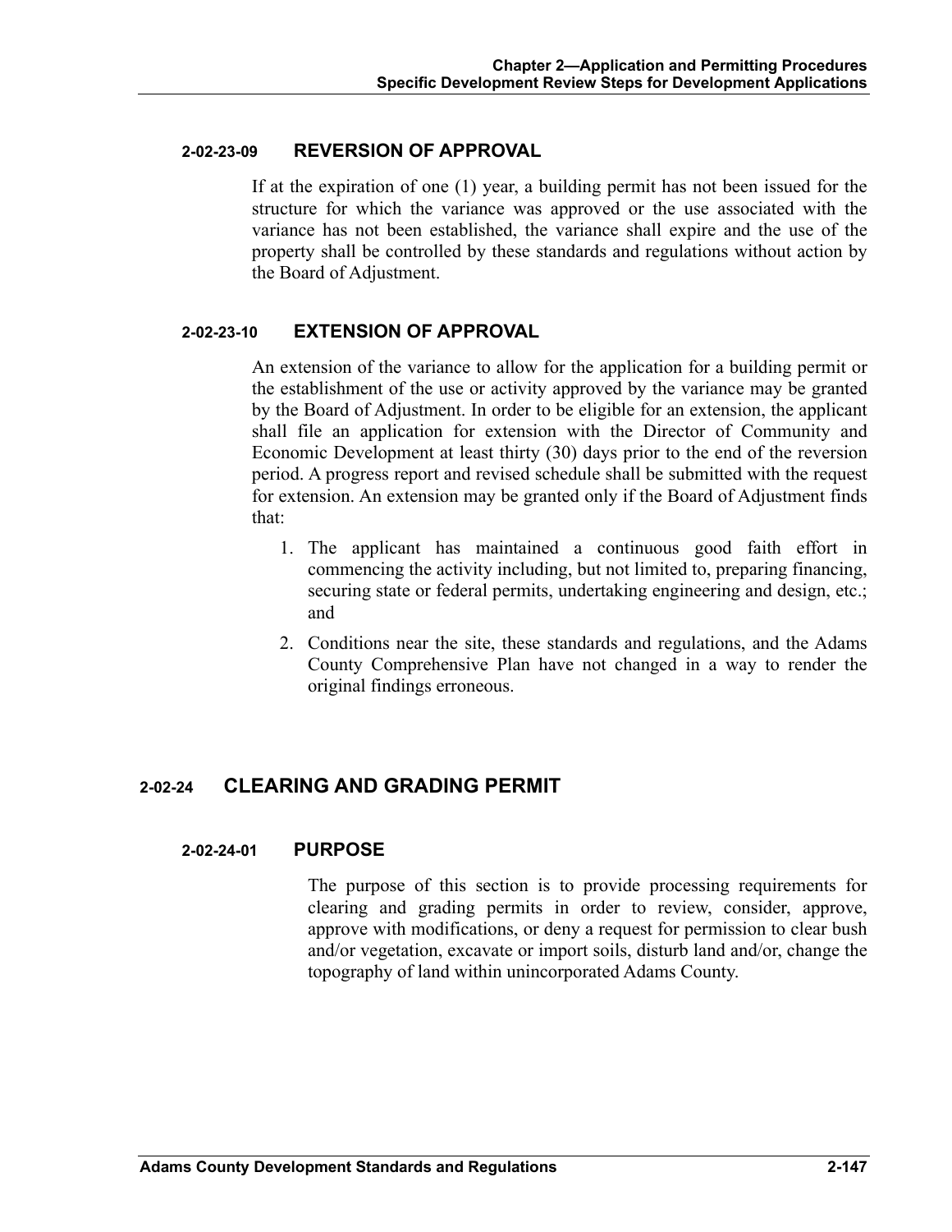#### 2-02-23-09 REVERSION OF APPROVAL

If at the expiration of one (1) year, a building permit has not been issued for the structure for which the variance was approved or the use associated with the variance has not been established, the variance shall expire and the use of the property shall be controlled by these standards and regulations without action by the Board of Adjustment.

#### 2-02-23-10 EXTENSION OF APPROVAL

An extension of the variance to allow for the application for a building permit or the establishment of the use or activity approved by the variance may be granted by the Board of Adjustment. In order to be eligible for an extension, the applicant shall file an application for extension with the Director of Community and Economic Development at least thirty (30) days prior to the end of the reversion period. A progress report and revised schedule shall be submitted with the request for extension. An extension may be granted only if the Board of Adjustment finds that:

1. The applicant has maintained a continuous good faith effort in commencing the activity including, but not limited to, preparing financing, securing state or federal permits, undertaking engineering and design, etc.; and
2. Conditions near the site, these standards and regulations, and the Adams County Comprehensive Plan have not changed in a way to render the original findings erroneous.

### 2-02-24 CLEARING AND GRADING PERMIT

#### 2-02-24-01 PURPOSE

The purpose of this section is to provide processing requirements for clearing and grading permits in order to review, consider, approve, approve with modifications, or deny a request for permission to clear bush and/or vegetation, excavate or import soils, disturb land and/or, change the topography of land within unincorporated Adams County.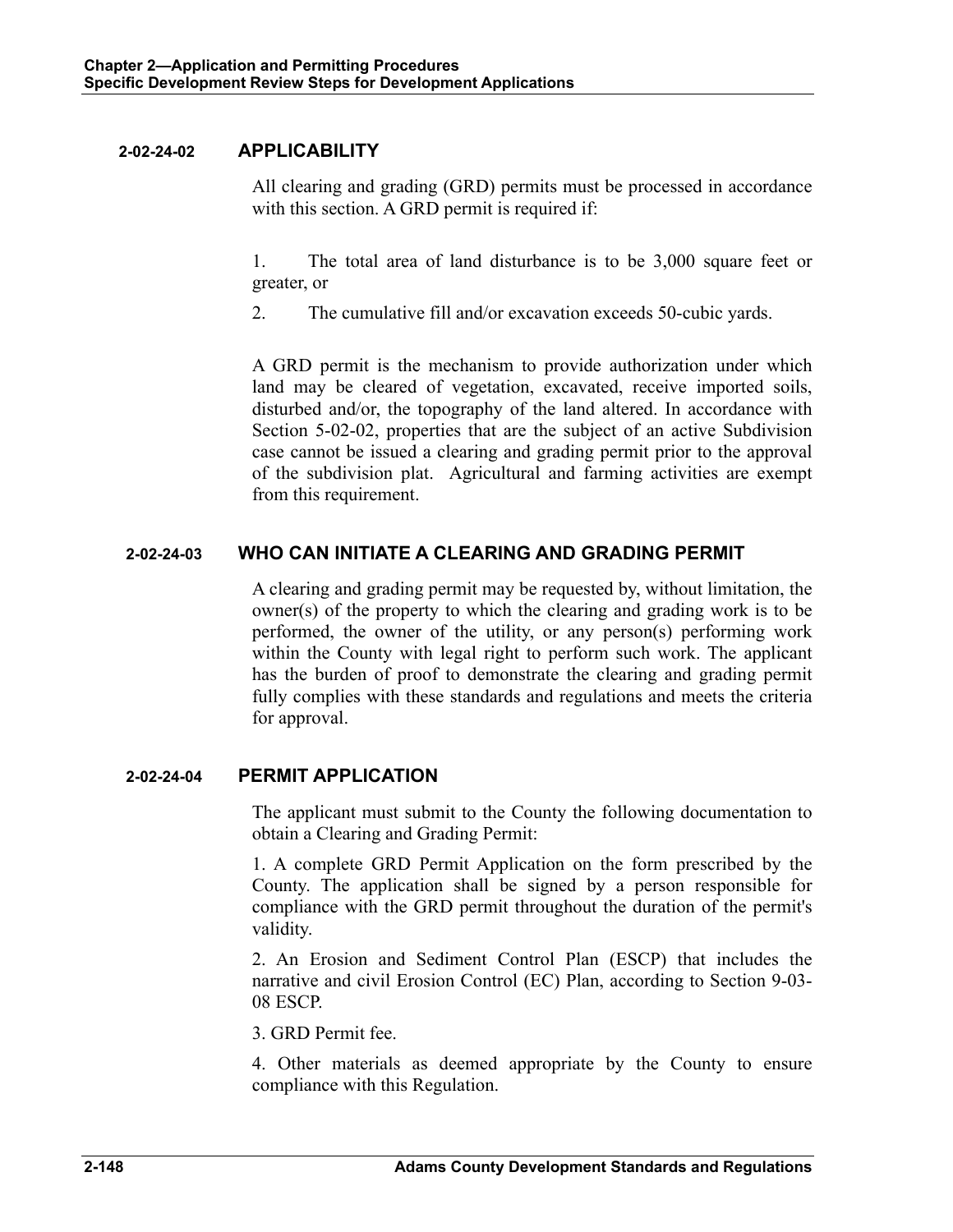### 2-02-24-02 APPLICABILITY

All clearing and grading (GRD) permits must be processed in accordance with this section. A GRD permit is required if:

1. The total area of land disturbance is to be 3,000 square feet or greater, or
2. The cumulative fill and/or excavation exceeds 50-cubic yards.

A GRD permit is the mechanism to provide authorization under which land may be cleared of vegetation, excavated, receive imported soils, disturbed and/or, the topography of the land altered. In accordance with Section 5-02-02, properties that are the subject of an active Subdivision case cannot be issued a clearing and grading permit prior to the approval of the subdivision plat. Agricultural and farming activities are exempt from this requirement.

### 2-02-24-03 WHO CAN INITIATE A CLEARING AND GRADING PERMIT

A clearing and grading permit may be requested by, without limitation, the owner(s) of the property to which the clearing and grading work is to be performed, the owner of the utility, or any person(s) performing work within the County with legal right to perform such work. The applicant has the burden of proof to demonstrate the clearing and grading permit fully complies with these standards and regulations and meets the criteria for approval.

### 2-02-24-04 PERMIT APPLICATION

The applicant must submit to the County the following documentation to obtain a Clearing and Grading Permit:

1. A complete GRD Permit Application on the form prescribed by the County. The application shall be signed by a person responsible for compliance with the GRD permit throughout the duration of the permit's validity.

2. An Erosion and Sediment Control Plan (ESCP) that includes the narrative and civil Erosion Control (EC) Plan, according to Section 9-03-08 ESCP.

3. GRD Permit fee.

4. Other materials as deemed appropriate by the County to ensure compliance with this Regulation.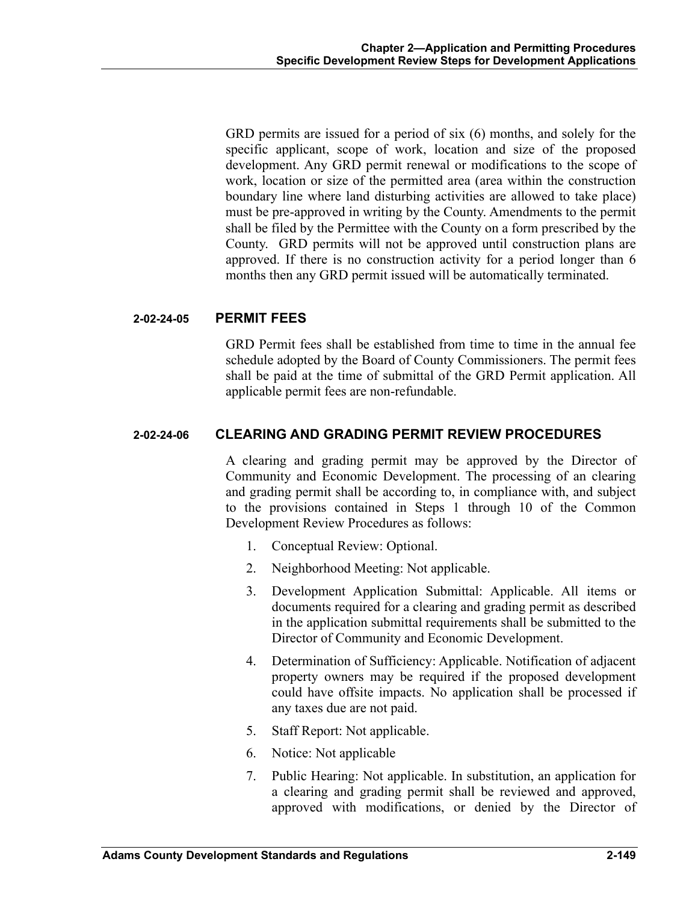GRD permits are issued for a period of six (6) months, and solely for the specific applicant, scope of work, location and size of the proposed development. Any GRD permit renewal or modifications to the scope of work, location or size of the permitted area (area within the construction boundary line where land disturbing activities are allowed to take place) must be pre-approved in writing by the County. Amendments to the permit shall be filed by the Permittee with the County on a form prescribed by the County. GRD permits will not be approved until construction plans are approved. If there is no construction activity for a period longer than 6 months then any GRD permit issued will be automatically terminated.

#### 2-02-24-05 PERMIT FEES

GRD Permit fees shall be established from time to time in the annual fee schedule adopted by the Board of County Commissioners. The permit fees shall be paid at the time of submittal of the GRD Permit application. All applicable permit fees are non-refundable.

#### 2-02-24-06 CLEARING AND GRADING PERMIT REVIEW PROCEDURES

A clearing and grading permit may be approved by the Director of Community and Economic Development. The processing of an clearing and grading permit shall be according to, in compliance with, and subject to the provisions contained in Steps 1 through 10 of the Common Development Review Procedures as follows:

1. Conceptual Review: Optional.
2. Neighborhood Meeting: Not applicable.
3. Development Application Submittal: Applicable. All items or documents required for a clearing and grading permit as described in the application submittal requirements shall be submitted to the Director of Community and Economic Development.
4. Determination of Sufficiency: Applicable. Notification of adjacent property owners may be required if the proposed development could have offsite impacts. No application shall be processed if any taxes due are not paid.
5. Staff Report: Not applicable.
6. Notice: Not applicable
7. Public Hearing: Not applicable. In substitution, an application for a clearing and grading permit shall be reviewed and approved, approved with modifications, or denied by the Director of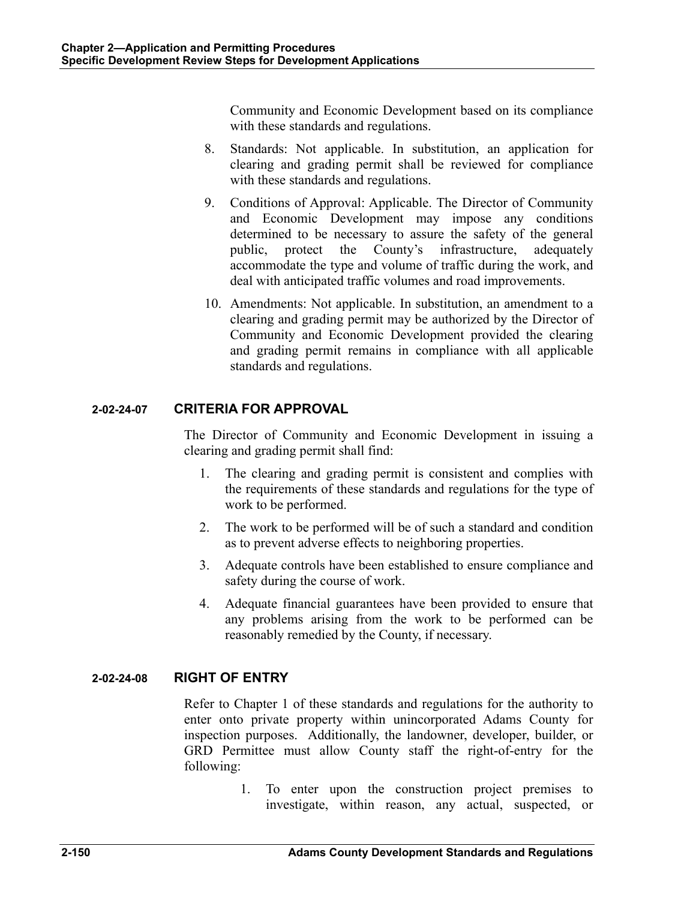Community and Economic Development based on its compliance with these standards and regulations.

8. Standards: Not applicable. In substitution, an application for clearing and grading permit shall be reviewed for compliance with these standards and regulations.
9. Conditions of Approval: Applicable. The Director of Community and Economic Development may impose any conditions determined to be necessary to assure the safety of the general public, protect the County's infrastructure, adequately accommodate the type and volume of traffic during the work, and deal with anticipated traffic volumes and road improvements.
10. Amendments: Not applicable. In substitution, an amendment to a clearing and grading permit may be authorized by the Director of Community and Economic Development provided the clearing and grading permit remains in compliance with all applicable standards and regulations.

### 2-02-24-07 CRITERIA FOR APPROVAL

The Director of Community and Economic Development in issuing a clearing and grading permit shall find:

1. The clearing and grading permit is consistent and complies with the requirements of these standards and regulations for the type of work to be performed.
2. The work to be performed will be of such a standard and condition as to prevent adverse effects to neighboring properties.
3. Adequate controls have been established to ensure compliance and safety during the course of work.
4. Adequate financial guarantees have been provided to ensure that any problems arising from the work to be performed can be reasonably remedied by the County, if necessary.

### 2-02-24-08 RIGHT OF ENTRY

Refer to Chapter 1 of these standards and regulations for the authority to enter onto private property within unincorporated Adams County for inspection purposes. Additionally, the landowner, developer, builder, or GRD Permittee must allow County staff the right-of-entry for the following:

1. To enter upon the construction project premises to investigate, within reason, any actual, suspected, or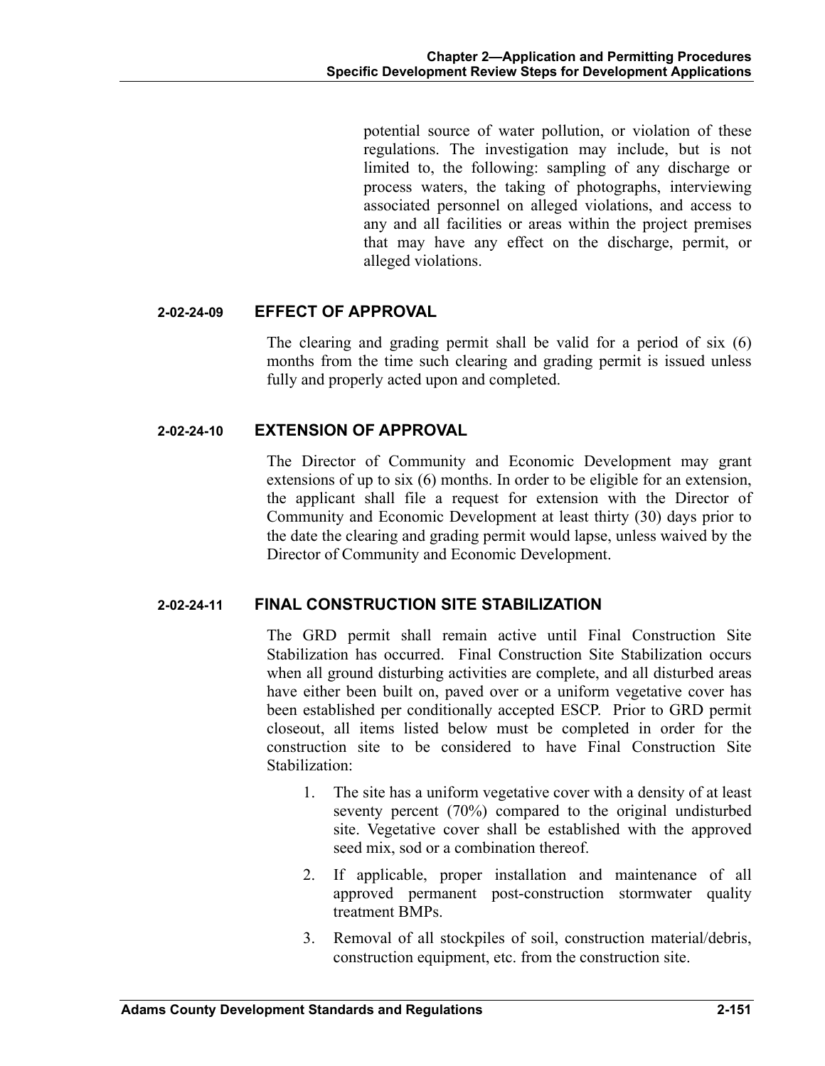potential source of water pollution, or violation of these regulations. The investigation may include, but is not limited to, the following: sampling of any discharge or process waters, the taking of photographs, interviewing associated personnel on alleged violations, and access to any and all facilities or areas within the project premises that may have any effect on the discharge, permit, or alleged violations.

### 2-02-24-09 EFFECT OF APPROVAL

The clearing and grading permit shall be valid for a period of six (6) months from the time such clearing and grading permit is issued unless fully and properly acted upon and completed.

### 2-02-24-10 EXTENSION OF APPROVAL

The Director of Community and Economic Development may grant extensions of up to six (6) months. In order to be eligible for an extension, the applicant shall file a request for extension with the Director of Community and Economic Development at least thirty (30) days prior to the date the clearing and grading permit would lapse, unless waived by the Director of Community and Economic Development.

### 2-02-24-11 FINAL CONSTRUCTION SITE STABILIZATION

The GRD permit shall remain active until Final Construction Site Stabilization has occurred. Final Construction Site Stabilization occurs when all ground disturbing activities are complete, and all disturbed areas have either been built on, paved over or a uniform vegetative cover has been established per conditionally accepted ESCP. Prior to GRD permit closeout, all items listed below must be completed in order for the construction site to be considered to have Final Construction Site Stabilization:

1. The site has a uniform vegetative cover with a density of at least seventy percent (70%) compared to the original undisturbed site. Vegetative cover shall be established with the approved seed mix, sod or a combination thereof.
2. If applicable, proper installation and maintenance of all approved permanent post-construction stormwater quality treatment BMPs.
3. Removal of all stockpiles of soil, construction material/debris, construction equipment, etc. from the construction site.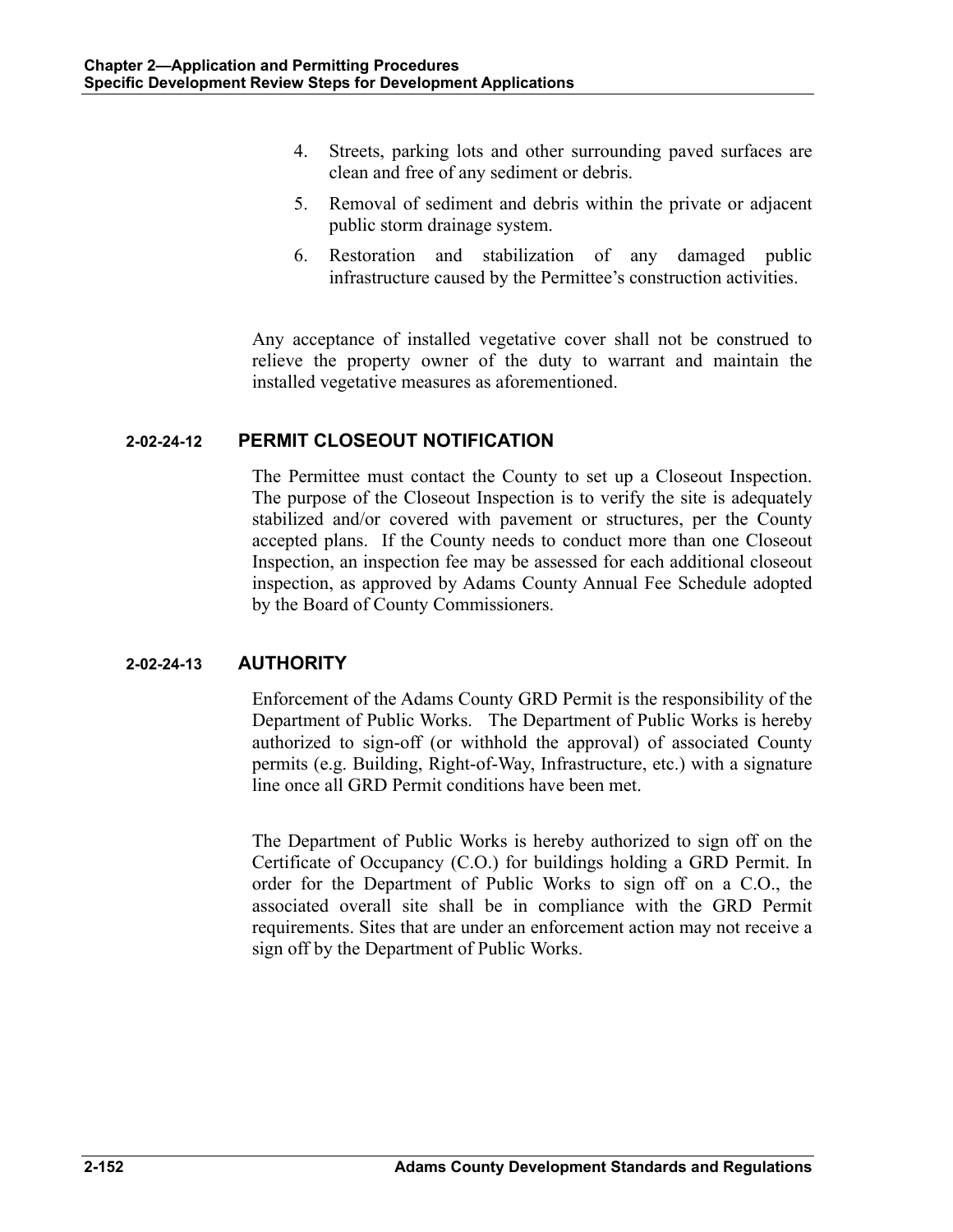4. Streets, parking lots and other surrounding paved surfaces are clean and free of any sediment or debris.
5. Removal of sediment and debris within the private or adjacent public storm drainage system.
6. Restoration and stabilization of any damaged public infrastructure caused by the Permittee's construction activities.

Any acceptance of installed vegetative cover shall not be construed to relieve the property owner of the duty to warrant and maintain the installed vegetative measures as aforementioned.

### 2-02-24-12 PERMIT CLOSEOUT NOTIFICATION

The Permittee must contact the County to set up a Closeout Inspection. The purpose of the Closeout Inspection is to verify the site is adequately stabilized and/or covered with pavement or structures, per the County accepted plans. If the County needs to conduct more than one Closeout Inspection, an inspection fee may be assessed for each additional closeout inspection, as approved by Adams County Annual Fee Schedule adopted by the Board of County Commissioners.

### 2-02-24-13 AUTHORITY

Enforcement of the Adams County GRD Permit is the responsibility of the Department of Public Works. The Department of Public Works is hereby authorized to sign-off (or withhold the approval) of associated County permits (e.g. Building, Right-of-Way, Infrastructure, etc.) with a signature line once all GRD Permit conditions have been met.

The Department of Public Works is hereby authorized to sign off on the Certificate of Occupancy (C.O.) for buildings holding a GRD Permit. In order for the Department of Public Works to sign off on a C.O., the associated overall site shall be in compliance with the GRD Permit requirements. Sites that are under an enforcement action may not receive a sign off by the Department of Public Works.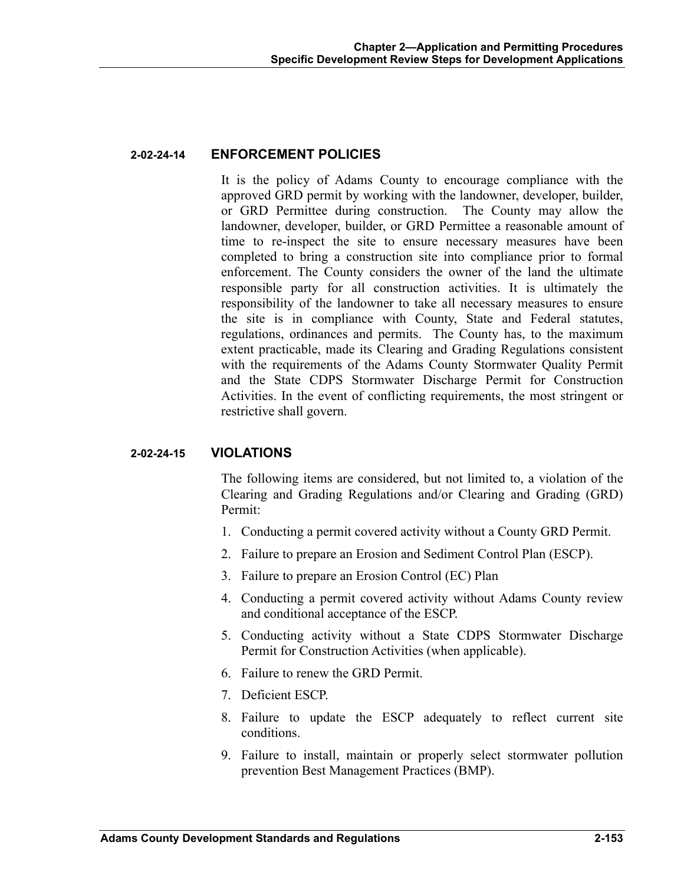## 2-02-24-14 ENFORCEMENT POLICIES

It is the policy of Adams County to encourage compliance with the approved GRD permit by working with the landowner, developer, builder, or GRD Permittee during construction. The County may allow the landowner, developer, builder, or GRD Permittee a reasonable amount of time to re-inspect the site to ensure necessary measures have been completed to bring a construction site into compliance prior to formal enforcement. The County considers the owner of the land the ultimate responsible party for all construction activities. It is ultimately the responsibility of the landowner to take all necessary measures to ensure the site is in compliance with County, State and Federal statutes, regulations, ordinances and permits. The County has, to the maximum extent practicable, made its Clearing and Grading Regulations consistent with the requirements of the Adams County Stormwater Quality Permit and the State CDPS Stormwater Discharge Permit for Construction Activities. In the event of conflicting requirements, the most stringent or restrictive shall govern.

## 2-02-24-15 VIOLATIONS

The following items are considered, but not limited to, a violation of the Clearing and Grading Regulations and/or Clearing and Grading (GRD) Permit:

1. Conducting a permit covered activity without a County GRD Permit.
2. Failure to prepare an Erosion and Sediment Control Plan (ESCP).
3. Failure to prepare an Erosion Control (EC) Plan
4. Conducting a permit covered activity without Adams County review and conditional acceptance of the ESCP.
5. Conducting activity without a State CDPS Stormwater Discharge Permit for Construction Activities (when applicable).
6. Failure to renew the GRD Permit.
7. Deficient ESCP.
8. Failure to update the ESCP adequately to reflect current site conditions.
9. Failure to install, maintain or properly select stormwater pollution prevention Best Management Practices (BMP).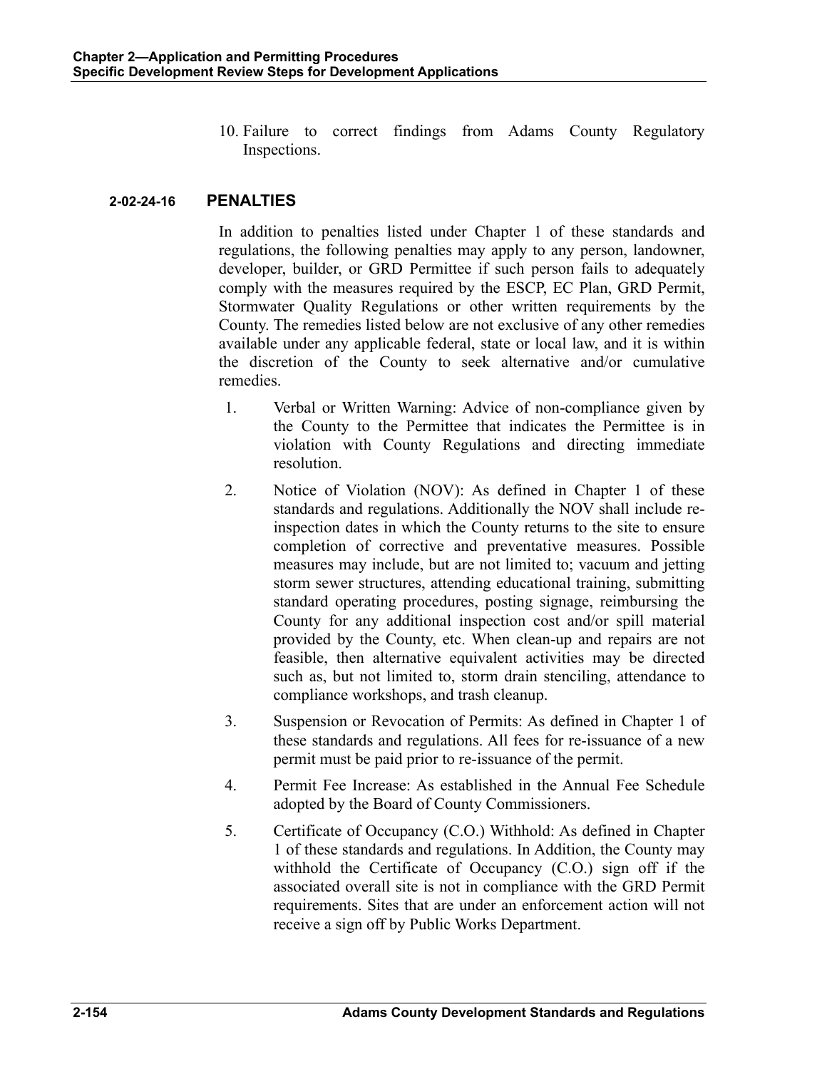10. Failure to correct findings from Adams County Regulatory Inspections.

### 2-02-24-16 PENALTIES

In addition to penalties listed under Chapter 1 of these standards and regulations, the following penalties may apply to any person, landowner, developer, builder, or GRD Permittee if such person fails to adequately comply with the measures required by the ESCP, EC Plan, GRD Permit, Stormwater Quality Regulations or other written requirements by the County. The remedies listed below are not exclusive of any other remedies available under any applicable federal, state or local law, and it is within the discretion of the County to seek alternative and/or cumulative remedies.

1. Verbal or Written Warning: Advice of non-compliance given by the County to the Permittee that indicates the Permittee is in violation with County Regulations and directing immediate resolution.
2. Notice of Violation (NOV): As defined in Chapter 1 of these standards and regulations. Additionally the NOV shall include re-inspection dates in which the County returns to the site to ensure completion of corrective and preventative measures. Possible measures may include, but are not limited to; vacuum and jetting storm sewer structures, attending educational training, submitting standard operating procedures, posting signage, reimbursing the County for any additional inspection cost and/or spill material provided by the County, etc. When clean-up and repairs are not feasible, then alternative equivalent activities may be directed such as, but not limited to, storm drain stenciling, attendance to compliance workshops, and trash cleanup.
3. Suspension or Revocation of Permits: As defined in Chapter 1 of these standards and regulations. All fees for re-issuance of a new permit must be paid prior to re-issuance of the permit.
4. Permit Fee Increase: As established in the Annual Fee Schedule adopted by the Board of County Commissioners.
5. Certificate of Occupancy (C.O.) Withhold: As defined in Chapter 1 of these standards and regulations. In Addition, the County may withhold the Certificate of Occupancy (C.O.) sign off if the associated overall site is not in compliance with the GRD Permit requirements. Sites that are under an enforcement action will not receive a sign off by Public Works Department.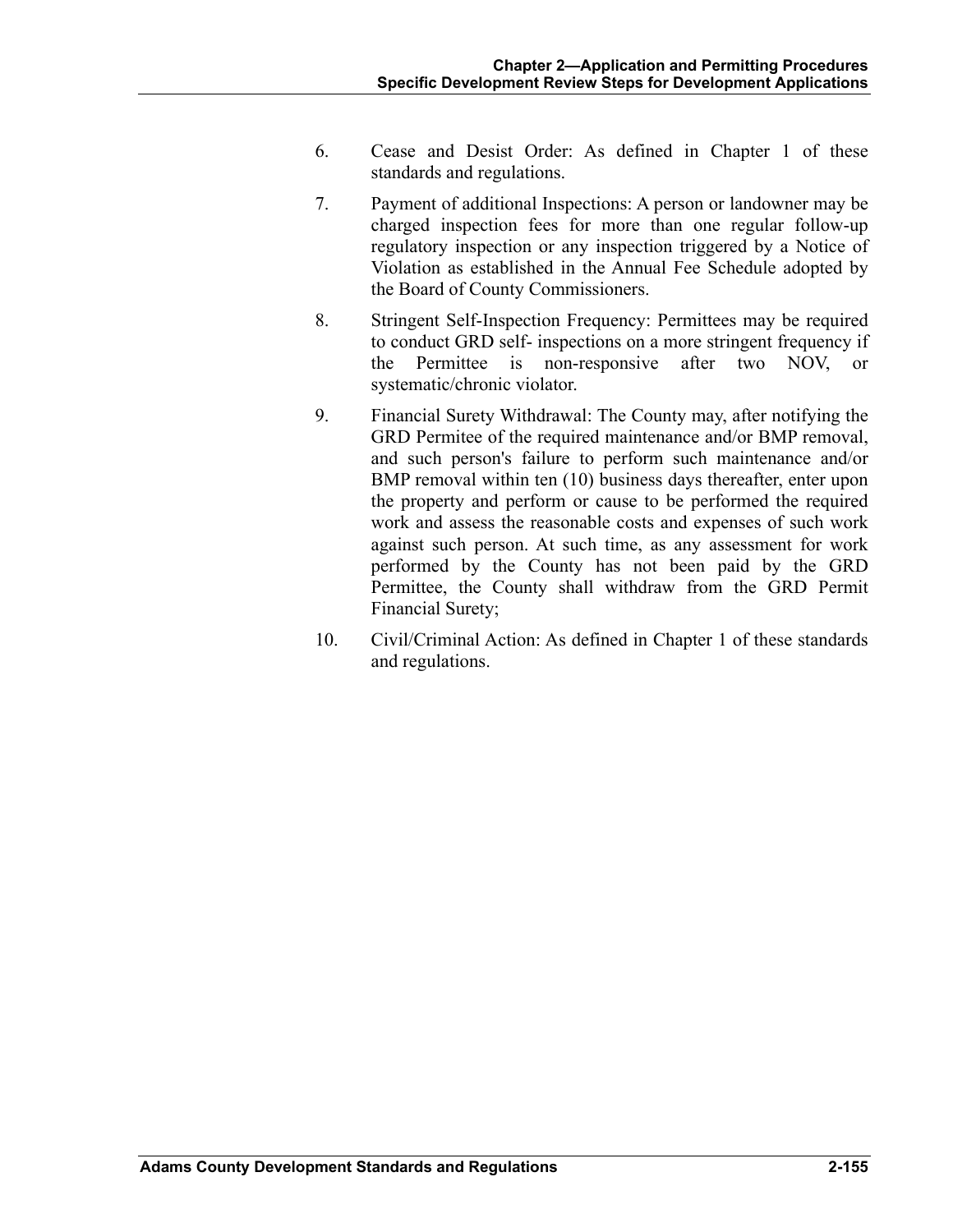6. Cease and Desist Order: As defined in Chapter 1 of these standards and regulations.

7. Payment of additional Inspections: A person or landowner may be charged inspection fees for more than one regular follow-up regulatory inspection or any inspection triggered by a Notice of Violation as established in the Annual Fee Schedule adopted by the Board of County Commissioners.

8. Stringent Self-Inspection Frequency: Permittees may be required to conduct GRD self- inspections on a more stringent frequency if the Permittee is non-responsive after two NOV, or systematic/chronic violator.

9. Financial Surety Withdrawal: The County may, after notifying the GRD Permitee of the required maintenance and/or BMP removal, and such person's failure to perform such maintenance and/or BMP removal within ten (10) business days thereafter, enter upon the property and perform or cause to be performed the required work and assess the reasonable costs and expenses of such work against such person. At such time, as any assessment for work performed by the County has not been paid by the GRD Permittee, the County shall withdraw from the GRD Permit Financial Surety;

10. Civil/Criminal Action: As defined in Chapter 1 of these standards and regulations.